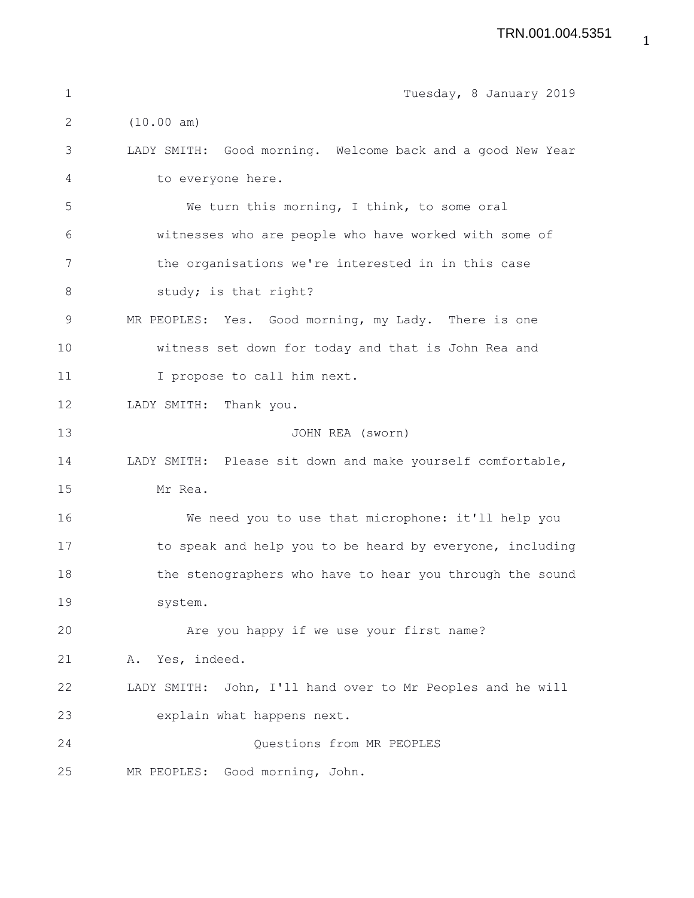Tuesday, 8 January 2019

(10.00 am)

LADY SMITH: Good morning. Welcome back and a good New Year to everyone here.

We turn this morning, I think, to some oral witnesses who are people who have worked with some of the organisations we're interested in in this case study; is that right?

MR PEOPLES: Yes. Good morning, my Lady. There is one witness set down for today and that is John Rea and I propose to call him next.

LADY SMITH: Thank you.

JOHN REA (sworn)

LADY SMITH: Please sit down and make yourself comfortable, Mr Rea.

We need you to use that microphone: it'll help you to speak and help you to be heard by everyone, including the stenographers who have to hear you through the sound system.

Are you happy if we use your first name?

A. Yes, indeed.

LADY SMITH: John, I'll hand over to Mr Peoples and he will explain what happens next.

Questions from MR PEOPLES

MR PEOPLES: Good morning, John.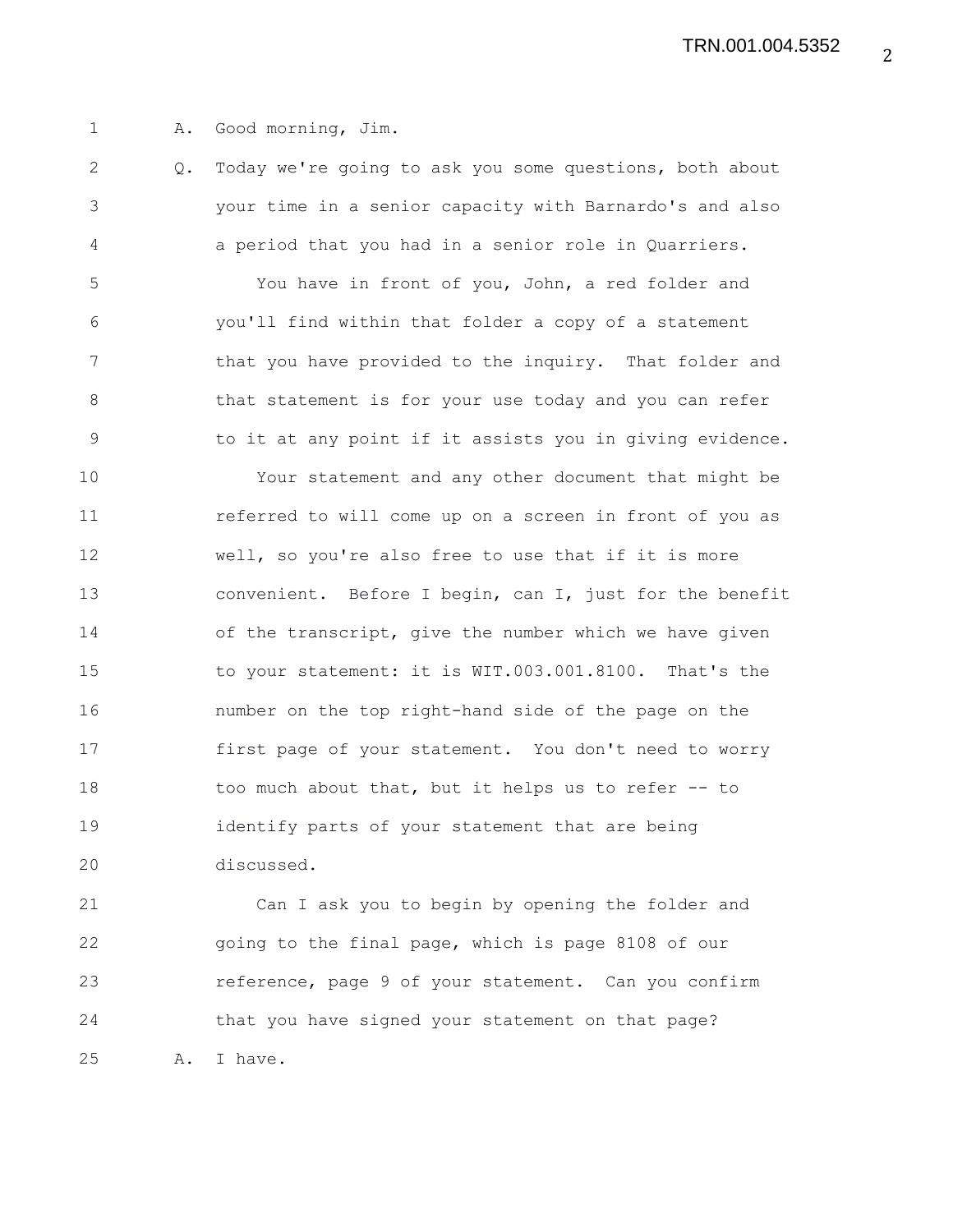1 A. Good morning, Jim.

2 Q. Today we're going to ask you some questions, both about
3 your time in a senior capacity with Barnardo's and also
4 a period that you had in a senior role in Quarriers.

5 You have in front of you, John, a red folder and
6 you'll find within that folder a copy of a statement
7 that you have provided to the inquiry. That folder and
8 that statement is for your use today and you can refer
9 to it at any point if it assists you in giving evidence.

10 Your statement and any other document that might be
11 referred to will come up on a screen in front of you as
12 well, so you're also free to use that if it is more
13 convenient. Before I begin, can I, just for the benefit
14 of the transcript, give the number which we have given
15 to your statement: it is WIT.003.001.8100. That's the
16 number on the top right-hand side of the page on the
17 first page of your statement. You don't need to worry
18 too much about that, but it helps us to refer -- to
19 identify parts of your statement that are being
20 discussed.

21 Can I ask you to begin by opening the folder and
22 going to the final page, which is page 8108 of our
23 reference, page 9 of your statement. Can you confirm
24 that you have signed your statement on that page?

25 A. I have.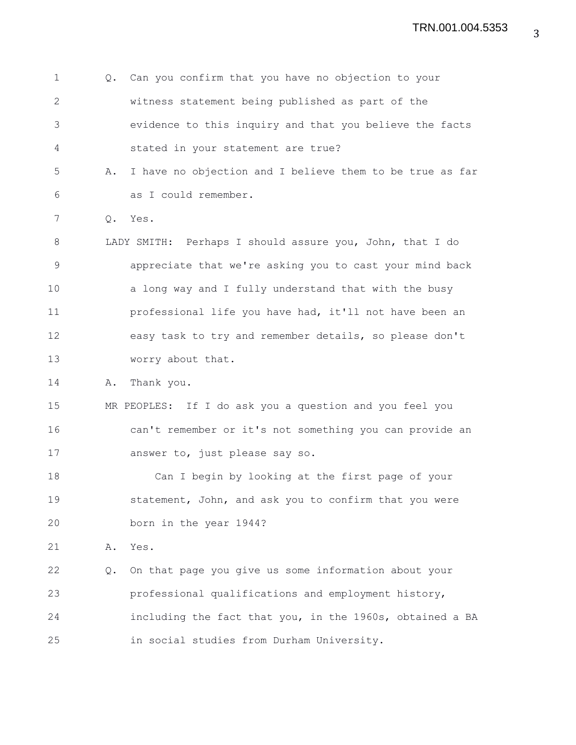Q. Can you confirm that you have no objection to your witness statement being published as part of the evidence to this inquiry and that you believe the facts stated in your statement are true?

A. I have no objection and I believe them to be true as far as I could remember.

Q. Yes.

LADY SMITH: Perhaps I should assure you, John, that I do appreciate that we're asking you to cast your mind back a long way and I fully understand that with the busy professional life you have had, it'll not have been an easy task to try and remember details, so please don't worry about that.

A. Thank you.

MR PEOPLES: If I do ask you a question and you feel you can't remember or it's not something you can provide an answer to, just please say so.

Can I begin by looking at the first page of your statement, John, and ask you to confirm that you were born in the year 1944?

A. Yes.

Q. On that page you give us some information about your professional qualifications and employment history, including the fact that you, in the 1960s, obtained a BA in social studies from Durham University.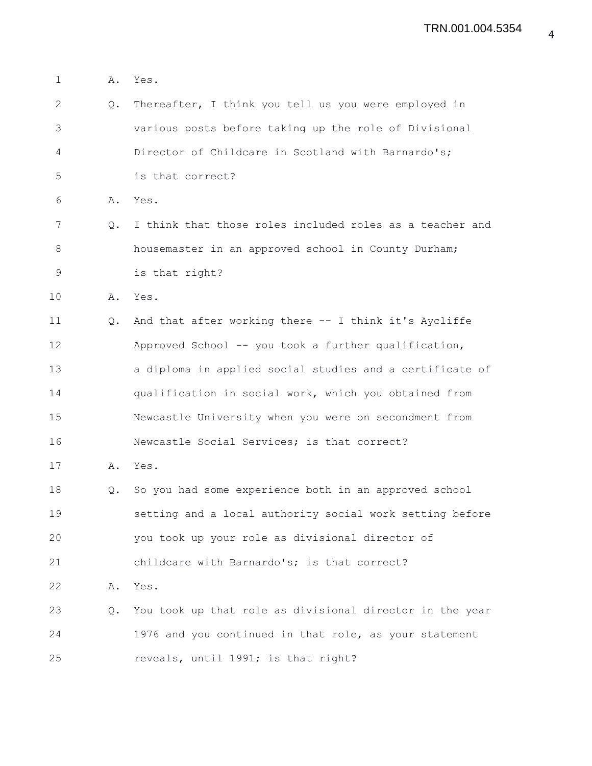1 A. Yes.

2 Q. Thereafter, I think you tell us you were employed in
3 various posts before taking up the role of Divisional
4 Director of Childcare in Scotland with Barnardo's;
5 is that correct?

6 A. Yes.

7 Q. I think that those roles included roles as a teacher and
8 housemaster in an approved school in County Durham;
9 is that right?

10 A. Yes.

11 Q. And that after working there -- I think it's Aycliffe
12 Approved School -- you took a further qualification,
13 a diploma in applied social studies and a certificate of
14 qualification in social work, which you obtained from
15 Newcastle University when you were on secondment from
16 Newcastle Social Services; is that correct?

17 A. Yes.

18 Q. So you had some experience both in an approved school
19 setting and a local authority social work setting before
20 you took up your role as divisional director of
21 childcare with Barnardo's; is that correct?

22 A. Yes.

23 Q. You took up that role as divisional director in the year
24 1976 and you continued in that role, as your statement
25 reveals, until 1991; is that right?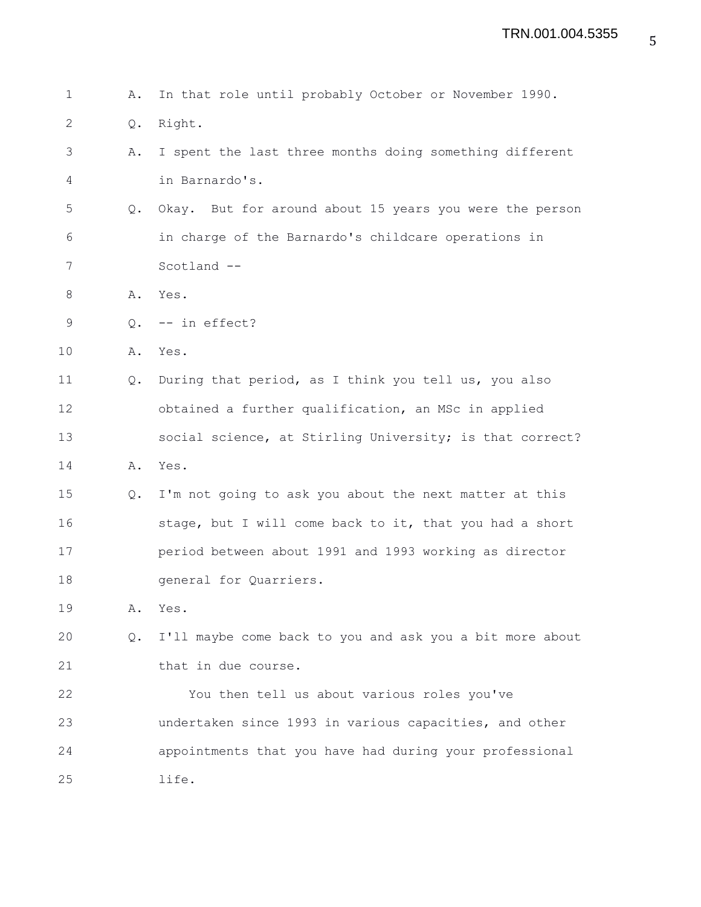A. In that role until probably October or November 1990.

Q. Right.

A. I spent the last three months doing something different in Barnardo's.

Q. Okay. But for around about 15 years you were the person in charge of the Barnardo's childcare operations in Scotland --

A. Yes.

Q. -- in effect?

A. Yes.

Q. During that period, as I think you tell us, you also obtained a further qualification, an MSc in applied social science, at Stirling University; is that correct?

A. Yes.

Q. I'm not going to ask you about the next matter at this stage, but I will come back to it, that you had a short period between about 1991 and 1993 working as director general for Quarriers.

A. Yes.

Q. I'll maybe come back to you and ask you a bit more about that in due course.

You then tell us about various roles you've undertaken since 1993 in various capacities, and other appointments that you have had during your professional life.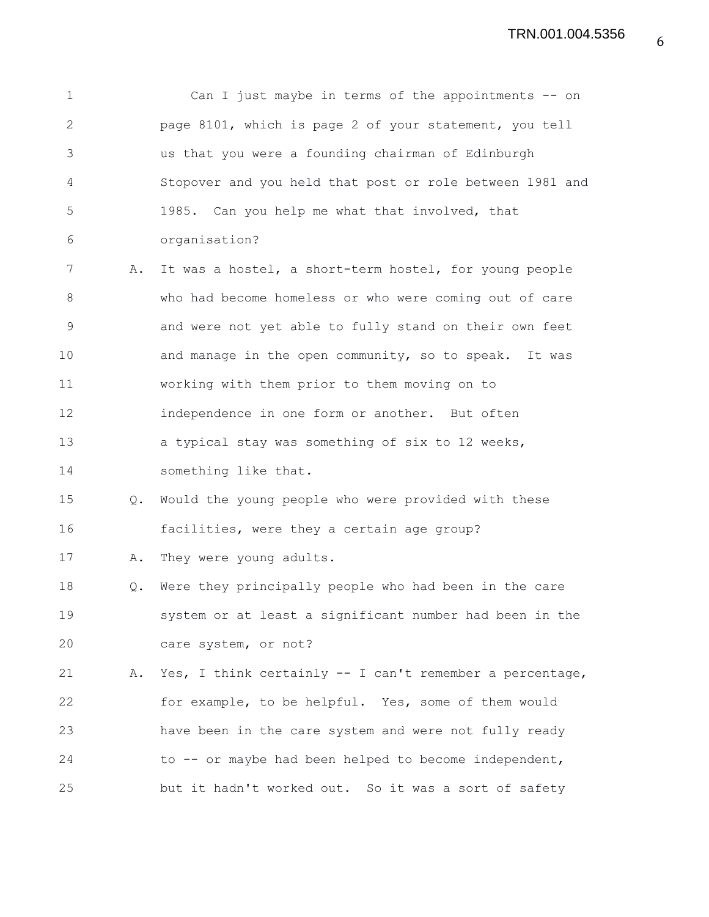Can I just maybe in terms of the appointments -- on page 8101, which is page 2 of your statement, you tell us that you were a founding chairman of Edinburgh Stopover and you held that post or role between 1981 and 1985. Can you help me what that involved, that organisation?

A. It was a hostel, a short-term hostel, for young people who had become homeless or who were coming out of care and were not yet able to fully stand on their own feet and manage in the open community, so to speak. It was working with them prior to them moving on to independence in one form or another. But often a typical stay was something of six to 12 weeks, something like that.

Q. Would the young people who were provided with these facilities, were they a certain age group?

A. They were young adults.

Q. Were they principally people who had been in the care system or at least a significant number had been in the care system, or not?

A. Yes, I think certainly -- I can't remember a percentage, for example, to be helpful. Yes, some of them would have been in the care system and were not fully ready to -- or maybe had been helped to become independent, but it hadn't worked out. So it was a sort of safety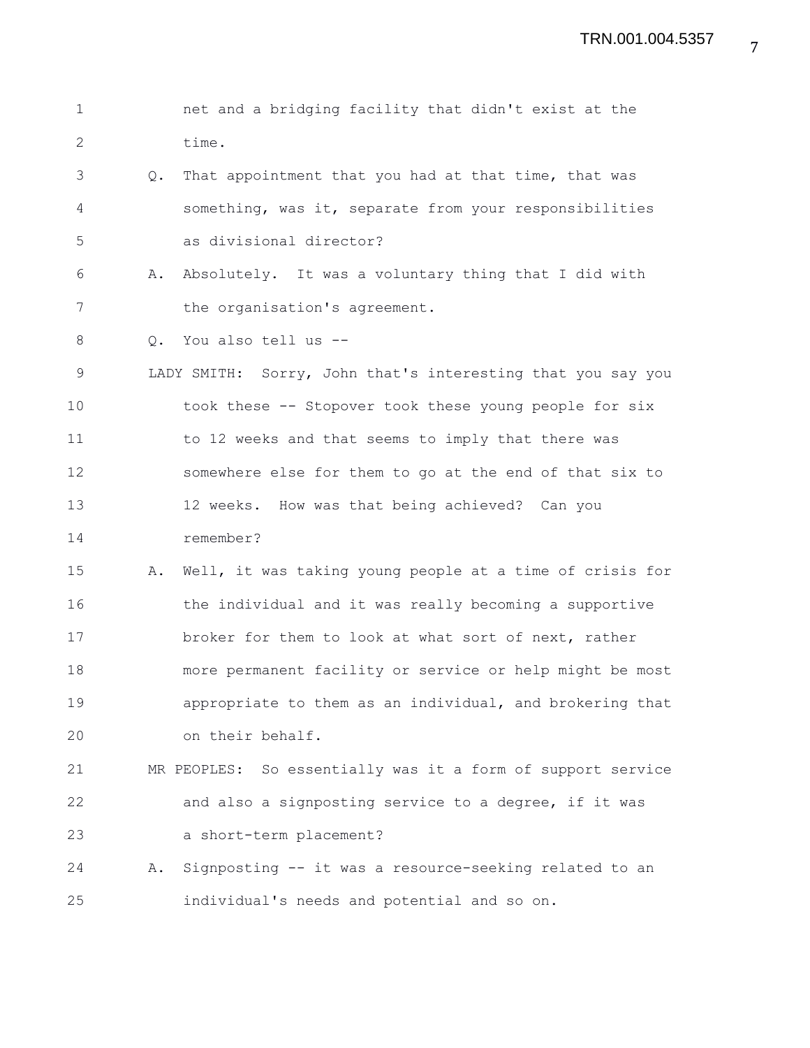net and a bridging facility that didn't exist at the time.

Q. That appointment that you had at that time, that was something, was it, separate from your responsibilities as divisional director?

A. Absolutely. It was a voluntary thing that I did with the organisation's agreement.

Q. You also tell us --

LADY SMITH: Sorry, John that's interesting that you say you took these -- Stopover took these young people for six to 12 weeks and that seems to imply that there was somewhere else for them to go at the end of that six to 12 weeks. How was that being achieved? Can you remember?

A. Well, it was taking young people at a time of crisis for the individual and it was really becoming a supportive broker for them to look at what sort of next, rather more permanent facility or service or help might be most appropriate to them as an individual, and brokering that on their behalf.

MR PEOPLES: So essentially was it a form of support service and also a signposting service to a degree, if it was a short-term placement?

A. Signposting -- it was a resource-seeking related to an individual's needs and potential and so on.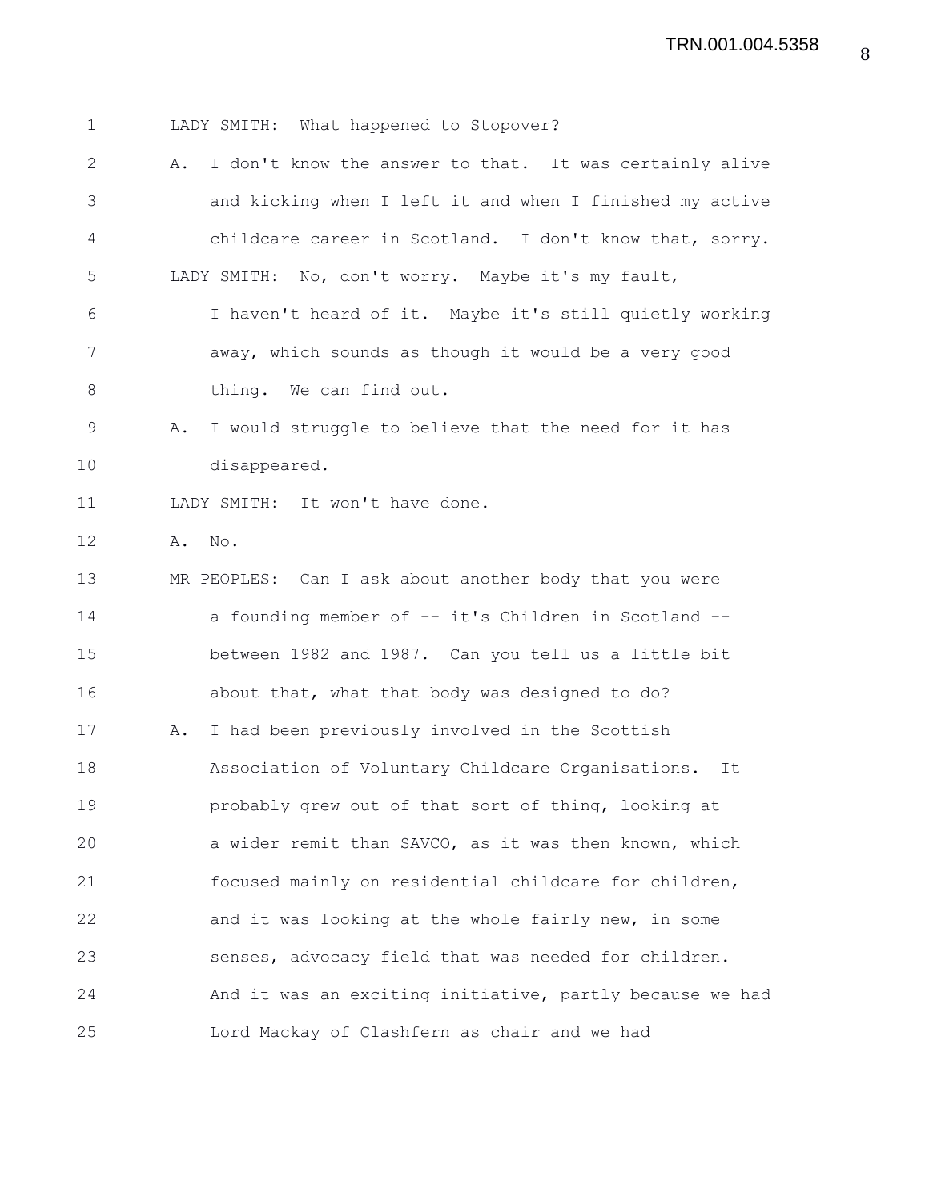LADY SMITH: What happened to Stopover?

A. I don't know the answer to that. It was certainly alive and kicking when I left it and when I finished my active childcare career in Scotland. I don't know that, sorry.

LADY SMITH: No, don't worry. Maybe it's my fault, I haven't heard of it. Maybe it's still quietly working away, which sounds as though it would be a very good thing. We can find out.

A. I would struggle to believe that the need for it has disappeared.

LADY SMITH: It won't have done.

A. No.

MR PEOPLES: Can I ask about another body that you were a founding member of -- it's Children in Scotland -- between 1982 and 1987. Can you tell us a little bit about that, what that body was designed to do?

A. I had been previously involved in the Scottish Association of Voluntary Childcare Organisations. It probably grew out of that sort of thing, looking at a wider remit than SAVCO, as it was then known, which focused mainly on residential childcare for children, and it was looking at the whole fairly new, in some senses, advocacy field that was needed for children. And it was an exciting initiative, partly because we had Lord Mackay of Clashfern as chair and we had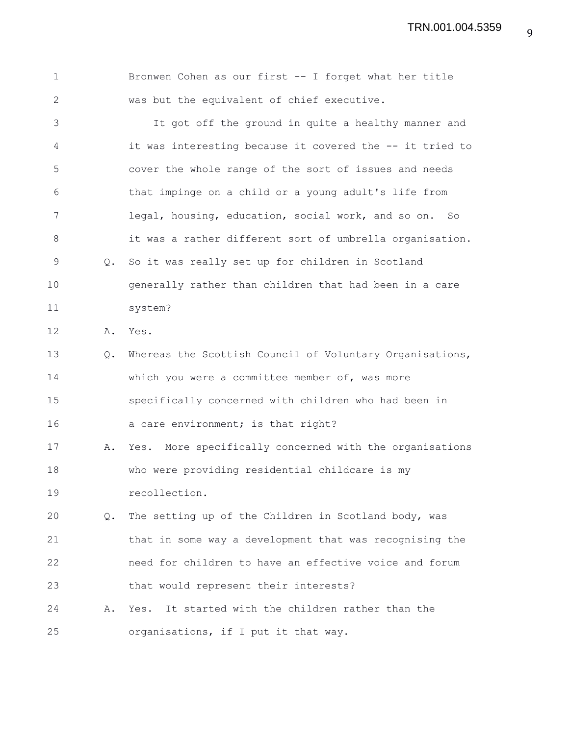Bronwen Cohen as our first -- I forget what her title was but the equivalent of chief executive.

It got off the ground in quite a healthy manner and it was interesting because it covered the -- it tried to cover the whole range of the sort of issues and needs that impinge on a child or a young adult's life from legal, housing, education, social work, and so on. So it was a rather different sort of umbrella organisation.

Q. So it was really set up for children in Scotland generally rather than children that had been in a care system?

A. Yes.

Q. Whereas the Scottish Council of Voluntary Organisations, which you were a committee member of, was more specifically concerned with children who had been in a care environment; is that right?

A. Yes. More specifically concerned with the organisations who were providing residential childcare is my recollection.

Q. The setting up of the Children in Scotland body, was that in some way a development that was recognising the need for children to have an effective voice and forum that would represent their interests?

A. Yes. It started with the children rather than the organisations, if I put it that way.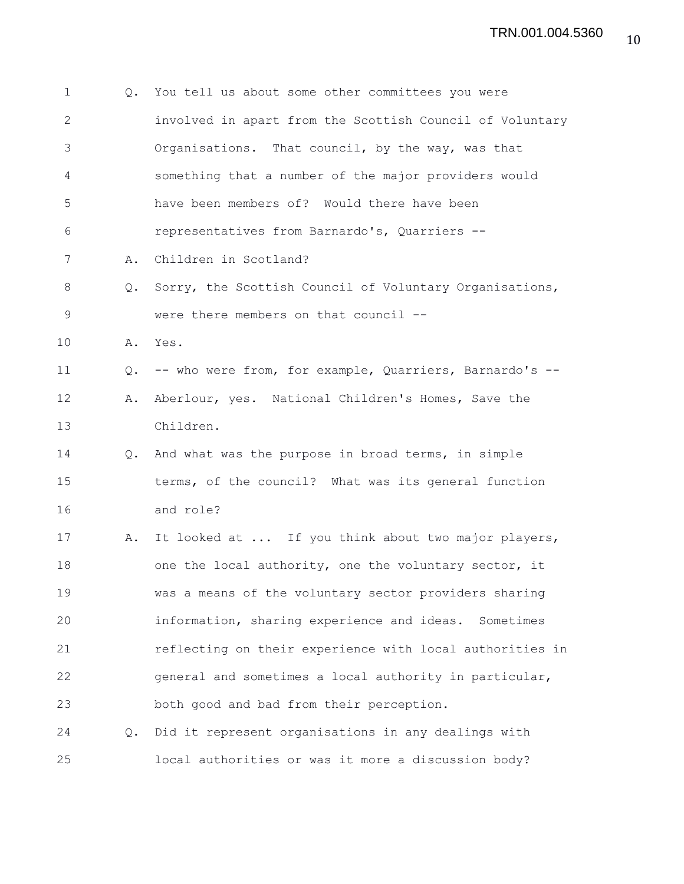Q. You tell us about some other committees you were involved in apart from the Scottish Council of Voluntary Organisations. That council, by the way, was that something that a number of the major providers would have been members of? Would there have been representatives from Barnardo's, Quarriers --

A. Children in Scotland?

Q. Sorry, the Scottish Council of Voluntary Organisations, were there members on that council --

A. Yes.

Q. -- who were from, for example, Quarriers, Barnardo's --

A. Aberlour, yes. National Children's Homes, Save the Children.

Q. And what was the purpose in broad terms, in simple terms, of the council? What was its general function and role?

A. It looked at ... If you think about two major players, one the local authority, one the voluntary sector, it was a means of the voluntary sector providers sharing information, sharing experience and ideas. Sometimes reflecting on their experience with local authorities in general and sometimes a local authority in particular, both good and bad from their perception.

Q. Did it represent organisations in any dealings with local authorities or was it more a discussion body?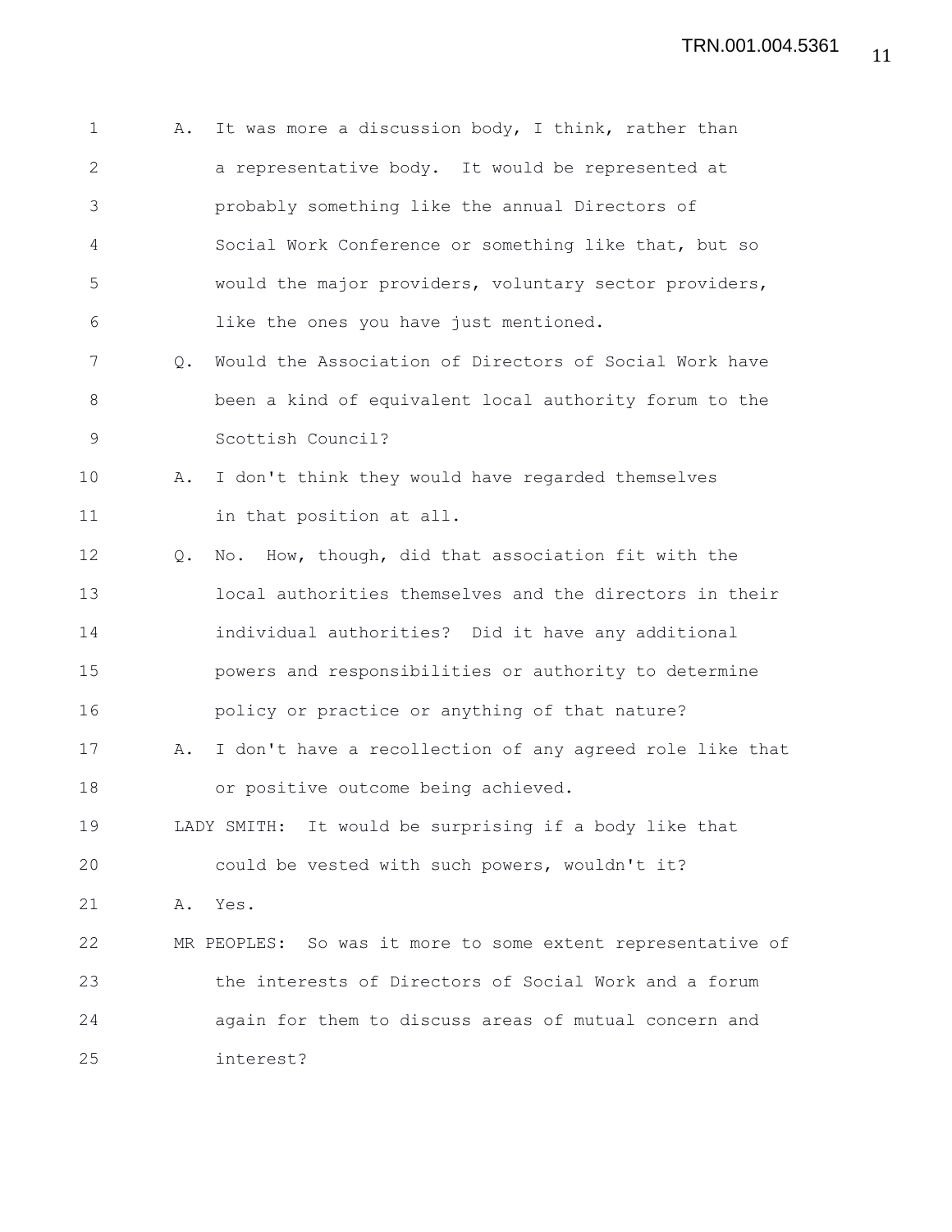A. It was more a discussion body, I think, rather than a representative body. It would be represented at probably something like the annual Directors of Social Work Conference or something like that, but so would the major providers, voluntary sector providers, like the ones you have just mentioned.

Q. Would the Association of Directors of Social Work have been a kind of equivalent local authority forum to the Scottish Council?

A. I don't think they would have regarded themselves in that position at all.

Q. No. How, though, did that association fit with the local authorities themselves and the directors in their individual authorities? Did it have any additional powers and responsibilities or authority to determine policy or practice or anything of that nature?

A. I don't have a recollection of any agreed role like that or positive outcome being achieved.

LADY SMITH: It would be surprising if a body like that could be vested with such powers, wouldn't it?

A. Yes.

MR PEOPLES: So was it more to some extent representative of the interests of Directors of Social Work and a forum again for them to discuss areas of mutual concern and interest?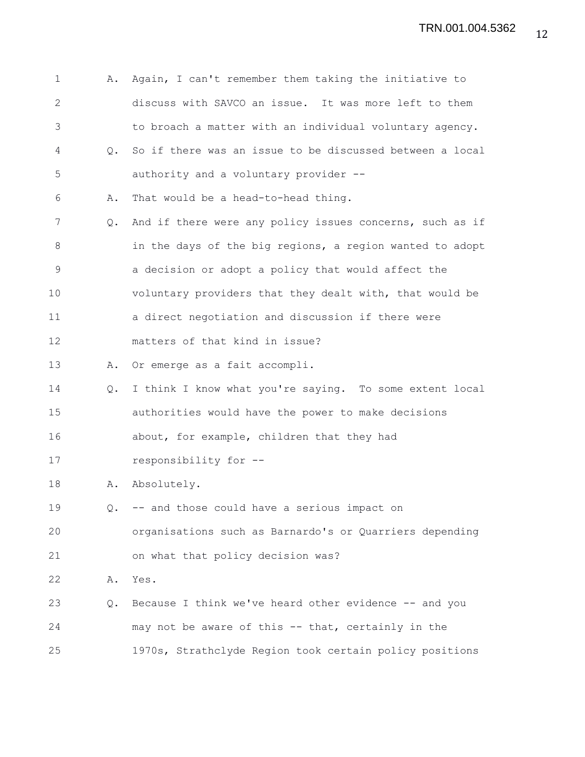A. Again, I can't remember them taking the initiative to discuss with SAVCO an issue. It was more left to them to broach a matter with an individual voluntary agency.

Q. So if there was an issue to be discussed between a local authority and a voluntary provider --

A. That would be a head-to-head thing.

Q. And if there were any policy issues concerns, such as if in the days of the big regions, a region wanted to adopt a decision or adopt a policy that would affect the voluntary providers that they dealt with, that would be a direct negotiation and discussion if there were matters of that kind in issue?

A. Or emerge as a fait accompli.

Q. I think I know what you're saying. To some extent local authorities would have the power to make decisions about, for example, children that they had responsibility for --

A. Absolutely.

Q. -- and those could have a serious impact on organisations such as Barnardo's or Quarriers depending on what that policy decision was?

A. Yes.

Q. Because I think we've heard other evidence -- and you may not be aware of this -- that, certainly in the 1970s, Strathclyde Region took certain policy positions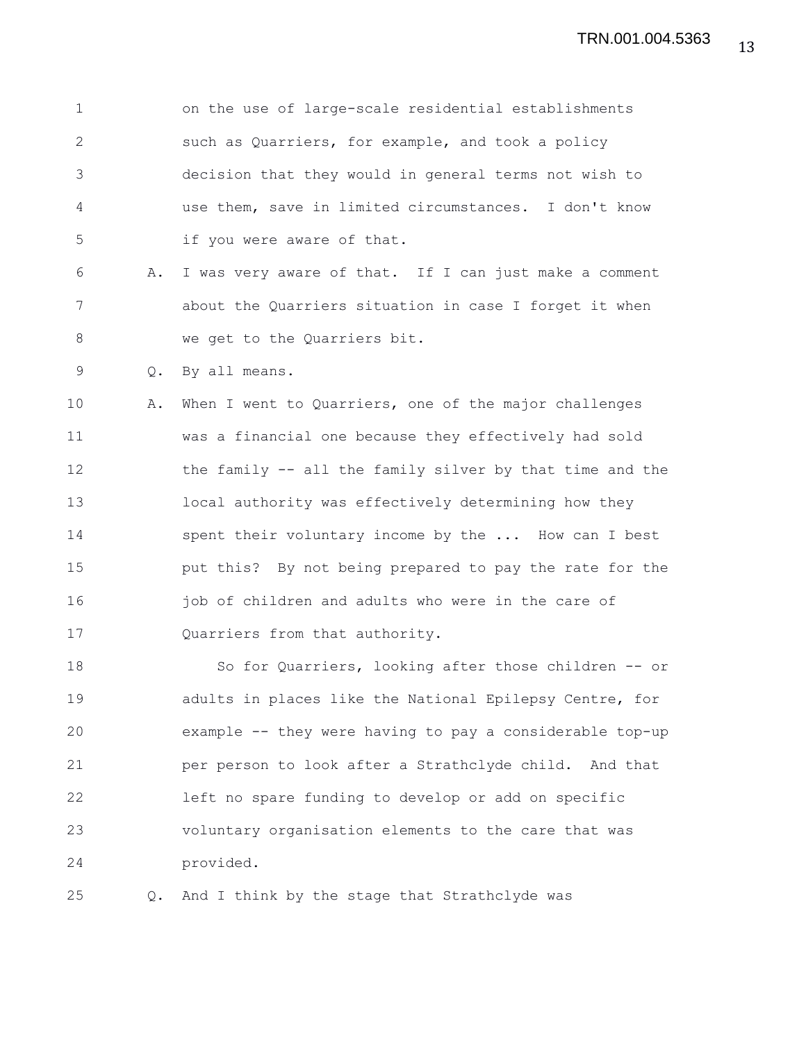on the use of large-scale residential establishments such as Quarriers, for example, and took a policy decision that they would in general terms not wish to use them, save in limited circumstances. I don't know if you were aware of that.

A. I was very aware of that. If I can just make a comment about the Quarriers situation in case I forget it when we get to the Quarriers bit.

Q. By all means.

A. When I went to Quarriers, one of the major challenges was a financial one because they effectively had sold the family -- all the family silver by that time and the local authority was effectively determining how they spent their voluntary income by the ... How can I best put this? By not being prepared to pay the rate for the job of children and adults who were in the care of Quarriers from that authority.

So for Quarriers, looking after those children -- or adults in places like the National Epilepsy Centre, for example -- they were having to pay a considerable top-up per person to look after a Strathclyde child. And that left no spare funding to develop or add on specific voluntary organisation elements to the care that was provided.

Q. And I think by the stage that Strathclyde was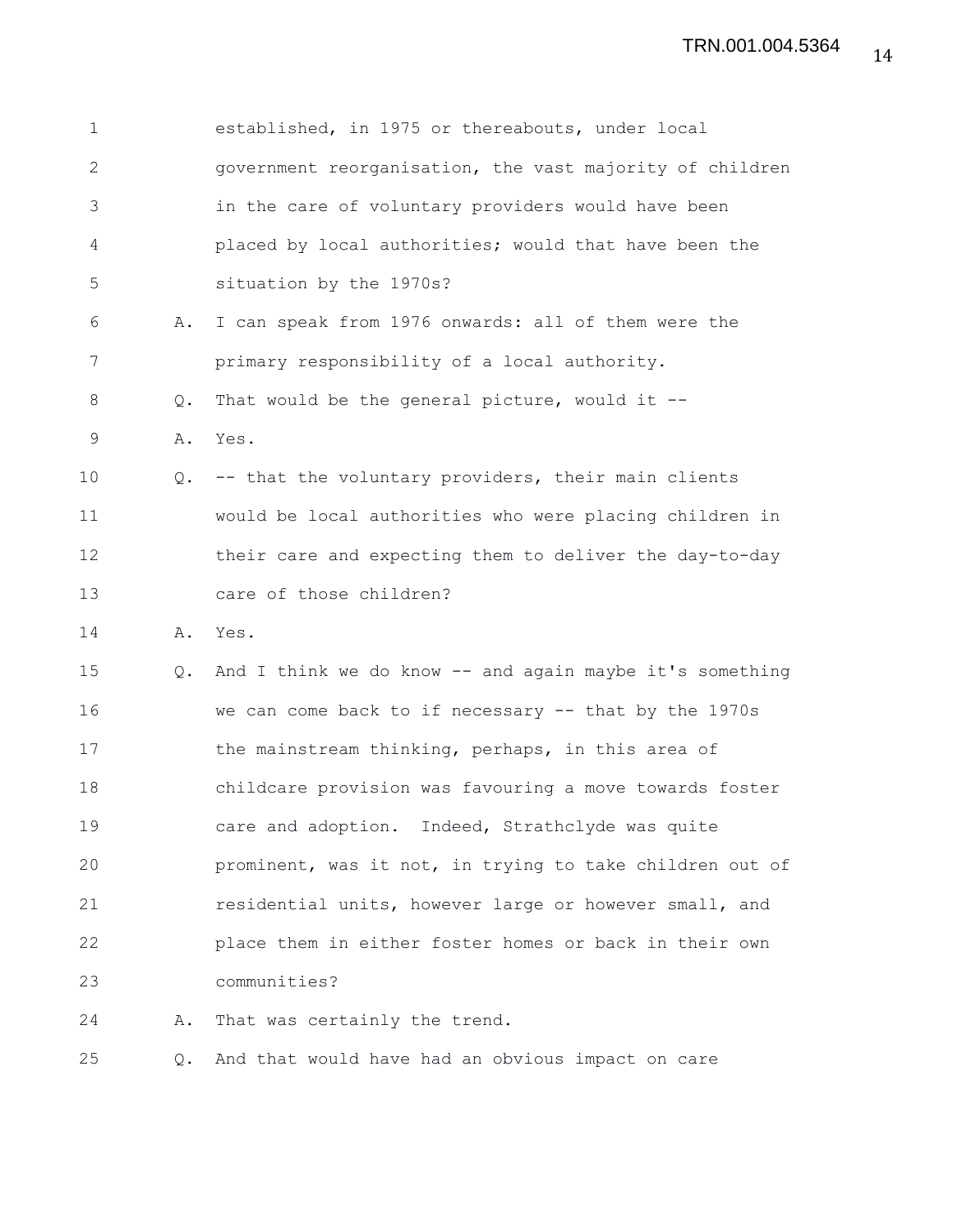1 established, in 1975 or thereabouts, under local
2 government reorganisation, the vast majority of children
3 in the care of voluntary providers would have been
4 placed by local authorities; would that have been the
5 situation by the 1970s?

6 A. I can speak from 1976 onwards: all of them were the
7 primary responsibility of a local authority.

8 Q. That would be the general picture, would it --

9 A. Yes.

10 Q. -- that the voluntary providers, their main clients
11 would be local authorities who were placing children in
12 their care and expecting them to deliver the day-to-day
13 care of those children?

14 A. Yes.

15 Q. And I think we do know -- and again maybe it's something
16 we can come back to if necessary -- that by the 1970s
17 the mainstream thinking, perhaps, in this area of
18 childcare provision was favouring a move towards foster
19 care and adoption. Indeed, Strathclyde was quite
20 prominent, was it not, in trying to take children out of
21 residential units, however large or however small, and
22 place them in either foster homes or back in their own
23 communities?

24 A. That was certainly the trend.

25 Q. And that would have had an obvious impact on care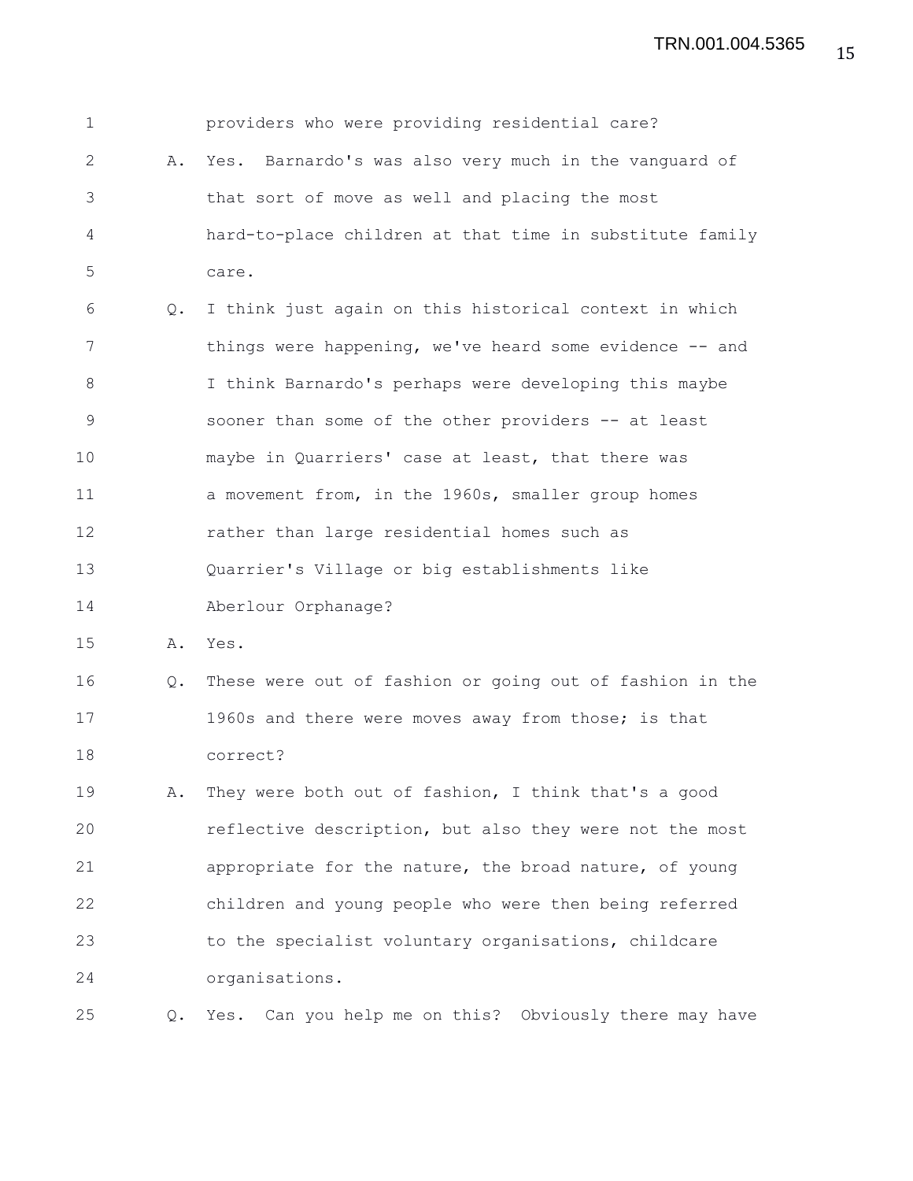providers who were providing residential care?

A. Yes. Barnardo's was also very much in the vanguard of that sort of move as well and placing the most hard-to-place children at that time in substitute family care.

Q. I think just again on this historical context in which things were happening, we've heard some evidence -- and I think Barnardo's perhaps were developing this maybe sooner than some of the other providers -- at least maybe in Quarriers' case at least, that there was a movement from, in the 1960s, smaller group homes rather than large residential homes such as Quarrier's Village or big establishments like Aberlour Orphanage?

A. Yes.

Q. These were out of fashion or going out of fashion in the 1960s and there were moves away from those; is that correct?

A. They were both out of fashion, I think that's a good reflective description, but also they were not the most appropriate for the nature, the broad nature, of young children and young people who were then being referred to the specialist voluntary organisations, childcare organisations.

Q. Yes. Can you help me on this? Obviously there may have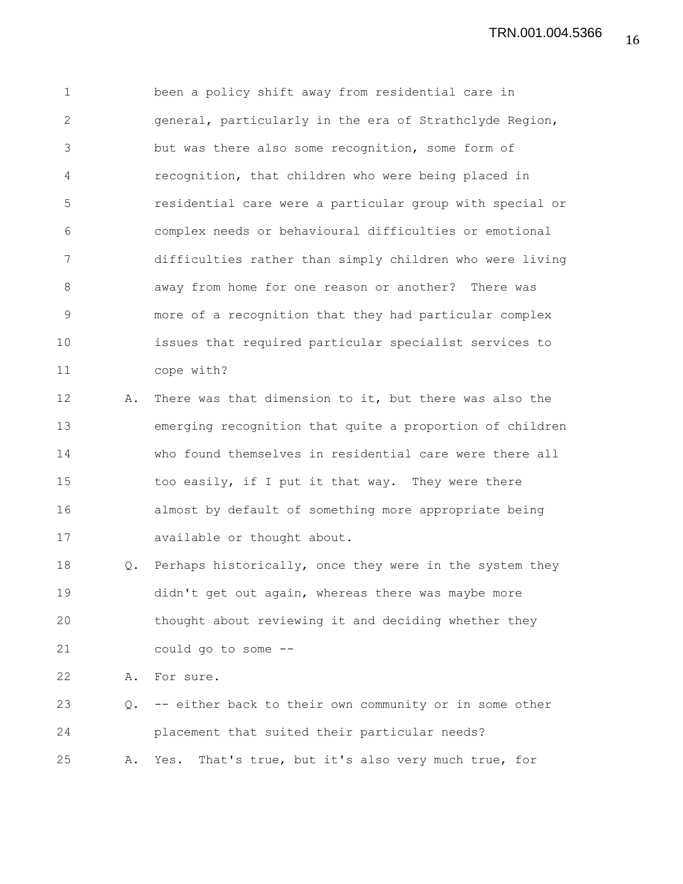been a policy shift away from residential care in general, particularly in the era of Strathclyde Region, but was there also some recognition, some form of recognition, that children who were being placed in residential care were a particular group with special or complex needs or behavioural difficulties or emotional difficulties rather than simply children who were living away from home for one reason or another? There was more of a recognition that they had particular complex issues that required particular specialist services to cope with?

A. There was that dimension to it, but there was also the emerging recognition that quite a proportion of children who found themselves in residential care were there all too easily, if I put it that way. They were there almost by default of something more appropriate being available or thought about.

Q. Perhaps historically, once they were in the system they didn't get out again, whereas there was maybe more thought about reviewing it and deciding whether they could go to some --

A. For sure.

Q. -- either back to their own community or in some other placement that suited their particular needs?

A. Yes. That's true, but it's also very much true, for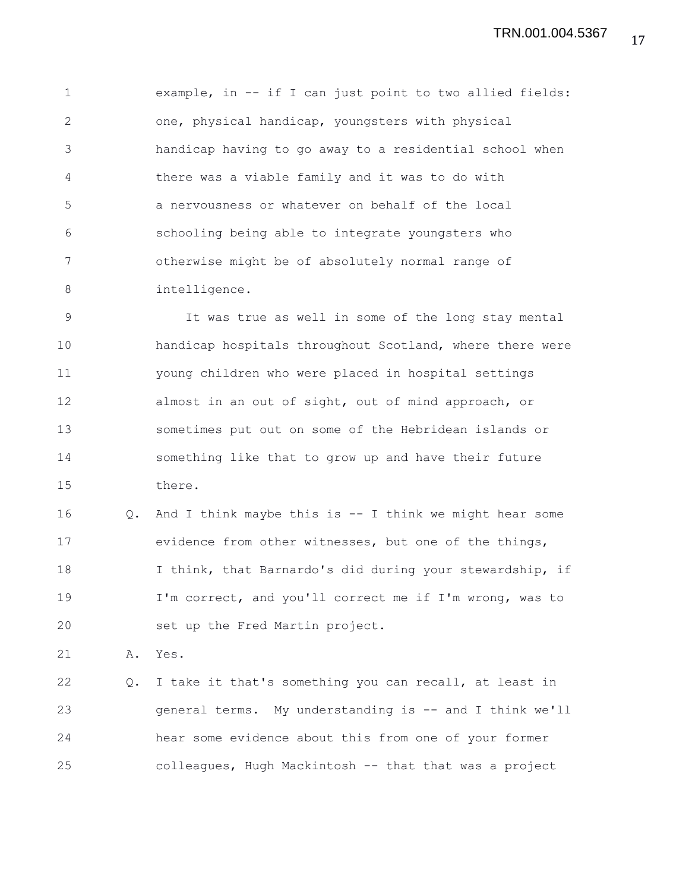example, in -- if I can just point to two allied fields: one, physical handicap, youngsters with physical handicap having to go away to a residential school when there was a viable family and it was to do with a nervousness or whatever on behalf of the local schooling being able to integrate youngsters who otherwise might be of absolutely normal range of intelligence.

It was true as well in some of the long stay mental handicap hospitals throughout Scotland, where there were young children who were placed in hospital settings almost in an out of sight, out of mind approach, or sometimes put out on some of the Hebridean islands or something like that to grow up and have their future there.

Q. And I think maybe this is -- I think we might hear some evidence from other witnesses, but one of the things, I think, that Barnardo's did during your stewardship, if I'm correct, and you'll correct me if I'm wrong, was to set up the Fred Martin project.

A. Yes.

Q. I take it that's something you can recall, at least in general terms. My understanding is -- and I think we'll hear some evidence about this from one of your former colleagues, Hugh Mackintosh -- that that was a project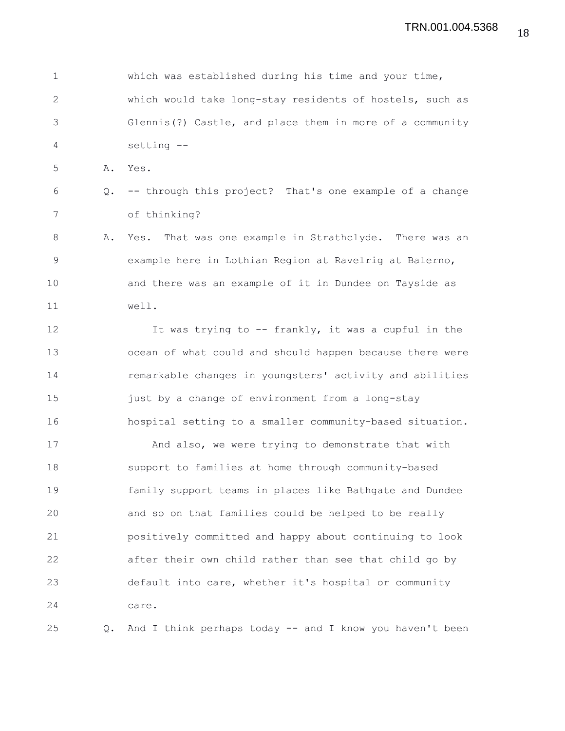1 which was established during his time and your time,
2 which would take long-stay residents of hostels, such as
3 Glennis(?) Castle, and place them in more of a community
4 setting --

5 A. Yes.

6 Q. -- through this project? That's one example of a change
7 of thinking?

8 A. Yes. That was one example in Strathclyde. There was an
9 example here in Lothian Region at Ravelrig at Balerno,
10 and there was an example of it in Dundee on Tayside as
11 well.

12 It was trying to -- frankly, it was a cupful in the
13 ocean of what could and should happen because there were
14 remarkable changes in youngsters' activity and abilities
15 just by a change of environment from a long-stay
16 hospital setting to a smaller community-based situation.

17 And also, we were trying to demonstrate that with
18 support to families at home through community-based
19 family support teams in places like Bathgate and Dundee
20 and so on that families could be helped to be really
21 positively committed and happy about continuing to look
22 after their own child rather than see that child go by
23 default into care, whether it's hospital or community
24 care.

25 Q. And I think perhaps today -- and I know you haven't been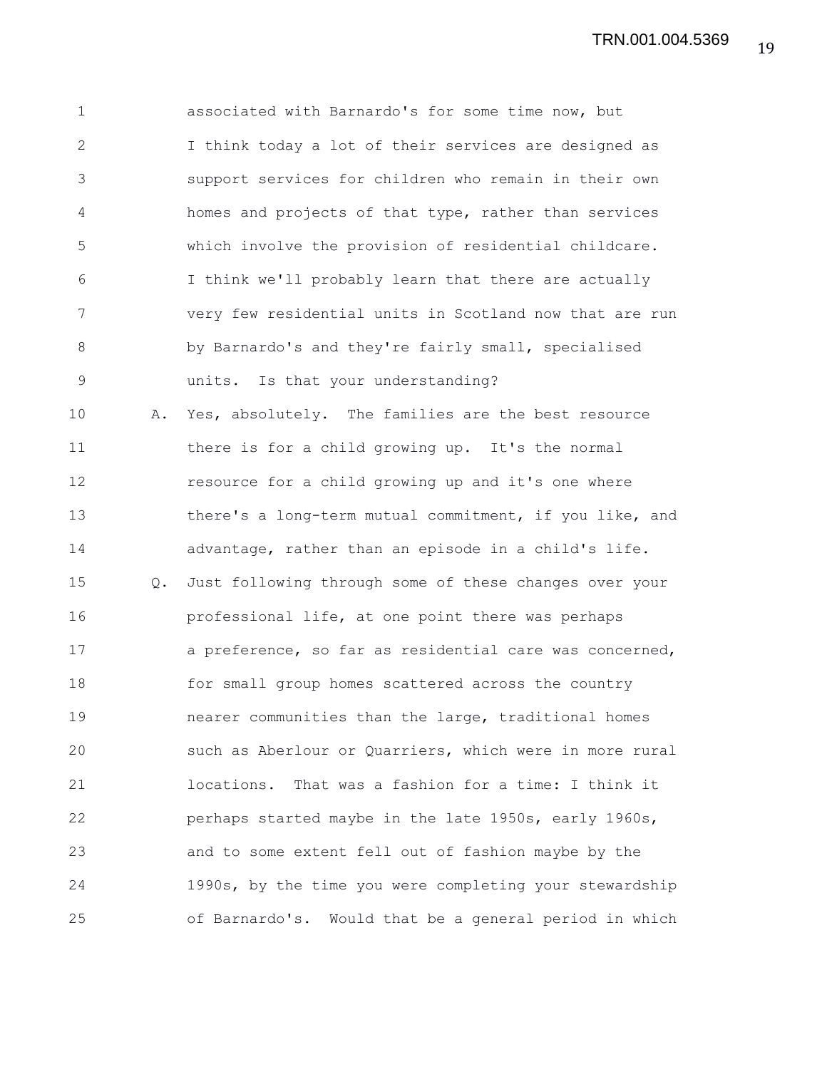associated with Barnardo's for some time now, but I think today a lot of their services are designed as support services for children who remain in their own homes and projects of that type, rather than services which involve the provision of residential childcare. I think we'll probably learn that there are actually very few residential units in Scotland now that are run by Barnardo's and they're fairly small, specialised units. Is that your understanding?

A. Yes, absolutely. The families are the best resource there is for a child growing up. It's the normal resource for a child growing up and it's one where there's a long-term mutual commitment, if you like, and advantage, rather than an episode in a child's life.

Q. Just following through some of these changes over your professional life, at one point there was perhaps a preference, so far as residential care was concerned, for small group homes scattered across the country nearer communities than the large, traditional homes such as Aberlour or Quarriers, which were in more rural locations. That was a fashion for a time: I think it perhaps started maybe in the late 1950s, early 1960s, and to some extent fell out of fashion maybe by the 1990s, by the time you were completing your stewardship of Barnardo's. Would that be a general period in which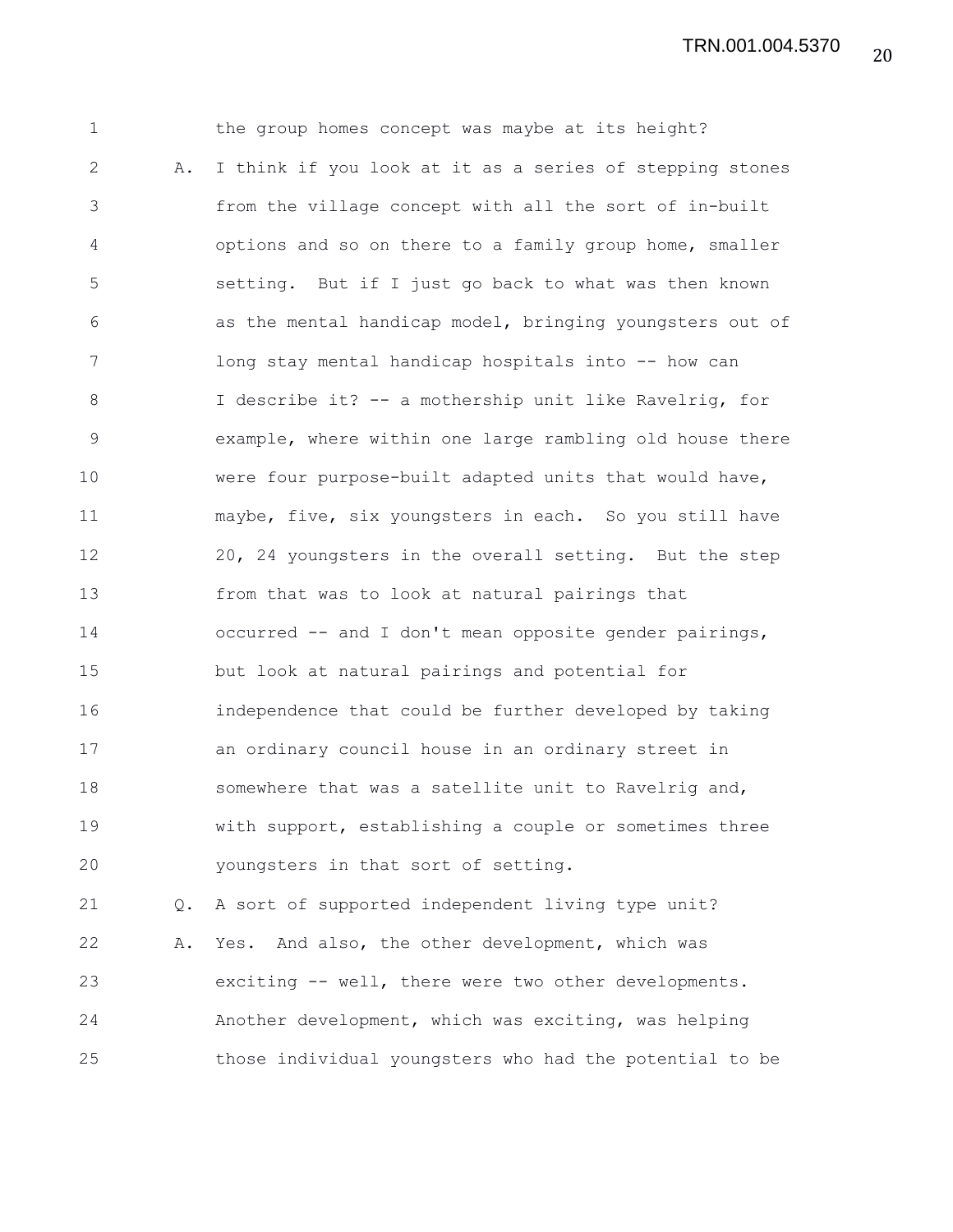the group homes concept was maybe at its height?

A. I think if you look at it as a series of stepping stones from the village concept with all the sort of in-built options and so on there to a family group home, smaller setting. But if I just go back to what was then known as the mental handicap model, bringing youngsters out of long stay mental handicap hospitals into -- how can I describe it? -- a mothership unit like Ravelrig, for example, where within one large rambling old house there were four purpose-built adapted units that would have, maybe, five, six youngsters in each. So you still have 20, 24 youngsters in the overall setting. But the step from that was to look at natural pairings that occurred -- and I don't mean opposite gender pairings, but look at natural pairings and potential for independence that could be further developed by taking an ordinary council house in an ordinary street in somewhere that was a satellite unit to Ravelrig and, with support, establishing a couple or sometimes three youngsters in that sort of setting.

Q. A sort of supported independent living type unit?

A. Yes. And also, the other development, which was exciting -- well, there were two other developments. Another development, which was exciting, was helping those individual youngsters who had the potential to be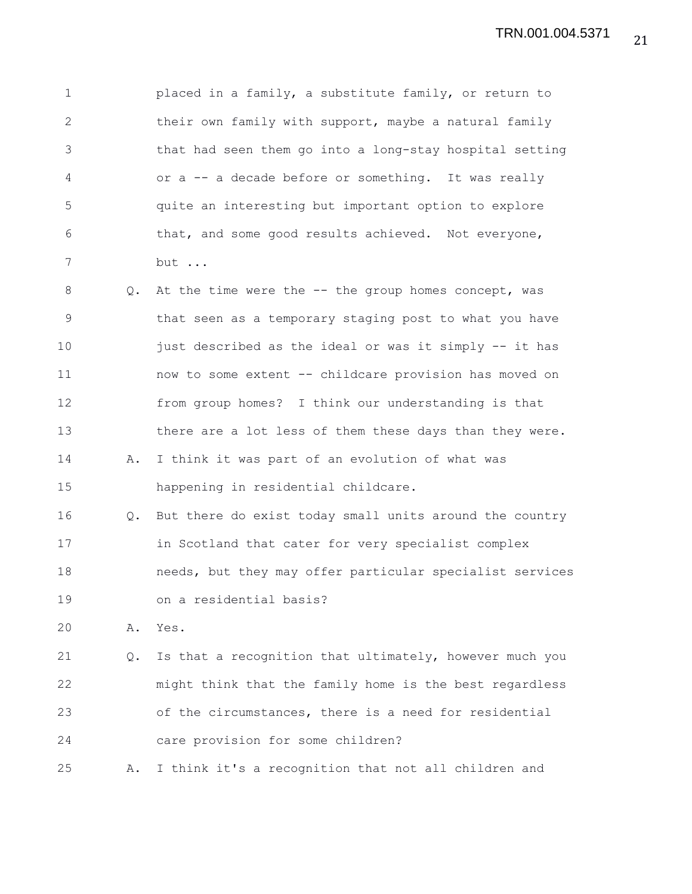placed in a family, a substitute family, or return to their own family with support, maybe a natural family that had seen them go into a long-stay hospital setting or a -- a decade before or something. It was really quite an interesting but important option to explore that, and some good results achieved. Not everyone, but ...

Q. At the time were the -- the group homes concept, was that seen as a temporary staging post to what you have just described as the ideal or was it simply -- it has now to some extent -- childcare provision has moved on from group homes? I think our understanding is that there are a lot less of them these days than they were.

A. I think it was part of an evolution of what was happening in residential childcare.

Q. But there do exist today small units around the country in Scotland that cater for very specialist complex needs, but they may offer particular specialist services on a residential basis?

A. Yes.

Q. Is that a recognition that ultimately, however much you might think that the family home is the best regardless of the circumstances, there is a need for residential care provision for some children?

A. I think it's a recognition that not all children and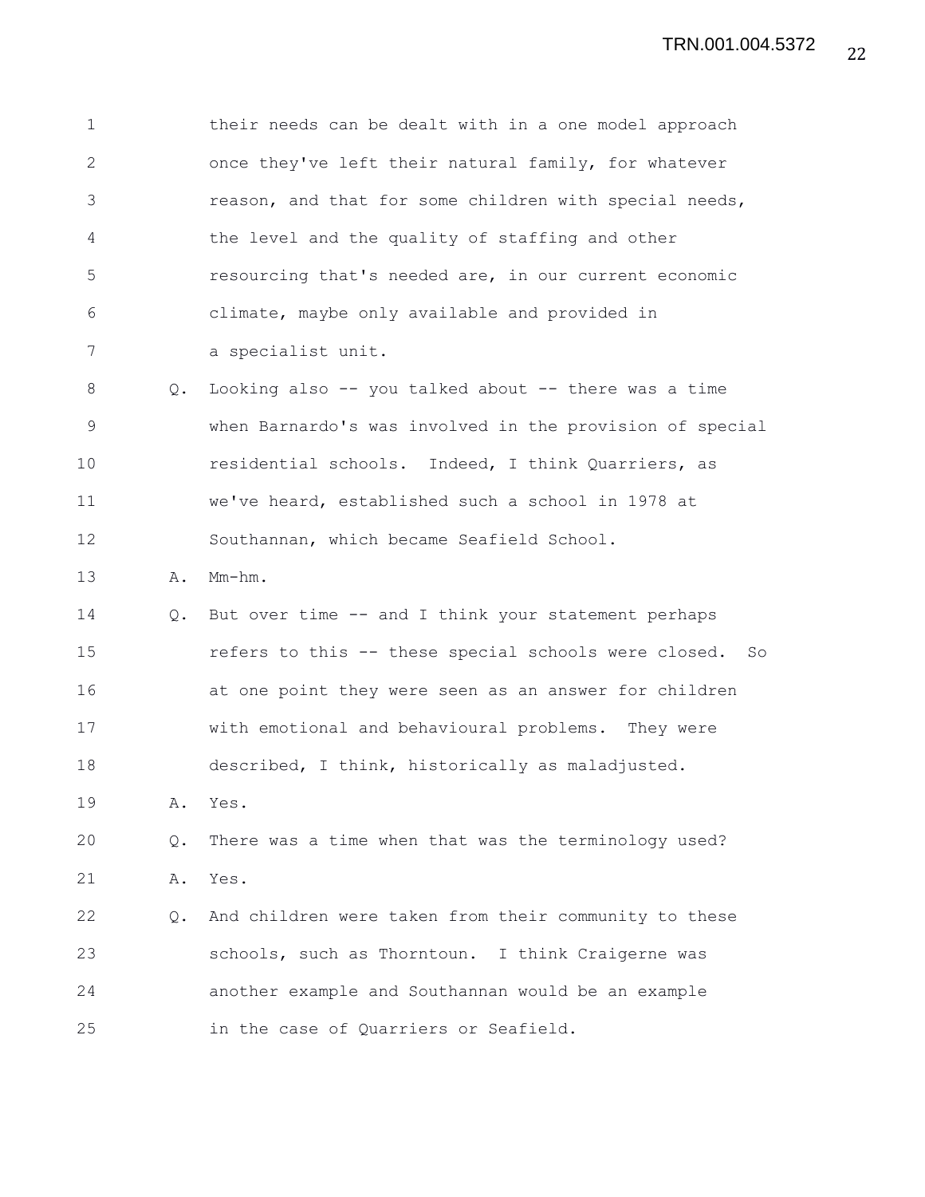their needs can be dealt with in a one model approach once they've left their natural family, for whatever reason, and that for some children with special needs, the level and the quality of staffing and other resourcing that's needed are, in our current economic climate, maybe only available and provided in a specialist unit.

Q. Looking also -- you talked about -- there was a time when Barnardo's was involved in the provision of special residential schools. Indeed, I think Quarriers, as we've heard, established such a school in 1978 at Southannan, which became Seafield School.

A. Mm-hm.

Q. But over time -- and I think your statement perhaps refers to this -- these special schools were closed. So at one point they were seen as an answer for children with emotional and behavioural problems. They were described, I think, historically as maladjusted.

A. Yes.

Q. There was a time when that was the terminology used?

A. Yes.

Q. And children were taken from their community to these schools, such as Thorntoun. I think Craigerne was another example and Southannan would be an example in the case of Quarriers or Seafield.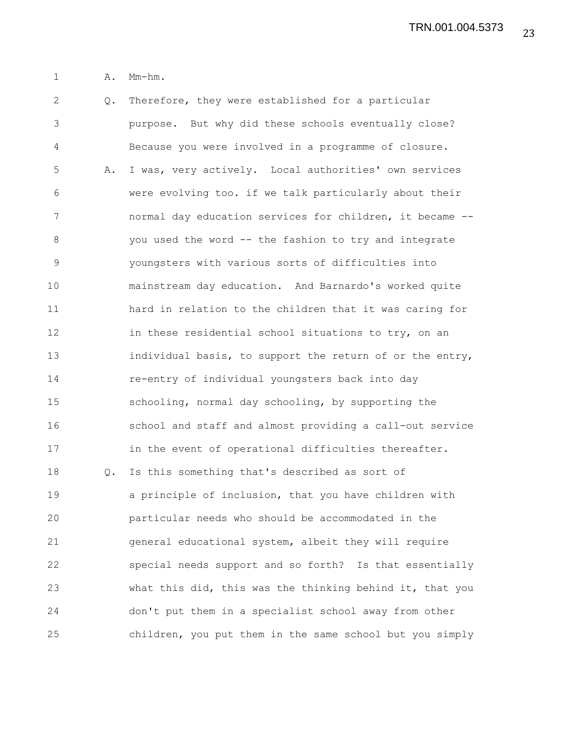A. Mm-hm.

Q. Therefore, they were established for a particular purpose. But why did these schools eventually close? Because you were involved in a programme of closure.

A. I was, very actively. Local authorities' own services were evolving too. if we talk particularly about their normal day education services for children, it became -- you used the word -- the fashion to try and integrate youngsters with various sorts of difficulties into mainstream day education. And Barnardo's worked quite hard in relation to the children that it was caring for in these residential school situations to try, on an individual basis, to support the return of or the entry, re-entry of individual youngsters back into day schooling, normal day schooling, by supporting the school and staff and almost providing a call-out service in the event of operational difficulties thereafter.

Q. Is this something that's described as sort of a principle of inclusion, that you have children with particular needs who should be accommodated in the general educational system, albeit they will require special needs support and so forth? Is that essentially what this did, this was the thinking behind it, that you don't put them in a specialist school away from other children, you put them in the same school but you simply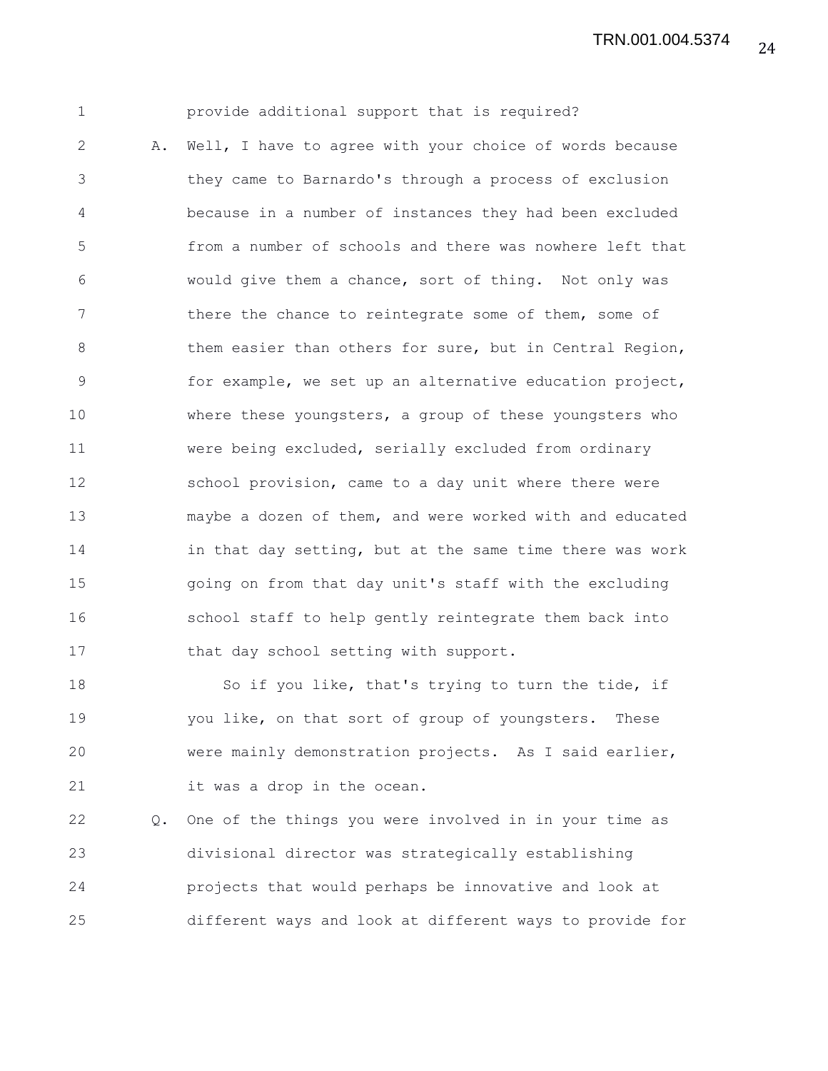provide additional support that is required?

A. Well, I have to agree with your choice of words because they came to Barnardo's through a process of exclusion because in a number of instances they had been excluded from a number of schools and there was nowhere left that would give them a chance, sort of thing. Not only was there the chance to reintegrate some of them, some of them easier than others for sure, but in Central Region, for example, we set up an alternative education project, where these youngsters, a group of these youngsters who were being excluded, serially excluded from ordinary school provision, came to a day unit where there were maybe a dozen of them, and were worked with and educated in that day setting, but at the same time there was work going on from that day unit's staff with the excluding school staff to help gently reintegrate them back into that day school setting with support.

So if you like, that's trying to turn the tide, if you like, on that sort of group of youngsters. These were mainly demonstration projects. As I said earlier, it was a drop in the ocean.

Q. One of the things you were involved in in your time as divisional director was strategically establishing projects that would perhaps be innovative and look at different ways and look at different ways to provide for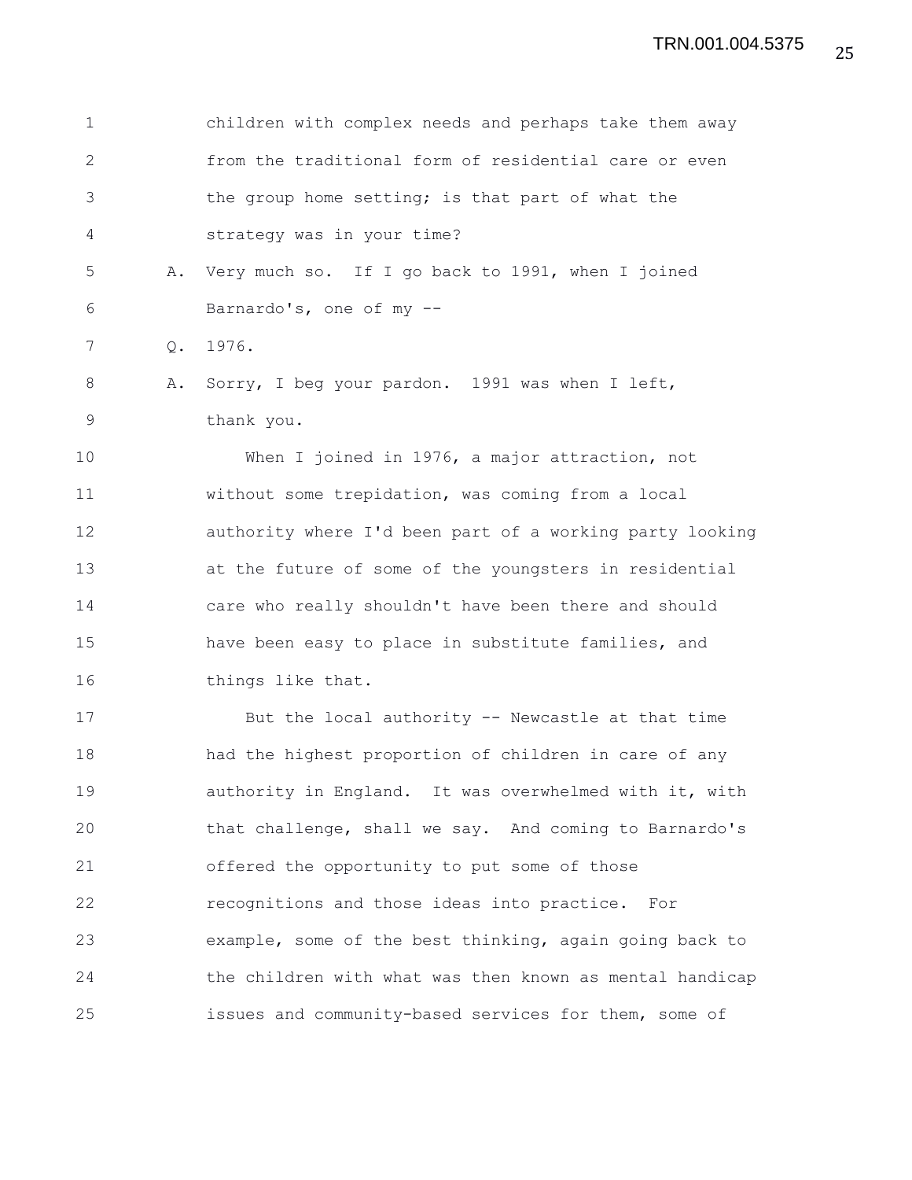children with complex needs and perhaps take them away from the traditional form of residential care or even the group home setting; is that part of what the strategy was in your time?

A. Very much so. If I go back to 1991, when I joined Barnardo's, one of my --

Q. 1976.

A. Sorry, I beg your pardon. 1991 was when I left, thank you.

When I joined in 1976, a major attraction, not without some trepidation, was coming from a local authority where I'd been part of a working party looking at the future of some of the youngsters in residential care who really shouldn't have been there and should have been easy to place in substitute families, and things like that.

But the local authority -- Newcastle at that time had the highest proportion of children in care of any authority in England. It was overwhelmed with it, with that challenge, shall we say. And coming to Barnardo's offered the opportunity to put some of those recognitions and those ideas into practice. For example, some of the best thinking, again going back to the children with what was then known as mental handicap issues and community-based services for them, some of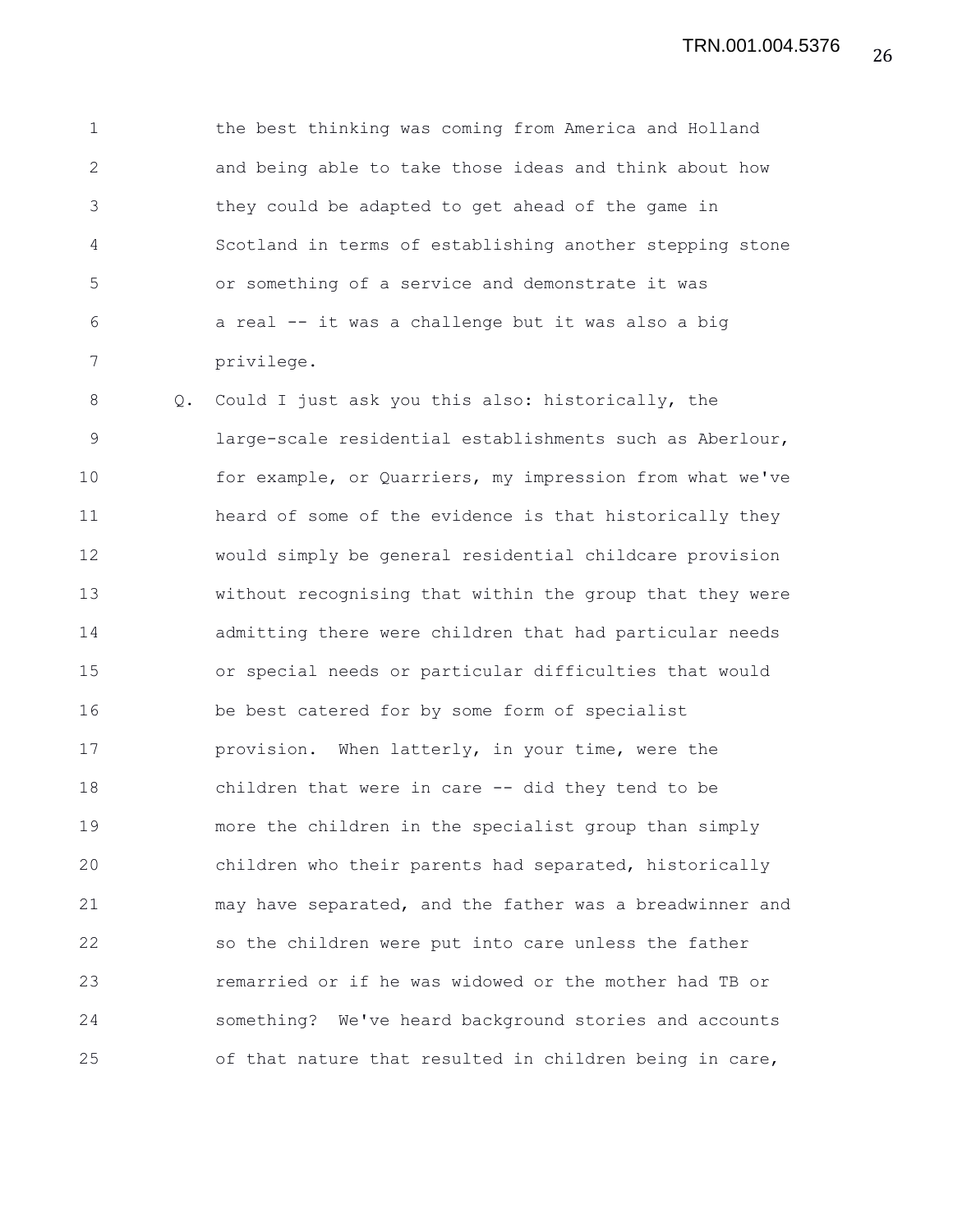the best thinking was coming from America and Holland and being able to take those ideas and think about how they could be adapted to get ahead of the game in Scotland in terms of establishing another stepping stone or something of a service and demonstrate it was a real -- it was a challenge but it was also a big privilege.

Q. Could I just ask you this also: historically, the large-scale residential establishments such as Aberlour, for example, or Quarriers, my impression from what we've heard of some of the evidence is that historically they would simply be general residential childcare provision without recognising that within the group that they were admitting there were children that had particular needs or special needs or particular difficulties that would be best catered for by some form of specialist provision. When latterly, in your time, were the children that were in care -- did they tend to be more the children in the specialist group than simply children who their parents had separated, historically may have separated, and the father was a breadwinner and so the children were put into care unless the father remarried or if he was widowed or the mother had TB or something? We've heard background stories and accounts of that nature that resulted in children being in care,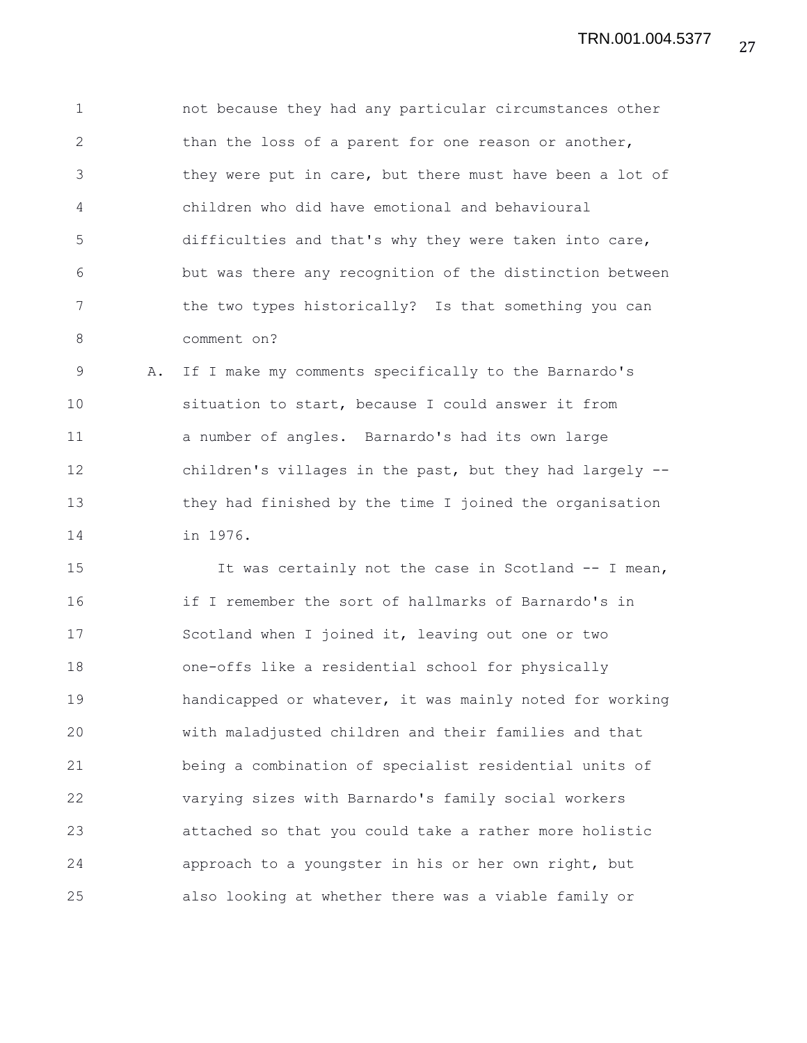not because they had any particular circumstances other than the loss of a parent for one reason or another, they were put in care, but there must have been a lot of children who did have emotional and behavioural difficulties and that's why they were taken into care, but was there any recognition of the distinction between the two types historically? Is that something you can comment on?

A. If I make my comments specifically to the Barnardo's situation to start, because I could answer it from a number of angles. Barnardo's had its own large children's villages in the past, but they had largely -- they had finished by the time I joined the organisation in 1976.

It was certainly not the case in Scotland -- I mean, if I remember the sort of hallmarks of Barnardo's in Scotland when I joined it, leaving out one or two one-offs like a residential school for physically handicapped or whatever, it was mainly noted for working with maladjusted children and their families and that being a combination of specialist residential units of varying sizes with Barnardo's family social workers attached so that you could take a rather more holistic approach to a youngster in his or her own right, but also looking at whether there was a viable family or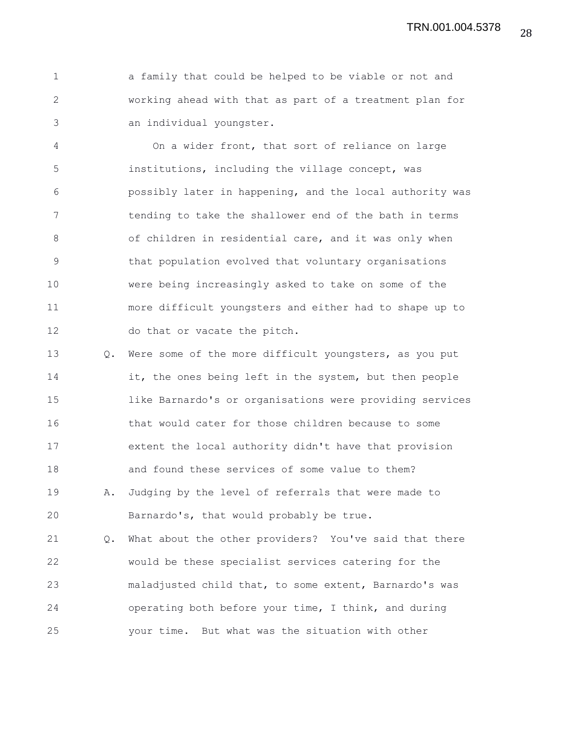a family that could be helped to be viable or not and working ahead with that as part of a treatment plan for an individual youngster.

On a wider front, that sort of reliance on large institutions, including the village concept, was possibly later in happening, and the local authority was tending to take the shallower end of the bath in terms of children in residential care, and it was only when that population evolved that voluntary organisations were being increasingly asked to take on some of the more difficult youngsters and either had to shape up to do that or vacate the pitch.

Q. Were some of the more difficult youngsters, as you put it, the ones being left in the system, but then people like Barnardo's or organisations were providing services that would cater for those children because to some extent the local authority didn't have that provision and found these services of some value to them?

A. Judging by the level of referrals that were made to Barnardo's, that would probably be true.

Q. What about the other providers? You've said that there would be these specialist services catering for the maladjusted child that, to some extent, Barnardo's was operating both before your time, I think, and during your time. But what was the situation with other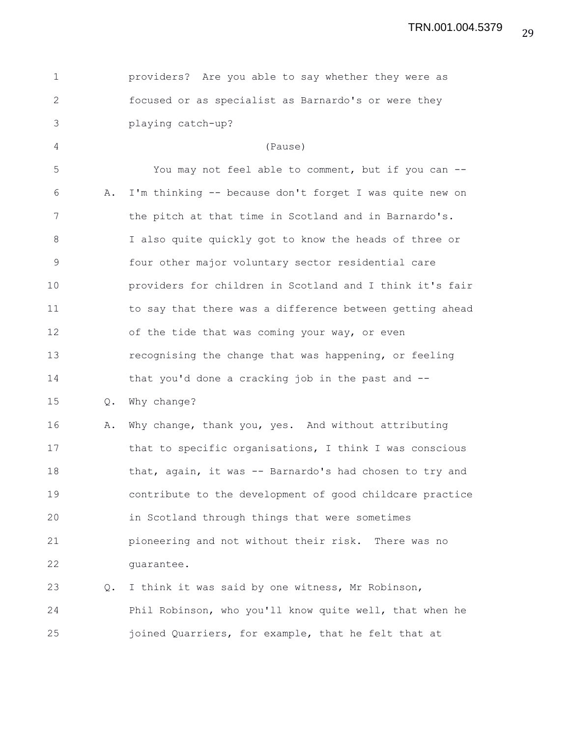providers? Are you able to say whether they were as focused or as specialist as Barnardo's or were they playing catch-up?

(Pause)

You may not feel able to comment, but if you can --

A. I'm thinking -- because don't forget I was quite new on the pitch at that time in Scotland and in Barnardo's. I also quite quickly got to know the heads of three or four other major voluntary sector residential care providers for children in Scotland and I think it's fair to say that there was a difference between getting ahead of the tide that was coming your way, or even recognising the change that was happening, or feeling that you'd done a cracking job in the past and --

Q. Why change?

A. Why change, thank you, yes. And without attributing that to specific organisations, I think I was conscious that, again, it was -- Barnardo's had chosen to try and contribute to the development of good childcare practice in Scotland through things that were sometimes pioneering and not without their risk. There was no guarantee.

Q. I think it was said by one witness, Mr Robinson, Phil Robinson, who you'll know quite well, that when he joined Quarriers, for example, that he felt that at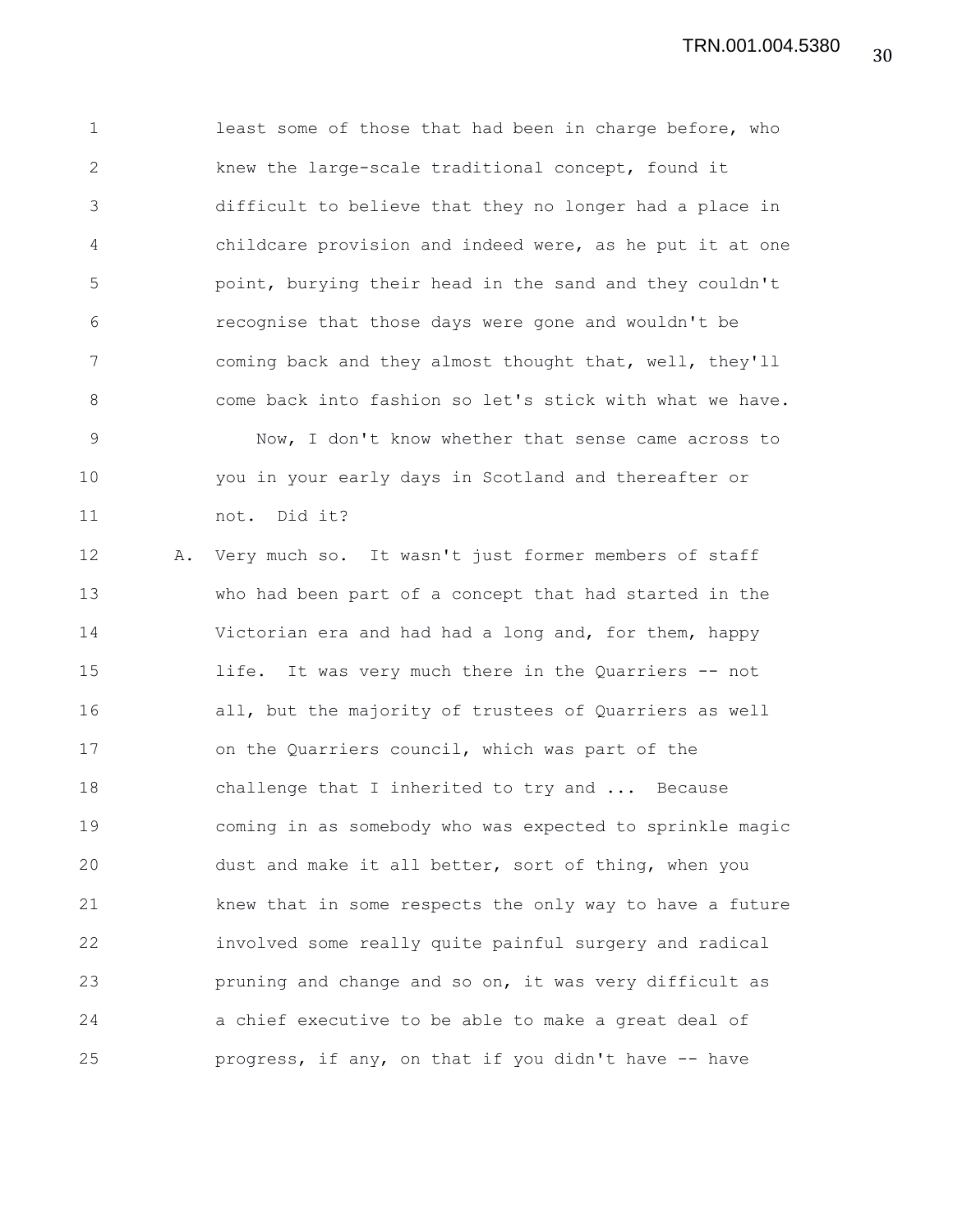least some of those that had been in charge before, who knew the large-scale traditional concept, found it difficult to believe that they no longer had a place in childcare provision and indeed were, as he put it at one point, burying their head in the sand and they couldn't recognise that those days were gone and wouldn't be coming back and they almost thought that, well, they'll come back into fashion so let's stick with what we have.

Now, I don't know whether that sense came across to you in your early days in Scotland and thereafter or not. Did it?

A. Very much so. It wasn't just former members of staff who had been part of a concept that had started in the Victorian era and had had a long and, for them, happy life. It was very much there in the Quarriers -- not all, but the majority of trustees of Quarriers as well on the Quarriers council, which was part of the challenge that I inherited to try and ... Because coming in as somebody who was expected to sprinkle magic dust and make it all better, sort of thing, when you knew that in some respects the only way to have a future involved some really quite painful surgery and radical pruning and change and so on, it was very difficult as a chief executive to be able to make a great deal of progress, if any, on that if you didn't have -- have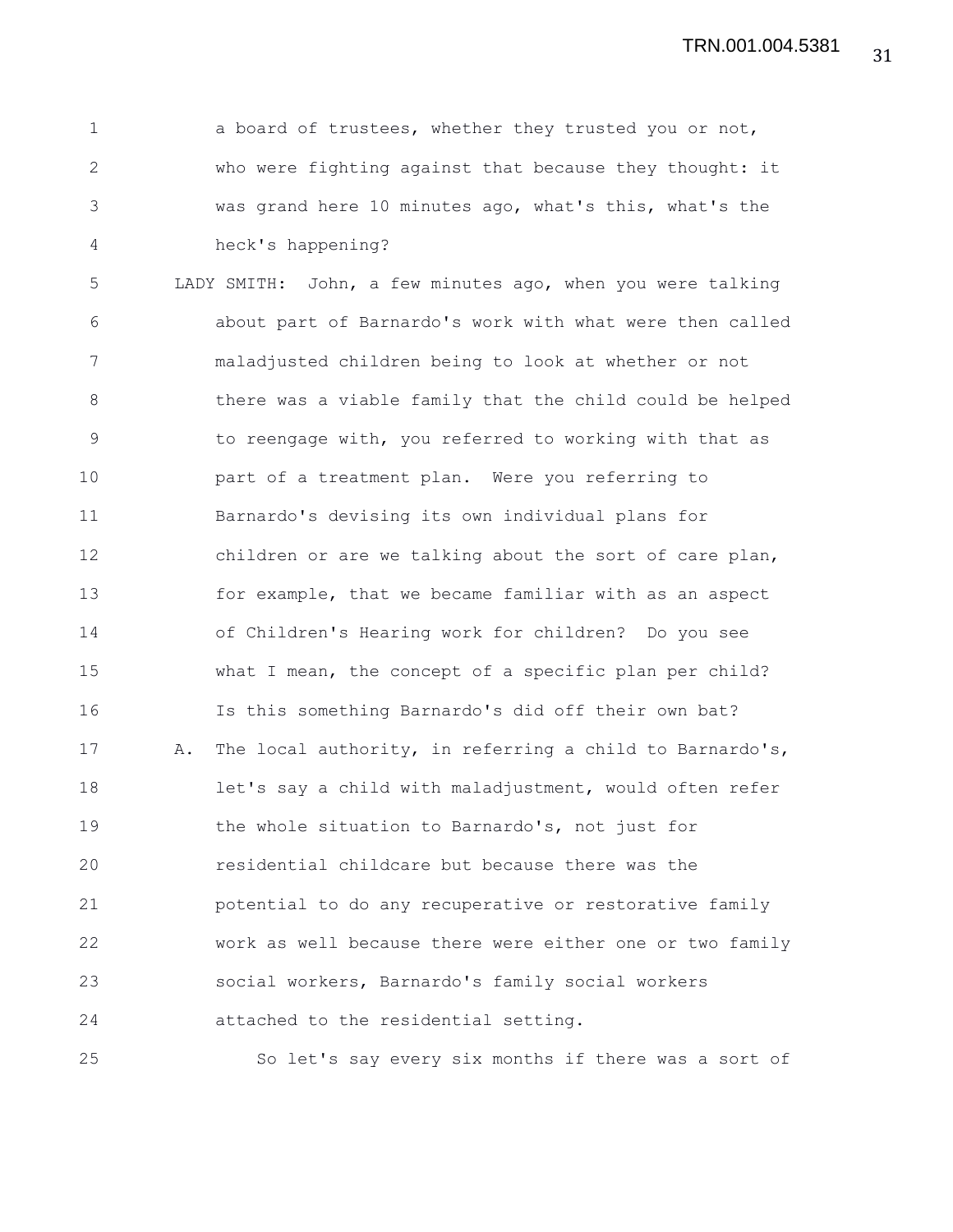a board of trustees, whether they trusted you or not, who were fighting against that because they thought: it was grand here 10 minutes ago, what's this, what's the heck's happening?

LADY SMITH: John, a few minutes ago, when you were talking about part of Barnardo's work with what were then called maladjusted children being to look at whether or not there was a viable family that the child could be helped to reengage with, you referred to working with that as part of a treatment plan. Were you referring to Barnardo's devising its own individual plans for children or are we talking about the sort of care plan, for example, that we became familiar with as an aspect of Children's Hearing work for children? Do you see what I mean, the concept of a specific plan per child? Is this something Barnardo's did off their own bat?

A. The local authority, in referring a child to Barnardo's, let's say a child with maladjustment, would often refer the whole situation to Barnardo's, not just for residential childcare but because there was the potential to do any recuperative or restorative family work as well because there were either one or two family social workers, Barnardo's family social workers attached to the residential setting.

So let's say every six months if there was a sort of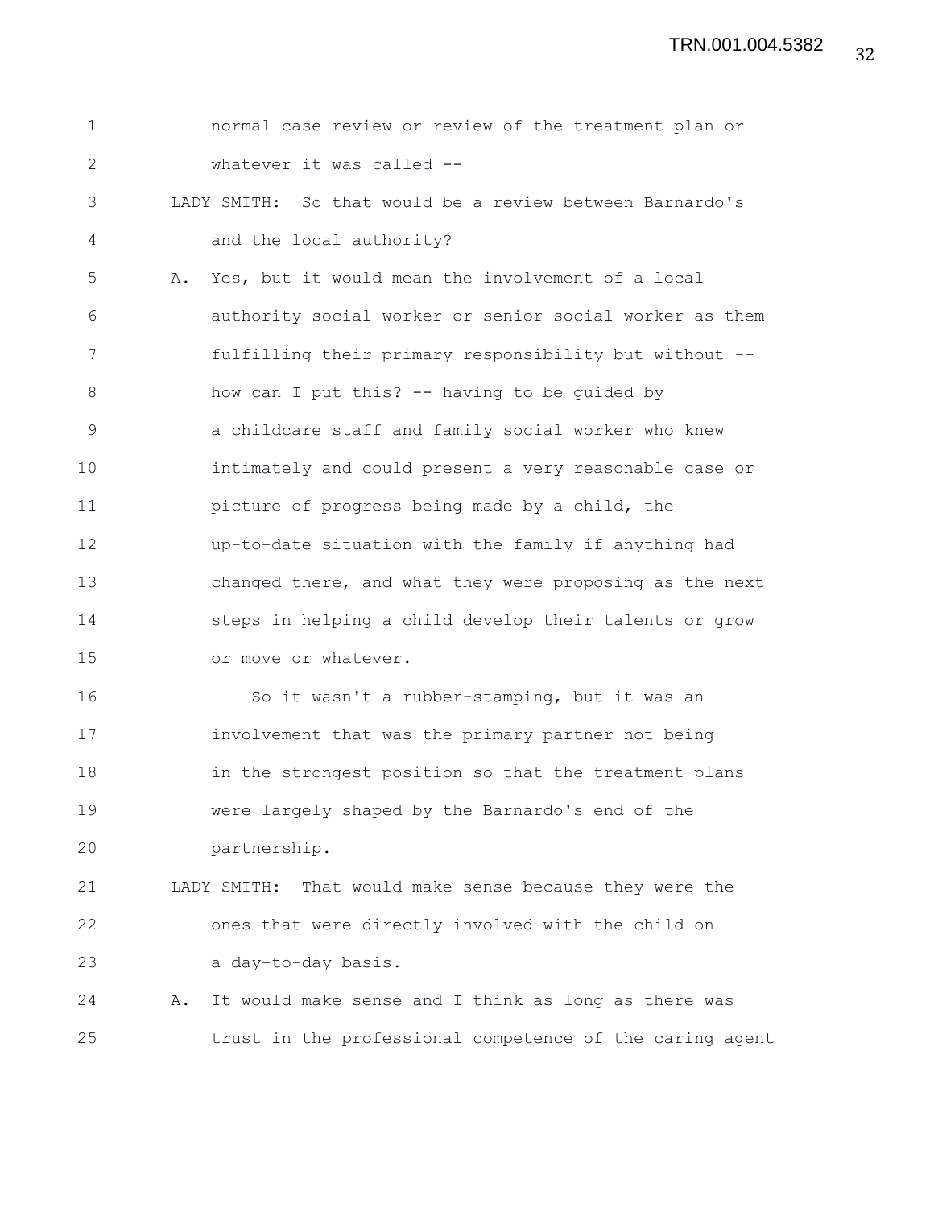normal case review or review of the treatment plan or whatever it was called --

LADY SMITH: So that would be a review between Barnardo's and the local authority?

A. Yes, but it would mean the involvement of a local authority social worker or senior social worker as them fulfilling their primary responsibility but without -- how can I put this? -- having to be guided by a childcare staff and family social worker who knew intimately and could present a very reasonable case or picture of progress being made by a child, the up-to-date situation with the family if anything had changed there, and what they were proposing as the next steps in helping a child develop their talents or grow or move or whatever.

So it wasn't a rubber-stamping, but it was an involvement that was the primary partner not being in the strongest position so that the treatment plans were largely shaped by the Barnardo's end of the partnership.

LADY SMITH: That would make sense because they were the ones that were directly involved with the child on a day-to-day basis.

A. It would make sense and I think as long as there was trust in the professional competence of the caring agent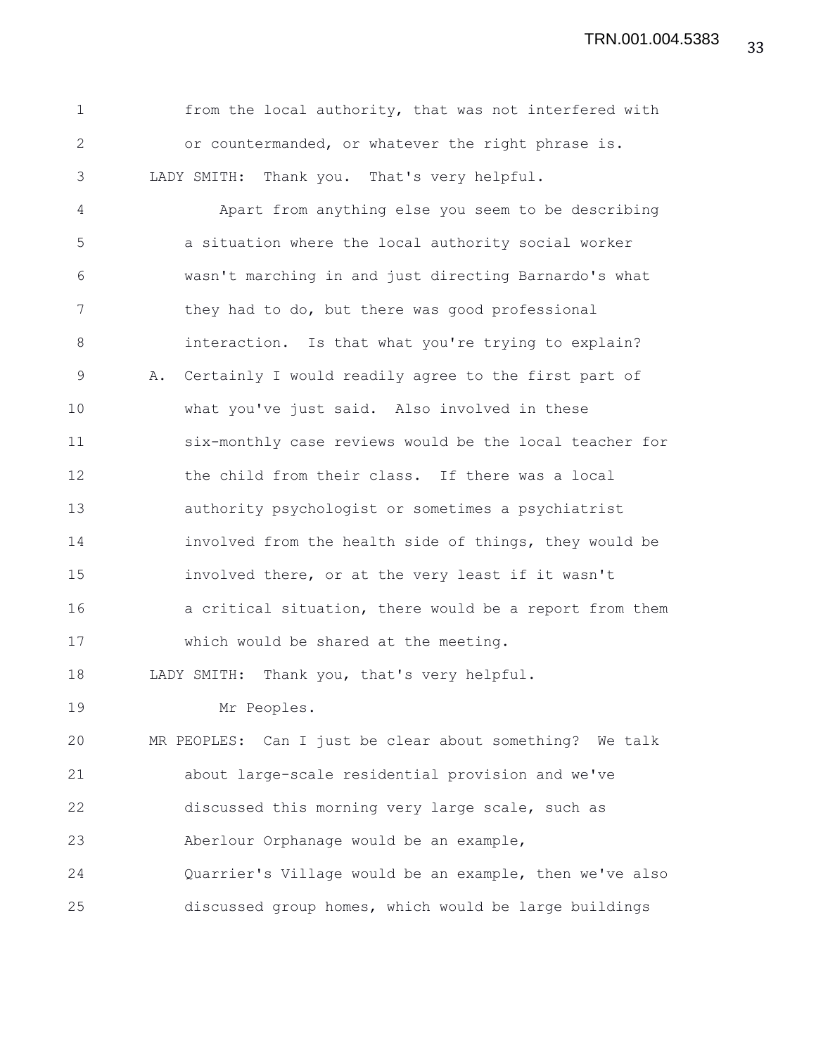from the local authority, that was not interfered with or countermanded, or whatever the right phrase is.

LADY SMITH: Thank you. That's very helpful.

Apart from anything else you seem to be describing a situation where the local authority social worker wasn't marching in and just directing Barnardo's what they had to do, but there was good professional interaction. Is that what you're trying to explain?

A. Certainly I would readily agree to the first part of what you've just said. Also involved in these six-monthly case reviews would be the local teacher for the child from their class. If there was a local authority psychologist or sometimes a psychiatrist involved from the health side of things, they would be involved there, or at the very least if it wasn't a critical situation, there would be a report from them which would be shared at the meeting.

LADY SMITH: Thank you, that's very helpful.

Mr Peoples.

MR PEOPLES: Can I just be clear about something? We talk about large-scale residential provision and we've discussed this morning very large scale, such as Aberlour Orphanage would be an example, Quarrier's Village would be an example, then we've also discussed group homes, which would be large buildings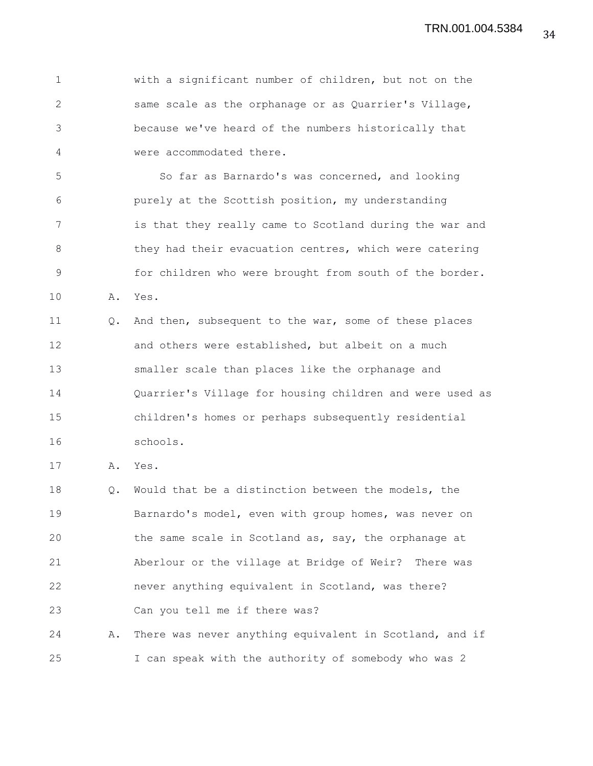with a significant number of children, but not on the same scale as the orphanage or as Quarrier's Village, because we've heard of the numbers historically that were accommodated there.

So far as Barnardo's was concerned, and looking purely at the Scottish position, my understanding is that they really came to Scotland during the war and they had their evacuation centres, which were catering for children who were brought from south of the border.

A. Yes.

Q. And then, subsequent to the war, some of these places and others were established, but albeit on a much smaller scale than places like the orphanage and Quarrier's Village for housing children and were used as children's homes or perhaps subsequently residential schools.

A. Yes.

Q. Would that be a distinction between the models, the Barnardo's model, even with group homes, was never on the same scale in Scotland as, say, the orphanage at Aberlour or the village at Bridge of Weir? There was never anything equivalent in Scotland, was there? Can you tell me if there was?

A. There was never anything equivalent in Scotland, and if I can speak with the authority of somebody who was 2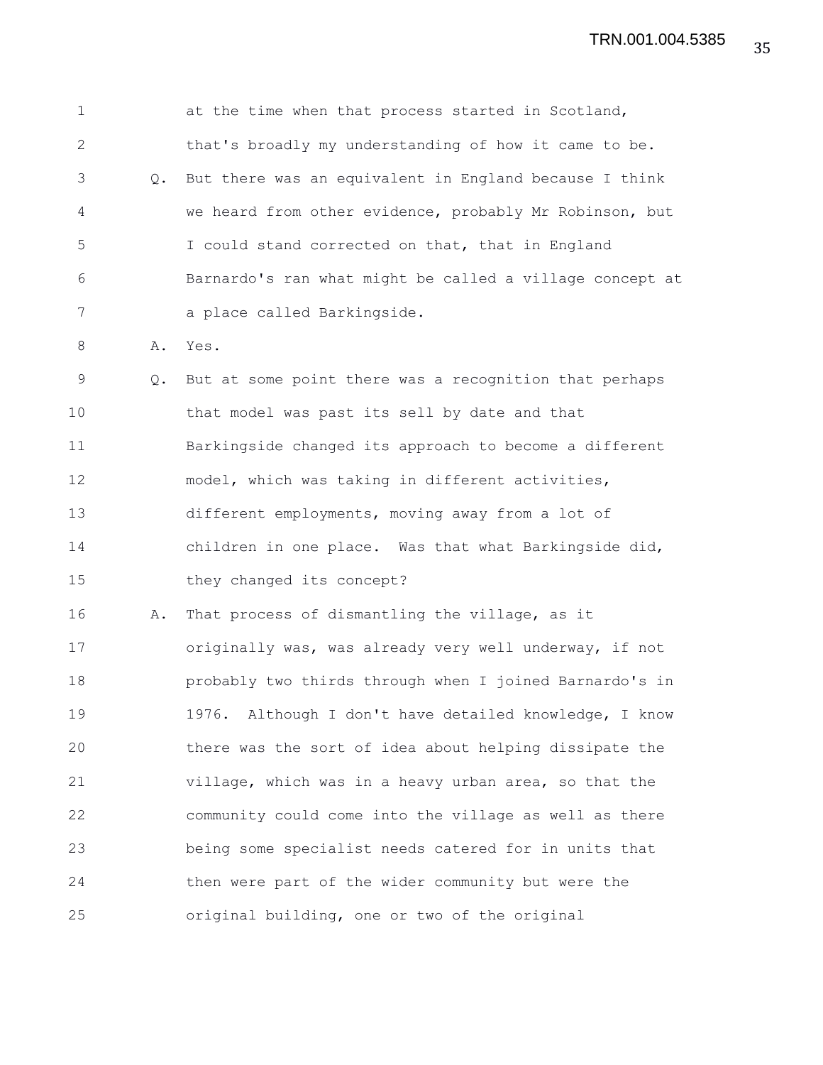at the time when that process started in Scotland, that's broadly my understanding of how it came to be.

Q. But there was an equivalent in England because I think we heard from other evidence, probably Mr Robinson, but I could stand corrected on that, that in England Barnardo's ran what might be called a village concept at a place called Barkingside.

A. Yes.

Q. But at some point there was a recognition that perhaps that model was past its sell by date and that Barkingside changed its approach to become a different model, which was taking in different activities, different employments, moving away from a lot of children in one place. Was that what Barkingside did, they changed its concept?

A. That process of dismantling the village, as it originally was, was already very well underway, if not probably two thirds through when I joined Barnardo's in 1976. Although I don't have detailed knowledge, I know there was the sort of idea about helping dissipate the village, which was in a heavy urban area, so that the community could come into the village as well as there being some specialist needs catered for in units that then were part of the wider community but were the original building, one or two of the original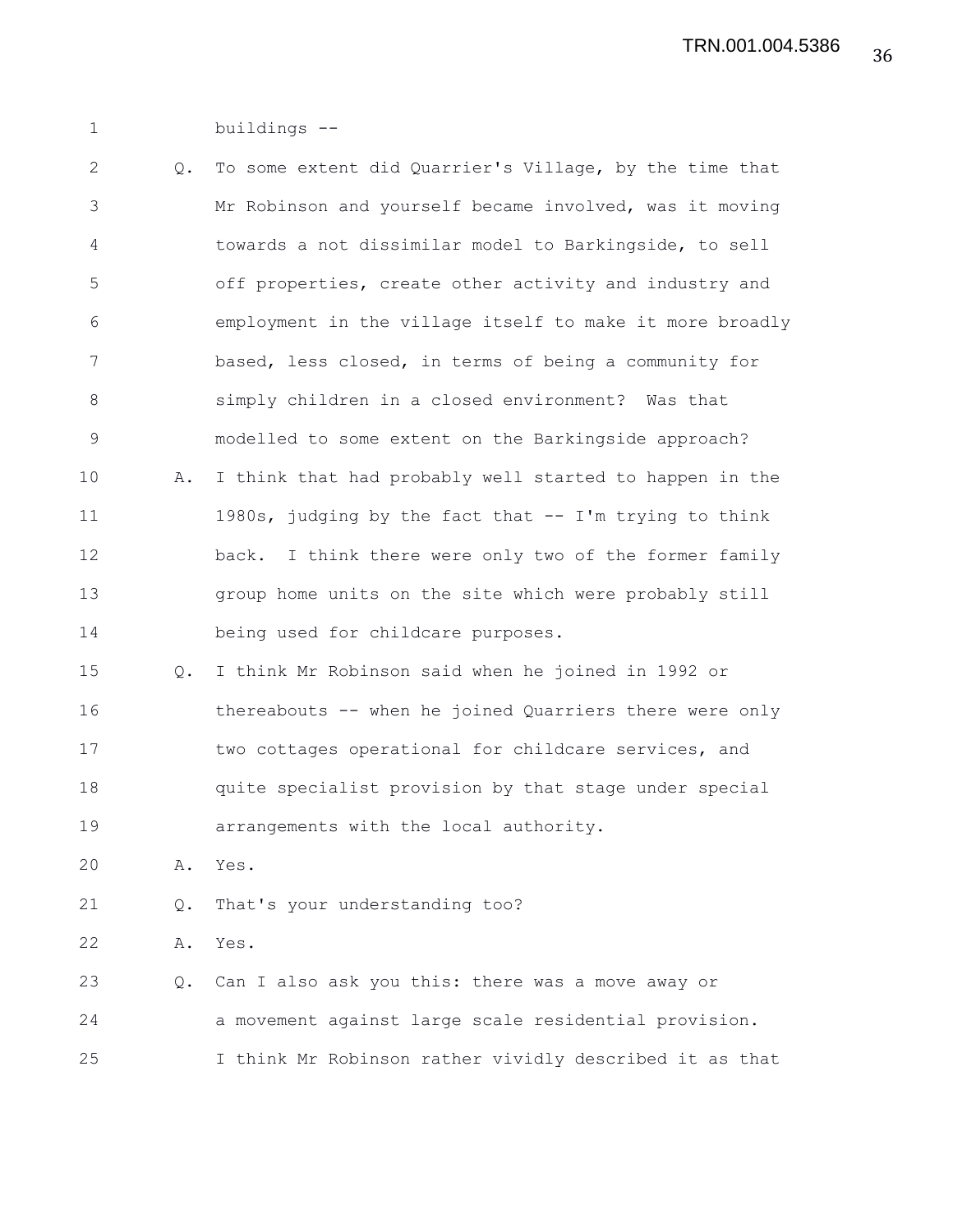buildings --

Q. To some extent did Quarrier's Village, by the time that Mr Robinson and yourself became involved, was it moving towards a not dissimilar model to Barkingside, to sell off properties, create other activity and industry and employment in the village itself to make it more broadly based, less closed, in terms of being a community for simply children in a closed environment? Was that modelled to some extent on the Barkingside approach?

A. I think that had probably well started to happen in the 1980s, judging by the fact that -- I'm trying to think back. I think there were only two of the former family group home units on the site which were probably still being used for childcare purposes.

Q. I think Mr Robinson said when he joined in 1992 or thereabouts -- when he joined Quarriers there were only two cottages operational for childcare services, and quite specialist provision by that stage under special arrangements with the local authority.

A. Yes.

Q. That's your understanding too?

A. Yes.

Q. Can I also ask you this: there was a move away or a movement against large scale residential provision. I think Mr Robinson rather vividly described it as that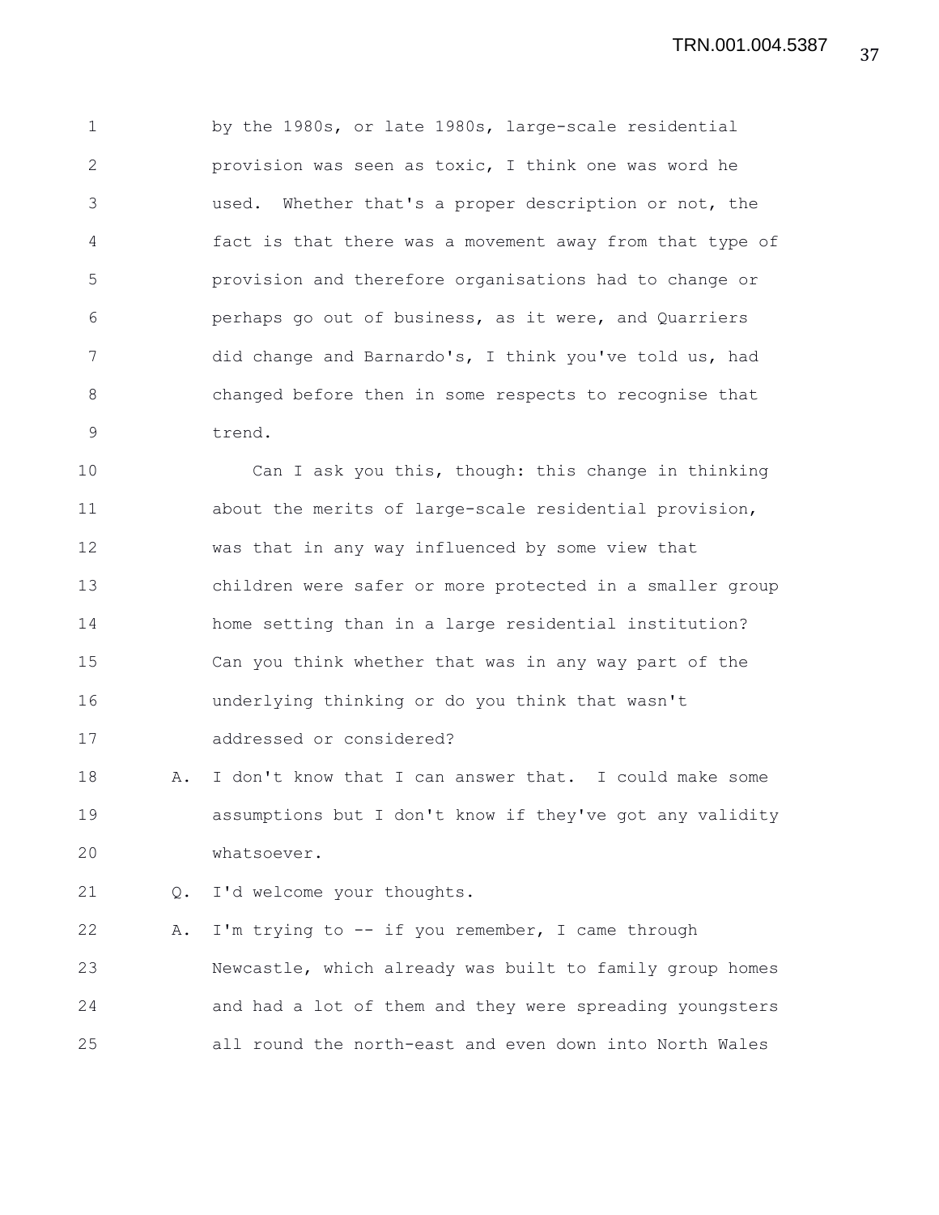by the 1980s, or late 1980s, large-scale residential provision was seen as toxic, I think one was word he used. Whether that's a proper description or not, the fact is that there was a movement away from that type of provision and therefore organisations had to change or perhaps go out of business, as it were, and Quarriers did change and Barnardo's, I think you've told us, had changed before then in some respects to recognise that trend.

Can I ask you this, though: this change in thinking about the merits of large-scale residential provision, was that in any way influenced by some view that children were safer or more protected in a smaller group home setting than in a large residential institution? Can you think whether that was in any way part of the underlying thinking or do you think that wasn't addressed or considered?

A. I don't know that I can answer that. I could make some assumptions but I don't know if they've got any validity whatsoever.

Q. I'd welcome your thoughts.

A. I'm trying to -- if you remember, I came through Newcastle, which already was built to family group homes and had a lot of them and they were spreading youngsters all round the north-east and even down into North Wales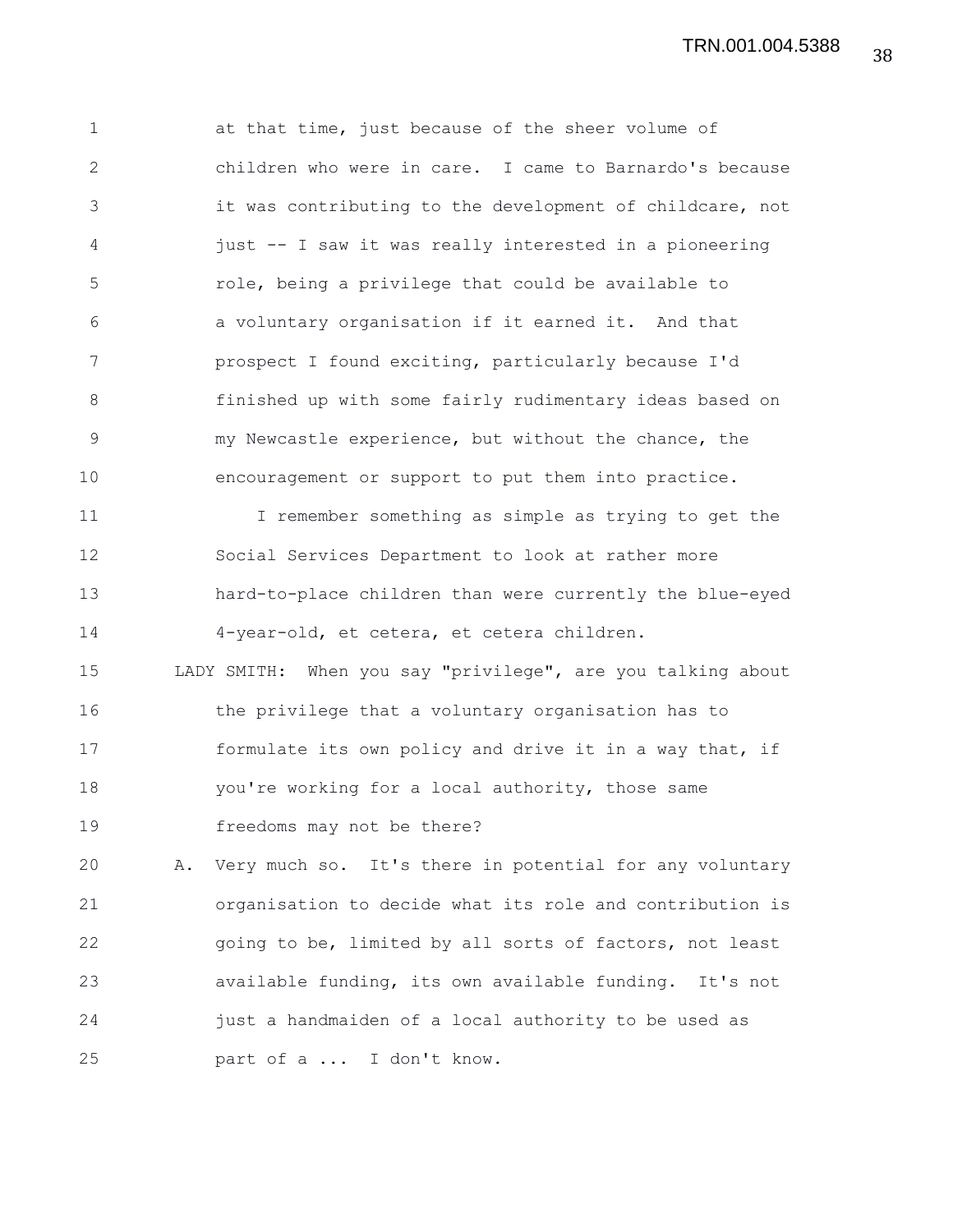at that time, just because of the sheer volume of children who were in care. I came to Barnardo's because it was contributing to the development of childcare, not just -- I saw it was really interested in a pioneering role, being a privilege that could be available to a voluntary organisation if it earned it. And that prospect I found exciting, particularly because I'd finished up with some fairly rudimentary ideas based on my Newcastle experience, but without the chance, the encouragement or support to put them into practice.

I remember something as simple as trying to get the Social Services Department to look at rather more hard-to-place children than were currently the blue-eyed 4-year-old, et cetera, et cetera children.

LADY SMITH: When you say "privilege", are you talking about the privilege that a voluntary organisation has to formulate its own policy and drive it in a way that, if you're working for a local authority, those same freedoms may not be there?

A. Very much so. It's there in potential for any voluntary organisation to decide what its role and contribution is going to be, limited by all sorts of factors, not least available funding, its own available funding. It's not just a handmaiden of a local authority to be used as part of a ... I don't know.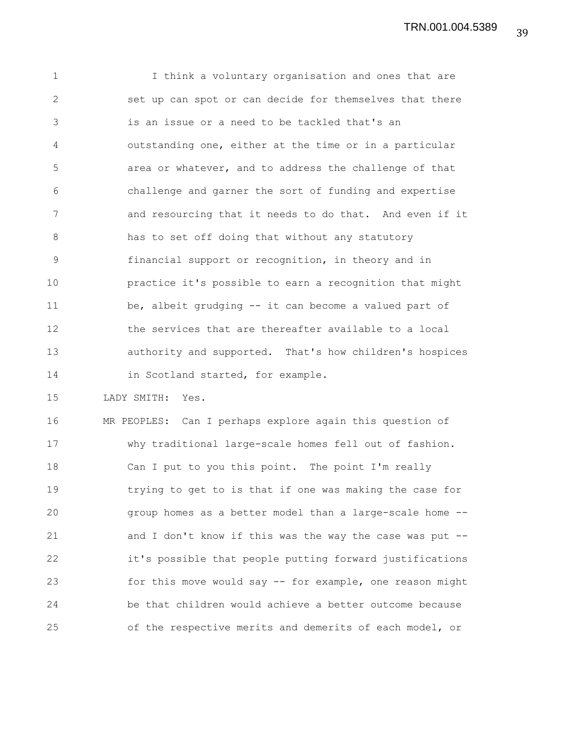I think a voluntary organisation and ones that are set up can spot or can decide for themselves that there is an issue or a need to be tackled that's an outstanding one, either at the time or in a particular area or whatever, and to address the challenge of that challenge and garner the sort of funding and expertise and resourcing that it needs to do that. And even if it has to set off doing that without any statutory financial support or recognition, in theory and in practice it's possible to earn a recognition that might be, albeit grudging -- it can become a valued part of the services that are thereafter available to a local authority and supported. That's how children's hospices in Scotland started, for example.

LADY SMITH: Yes.

MR PEOPLES: Can I perhaps explore again this question of why traditional large-scale homes fell out of fashion. Can I put to you this point. The point I'm really trying to get to is that if one was making the case for group homes as a better model than a large-scale home -- and I don't know if this was the way the case was put -- it's possible that people putting forward justifications for this move would say -- for example, one reason might be that children would achieve a better outcome because of the respective merits and demerits of each model, or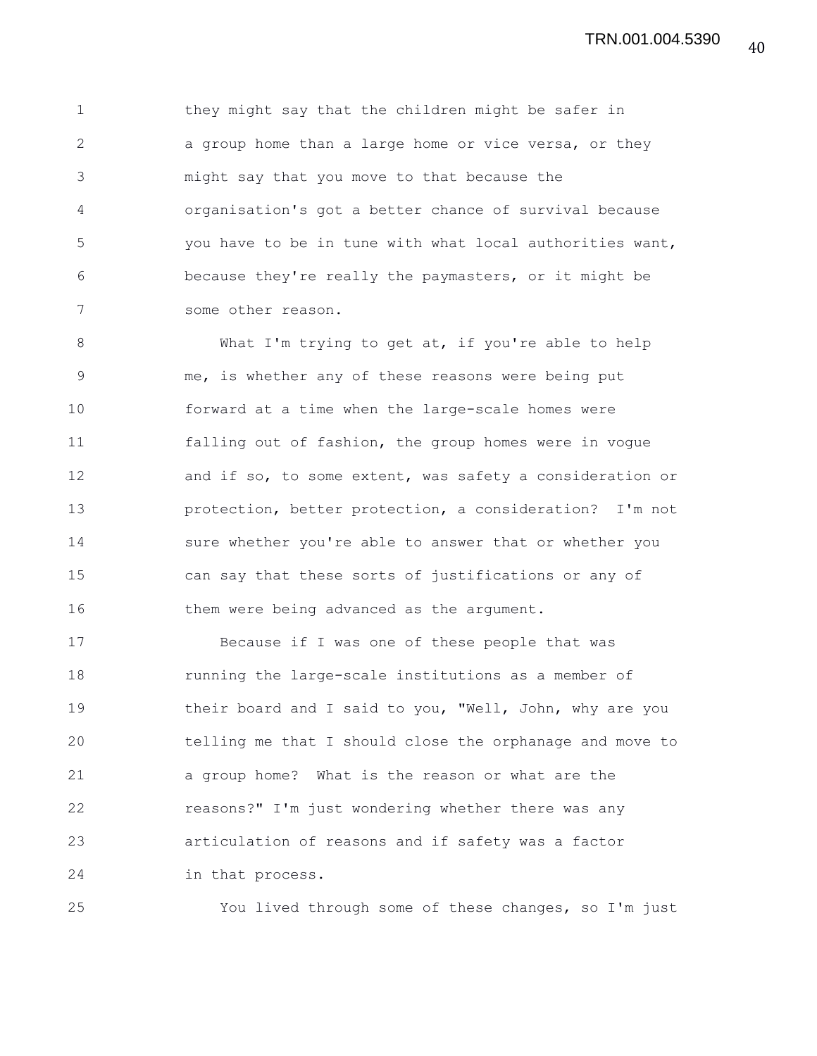they might say that the children might be safer in a group home than a large home or vice versa, or they might say that you move to that because the organisation's got a better chance of survival because you have to be in tune with what local authorities want, because they're really the paymasters, or it might be some other reason.

What I'm trying to get at, if you're able to help me, is whether any of these reasons were being put forward at a time when the large-scale homes were falling out of fashion, the group homes were in vogue and if so, to some extent, was safety a consideration or protection, better protection, a consideration? I'm not sure whether you're able to answer that or whether you can say that these sorts of justifications or any of them were being advanced as the argument.

Because if I was one of these people that was running the large-scale institutions as a member of their board and I said to you, "Well, John, why are you telling me that I should close the orphanage and move to a group home? What is the reason or what are the reasons?" I'm just wondering whether there was any articulation of reasons and if safety was a factor in that process.

You lived through some of these changes, so I'm just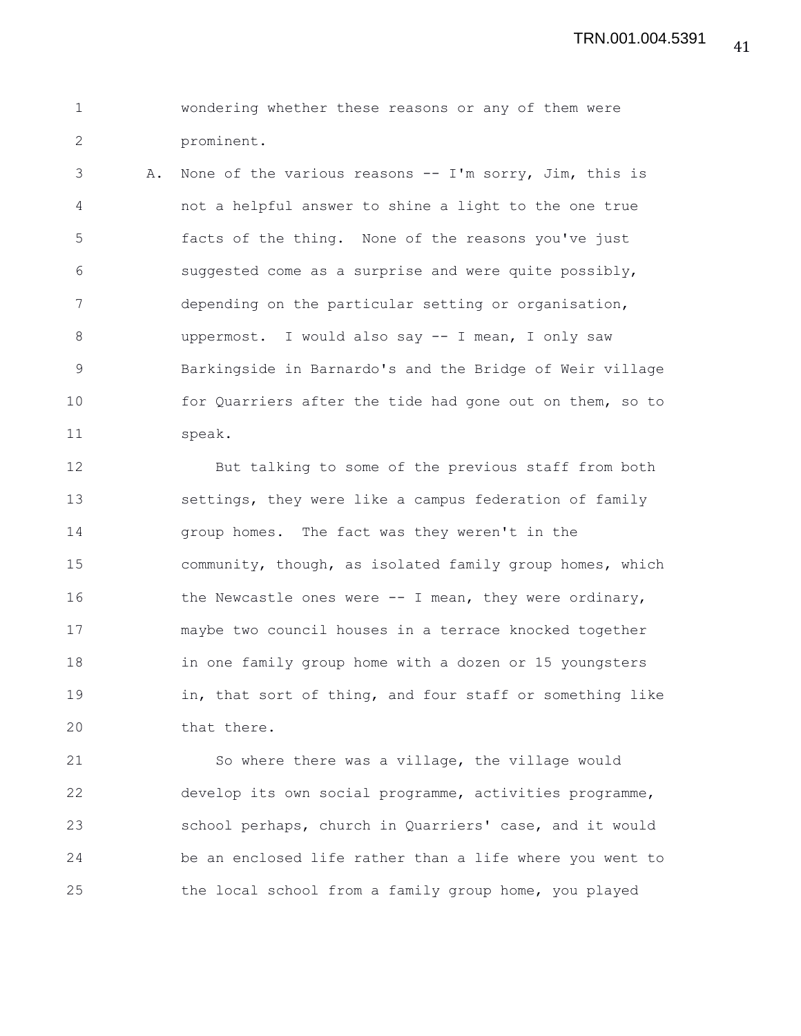wondering whether these reasons or any of them were prominent.

A. None of the various reasons -- I'm sorry, Jim, this is not a helpful answer to shine a light to the one true facts of the thing. None of the reasons you've just suggested come as a surprise and were quite possibly, depending on the particular setting or organisation, uppermost. I would also say -- I mean, I only saw Barkingside in Barnardo's and the Bridge of Weir village for Quarriers after the tide had gone out on them, so to speak.

But talking to some of the previous staff from both settings, they were like a campus federation of family group homes. The fact was they weren't in the community, though, as isolated family group homes, which the Newcastle ones were -- I mean, they were ordinary, maybe two council houses in a terrace knocked together in one family group home with a dozen or 15 youngsters in, that sort of thing, and four staff or something like that there.

So where there was a village, the village would develop its own social programme, activities programme, school perhaps, church in Quarriers' case, and it would be an enclosed life rather than a life where you went to the local school from a family group home, you played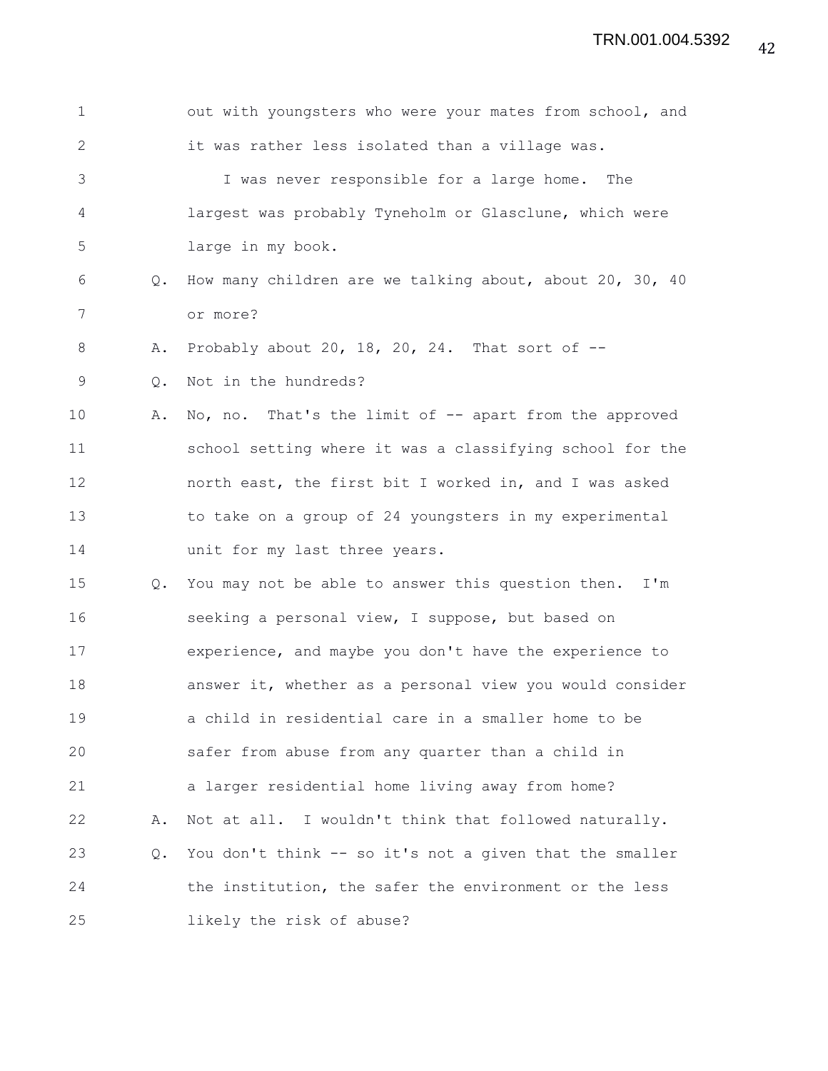out with youngsters who were your mates from school, and it was rather less isolated than a village was.

I was never responsible for a large home. The largest was probably Tyneholm or Glasclune, which were large in my book.

Q. How many children are we talking about, about 20, 30, 40 or more?

A. Probably about 20, 18, 20, 24. That sort of --

Q. Not in the hundreds?

A. No, no. That's the limit of -- apart from the approved school setting where it was a classifying school for the north east, the first bit I worked in, and I was asked to take on a group of 24 youngsters in my experimental unit for my last three years.

Q. You may not be able to answer this question then. I'm seeking a personal view, I suppose, but based on experience, and maybe you don't have the experience to answer it, whether as a personal view you would consider a child in residential care in a smaller home to be safer from abuse from any quarter than a child in a larger residential home living away from home?

A. Not at all. I wouldn't think that followed naturally.

Q. You don't think -- so it's not a given that the smaller the institution, the safer the environment or the less likely the risk of abuse?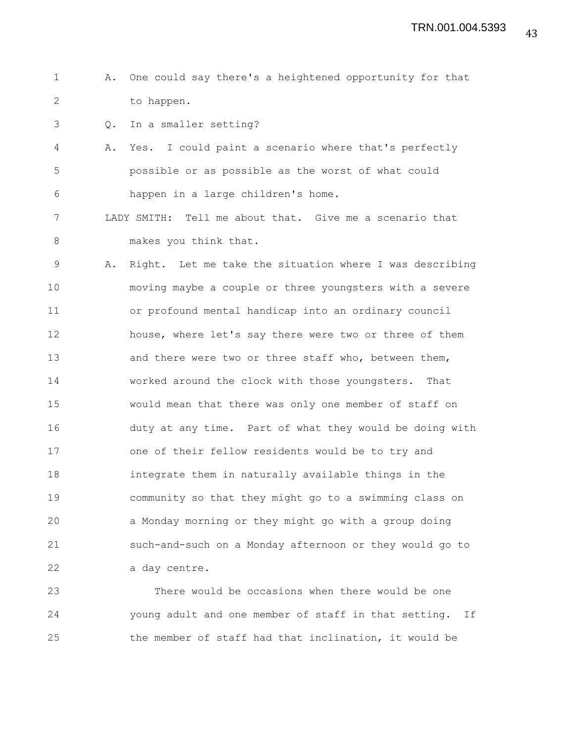A. One could say there's a heightened opportunity for that to happen.

Q. In a smaller setting?

A. Yes. I could paint a scenario where that's perfectly possible or as possible as the worst of what could happen in a large children's home.

LADY SMITH: Tell me about that. Give me a scenario that makes you think that.

A. Right. Let me take the situation where I was describing moving maybe a couple or three youngsters with a severe or profound mental handicap into an ordinary council house, where let's say there were two or three of them and there were two or three staff who, between them, worked around the clock with those youngsters. That would mean that there was only one member of staff on duty at any time. Part of what they would be doing with one of their fellow residents would be to try and integrate them in naturally available things in the community so that they might go to a swimming class on a Monday morning or they might go with a group doing such-and-such on a Monday afternoon or they would go to a day centre.

There would be occasions when there would be one young adult and one member of staff in that setting. If the member of staff had that inclination, it would be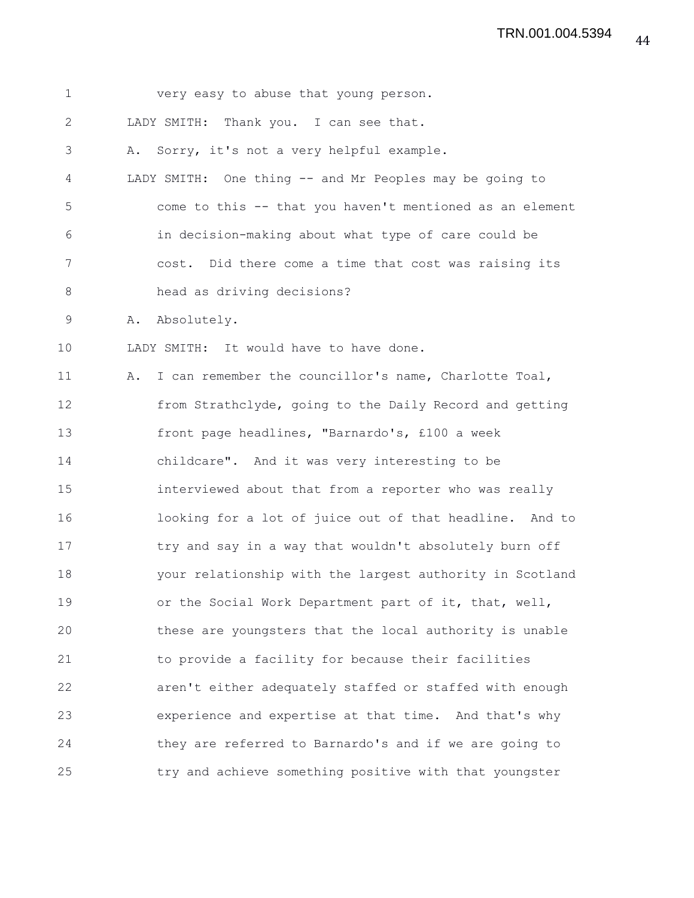very easy to abuse that young person.

LADY SMITH: Thank you. I can see that.

A. Sorry, it's not a very helpful example.

LADY SMITH: One thing -- and Mr Peoples may be going to come to this -- that you haven't mentioned as an element in decision-making about what type of care could be cost. Did there come a time that cost was raising its head as driving decisions?

A. Absolutely.

LADY SMITH: It would have to have done.

A. I can remember the councillor's name, Charlotte Toal, from Strathclyde, going to the Daily Record and getting front page headlines, "Barnardo's, £100 a week childcare". And it was very interesting to be interviewed about that from a reporter who was really looking for a lot of juice out of that headline. And to try and say in a way that wouldn't absolutely burn off your relationship with the largest authority in Scotland or the Social Work Department part of it, that, well, these are youngsters that the local authority is unable to provide a facility for because their facilities aren't either adequately staffed or staffed with enough experience and expertise at that time. And that's why they are referred to Barnardo's and if we are going to try and achieve something positive with that youngster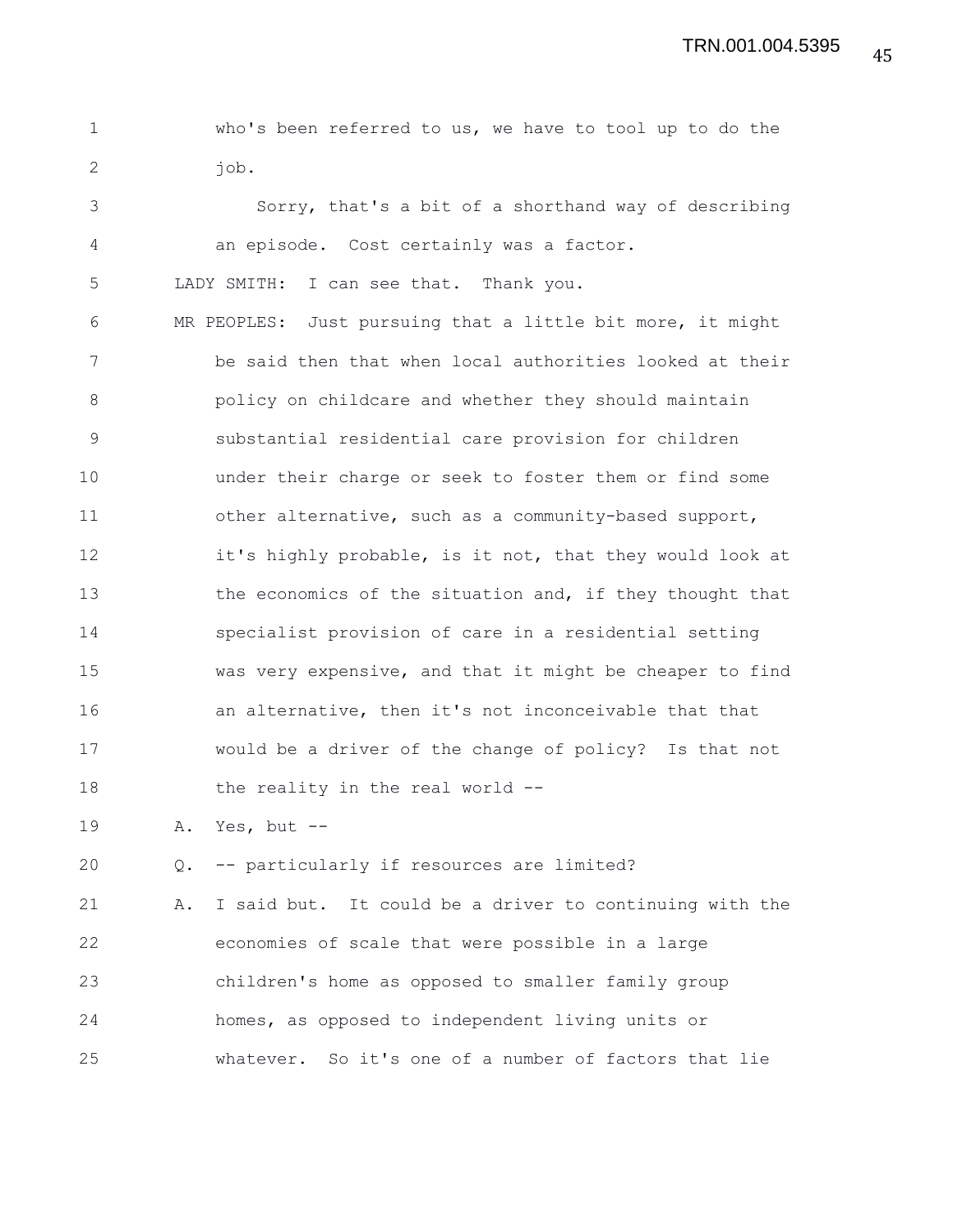who's been referred to us, we have to tool up to do the job.

Sorry, that's a bit of a shorthand way of describing an episode. Cost certainly was a factor.

LADY SMITH: I can see that. Thank you.

MR PEOPLES: Just pursuing that a little bit more, it might be said then that when local authorities looked at their policy on childcare and whether they should maintain substantial residential care provision for children under their charge or seek to foster them or find some other alternative, such as a community-based support, it's highly probable, is it not, that they would look at the economics of the situation and, if they thought that specialist provision of care in a residential setting was very expensive, and that it might be cheaper to find an alternative, then it's not inconceivable that that would be a driver of the change of policy? Is that not the reality in the real world --

A. Yes, but --

Q. -- particularly if resources are limited?

A. I said but. It could be a driver to continuing with the economies of scale that were possible in a large children's home as opposed to smaller family group homes, as opposed to independent living units or whatever. So it's one of a number of factors that lie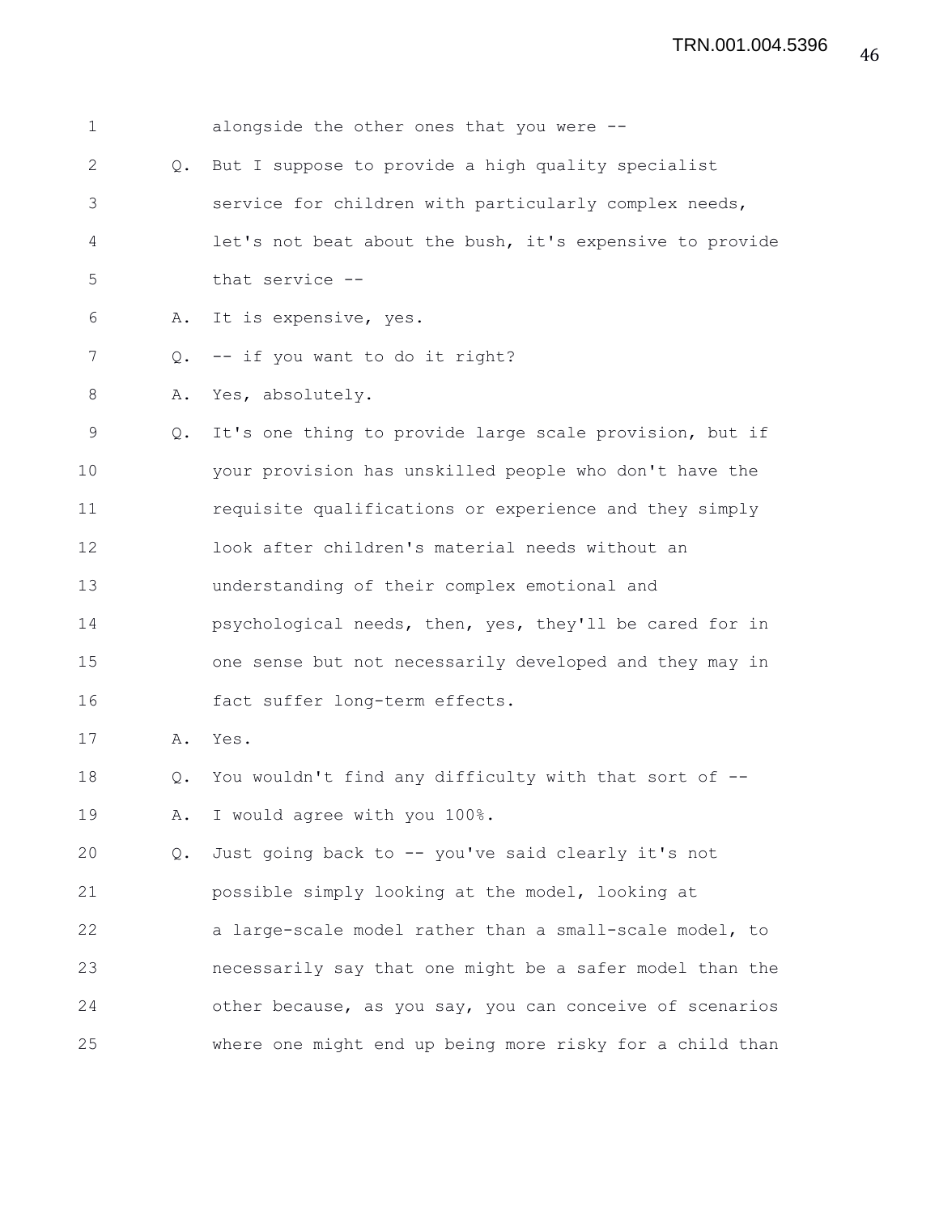alongside the other ones that you were --

Q. But I suppose to provide a high quality specialist service for children with particularly complex needs, let's not beat about the bush, it's expensive to provide that service --

A. It is expensive, yes.

Q. -- if you want to do it right?

A. Yes, absolutely.

Q. It's one thing to provide large scale provision, but if your provision has unskilled people who don't have the requisite qualifications or experience and they simply look after children's material needs without an understanding of their complex emotional and psychological needs, then, yes, they'll be cared for in one sense but not necessarily developed and they may in fact suffer long-term effects.

A. Yes.

Q. You wouldn't find any difficulty with that sort of --

A. I would agree with you 100%.

Q. Just going back to -- you've said clearly it's not possible simply looking at the model, looking at a large-scale model rather than a small-scale model, to necessarily say that one might be a safer model than the other because, as you say, you can conceive of scenarios where one might end up being more risky for a child than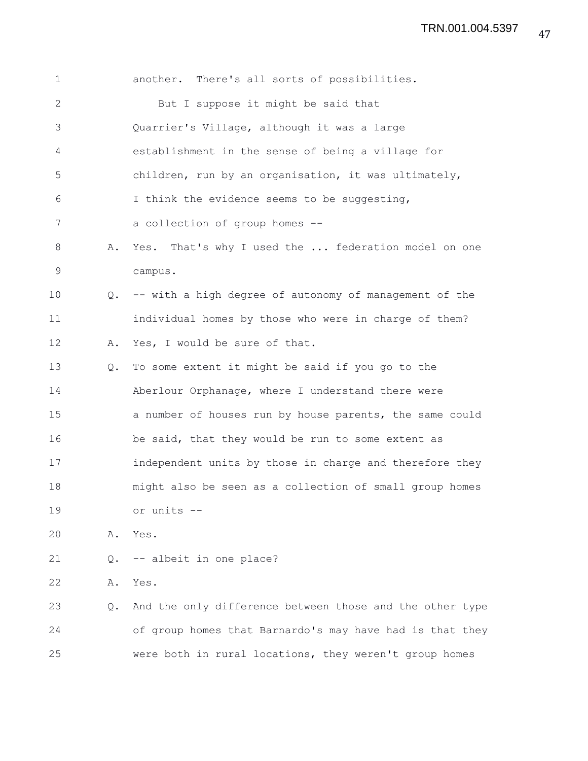another. There's all sorts of possibilities.

But I suppose it might be said that Quarrier's Village, although it was a large establishment in the sense of being a village for children, run by an organisation, it was ultimately, I think the evidence seems to be suggesting, a collection of group homes --

A. Yes. That's why I used the ... federation model on one campus.

Q. -- with a high degree of autonomy of management of the individual homes by those who were in charge of them?

A. Yes, I would be sure of that.

Q. To some extent it might be said if you go to the Aberlour Orphanage, where I understand there were a number of houses run by house parents, the same could be said, that they would be run to some extent as independent units by those in charge and therefore they might also be seen as a collection of small group homes or units --

A. Yes.

Q. -- albeit in one place?

A. Yes.

Q. And the only difference between those and the other type of group homes that Barnardo's may have had is that they were both in rural locations, they weren't group homes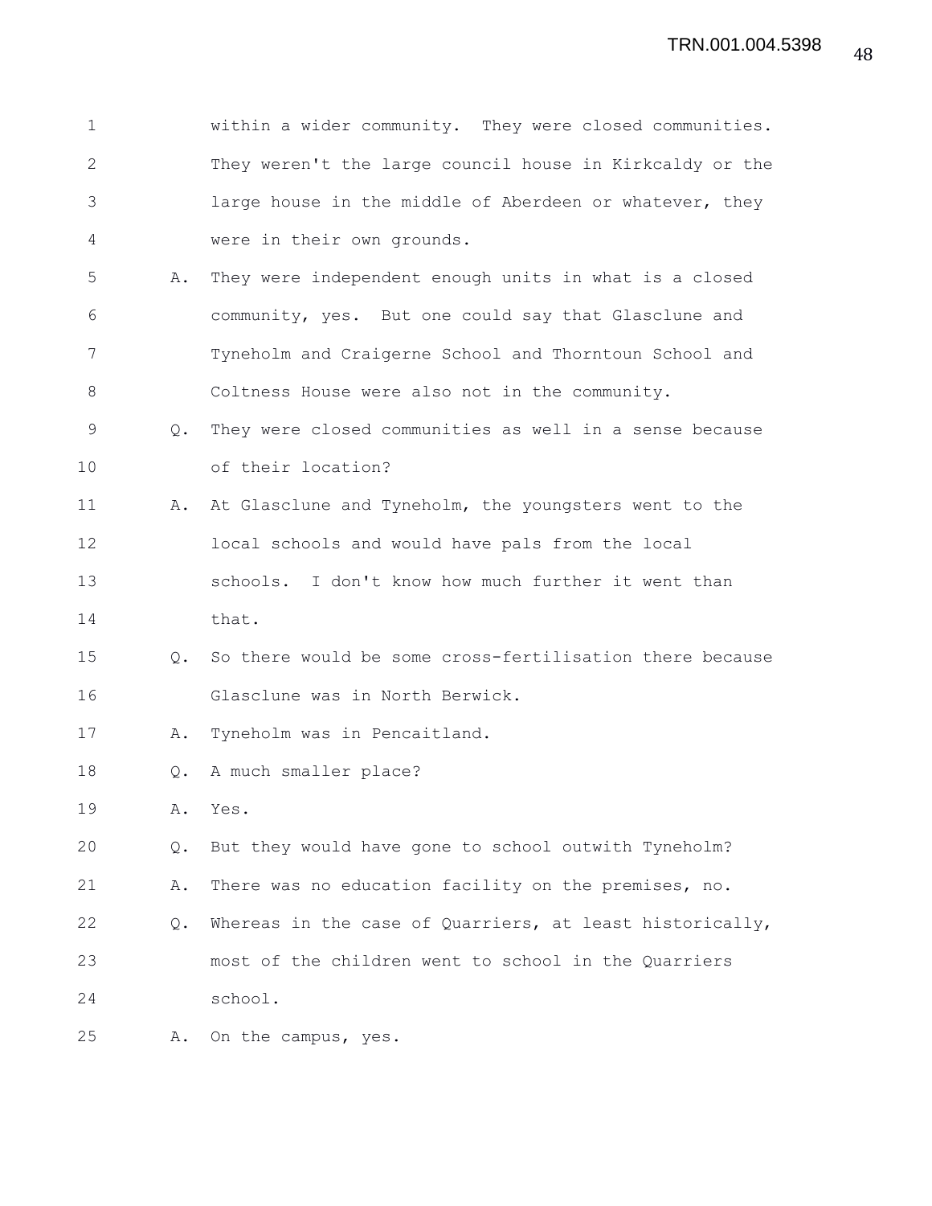within a wider community. They were closed communities. They weren't the large council house in Kirkcaldy or the large house in the middle of Aberdeen or whatever, they were in their own grounds.

A. They were independent enough units in what is a closed community, yes. But one could say that Glasclune and Tyneholm and Craigerne School and Thorntoun School and Coltness House were also not in the community.

Q. They were closed communities as well in a sense because of their location?

A. At Glasclune and Tyneholm, the youngsters went to the local schools and would have pals from the local schools. I don't know how much further it went than that.

Q. So there would be some cross-fertilisation there because Glasclune was in North Berwick.

A. Tyneholm was in Pencaitland.

Q. A much smaller place?

A. Yes.

Q. But they would have gone to school outwith Tyneholm?

A. There was no education facility on the premises, no.

Q. Whereas in the case of Quarriers, at least historically, most of the children went to school in the Quarriers school.

A. On the campus, yes.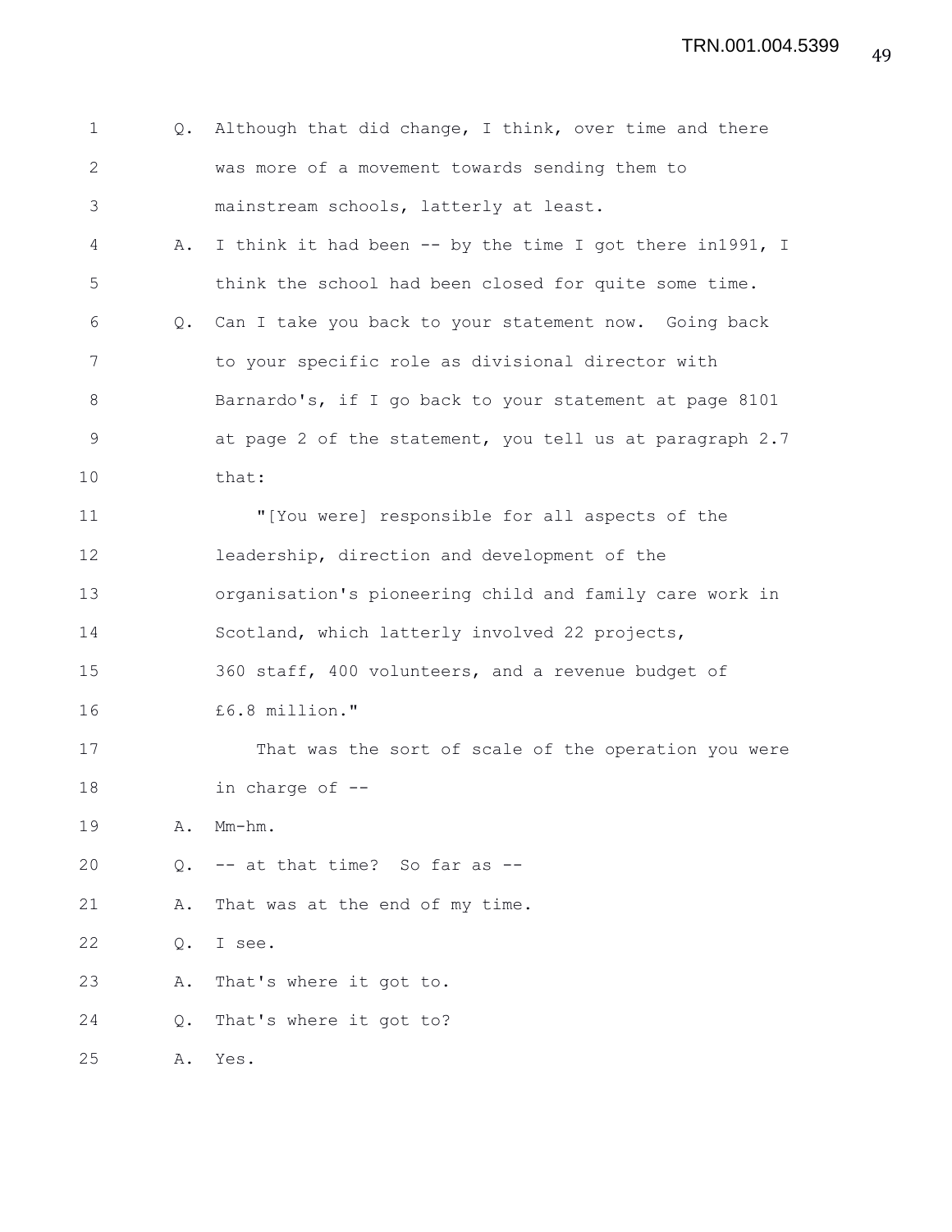Q. Although that did change, I think, over time and there was more of a movement towards sending them to mainstream schools, latterly at least.

A. I think it had been -- by the time I got there in1991, I think the school had been closed for quite some time.

Q. Can I take you back to your statement now. Going back to your specific role as divisional director with Barnardo's, if I go back to your statement at page 8101 at page 2 of the statement, you tell us at paragraph 2.7 that:

"[You were] responsible for all aspects of the leadership, direction and development of the organisation's pioneering child and family care work in Scotland, which latterly involved 22 projects, 360 staff, 400 volunteers, and a revenue budget of £6.8 million."

That was the sort of scale of the operation you were in charge of --

A. Mm-hm.

Q. -- at that time? So far as --

A. That was at the end of my time.

Q. I see.

A. That's where it got to.

Q. That's where it got to?

A. Yes.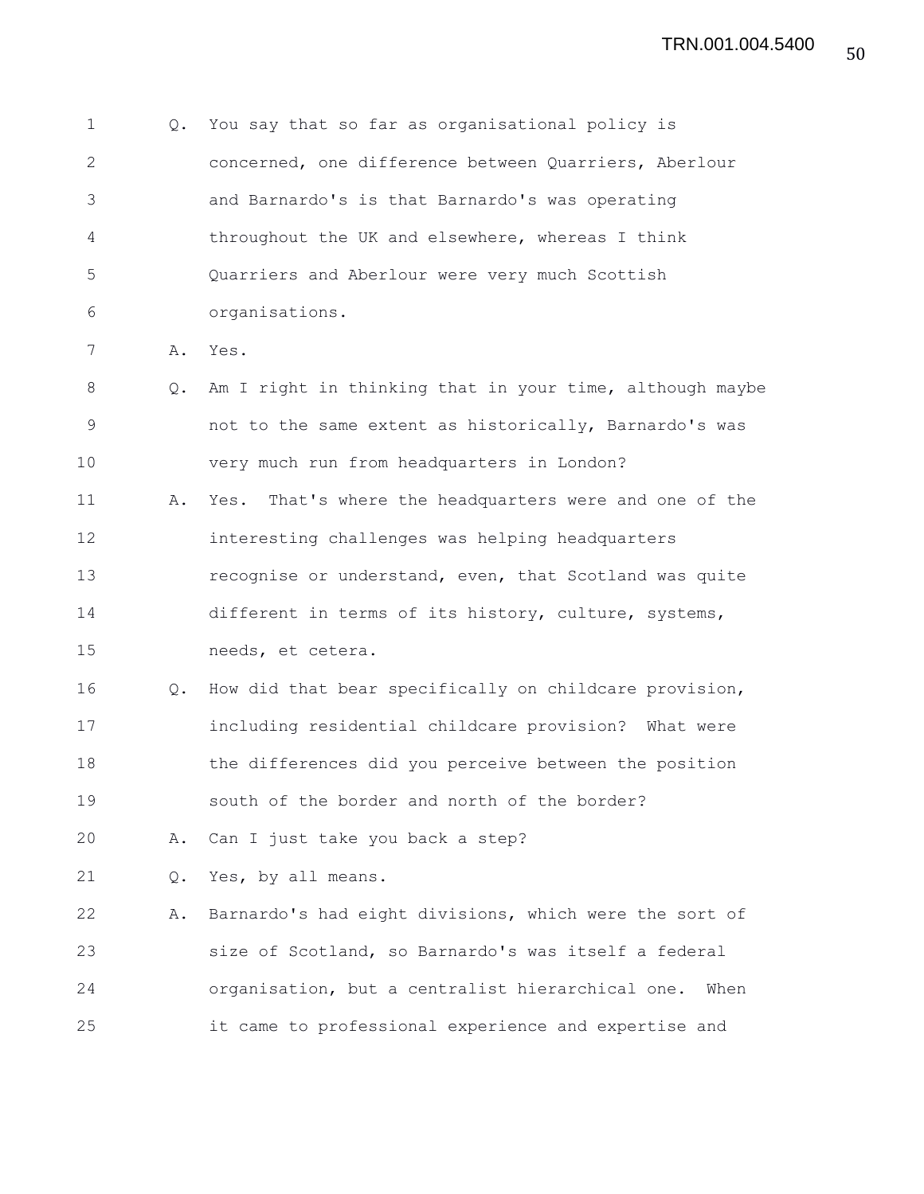Q. You say that so far as organisational policy is concerned, one difference between Quarriers, Aberlour and Barnardo's is that Barnardo's was operating throughout the UK and elsewhere, whereas I think Quarriers and Aberlour were very much Scottish organisations.

A. Yes.

Q. Am I right in thinking that in your time, although maybe not to the same extent as historically, Barnardo's was very much run from headquarters in London?

A. Yes. That's where the headquarters were and one of the interesting challenges was helping headquarters recognise or understand, even, that Scotland was quite different in terms of its history, culture, systems, needs, et cetera.

Q. How did that bear specifically on childcare provision, including residential childcare provision? What were the differences did you perceive between the position south of the border and north of the border?

A. Can I just take you back a step?

Q. Yes, by all means.

A. Barnardo's had eight divisions, which were the sort of size of Scotland, so Barnardo's was itself a federal organisation, but a centralist hierarchical one. When it came to professional experience and expertise and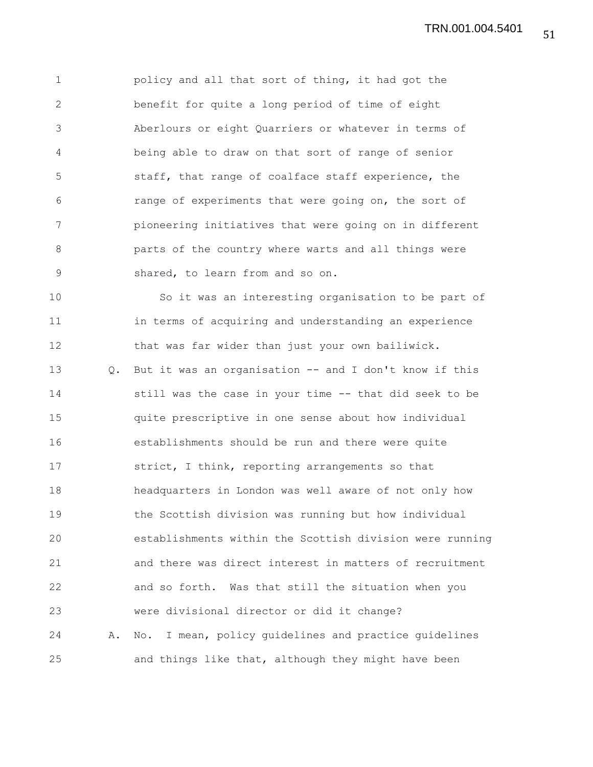policy and all that sort of thing, it had got the benefit for quite a long period of time of eight Aberlours or eight Quarriers or whatever in terms of being able to draw on that sort of range of senior staff, that range of coalface staff experience, the range of experiments that were going on, the sort of pioneering initiatives that were going on in different parts of the country where warts and all things were shared, to learn from and so on.

So it was an interesting organisation to be part of in terms of acquiring and understanding an experience that was far wider than just your own bailiwick.

Q. But it was an organisation -- and I don't know if this still was the case in your time -- that did seek to be quite prescriptive in one sense about how individual establishments should be run and there were quite strict, I think, reporting arrangements so that headquarters in London was well aware of not only how the Scottish division was running but how individual establishments within the Scottish division were running and there was direct interest in matters of recruitment and so forth. Was that still the situation when you were divisional director or did it change?

A. No. I mean, policy guidelines and practice guidelines and things like that, although they might have been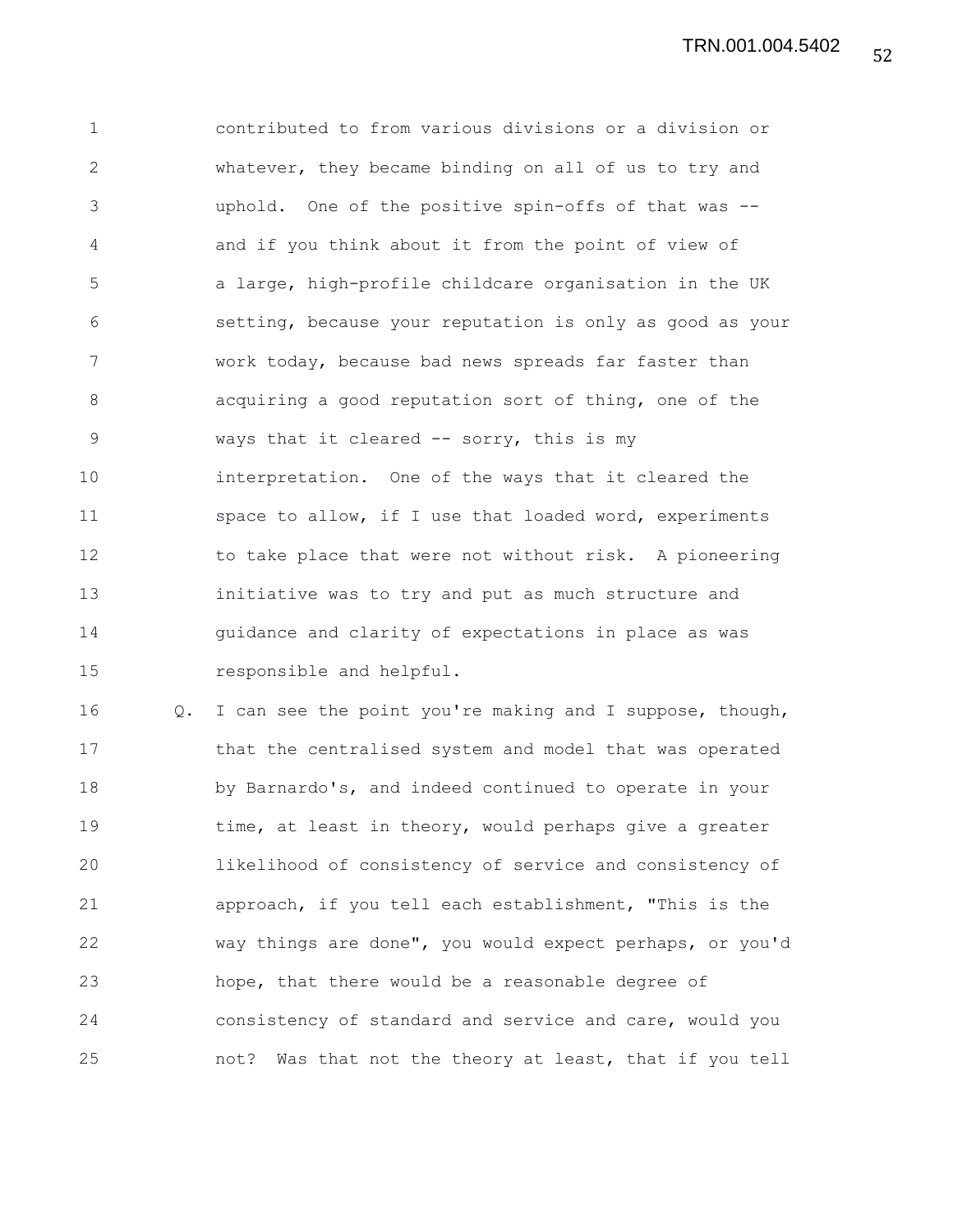contributed to from various divisions or a division or whatever, they became binding on all of us to try and uphold. One of the positive spin-offs of that was -- and if you think about it from the point of view of a large, high-profile childcare organisation in the UK setting, because your reputation is only as good as your work today, because bad news spreads far faster than acquiring a good reputation sort of thing, one of the ways that it cleared -- sorry, this is my interpretation. One of the ways that it cleared the space to allow, if I use that loaded word, experiments to take place that were not without risk. A pioneering initiative was to try and put as much structure and guidance and clarity of expectations in place as was responsible and helpful.

Q. I can see the point you're making and I suppose, though, that the centralised system and model that was operated by Barnardo's, and indeed continued to operate in your time, at least in theory, would perhaps give a greater likelihood of consistency of service and consistency of approach, if you tell each establishment, "This is the way things are done", you would expect perhaps, or you'd hope, that there would be a reasonable degree of consistency of standard and service and care, would you not? Was that not the theory at least, that if you tell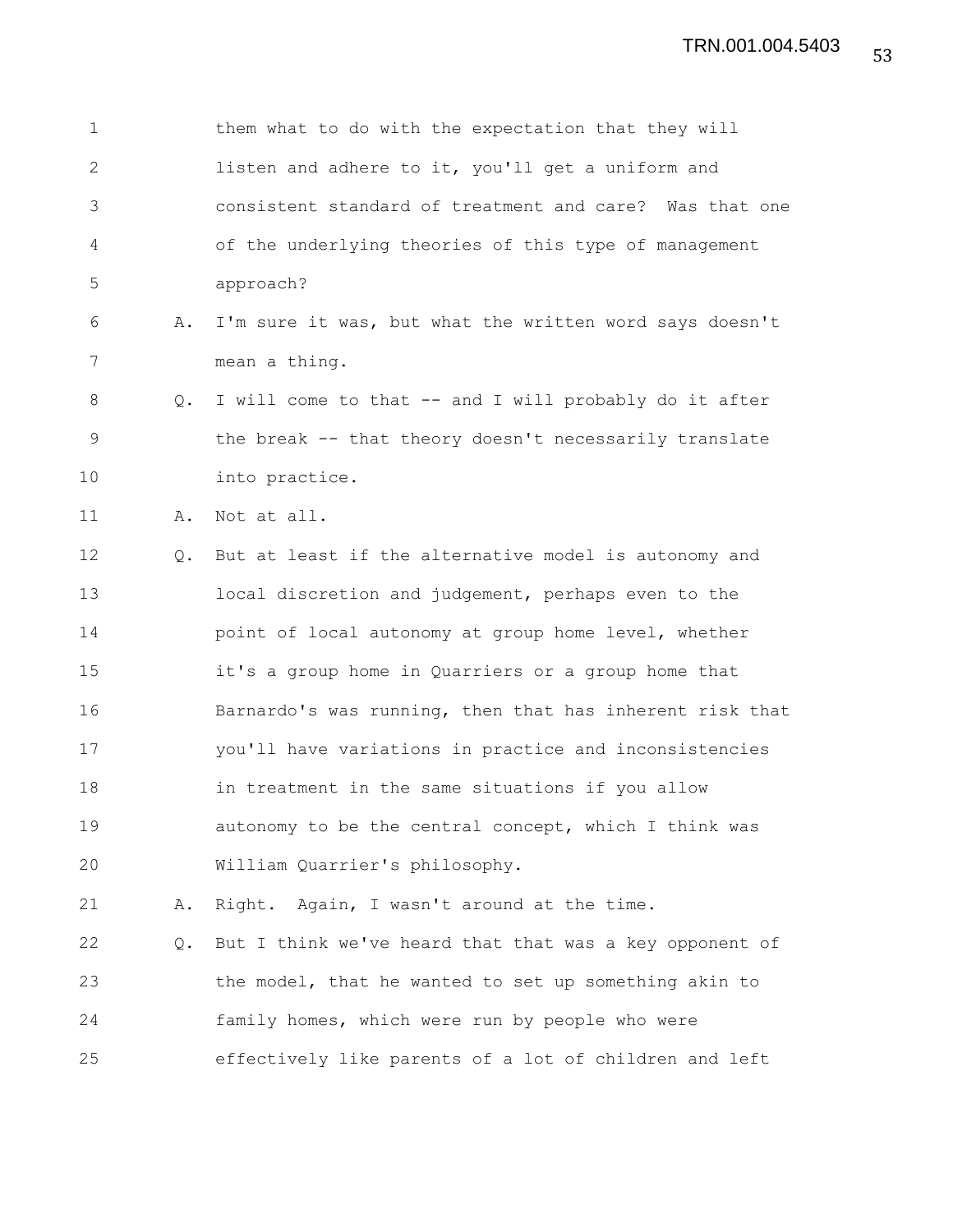them what to do with the expectation that they will listen and adhere to it, you'll get a uniform and consistent standard of treatment and care? Was that one of the underlying theories of this type of management approach?

A. I'm sure it was, but what the written word says doesn't mean a thing.

Q. I will come to that -- and I will probably do it after the break -- that theory doesn't necessarily translate into practice.

A. Not at all.

Q. But at least if the alternative model is autonomy and local discretion and judgement, perhaps even to the point of local autonomy at group home level, whether it's a group home in Quarriers or a group home that Barnardo's was running, then that has inherent risk that you'll have variations in practice and inconsistencies in treatment in the same situations if you allow autonomy to be the central concept, which I think was William Quarrier's philosophy.

A. Right. Again, I wasn't around at the time.

Q. But I think we've heard that that was a key opponent of the model, that he wanted to set up something akin to family homes, which were run by people who were effectively like parents of a lot of children and left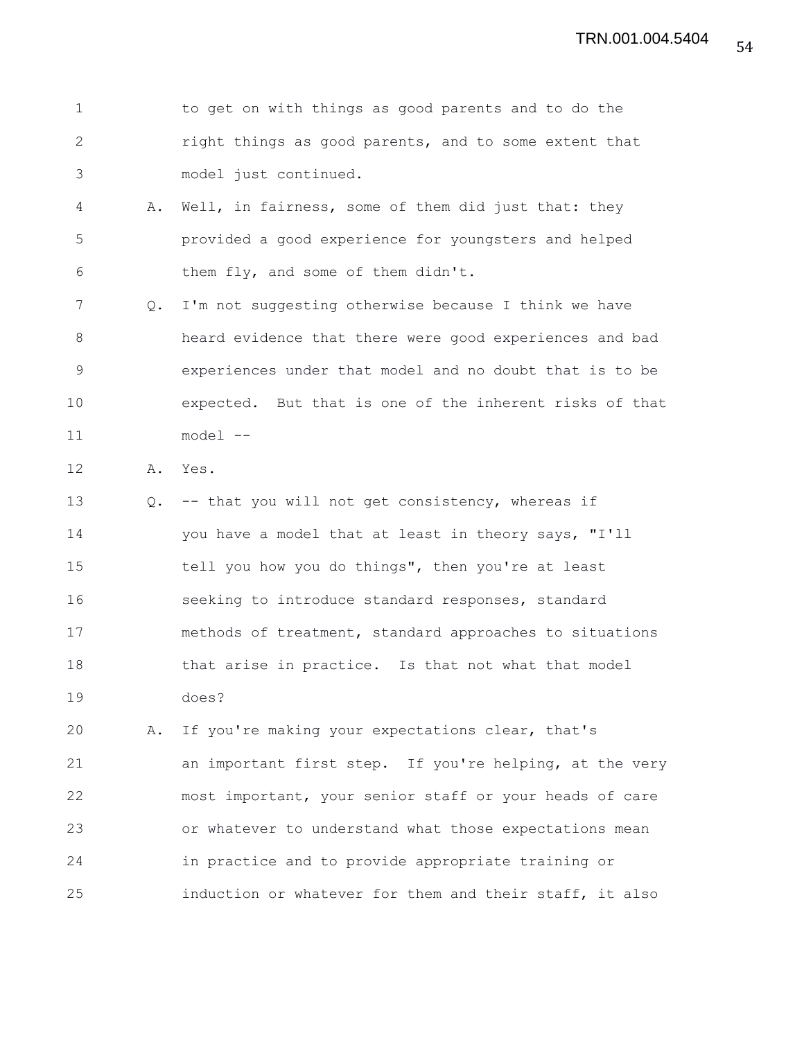to get on with things as good parents and to do the right things as good parents, and to some extent that model just continued.

A. Well, in fairness, some of them did just that: they provided a good experience for youngsters and helped them fly, and some of them didn't.

Q. I'm not suggesting otherwise because I think we have heard evidence that there were good experiences and bad experiences under that model and no doubt that is to be expected. But that is one of the inherent risks of that model --

A. Yes.

Q. -- that you will not get consistency, whereas if you have a model that at least in theory says, "I'll tell you how you do things", then you're at least seeking to introduce standard responses, standard methods of treatment, standard approaches to situations that arise in practice. Is that not what that model does?

A. If you're making your expectations clear, that's an important first step. If you're helping, at the very most important, your senior staff or your heads of care or whatever to understand what those expectations mean in practice and to provide appropriate training or induction or whatever for them and their staff, it also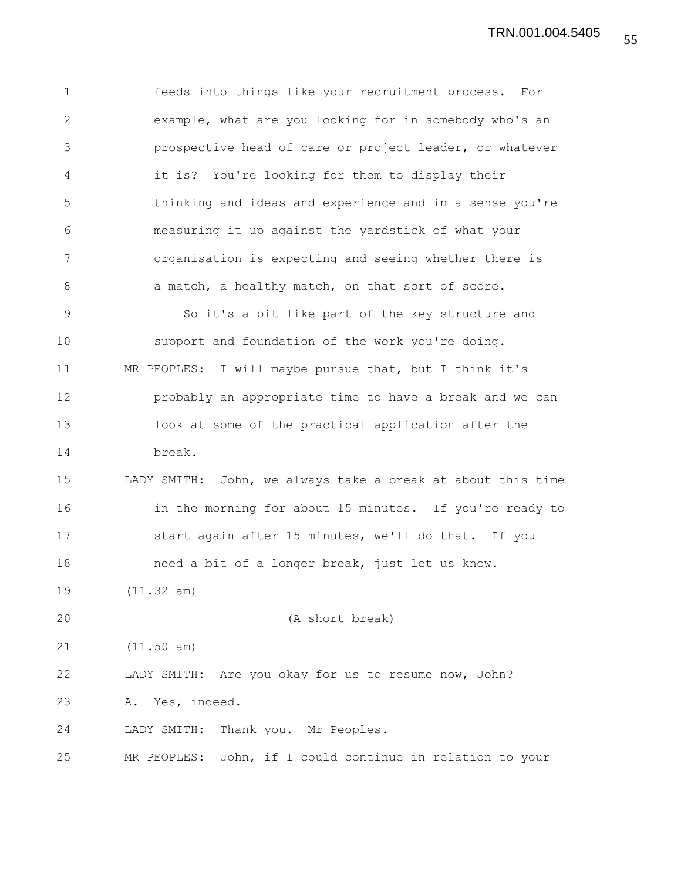feeds into things like your recruitment process. For example, what are you looking for in somebody who's an prospective head of care or project leader, or whatever it is? You're looking for them to display their thinking and ideas and experience and in a sense you're measuring it up against the yardstick of what your organisation is expecting and seeing whether there is a match, a healthy match, on that sort of score.

So it's a bit like part of the key structure and support and foundation of the work you're doing.

MR PEOPLES: I will maybe pursue that, but I think it's probably an appropriate time to have a break and we can look at some of the practical application after the break.

LADY SMITH: John, we always take a break at about this time in the morning for about 15 minutes. If you're ready to start again after 15 minutes, we'll do that. If you need a bit of a longer break, just let us know.

(11.32 am)

(A short break)

(11.50 am)

LADY SMITH: Are you okay for us to resume now, John?

A. Yes, indeed.

LADY SMITH: Thank you. Mr Peoples.

MR PEOPLES: John, if I could continue in relation to your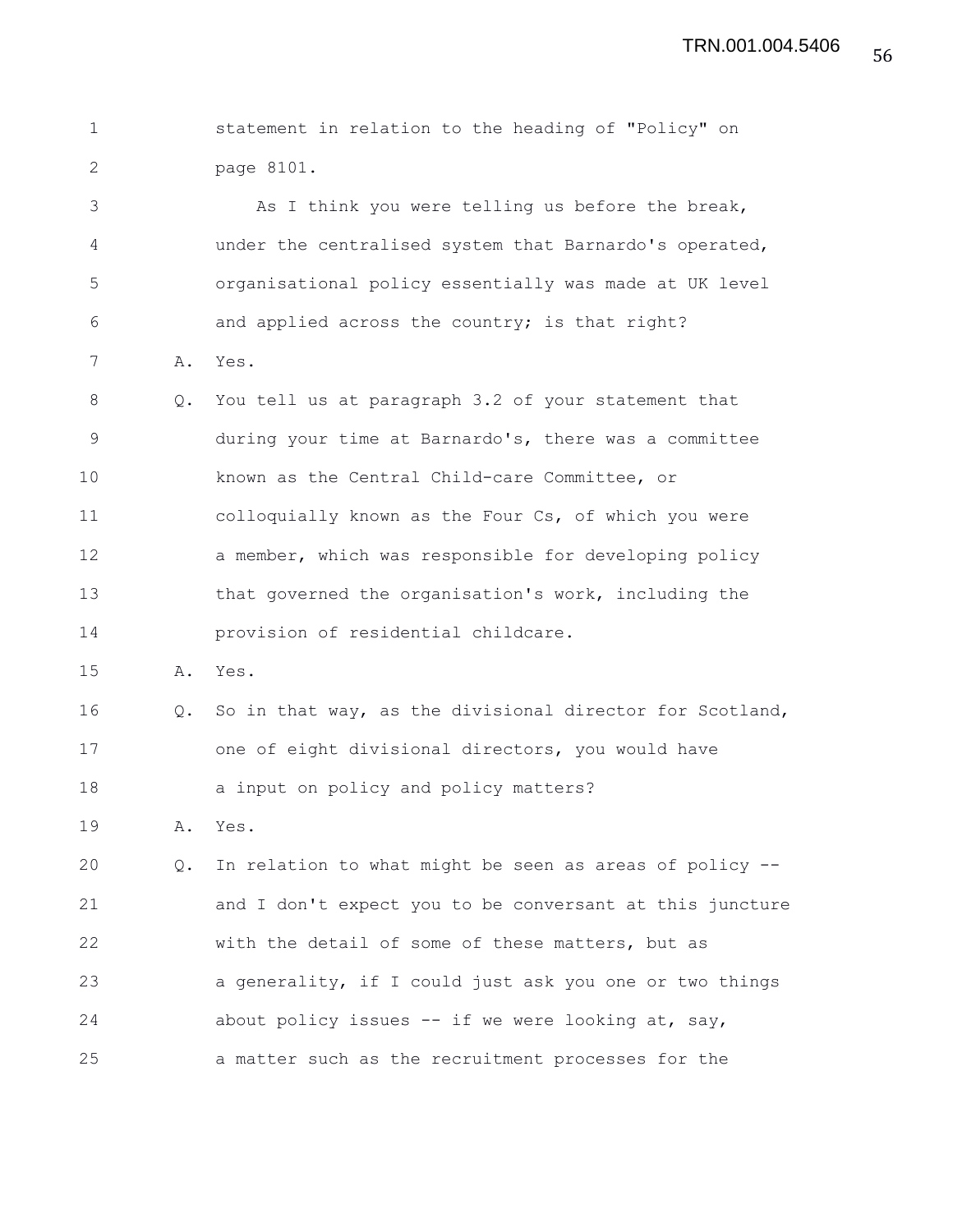statement in relation to the heading of "Policy" on page 8101.

As I think you were telling us before the break, under the centralised system that Barnardo's operated, organisational policy essentially was made at UK level and applied across the country; is that right?

A. Yes.

Q. You tell us at paragraph 3.2 of your statement that during your time at Barnardo's, there was a committee known as the Central Child-care Committee, or colloquially known as the Four Cs, of which you were a member, which was responsible for developing policy that governed the organisation's work, including the provision of residential childcare.

A. Yes.

Q. So in that way, as the divisional director for Scotland, one of eight divisional directors, you would have a input on policy and policy matters?

A. Yes.

Q. In relation to what might be seen as areas of policy -- and I don't expect you to be conversant at this juncture with the detail of some of these matters, but as a generality, if I could just ask you one or two things about policy issues -- if we were looking at, say, a matter such as the recruitment processes for the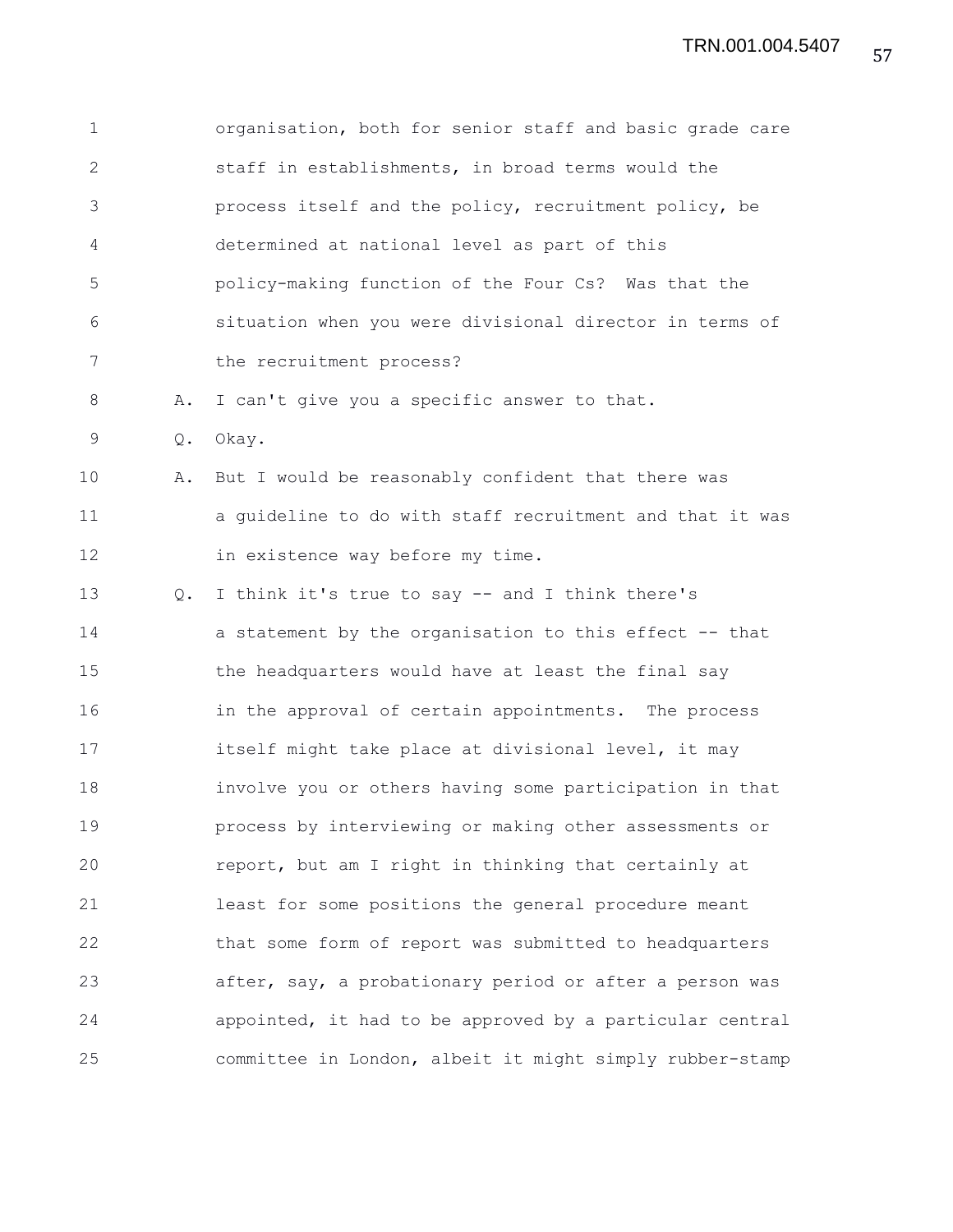organisation, both for senior staff and basic grade care staff in establishments, in broad terms would the process itself and the policy, recruitment policy, be determined at national level as part of this policy-making function of the Four Cs? Was that the situation when you were divisional director in terms of the recruitment process?

A. I can't give you a specific answer to that.

Q. Okay.

A. But I would be reasonably confident that there was a guideline to do with staff recruitment and that it was in existence way before my time.

Q. I think it's true to say -- and I think there's a statement by the organisation to this effect -- that the headquarters would have at least the final say in the approval of certain appointments. The process itself might take place at divisional level, it may involve you or others having some participation in that process by interviewing or making other assessments or report, but am I right in thinking that certainly at least for some positions the general procedure meant that some form of report was submitted to headquarters after, say, a probationary period or after a person was appointed, it had to be approved by a particular central committee in London, albeit it might simply rubber-stamp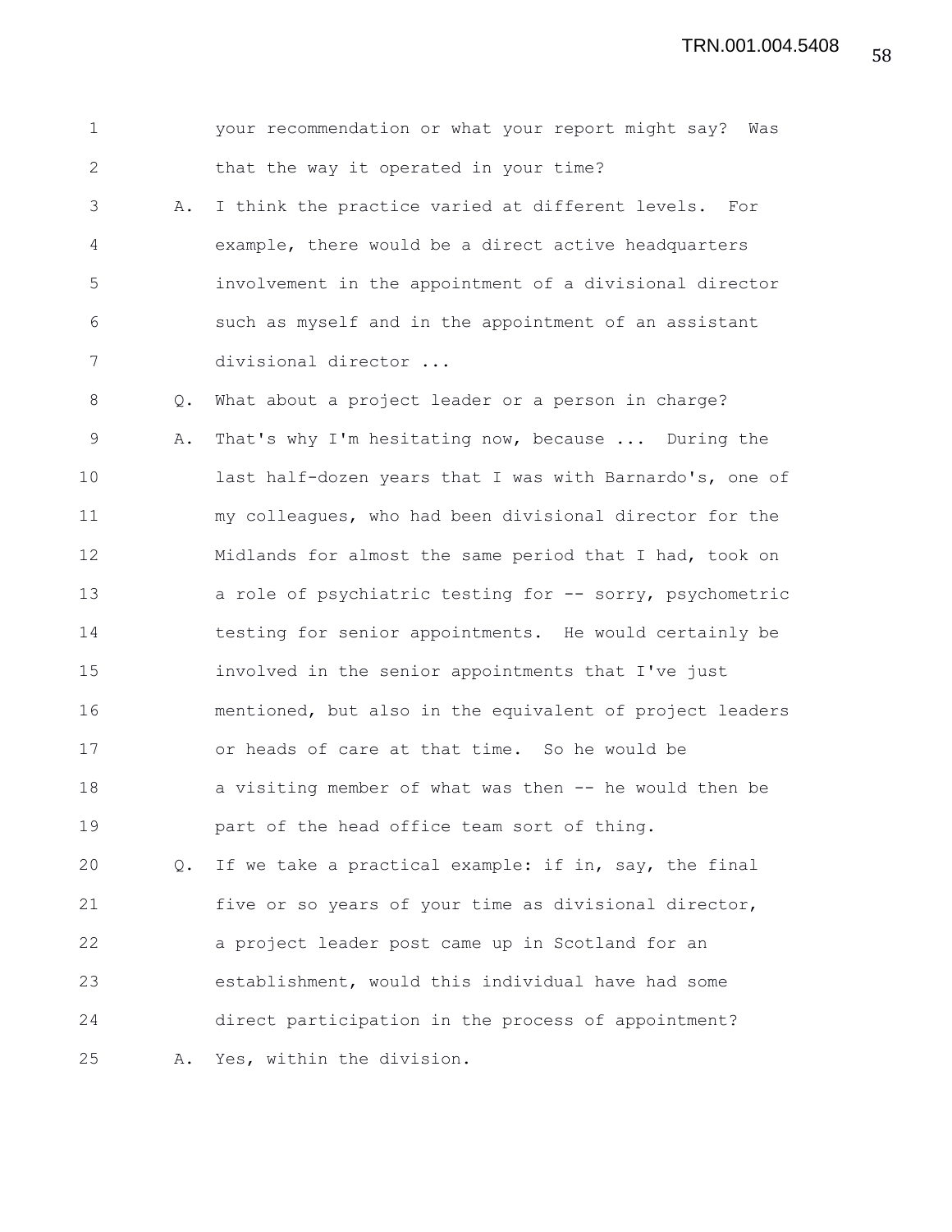1 your recommendation or what your report might say? Was
2 that the way it operated in your time?
3 A. I think the practice varied at different levels. For
4 example, there would be a direct active headquarters
5 involvement in the appointment of a divisional director
6 such as myself and in the appointment of an assistant
7 divisional director ...
8 Q. What about a project leader or a person in charge?
9 A. That's why I'm hesitating now, because ... During the
10 last half-dozen years that I was with Barnardo's, one of
11 my colleagues, who had been divisional director for the
12 Midlands for almost the same period that I had, took on
13 a role of psychiatric testing for -- sorry, psychometric
14 testing for senior appointments. He would certainly be
15 involved in the senior appointments that I've just
16 mentioned, but also in the equivalent of project leaders
17 or heads of care at that time. So he would be
18 a visiting member of what was then -- he would then be
19 part of the head office team sort of thing.
20 Q. If we take a practical example: if in, say, the final
21 five or so years of your time as divisional director,
22 a project leader post came up in Scotland for an
23 establishment, would this individual have had some
24 direct participation in the process of appointment?
25 A. Yes, within the division.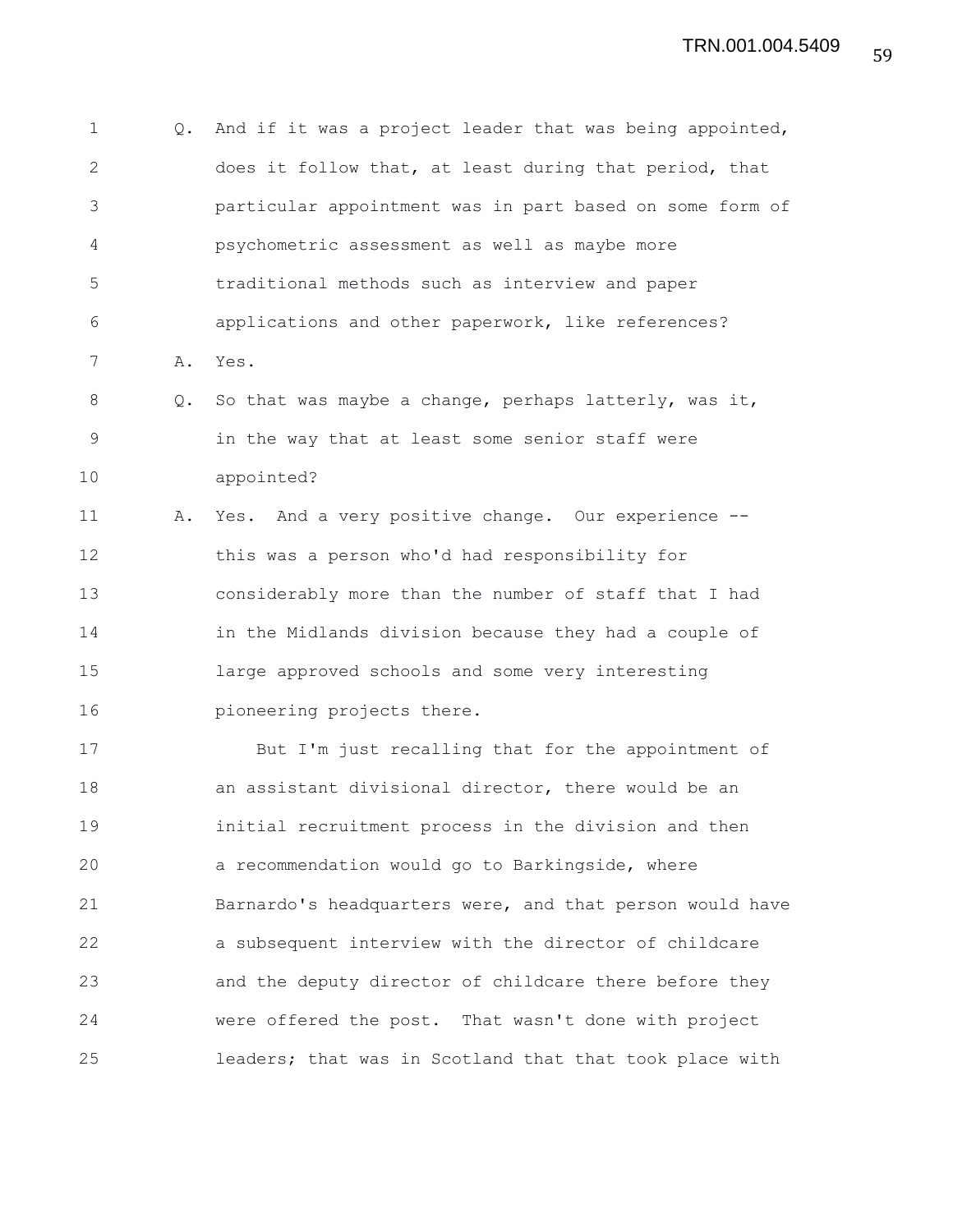Q. And if it was a project leader that was being appointed, does it follow that, at least during that period, that particular appointment was in part based on some form of psychometric assessment as well as maybe more traditional methods such as interview and paper applications and other paperwork, like references?

A. Yes.

Q. So that was maybe a change, perhaps latterly, was it, in the way that at least some senior staff were appointed?

A. Yes. And a very positive change. Our experience -- this was a person who'd had responsibility for considerably more than the number of staff that I had in the Midlands division because they had a couple of large approved schools and some very interesting pioneering projects there.

But I'm just recalling that for the appointment of an assistant divisional director, there would be an initial recruitment process in the division and then a recommendation would go to Barkingside, where Barnardo's headquarters were, and that person would have a subsequent interview with the director of childcare and the deputy director of childcare there before they were offered the post. That wasn't done with project leaders; that was in Scotland that that took place with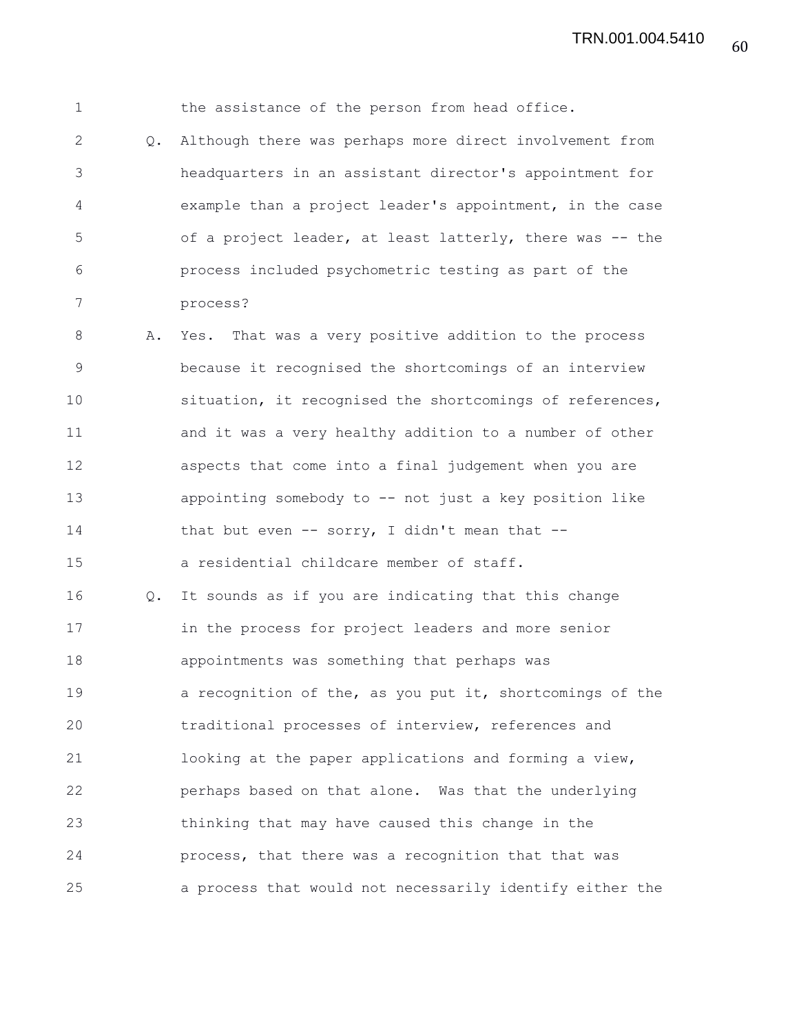the assistance of the person from head office.

Q. Although there was perhaps more direct involvement from headquarters in an assistant director's appointment for example than a project leader's appointment, in the case of a project leader, at least latterly, there was -- the process included psychometric testing as part of the process?

A. Yes. That was a very positive addition to the process because it recognised the shortcomings of an interview situation, it recognised the shortcomings of references, and it was a very healthy addition to a number of other aspects that come into a final judgement when you are appointing somebody to -- not just a key position like that but even -- sorry, I didn't mean that -- a residential childcare member of staff.

Q. It sounds as if you are indicating that this change in the process for project leaders and more senior appointments was something that perhaps was a recognition of the, as you put it, shortcomings of the traditional processes of interview, references and looking at the paper applications and forming a view, perhaps based on that alone. Was that the underlying thinking that may have caused this change in the process, that there was a recognition that that was a process that would not necessarily identify either the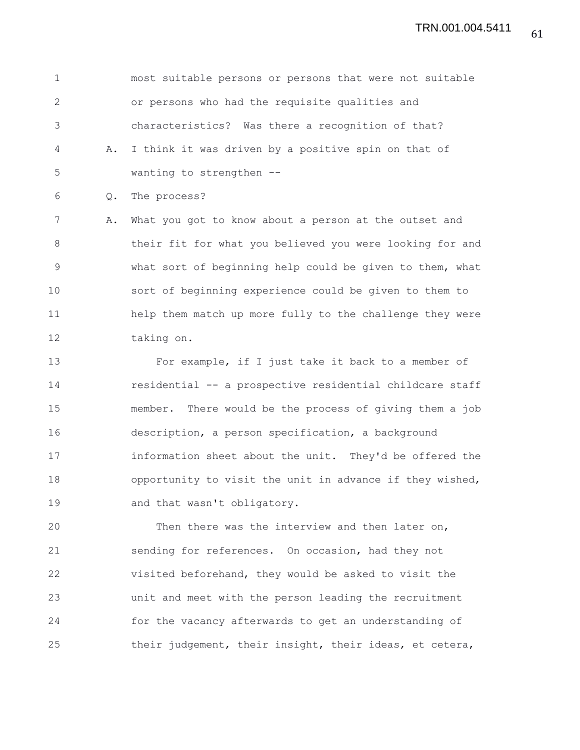most suitable persons or persons that were not suitable or persons who had the requisite qualities and characteristics? Was there a recognition of that?

A. I think it was driven by a positive spin on that of wanting to strengthen --

Q. The process?

A. What you got to know about a person at the outset and their fit for what you believed you were looking for and what sort of beginning help could be given to them, what sort of beginning experience could be given to them to help them match up more fully to the challenge they were taking on.

For example, if I just take it back to a member of residential -- a prospective residential childcare staff member. There would be the process of giving them a job description, a person specification, a background information sheet about the unit. They'd be offered the opportunity to visit the unit in advance if they wished, and that wasn't obligatory.

Then there was the interview and then later on, sending for references. On occasion, had they not visited beforehand, they would be asked to visit the unit and meet with the person leading the recruitment for the vacancy afterwards to get an understanding of their judgement, their insight, their ideas, et cetera,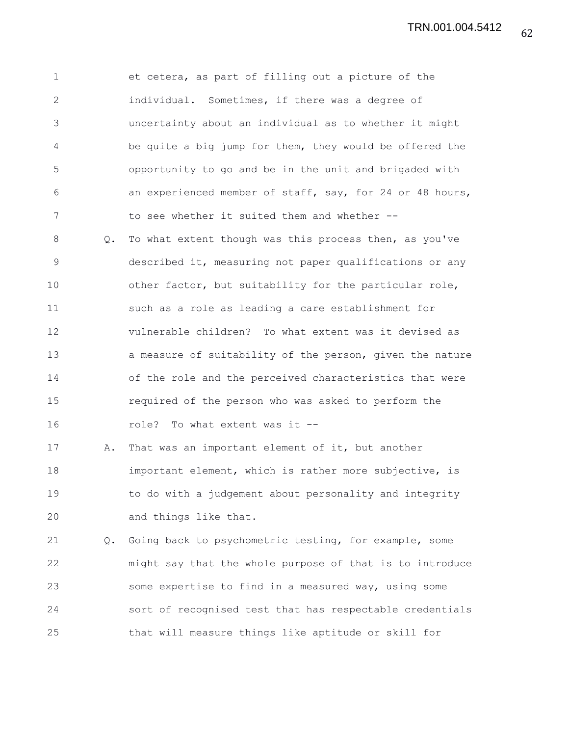et cetera, as part of filling out a picture of the individual. Sometimes, if there was a degree of uncertainty about an individual as to whether it might be quite a big jump for them, they would be offered the opportunity to go and be in the unit and brigaded with an experienced member of staff, say, for 24 or 48 hours, to see whether it suited them and whether --

Q. To what extent though was this process then, as you've described it, measuring not paper qualifications or any other factor, but suitability for the particular role, such as a role as leading a care establishment for vulnerable children? To what extent was it devised as a measure of suitability of the person, given the nature of the role and the perceived characteristics that were required of the person who was asked to perform the role? To what extent was it --

A. That was an important element of it, but another important element, which is rather more subjective, is to do with a judgement about personality and integrity and things like that.

Q. Going back to psychometric testing, for example, some might say that the whole purpose of that is to introduce some expertise to find in a measured way, using some sort of recognised test that has respectable credentials that will measure things like aptitude or skill for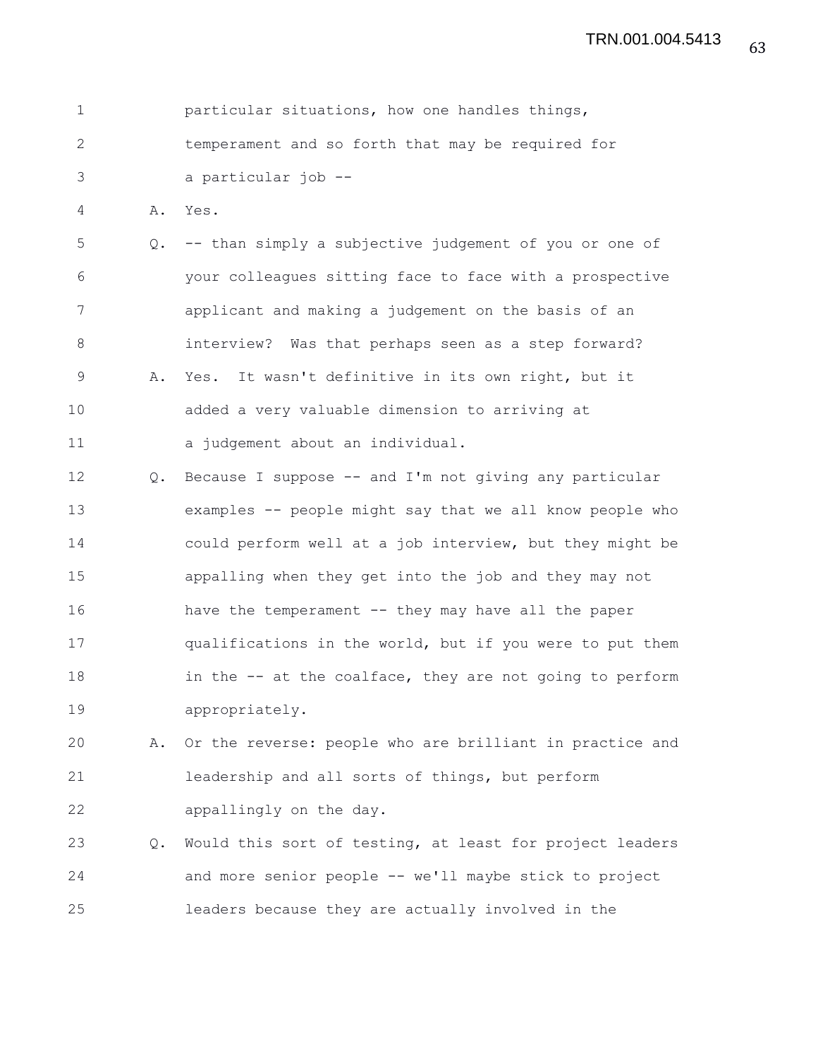particular situations, how one handles things, temperament and so forth that may be required for a particular job --

A. Yes.

Q. -- than simply a subjective judgement of you or one of your colleagues sitting face to face with a prospective applicant and making a judgement on the basis of an interview? Was that perhaps seen as a step forward?

A. Yes. It wasn't definitive in its own right, but it added a very valuable dimension to arriving at a judgement about an individual.

Q. Because I suppose -- and I'm not giving any particular examples -- people might say that we all know people who could perform well at a job interview, but they might be appalling when they get into the job and they may not have the temperament -- they may have all the paper qualifications in the world, but if you were to put them in the -- at the coalface, they are not going to perform appropriately.

A. Or the reverse: people who are brilliant in practice and leadership and all sorts of things, but perform appallingly on the day.

Q. Would this sort of testing, at least for project leaders and more senior people -- we'll maybe stick to project leaders because they are actually involved in the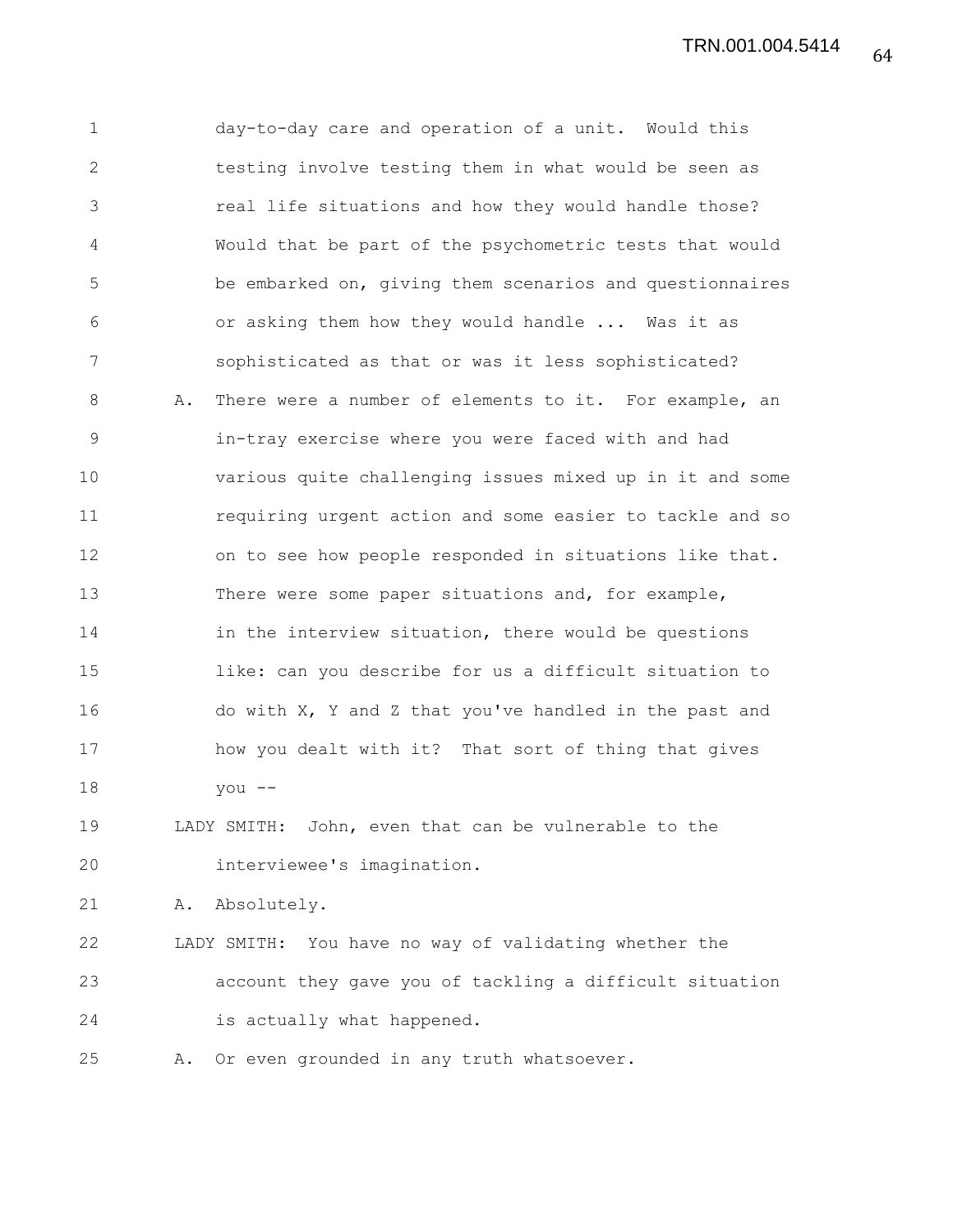day-to-day care and operation of a unit. Would this testing involve testing them in what would be seen as real life situations and how they would handle those? Would that be part of the psychometric tests that would be embarked on, giving them scenarios and questionnaires or asking them how they would handle ... Was it as sophisticated as that or was it less sophisticated?

A. There were a number of elements to it. For example, an in-tray exercise where you were faced with and had various quite challenging issues mixed up in it and some requiring urgent action and some easier to tackle and so on to see how people responded in situations like that. There were some paper situations and, for example, in the interview situation, there would be questions like: can you describe for us a difficult situation to do with X, Y and Z that you've handled in the past and how you dealt with it? That sort of thing that gives you --

LADY SMITH: John, even that can be vulnerable to the interviewee's imagination.

A. Absolutely.

LADY SMITH: You have no way of validating whether the account they gave you of tackling a difficult situation is actually what happened.

A. Or even grounded in any truth whatsoever.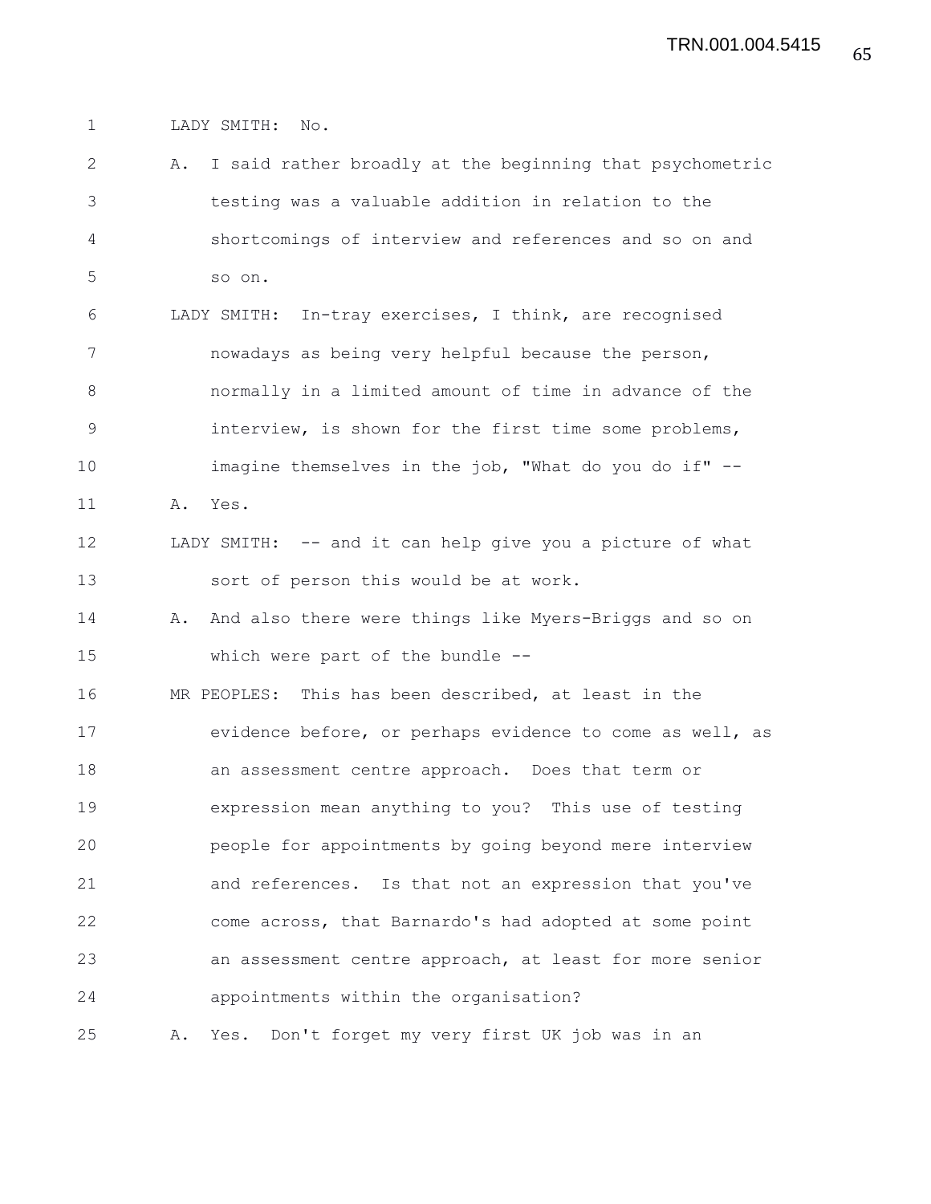LADY SMITH: No.

A. I said rather broadly at the beginning that psychometric testing was a valuable addition in relation to the shortcomings of interview and references and so on and so on.

LADY SMITH: In-tray exercises, I think, are recognised nowadays as being very helpful because the person, normally in a limited amount of time in advance of the interview, is shown for the first time some problems, imagine themselves in the job, "What do you do if" --

A. Yes.

LADY SMITH: -- and it can help give you a picture of what sort of person this would be at work.

A. And also there were things like Myers-Briggs and so on which were part of the bundle --

MR PEOPLES: This has been described, at least in the evidence before, or perhaps evidence to come as well, as an assessment centre approach. Does that term or expression mean anything to you? This use of testing people for appointments by going beyond mere interview and references. Is that not an expression that you've come across, that Barnardo's had adopted at some point an assessment centre approach, at least for more senior appointments within the organisation?

A. Yes. Don't forget my very first UK job was in an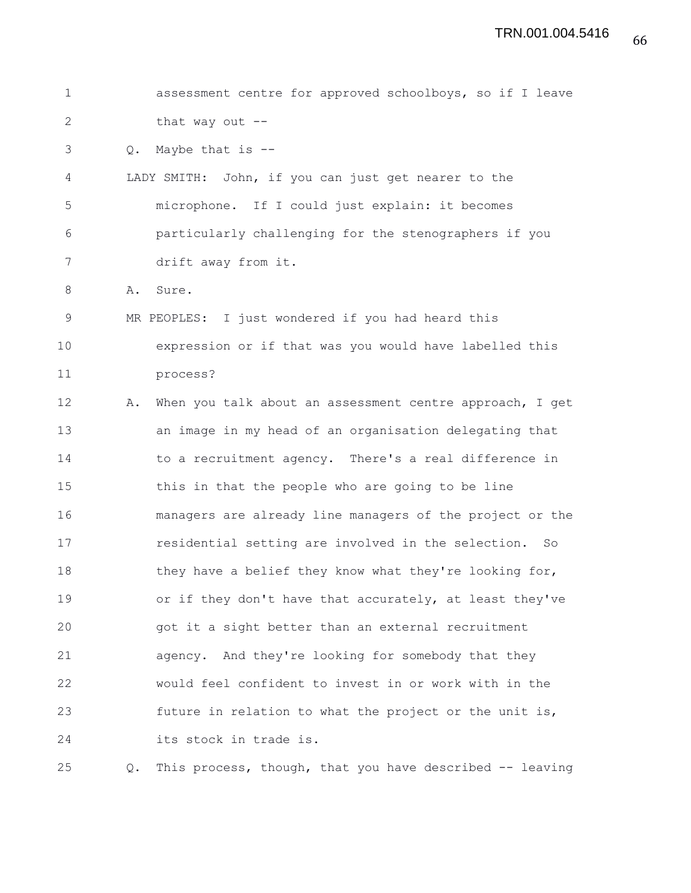assessment centre for approved schoolboys, so if I leave that way out --

Q. Maybe that is --

LADY SMITH: John, if you can just get nearer to the microphone. If I could just explain: it becomes particularly challenging for the stenographers if you drift away from it.

A. Sure.

MR PEOPLES: I just wondered if you had heard this expression or if that was you would have labelled this process?

A. When you talk about an assessment centre approach, I get an image in my head of an organisation delegating that to a recruitment agency. There's a real difference in this in that the people who are going to be line managers are already line managers of the project or the residential setting are involved in the selection. So they have a belief they know what they're looking for, or if they don't have that accurately, at least they've got it a sight better than an external recruitment agency. And they're looking for somebody that they would feel confident to invest in or work with in the future in relation to what the project or the unit is, its stock in trade is.

Q. This process, though, that you have described -- leaving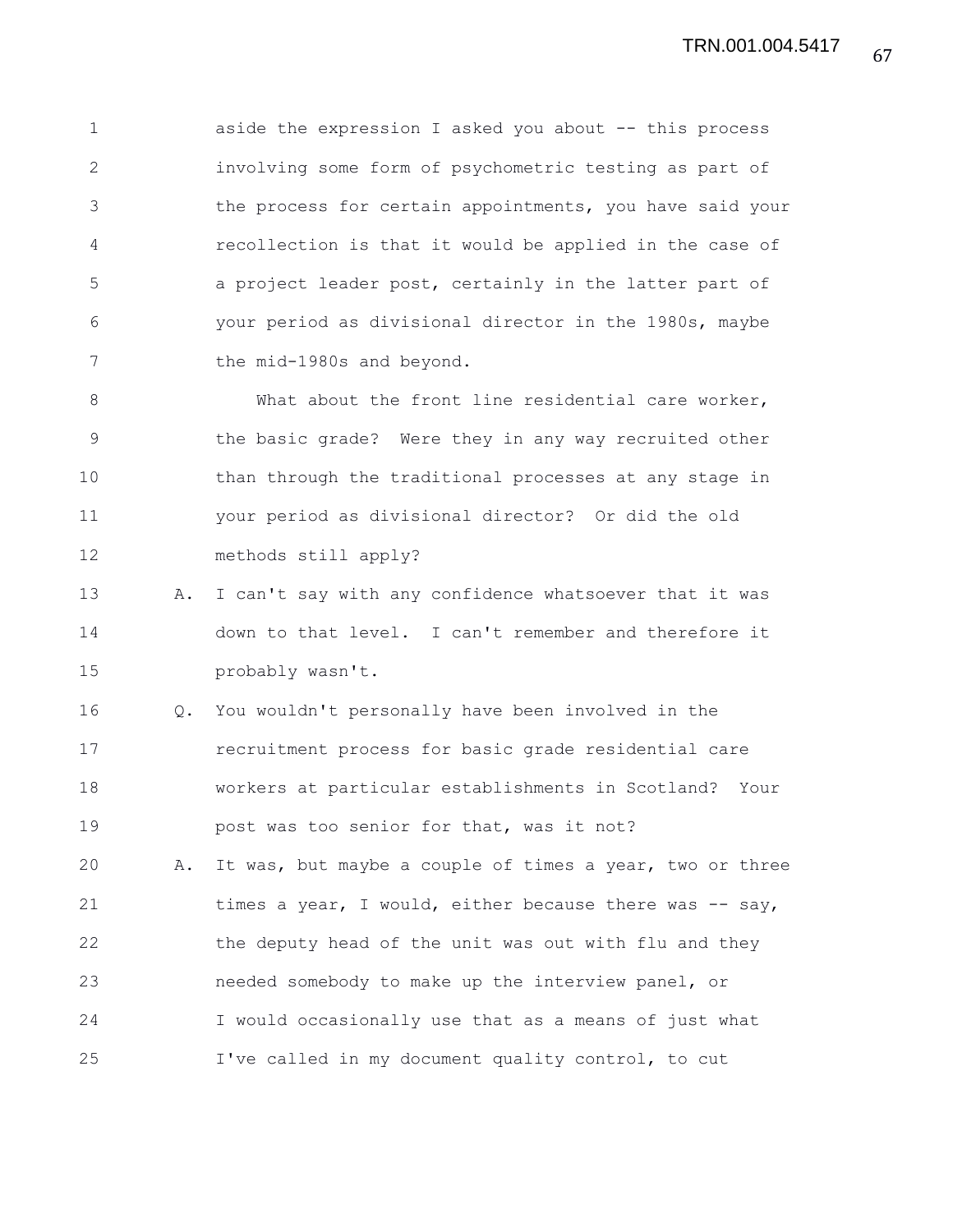aside the expression I asked you about -- this process involving some form of psychometric testing as part of the process for certain appointments, you have said your recollection is that it would be applied in the case of a project leader post, certainly in the latter part of your period as divisional director in the 1980s, maybe the mid-1980s and beyond.

What about the front line residential care worker, the basic grade? Were they in any way recruited other than through the traditional processes at any stage in your period as divisional director? Or did the old methods still apply?

A. I can't say with any confidence whatsoever that it was down to that level. I can't remember and therefore it probably wasn't.

Q. You wouldn't personally have been involved in the recruitment process for basic grade residential care workers at particular establishments in Scotland? Your post was too senior for that, was it not?

A. It was, but maybe a couple of times a year, two or three times a year, I would, either because there was -- say, the deputy head of the unit was out with flu and they needed somebody to make up the interview panel, or I would occasionally use that as a means of just what I've called in my document quality control, to cut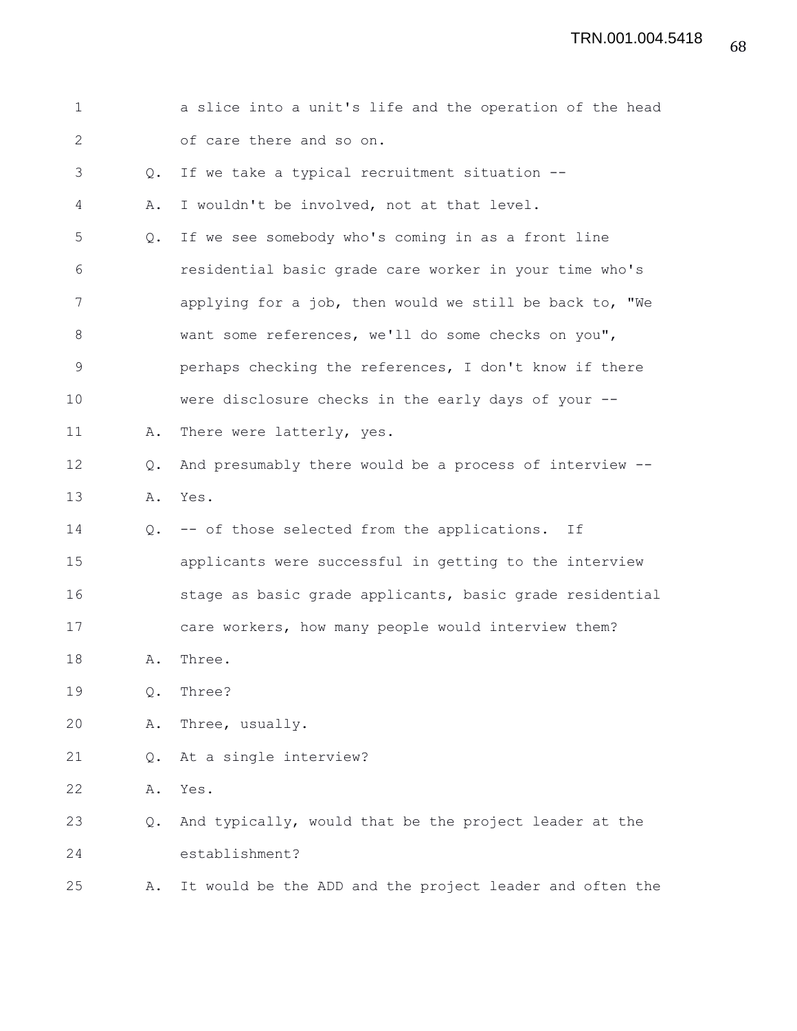1 a slice into a unit's life and the operation of the head
2 of care there and so on.
3 Q. If we take a typical recruitment situation --
4 A. I wouldn't be involved, not at that level.
5 Q. If we see somebody who's coming in as a front line
6 residential basic grade care worker in your time who's
7 applying for a job, then would we still be back to, "We
8 want some references, we'll do some checks on you",
9 perhaps checking the references, I don't know if there
10 were disclosure checks in the early days of your --
11 A. There were latterly, yes.
12 Q. And presumably there would be a process of interview --
13 A. Yes.
14 Q. -- of those selected from the applications. If
15 applicants were successful in getting to the interview
16 stage as basic grade applicants, basic grade residential
17 care workers, how many people would interview them?
18 A. Three.
19 Q. Three?
20 A. Three, usually.
21 Q. At a single interview?
22 A. Yes.
23 Q. And typically, would that be the project leader at the
24 establishment?
25 A. It would be the ADD and the project leader and often the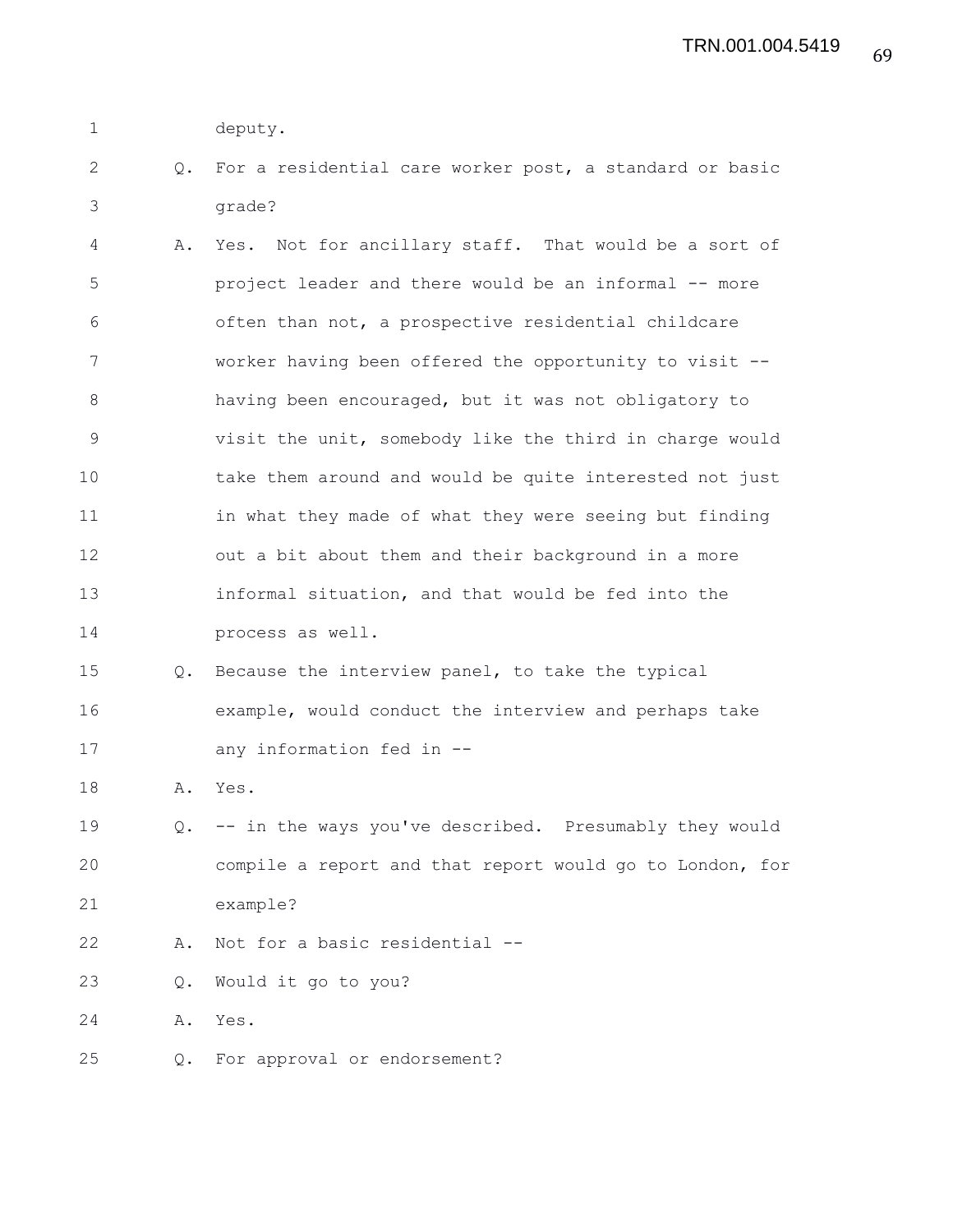deputy.

Q. For a residential care worker post, a standard or basic grade?

A. Yes. Not for ancillary staff. That would be a sort of project leader and there would be an informal -- more often than not, a prospective residential childcare worker having been offered the opportunity to visit -- having been encouraged, but it was not obligatory to visit the unit, somebody like the third in charge would take them around and would be quite interested not just in what they made of what they were seeing but finding out a bit about them and their background in a more informal situation, and that would be fed into the process as well.

Q. Because the interview panel, to take the typical example, would conduct the interview and perhaps take any information fed in --

A. Yes.

Q. -- in the ways you've described. Presumably they would compile a report and that report would go to London, for example?

A. Not for a basic residential --

Q. Would it go to you?

A. Yes.

Q. For approval or endorsement?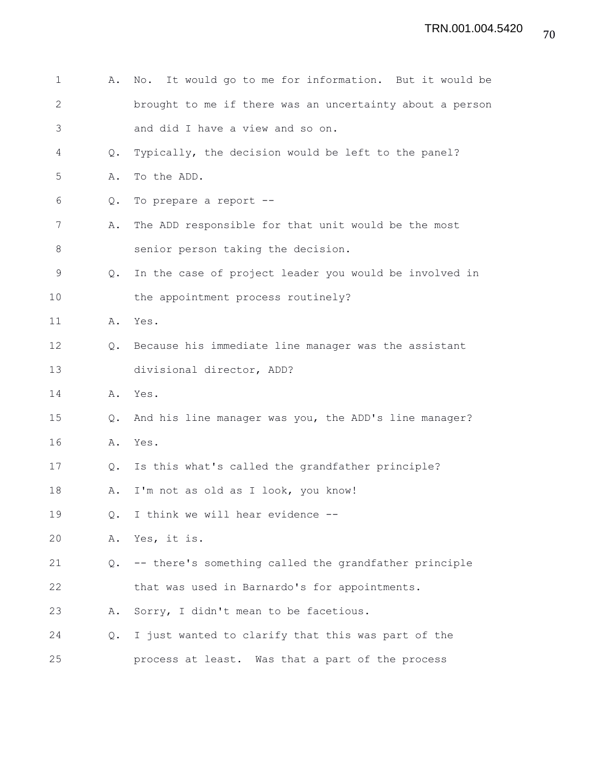A. No. It would go to me for information. But it would be brought to me if there was an uncertainty about a person and did I have a view and so on.

Q. Typically, the decision would be left to the panel?

A. To the ADD.

Q. To prepare a report --

A. The ADD responsible for that unit would be the most senior person taking the decision.

Q. In the case of project leader you would be involved in the appointment process routinely?

A. Yes.

Q. Because his immediate line manager was the assistant divisional director, ADD?

A. Yes.

Q. And his line manager was you, the ADD's line manager?

A. Yes.

Q. Is this what's called the grandfather principle?

A. I'm not as old as I look, you know!

Q. I think we will hear evidence --

A. Yes, it is.

Q. -- there's something called the grandfather principle that was used in Barnardo's for appointments.

A. Sorry, I didn't mean to be facetious.

Q. I just wanted to clarify that this was part of the process at least. Was that a part of the process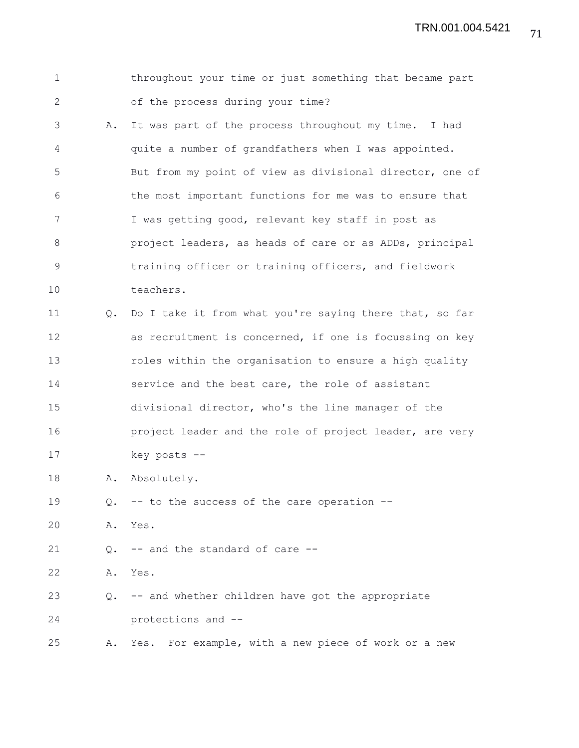1 throughout your time or just something that became part
2 of the process during your time?

3 A. It was part of the process throughout my time. I had
4 quite a number of grandfathers when I was appointed.
5 But from my point of view as divisional director, one of
6 the most important functions for me was to ensure that
7 I was getting good, relevant key staff in post as
8 project leaders, as heads of care or as ADDs, principal
9 training officer or training officers, and fieldwork
10 teachers.

11 Q. Do I take it from what you're saying there that, so far
12 as recruitment is concerned, if one is focussing on key
13 roles within the organisation to ensure a high quality
14 service and the best care, the role of assistant
15 divisional director, who's the line manager of the
16 project leader and the role of project leader, are very
17 key posts --

18 A. Absolutely.

19 Q. -- to the success of the care operation --

20 A. Yes.

21 Q. -- and the standard of care --

22 A. Yes.

23 Q. -- and whether children have got the appropriate
24 protections and --

25 A. Yes. For example, with a new piece of work or a new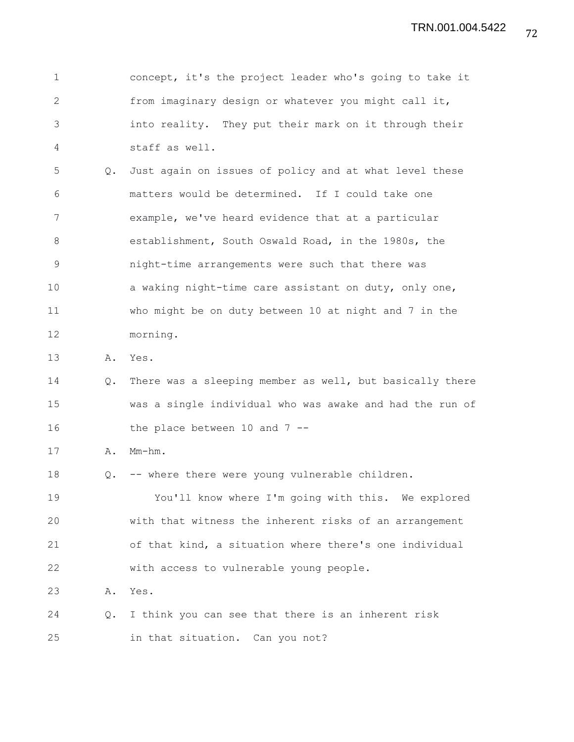concept, it's the project leader who's going to take it from imaginary design or whatever you might call it, into reality. They put their mark on it through their staff as well.

Q. Just again on issues of policy and at what level these matters would be determined. If I could take one example, we've heard evidence that at a particular establishment, South Oswald Road, in the 1980s, the night-time arrangements were such that there was a waking night-time care assistant on duty, only one, who might be on duty between 10 at night and 7 in the morning.

A. Yes.

Q. There was a sleeping member as well, but basically there was a single individual who was awake and had the run of the place between 10 and 7 --

A. Mm-hm.

Q. -- where there were young vulnerable children.

You'll know where I'm going with this. We explored with that witness the inherent risks of an arrangement of that kind, a situation where there's one individual with access to vulnerable young people.

A. Yes.

Q. I think you can see that there is an inherent risk in that situation. Can you not?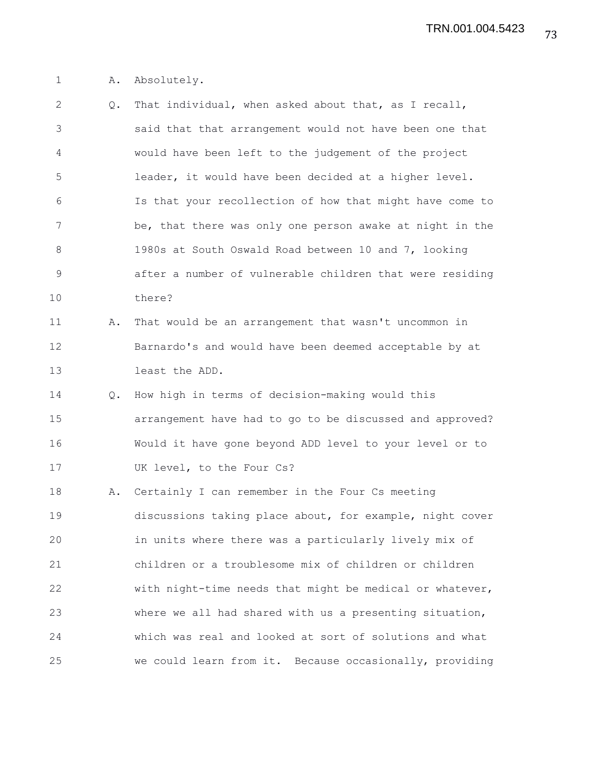A. Absolutely.

Q. That individual, when asked about that, as I recall, said that that arrangement would not have been one that would have been left to the judgement of the project leader, it would have been decided at a higher level. Is that your recollection of how that might have come to be, that there was only one person awake at night in the 1980s at South Oswald Road between 10 and 7, looking after a number of vulnerable children that were residing there?

A. That would be an arrangement that wasn't uncommon in Barnardo's and would have been deemed acceptable by at least the ADD.

Q. How high in terms of decision-making would this arrangement have had to go to be discussed and approved? Would it have gone beyond ADD level to your level or to UK level, to the Four Cs?

A. Certainly I can remember in the Four Cs meeting discussions taking place about, for example, night cover in units where there was a particularly lively mix of children or a troublesome mix of children or children with night-time needs that might be medical or whatever, where we all had shared with us a presenting situation, which was real and looked at sort of solutions and what we could learn from it. Because occasionally, providing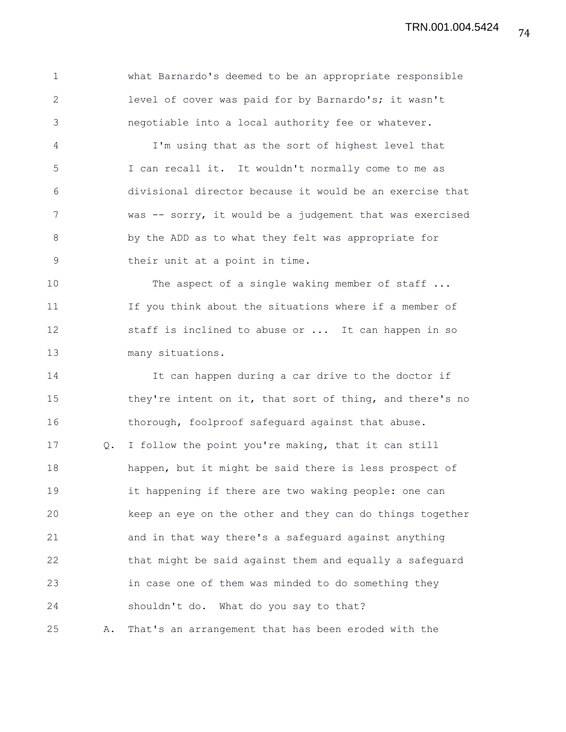what Barnardo's deemed to be an appropriate responsible level of cover was paid for by Barnardo's; it wasn't negotiable into a local authority fee or whatever.

I'm using that as the sort of highest level that I can recall it. It wouldn't normally come to me as divisional director because it would be an exercise that was -- sorry, it would be a judgement that was exercised by the ADD as to what they felt was appropriate for their unit at a point in time.

The aspect of a single waking member of staff ... If you think about the situations where if a member of staff is inclined to abuse or ... It can happen in so many situations.

It can happen during a car drive to the doctor if they're intent on it, that sort of thing, and there's no thorough, foolproof safeguard against that abuse.

Q. I follow the point you're making, that it can still happen, but it might be said there is less prospect of it happening if there are two waking people: one can keep an eye on the other and they can do things together and in that way there's a safeguard against anything that might be said against them and equally a safeguard in case one of them was minded to do something they shouldn't do. What do you say to that?

A. That's an arrangement that has been eroded with the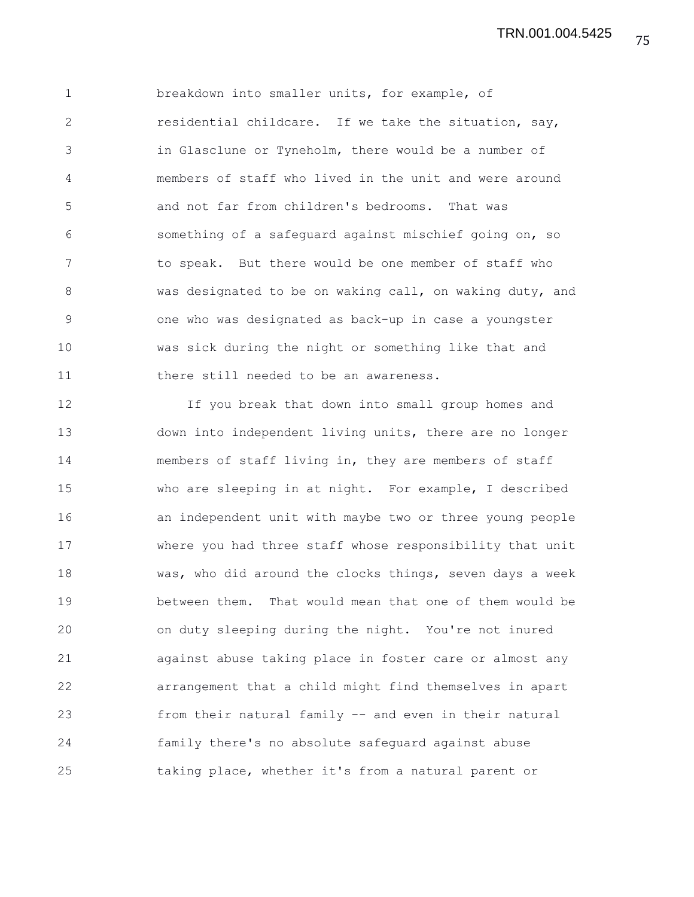breakdown into smaller units, for example, of residential childcare. If we take the situation, say, in Glasclune or Tyneholm, there would be a number of members of staff who lived in the unit and were around and not far from children's bedrooms. That was something of a safeguard against mischief going on, so to speak. But there would be one member of staff who was designated to be on waking call, on waking duty, and one who was designated as back-up in case a youngster was sick during the night or something like that and there still needed to be an awareness.

If you break that down into small group homes and down into independent living units, there are no longer members of staff living in, they are members of staff who are sleeping in at night. For example, I described an independent unit with maybe two or three young people where you had three staff whose responsibility that unit was, who did around the clocks things, seven days a week between them. That would mean that one of them would be on duty sleeping during the night. You're not inured against abuse taking place in foster care or almost any arrangement that a child might find themselves in apart from their natural family -- and even in their natural family there's no absolute safeguard against abuse taking place, whether it's from a natural parent or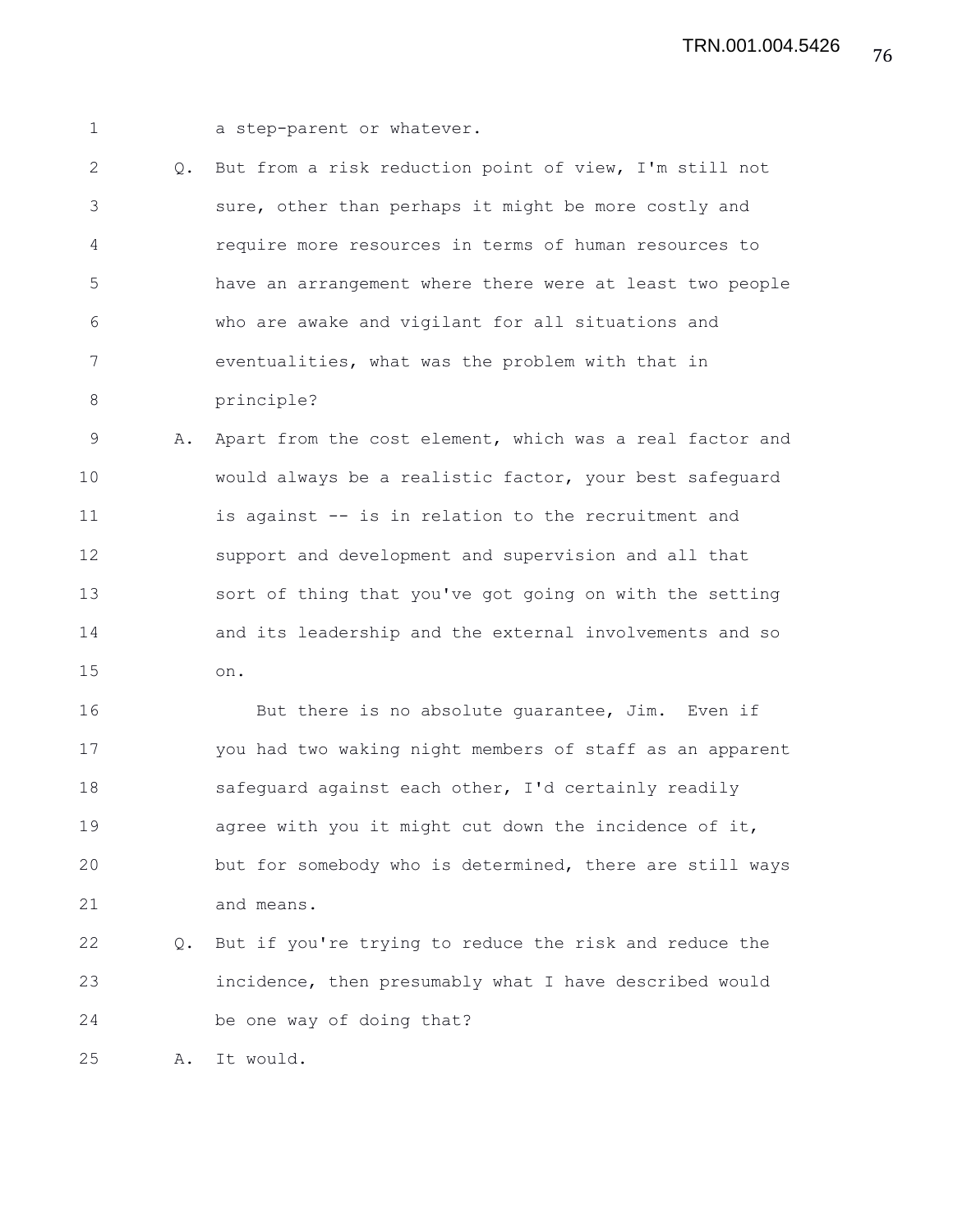a step-parent or whatever.

Q. But from a risk reduction point of view, I'm still not sure, other than perhaps it might be more costly and require more resources in terms of human resources to have an arrangement where there were at least two people who are awake and vigilant for all situations and eventualities, what was the problem with that in principle?

A. Apart from the cost element, which was a real factor and would always be a realistic factor, your best safeguard is against -- is in relation to the recruitment and support and development and supervision and all that sort of thing that you've got going on with the setting and its leadership and the external involvements and so on.

But there is no absolute guarantee, Jim. Even if you had two waking night members of staff as an apparent safeguard against each other, I'd certainly readily agree with you it might cut down the incidence of it, but for somebody who is determined, there are still ways and means.

Q. But if you're trying to reduce the risk and reduce the incidence, then presumably what I have described would be one way of doing that?

A. It would.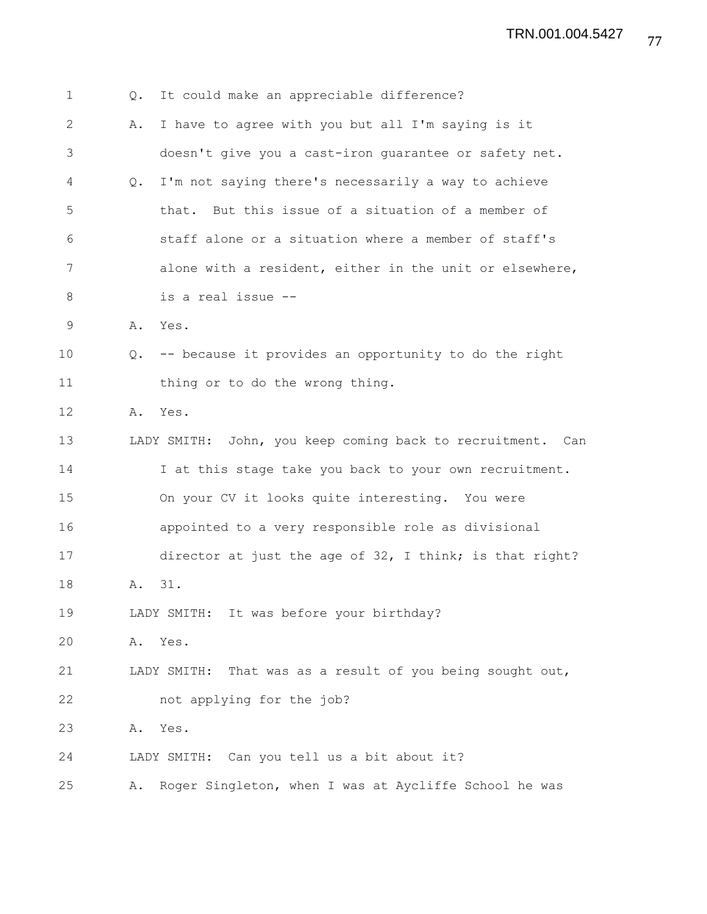Q. It could make an appreciable difference?

A. I have to agree with you but all I'm saying is it doesn't give you a cast-iron guarantee or safety net.

Q. I'm not saying there's necessarily a way to achieve that. But this issue of a situation of a member of staff alone or a situation where a member of staff's alone with a resident, either in the unit or elsewhere, is a real issue --

A. Yes.

Q. -- because it provides an opportunity to do the right thing or to do the wrong thing.

A. Yes.

LADY SMITH: John, you keep coming back to recruitment. Can I at this stage take you back to your own recruitment. On your CV it looks quite interesting. You were appointed to a very responsible role as divisional director at just the age of 32, I think; is that right?

A. 31.

LADY SMITH: It was before your birthday?

A. Yes.

LADY SMITH: That was as a result of you being sought out, not applying for the job?

A. Yes.

LADY SMITH: Can you tell us a bit about it?

A. Roger Singleton, when I was at Aycliffe School he was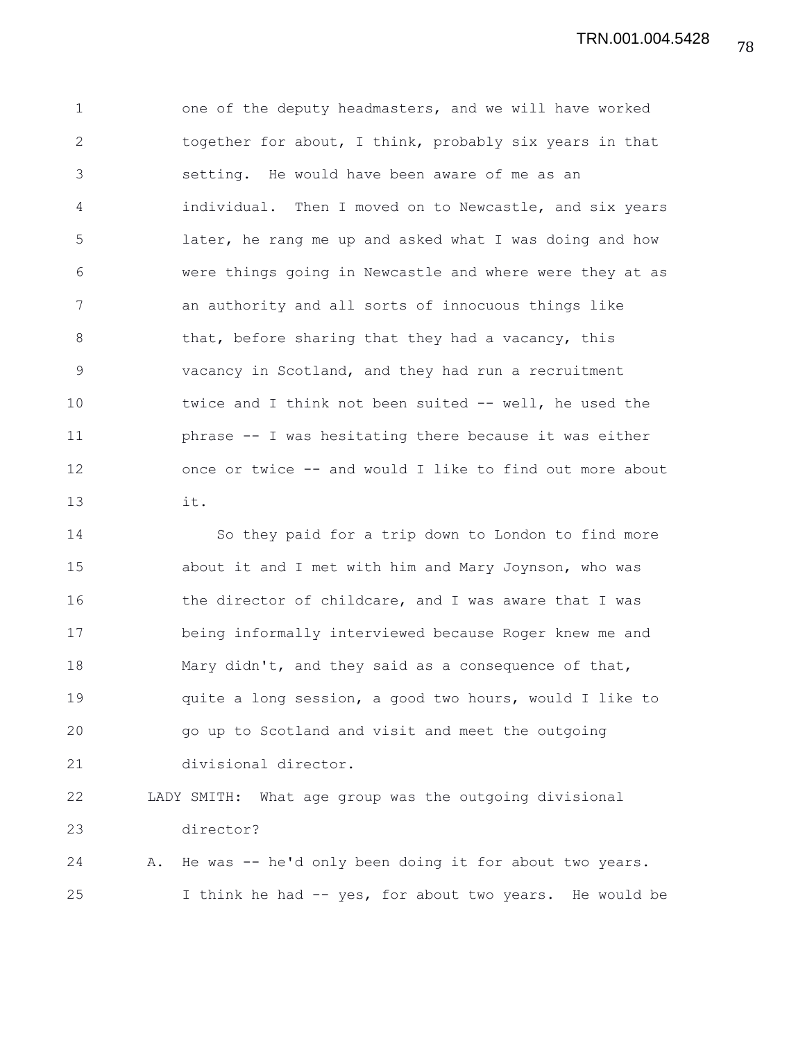one of the deputy headmasters, and we will have worked together for about, I think, probably six years in that setting. He would have been aware of me as an individual. Then I moved on to Newcastle, and six years later, he rang me up and asked what I was doing and how were things going in Newcastle and where were they at as an authority and all sorts of innocuous things like that, before sharing that they had a vacancy, this vacancy in Scotland, and they had run a recruitment twice and I think not been suited -- well, he used the phrase -- I was hesitating there because it was either once or twice -- and would I like to find out more about it.

So they paid for a trip down to London to find more about it and I met with him and Mary Joynson, who was the director of childcare, and I was aware that I was being informally interviewed because Roger knew me and Mary didn't, and they said as a consequence of that, quite a long session, a good two hours, would I like to go up to Scotland and visit and meet the outgoing divisional director.

LADY SMITH: What age group was the outgoing divisional director?

A. He was -- he'd only been doing it for about two years. I think he had -- yes, for about two years. He would be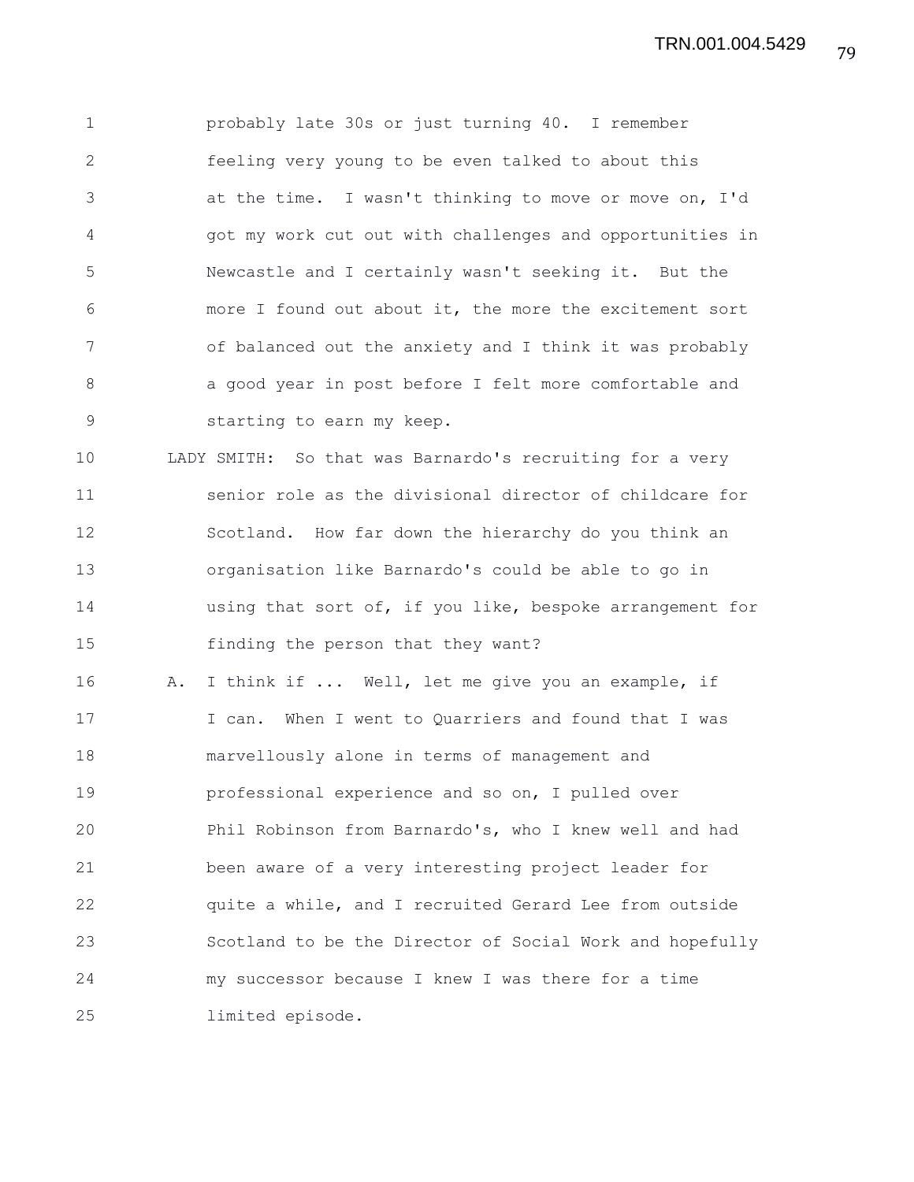probably late 30s or just turning 40. I remember feeling very young to be even talked to about this at the time. I wasn't thinking to move or move on, I'd got my work cut out with challenges and opportunities in Newcastle and I certainly wasn't seeking it. But the more I found out about it, the more the excitement sort of balanced out the anxiety and I think it was probably a good year in post before I felt more comfortable and starting to earn my keep.

LADY SMITH: So that was Barnardo's recruiting for a very senior role as the divisional director of childcare for Scotland. How far down the hierarchy do you think an organisation like Barnardo's could be able to go in using that sort of, if you like, bespoke arrangement for finding the person that they want?

A. I think if ... Well, let me give you an example, if I can. When I went to Quarriers and found that I was marvellously alone in terms of management and professional experience and so on, I pulled over Phil Robinson from Barnardo's, who I knew well and had been aware of a very interesting project leader for quite a while, and I recruited Gerard Lee from outside Scotland to be the Director of Social Work and hopefully my successor because I knew I was there for a time limited episode.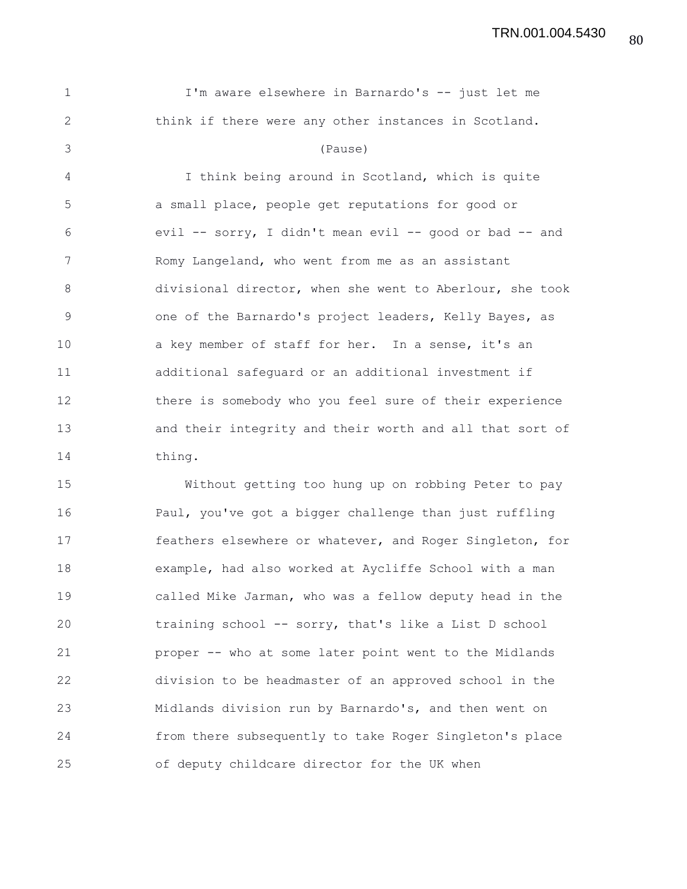I'm aware elsewhere in Barnardo's -- just let me think if there were any other instances in Scotland.

(Pause)

I think being around in Scotland, which is quite a small place, people get reputations for good or evil -- sorry, I didn't mean evil -- good or bad -- and Romy Langeland, who went from me as an assistant divisional director, when she went to Aberlour, she took one of the Barnardo's project leaders, Kelly Bayes, as a key member of staff for her. In a sense, it's an additional safeguard or an additional investment if there is somebody who you feel sure of their experience and their integrity and their worth and all that sort of thing.

Without getting too hung up on robbing Peter to pay Paul, you've got a bigger challenge than just ruffling feathers elsewhere or whatever, and Roger Singleton, for example, had also worked at Aycliffe School with a man called Mike Jarman, who was a fellow deputy head in the training school -- sorry, that's like a List D school proper -- who at some later point went to the Midlands division to be headmaster of an approved school in the Midlands division run by Barnardo's, and then went on from there subsequently to take Roger Singleton's place of deputy childcare director for the UK when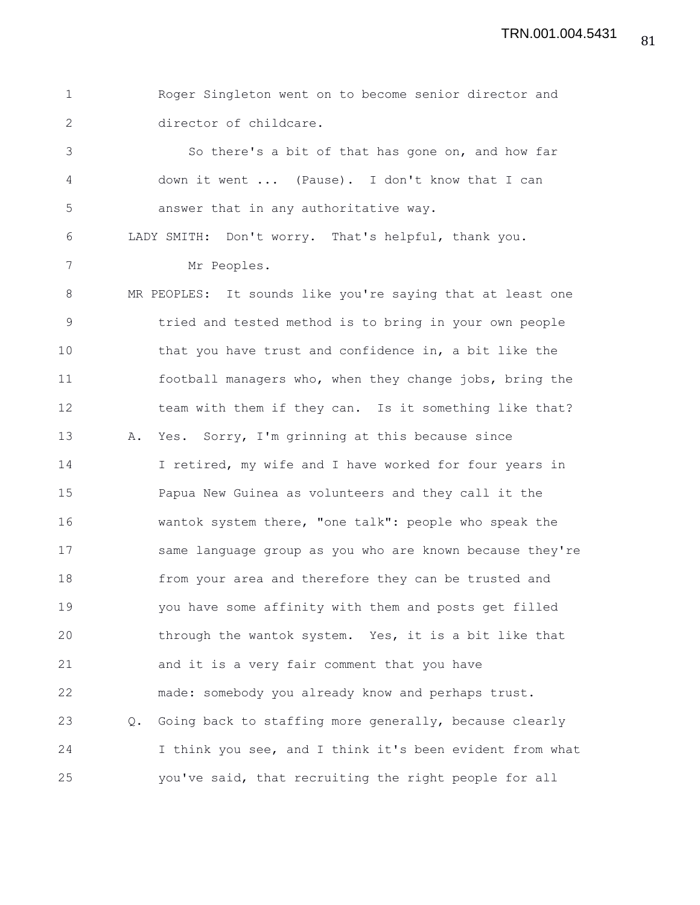Roger Singleton went on to become senior director and director of childcare.

So there's a bit of that has gone on, and how far down it went ... (Pause). I don't know that I can answer that in any authoritative way.

LADY SMITH: Don't worry. That's helpful, thank you.

Mr Peoples.

MR PEOPLES: It sounds like you're saying that at least one tried and tested method is to bring in your own people that you have trust and confidence in, a bit like the football managers who, when they change jobs, bring the team with them if they can. Is it something like that?

A. Yes. Sorry, I'm grinning at this because since I retired, my wife and I have worked for four years in Papua New Guinea as volunteers and they call it the wantok system there, "one talk": people who speak the same language group as you who are known because they're from your area and therefore they can be trusted and you have some affinity with them and posts get filled through the wantok system. Yes, it is a bit like that and it is a very fair comment that you have made: somebody you already know and perhaps trust.

Q. Going back to staffing more generally, because clearly I think you see, and I think it's been evident from what you've said, that recruiting the right people for all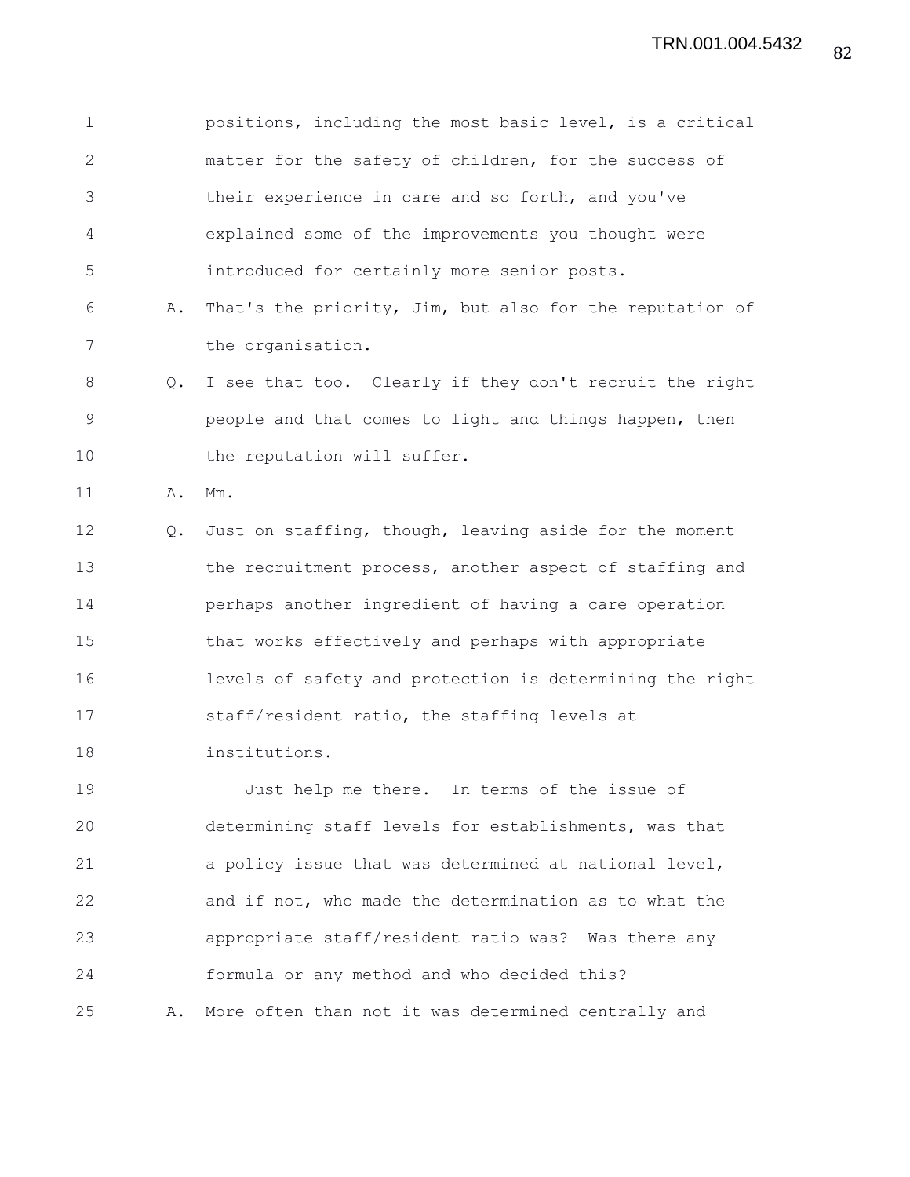positions, including the most basic level, is a critical matter for the safety of children, for the success of their experience in care and so forth, and you've explained some of the improvements you thought were introduced for certainly more senior posts.

A. That's the priority, Jim, but also for the reputation of the organisation.

Q. I see that too. Clearly if they don't recruit the right people and that comes to light and things happen, then the reputation will suffer.

A. Mm.

Q. Just on staffing, though, leaving aside for the moment the recruitment process, another aspect of staffing and perhaps another ingredient of having a care operation that works effectively and perhaps with appropriate levels of safety and protection is determining the right staff/resident ratio, the staffing levels at institutions.

Just help me there. In terms of the issue of determining staff levels for establishments, was that a policy issue that was determined at national level, and if not, who made the determination as to what the appropriate staff/resident ratio was? Was there any formula or any method and who decided this?

A. More often than not it was determined centrally and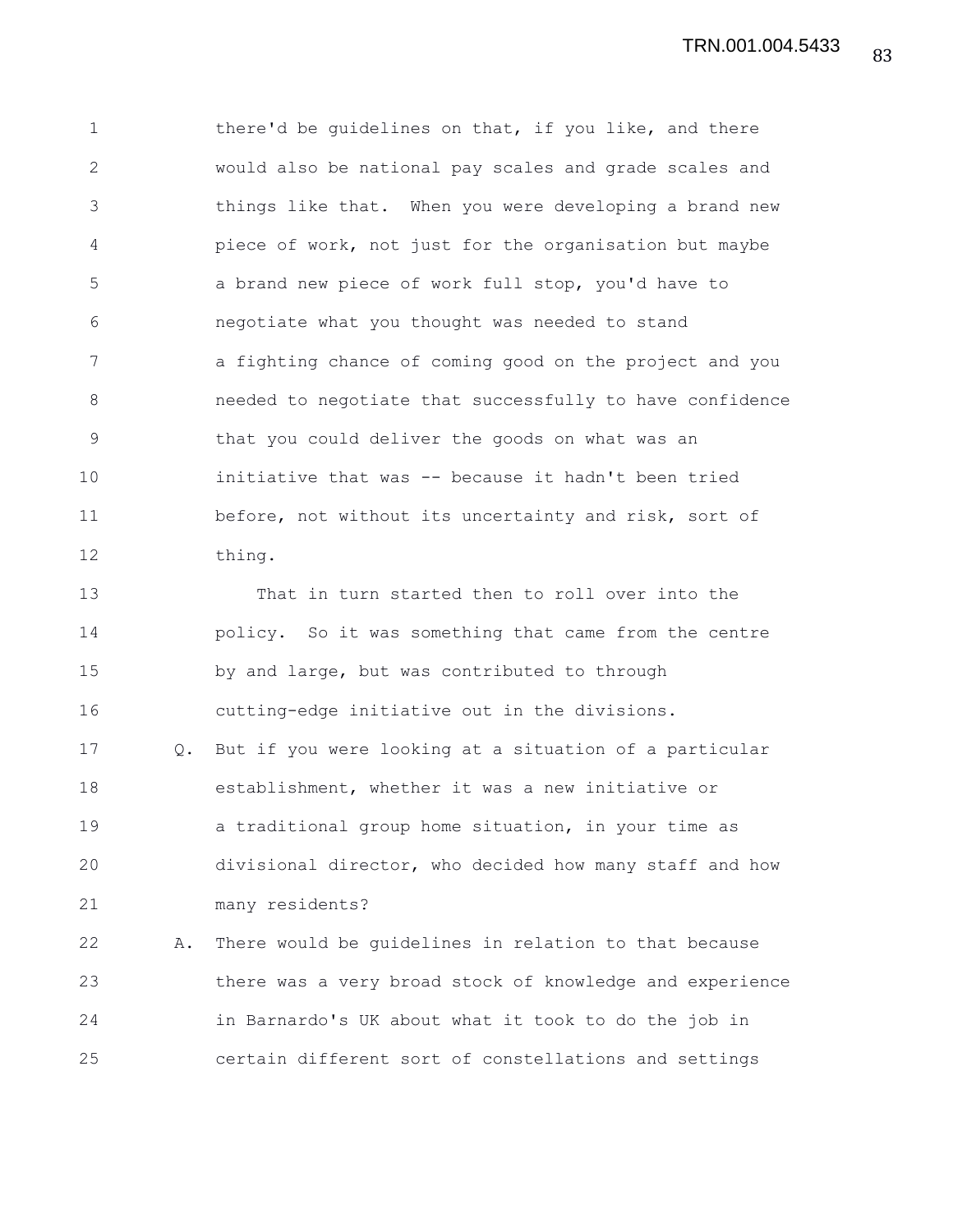there'd be guidelines on that, if you like, and there would also be national pay scales and grade scales and things like that. When you were developing a brand new piece of work, not just for the organisation but maybe a brand new piece of work full stop, you'd have to negotiate what you thought was needed to stand a fighting chance of coming good on the project and you needed to negotiate that successfully to have confidence that you could deliver the goods on what was an initiative that was -- because it hadn't been tried before, not without its uncertainty and risk, sort of thing.

That in turn started then to roll over into the policy. So it was something that came from the centre by and large, but was contributed to through cutting-edge initiative out in the divisions.

Q. But if you were looking at a situation of a particular establishment, whether it was a new initiative or a traditional group home situation, in your time as divisional director, who decided how many staff and how many residents?

A. There would be guidelines in relation to that because there was a very broad stock of knowledge and experience in Barnardo's UK about what it took to do the job in certain different sort of constellations and settings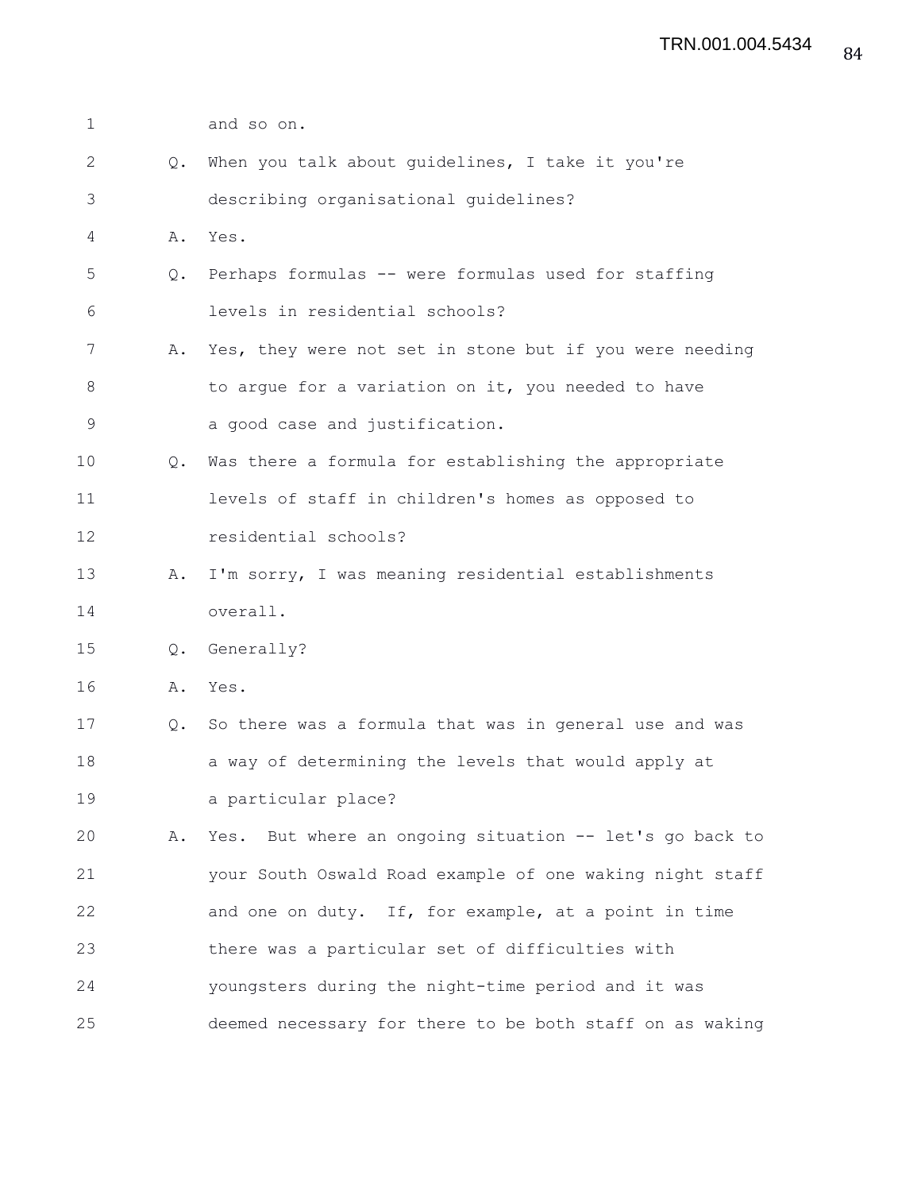and so on.

Q. When you talk about guidelines, I take it you're describing organisational guidelines?

A. Yes.

Q. Perhaps formulas -- were formulas used for staffing levels in residential schools?

A. Yes, they were not set in stone but if you were needing to argue for a variation on it, you needed to have a good case and justification.

Q. Was there a formula for establishing the appropriate levels of staff in children's homes as opposed to residential schools?

A. I'm sorry, I was meaning residential establishments overall.

Q. Generally?

A. Yes.

Q. So there was a formula that was in general use and was a way of determining the levels that would apply at a particular place?

A. Yes. But where an ongoing situation -- let's go back to your South Oswald Road example of one waking night staff and one on duty. If, for example, at a point in time there was a particular set of difficulties with youngsters during the night-time period and it was deemed necessary for there to be both staff on as waking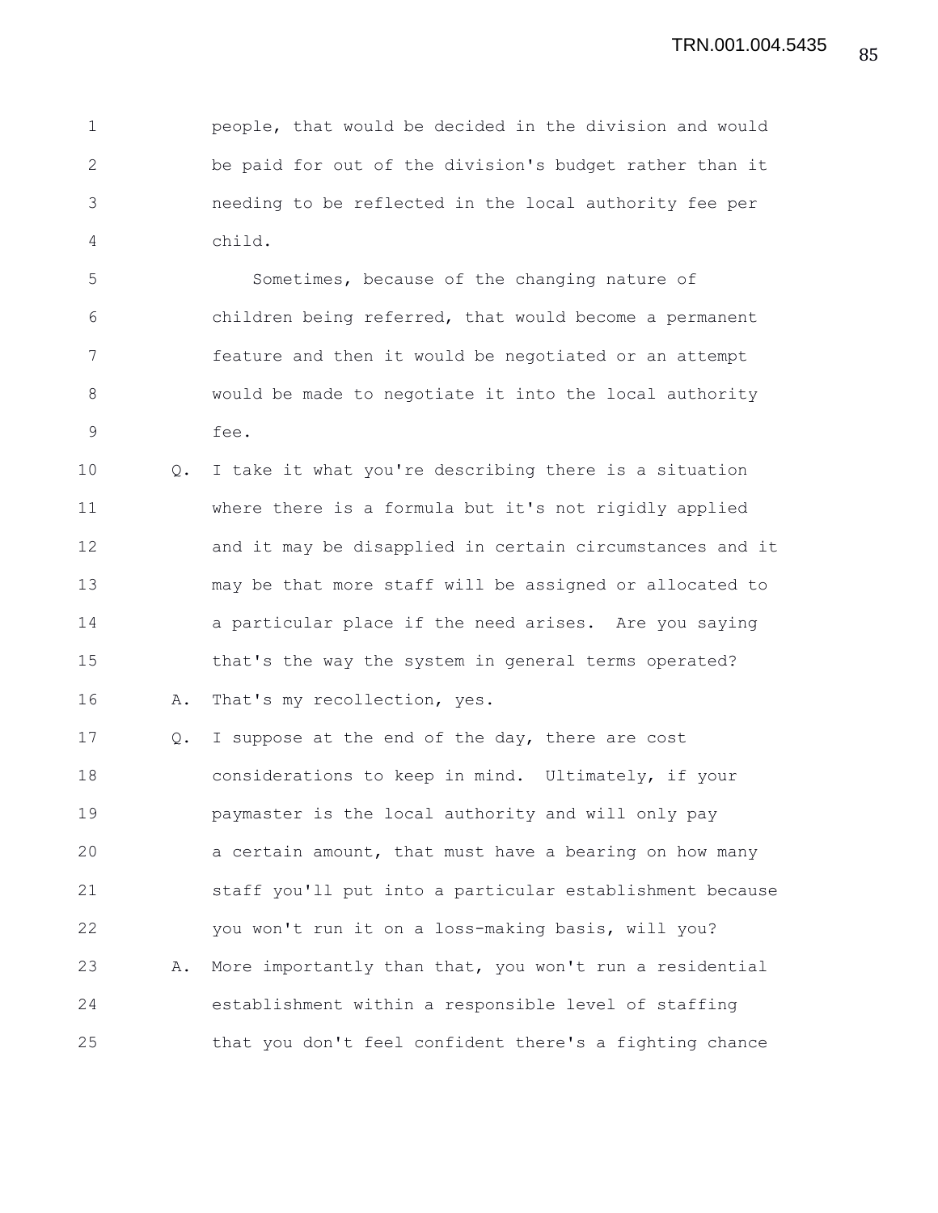people, that would be decided in the division and would be paid for out of the division's budget rather than it needing to be reflected in the local authority fee per child.

Sometimes, because of the changing nature of children being referred, that would become a permanent feature and then it would be negotiated or an attempt would be made to negotiate it into the local authority fee.

Q. I take it what you're describing there is a situation where there is a formula but it's not rigidly applied and it may be disapplied in certain circumstances and it may be that more staff will be assigned or allocated to a particular place if the need arises. Are you saying that's the way the system in general terms operated?

A. That's my recollection, yes.

Q. I suppose at the end of the day, there are cost considerations to keep in mind. Ultimately, if your paymaster is the local authority and will only pay a certain amount, that must have a bearing on how many staff you'll put into a particular establishment because you won't run it on a loss-making basis, will you?

A. More importantly than that, you won't run a residential establishment within a responsible level of staffing that you don't feel confident there's a fighting chance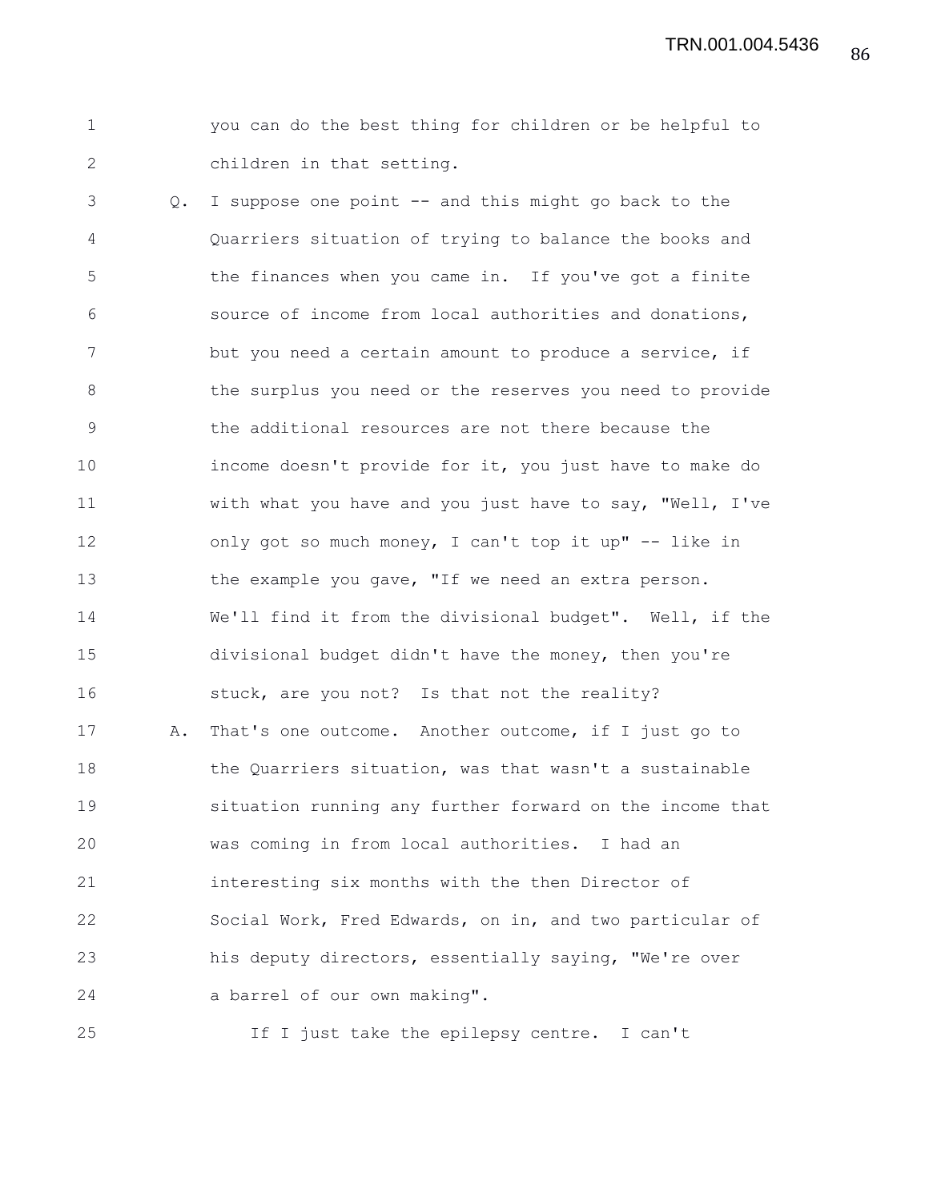you can do the best thing for children or be helpful to children in that setting.

Q. I suppose one point -- and this might go back to the Quarriers situation of trying to balance the books and the finances when you came in. If you've got a finite source of income from local authorities and donations, but you need a certain amount to produce a service, if the surplus you need or the reserves you need to provide the additional resources are not there because the income doesn't provide for it, you just have to make do with what you have and you just have to say, "Well, I've only got so much money, I can't top it up" -- like in the example you gave, "If we need an extra person. We'll find it from the divisional budget". Well, if the divisional budget didn't have the money, then you're stuck, are you not? Is that not the reality?

A. That's one outcome. Another outcome, if I just go to the Quarriers situation, was that wasn't a sustainable situation running any further forward on the income that was coming in from local authorities. I had an interesting six months with the then Director of Social Work, Fred Edwards, on in, and two particular of his deputy directors, essentially saying, "We're over a barrel of our own making".

If I just take the epilepsy centre. I can't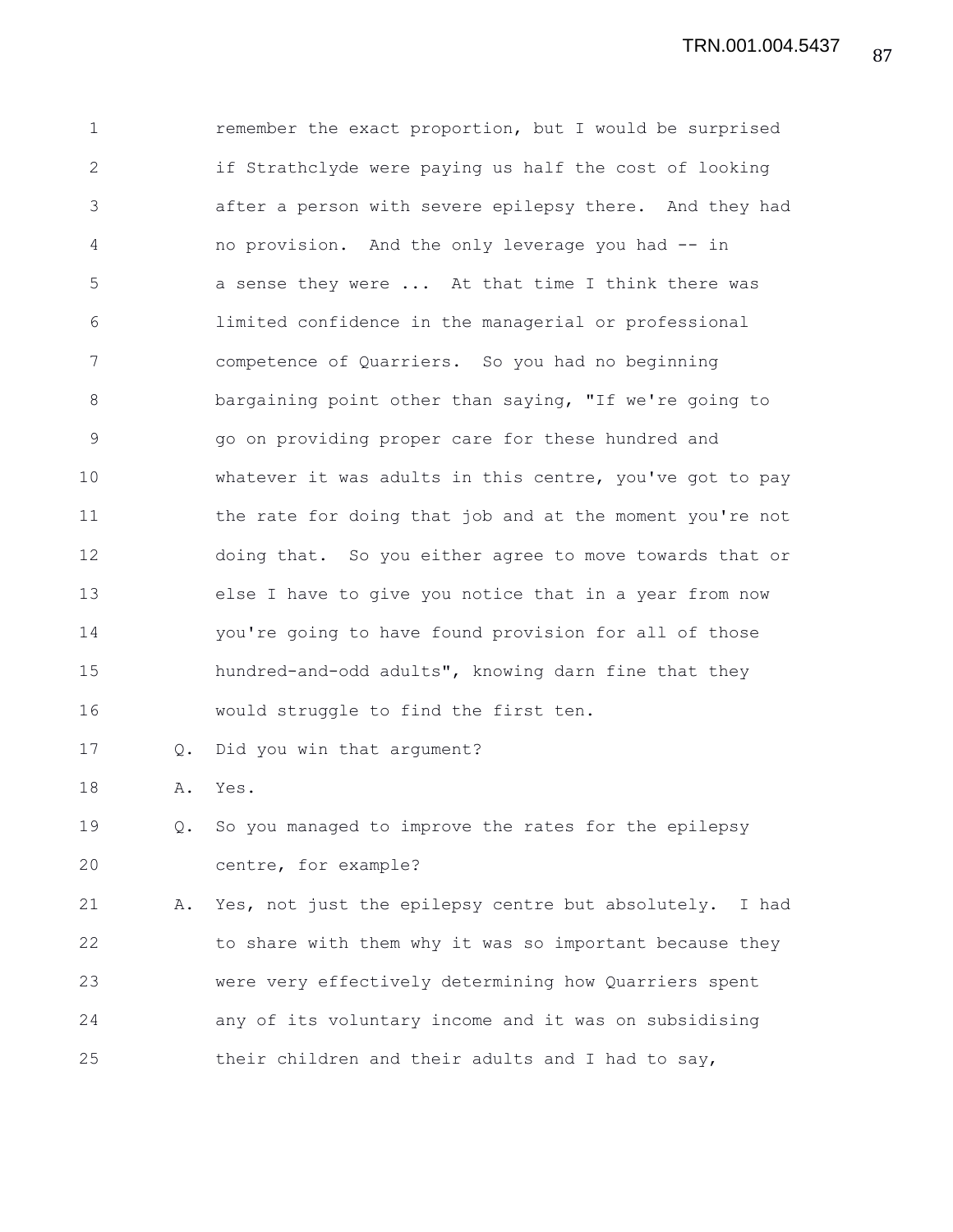remember the exact proportion, but I would be surprised if Strathclyde were paying us half the cost of looking after a person with severe epilepsy there. And they had no provision. And the only leverage you had -- in a sense they were ... At that time I think there was limited confidence in the managerial or professional competence of Quarriers. So you had no beginning bargaining point other than saying, "If we're going to go on providing proper care for these hundred and whatever it was adults in this centre, you've got to pay the rate for doing that job and at the moment you're not doing that. So you either agree to move towards that or else I have to give you notice that in a year from now you're going to have found provision for all of those hundred-and-odd adults", knowing darn fine that they would struggle to find the first ten.

Q. Did you win that argument?

A. Yes.

Q. So you managed to improve the rates for the epilepsy centre, for example?

A. Yes, not just the epilepsy centre but absolutely. I had to share with them why it was so important because they were very effectively determining how Quarriers spent any of its voluntary income and it was on subsidising their children and their adults and I had to say,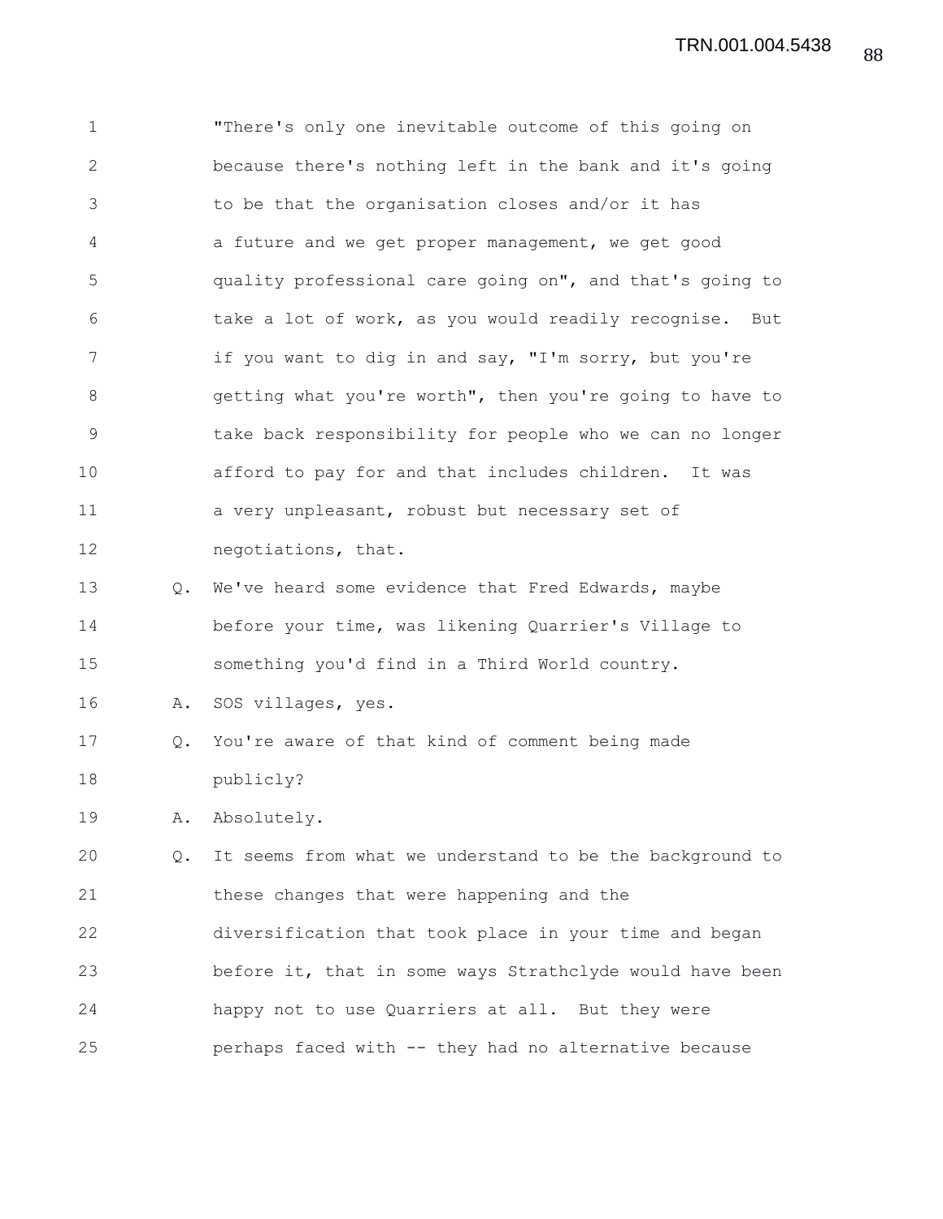"There's only one inevitable outcome of this going on because there's nothing left in the bank and it's going to be that the organisation closes and/or it has a future and we get proper management, we get good quality professional care going on", and that's going to take a lot of work, as you would readily recognise. But if you want to dig in and say, "I'm sorry, but you're getting what you're worth", then you're going to have to take back responsibility for people who we can no longer afford to pay for and that includes children. It was a very unpleasant, robust but necessary set of negotiations, that.

Q. We've heard some evidence that Fred Edwards, maybe before your time, was likening Quarrier's Village to something you'd find in a Third World country.

A. SOS villages, yes.

Q. You're aware of that kind of comment being made publicly?

A. Absolutely.

Q. It seems from what we understand to be the background to these changes that were happening and the diversification that took place in your time and began before it, that in some ways Strathclyde would have been happy not to use Quarriers at all. But they were perhaps faced with -- they had no alternative because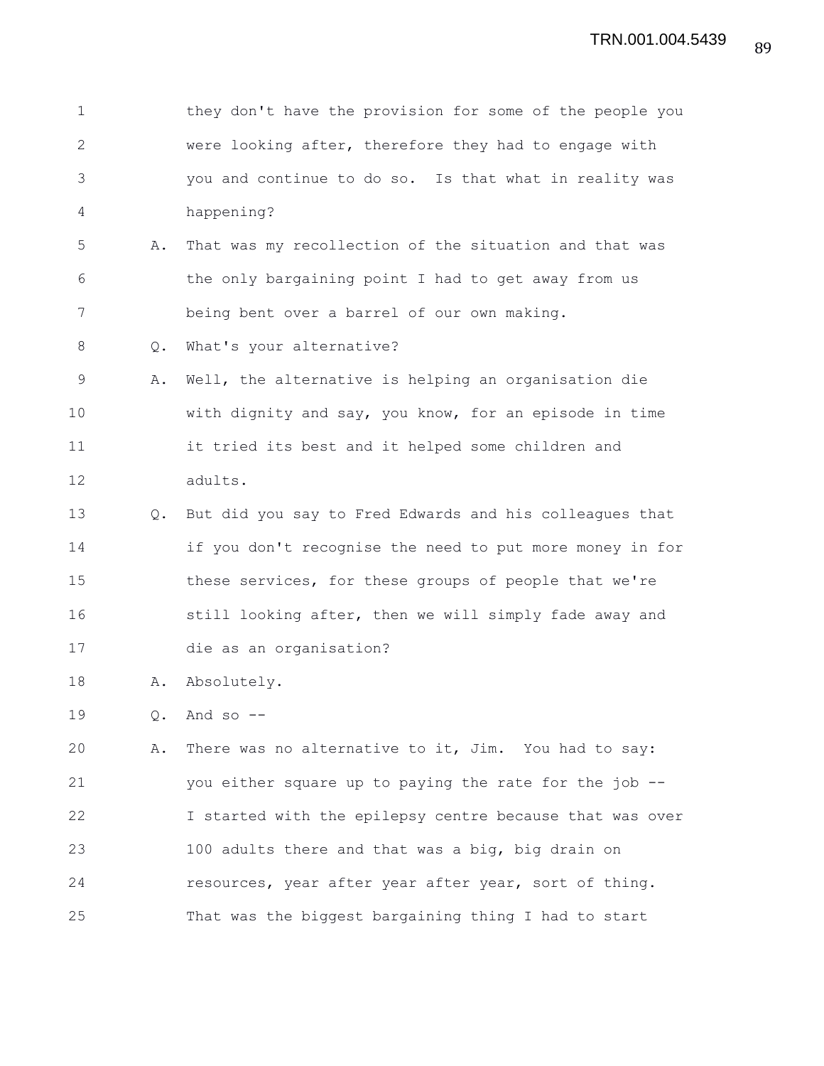they don't have the provision for some of the people you were looking after, therefore they had to engage with you and continue to do so. Is that what in reality was happening?

A. That was my recollection of the situation and that was the only bargaining point I had to get away from us being bent over a barrel of our own making.

Q. What's your alternative?

A. Well, the alternative is helping an organisation die with dignity and say, you know, for an episode in time it tried its best and it helped some children and adults.

Q. But did you say to Fred Edwards and his colleagues that if you don't recognise the need to put more money in for these services, for these groups of people that we're still looking after, then we will simply fade away and die as an organisation?

A. Absolutely.

Q. And so --

A. There was no alternative to it, Jim. You had to say: you either square up to paying the rate for the job -- I started with the epilepsy centre because that was over 100 adults there and that was a big, big drain on resources, year after year after year, sort of thing. That was the biggest bargaining thing I had to start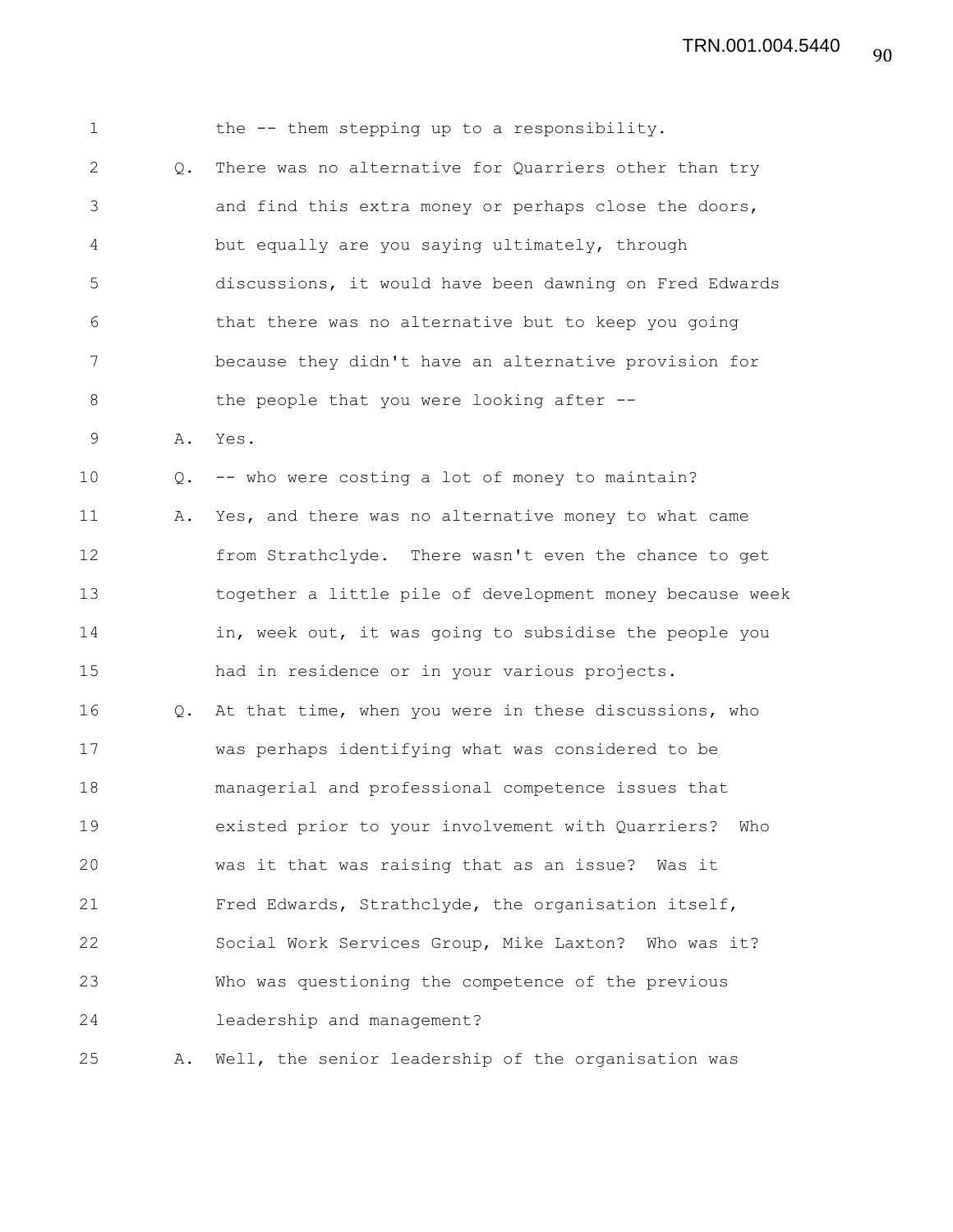the -- them stepping up to a responsibility.

Q. There was no alternative for Quarriers other than try and find this extra money or perhaps close the doors, but equally are you saying ultimately, through discussions, it would have been dawning on Fred Edwards that there was no alternative but to keep you going because they didn't have an alternative provision for the people that you were looking after --

A. Yes.

Q. -- who were costing a lot of money to maintain?

A. Yes, and there was no alternative money to what came from Strathclyde. There wasn't even the chance to get together a little pile of development money because week in, week out, it was going to subsidise the people you had in residence or in your various projects.

Q. At that time, when you were in these discussions, who was perhaps identifying what was considered to be managerial and professional competence issues that existed prior to your involvement with Quarriers? Who was it that was raising that as an issue? Was it Fred Edwards, Strathclyde, the organisation itself, Social Work Services Group, Mike Laxton? Who was it? Who was questioning the competence of the previous leadership and management?

A. Well, the senior leadership of the organisation was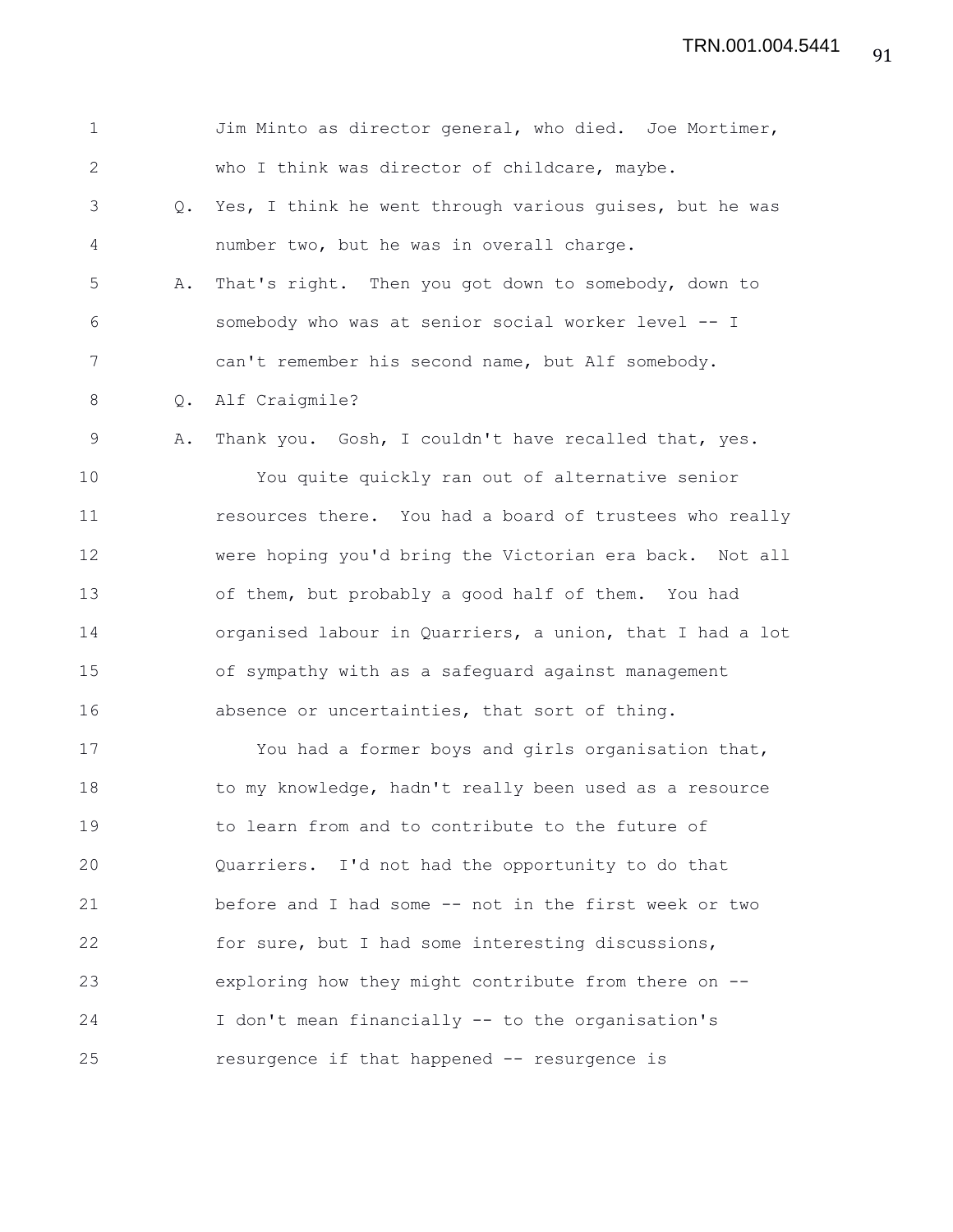Jim Minto as director general, who died. Joe Mortimer, who I think was director of childcare, maybe.

Q. Yes, I think he went through various guises, but he was number two, but he was in overall charge.

A. That's right. Then you got down to somebody, down to somebody who was at senior social worker level -- I can't remember his second name, but Alf somebody.

Q. Alf Craigmile?

A. Thank you. Gosh, I couldn't have recalled that, yes.

You quite quickly ran out of alternative senior resources there. You had a board of trustees who really were hoping you'd bring the Victorian era back. Not all of them, but probably a good half of them. You had organised labour in Quarriers, a union, that I had a lot of sympathy with as a safeguard against management absence or uncertainties, that sort of thing.

You had a former boys and girls organisation that, to my knowledge, hadn't really been used as a resource to learn from and to contribute to the future of Quarriers. I'd not had the opportunity to do that before and I had some -- not in the first week or two for sure, but I had some interesting discussions, exploring how they might contribute from there on -- I don't mean financially -- to the organisation's resurgence if that happened -- resurgence is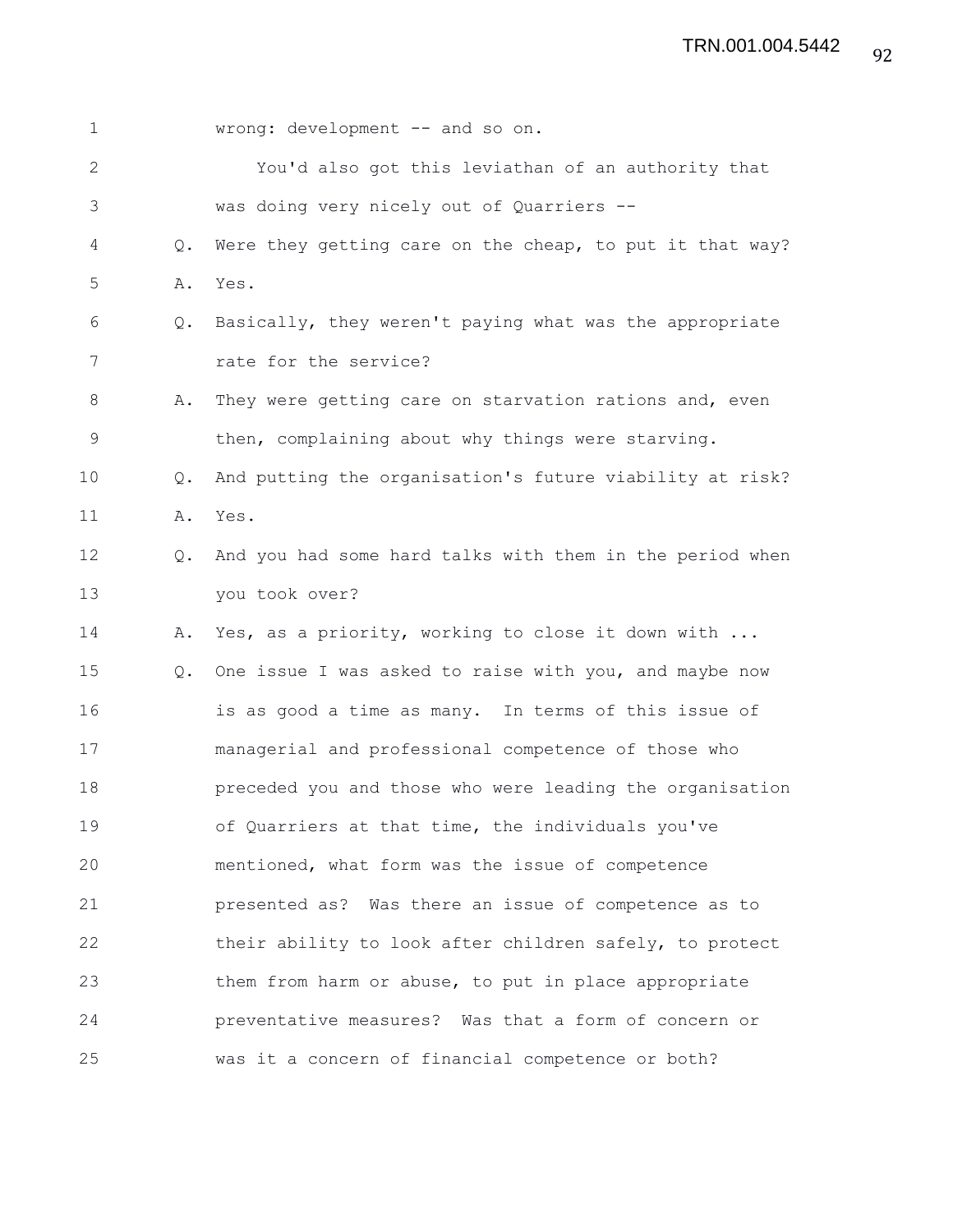wrong: development -- and so on.

You'd also got this leviathan of an authority that was doing very nicely out of Quarriers --

Q. Were they getting care on the cheap, to put it that way?

A. Yes.

Q. Basically, they weren't paying what was the appropriate rate for the service?

A. They were getting care on starvation rations and, even then, complaining about why things were starving.

Q. And putting the organisation's future viability at risk?

A. Yes.

Q. And you had some hard talks with them in the period when you took over?

A. Yes, as a priority, working to close it down with ...

Q. One issue I was asked to raise with you, and maybe now is as good a time as many. In terms of this issue of managerial and professional competence of those who preceded you and those who were leading the organisation of Quarriers at that time, the individuals you've mentioned, what form was the issue of competence presented as? Was there an issue of competence as to their ability to look after children safely, to protect them from harm or abuse, to put in place appropriate preventative measures? Was that a form of concern or was it a concern of financial competence or both?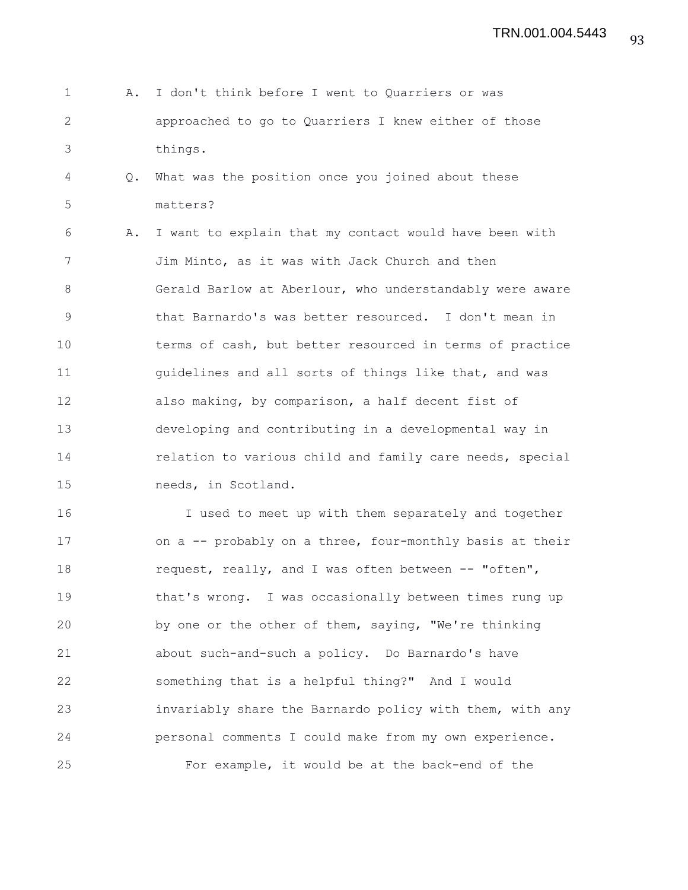A. I don't think before I went to Quarriers or was approached to go to Quarriers I knew either of those things.

Q. What was the position once you joined about these matters?

A. I want to explain that my contact would have been with Jim Minto, as it was with Jack Church and then Gerald Barlow at Aberlour, who understandably were aware that Barnardo's was better resourced. I don't mean in terms of cash, but better resourced in terms of practice guidelines and all sorts of things like that, and was also making, by comparison, a half decent fist of developing and contributing in a developmental way in relation to various child and family care needs, special needs, in Scotland.

I used to meet up with them separately and together on a -- probably on a three, four-monthly basis at their request, really, and I was often between -- "often", that's wrong. I was occasionally between times rung up by one or the other of them, saying, "We're thinking about such-and-such a policy. Do Barnardo's have something that is a helpful thing?" And I would invariably share the Barnardo policy with them, with any personal comments I could make from my own experience.

For example, it would be at the back-end of the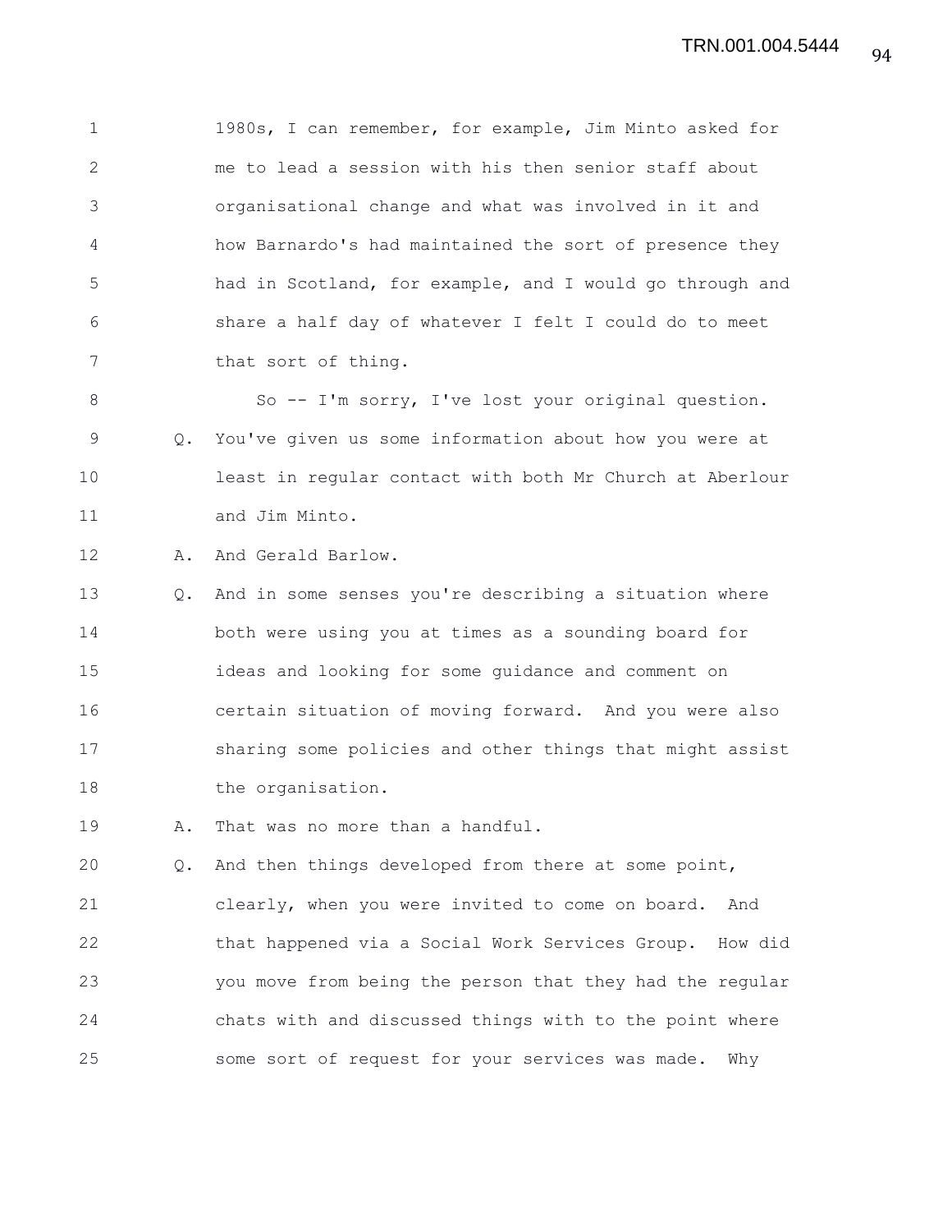1980s, I can remember, for example, Jim Minto asked for me to lead a session with his then senior staff about organisational change and what was involved in it and how Barnardo's had maintained the sort of presence they had in Scotland, for example, and I would go through and share a half day of whatever I felt I could do to meet that sort of thing.

So -- I'm sorry, I've lost your original question.

Q. You've given us some information about how you were at least in regular contact with both Mr Church at Aberlour and Jim Minto.

A. And Gerald Barlow.

Q. And in some senses you're describing a situation where both were using you at times as a sounding board for ideas and looking for some guidance and comment on certain situation of moving forward. And you were also sharing some policies and other things that might assist the organisation.

A. That was no more than a handful.

Q. And then things developed from there at some point, clearly, when you were invited to come on board. And that happened via a Social Work Services Group. How did you move from being the person that they had the regular chats with and discussed things with to the point where some sort of request for your services was made. Why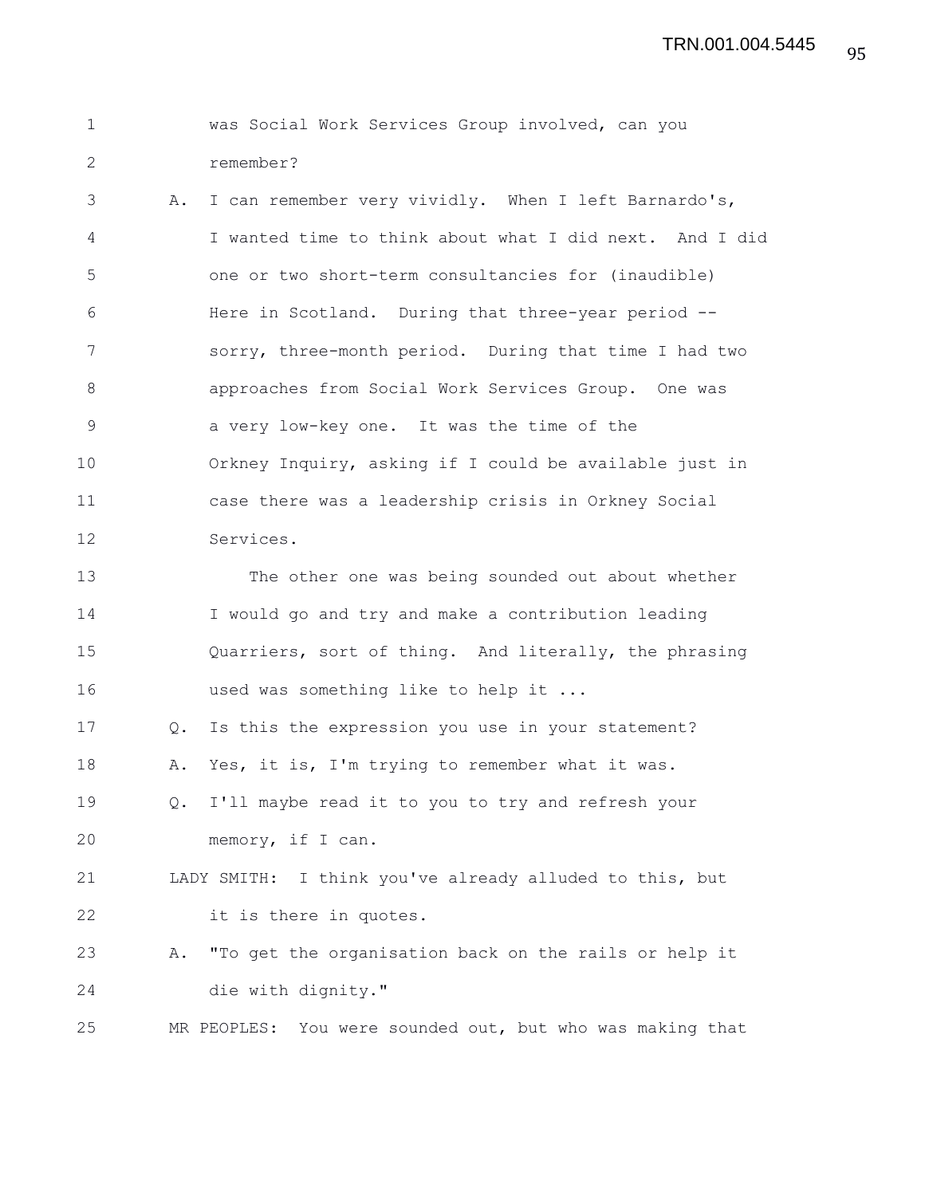was Social Work Services Group involved, can you remember?

A. I can remember very vividly. When I left Barnardo's, I wanted time to think about what I did next. And I did one or two short-term consultancies for (inaudible) Here in Scotland. During that three-year period -- sorry, three-month period. During that time I had two approaches from Social Work Services Group. One was a very low-key one. It was the time of the Orkney Inquiry, asking if I could be available just in case there was a leadership crisis in Orkney Social Services.

The other one was being sounded out about whether I would go and try and make a contribution leading Quarriers, sort of thing. And literally, the phrasing used was something like to help it ...

Q. Is this the expression you use in your statement?

A. Yes, it is, I'm trying to remember what it was.

Q. I'll maybe read it to you to try and refresh your memory, if I can.

LADY SMITH: I think you've already alluded to this, but it is there in quotes.

A. "To get the organisation back on the rails or help it die with dignity."

MR PEOPLES: You were sounded out, but who was making that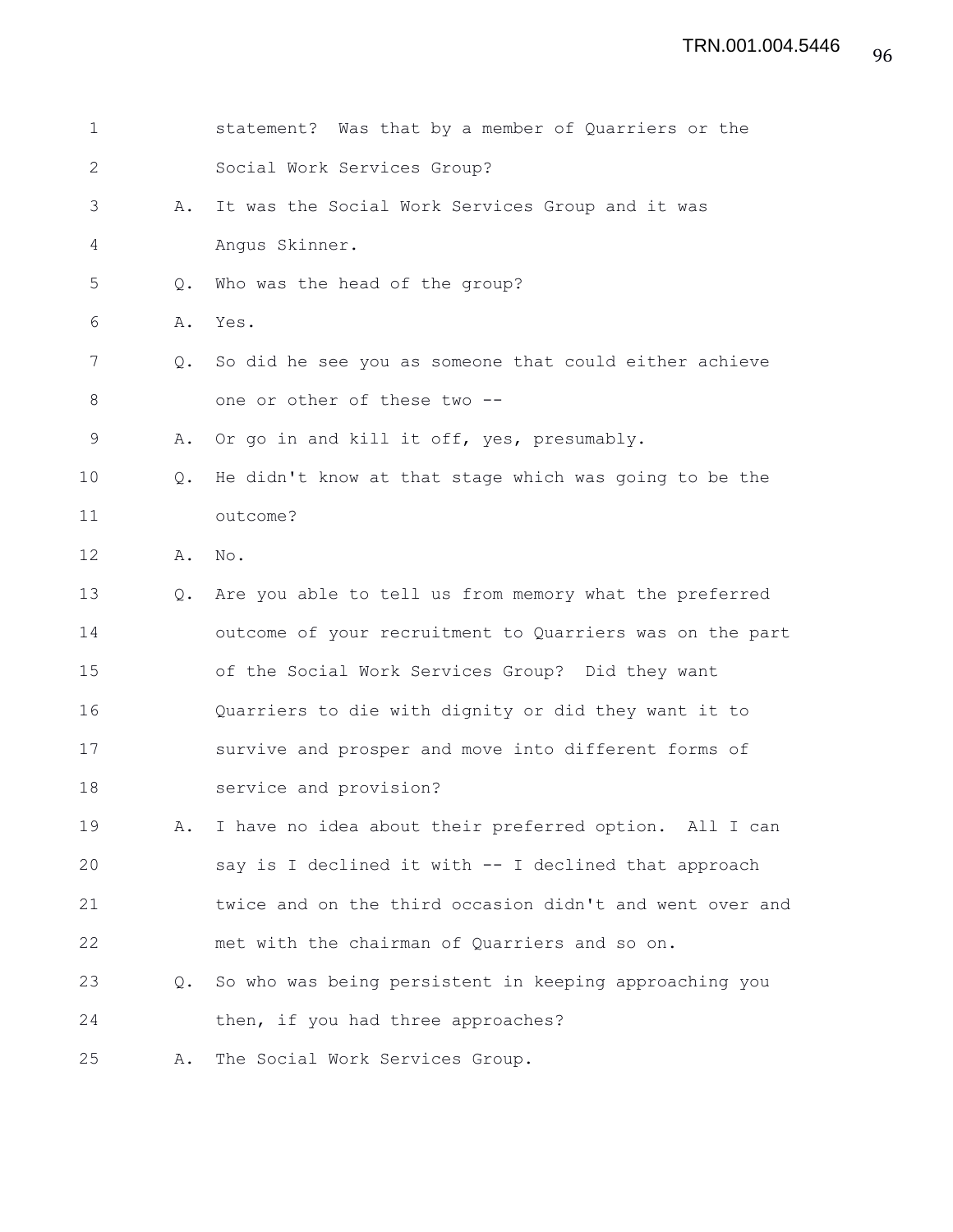statement? Was that by a member of Quarriers or the Social Work Services Group?

A. It was the Social Work Services Group and it was Angus Skinner.

Q. Who was the head of the group?

A. Yes.

Q. So did he see you as someone that could either achieve one or other of these two --

A. Or go in and kill it off, yes, presumably.

Q. He didn't know at that stage which was going to be the outcome?

A. No.

Q. Are you able to tell us from memory what the preferred outcome of your recruitment to Quarriers was on the part of the Social Work Services Group? Did they want Quarriers to die with dignity or did they want it to survive and prosper and move into different forms of service and provision?

A. I have no idea about their preferred option. All I can say is I declined it with -- I declined that approach twice and on the third occasion didn't and went over and met with the chairman of Quarriers and so on.

Q. So who was being persistent in keeping approaching you then, if you had three approaches?

A. The Social Work Services Group.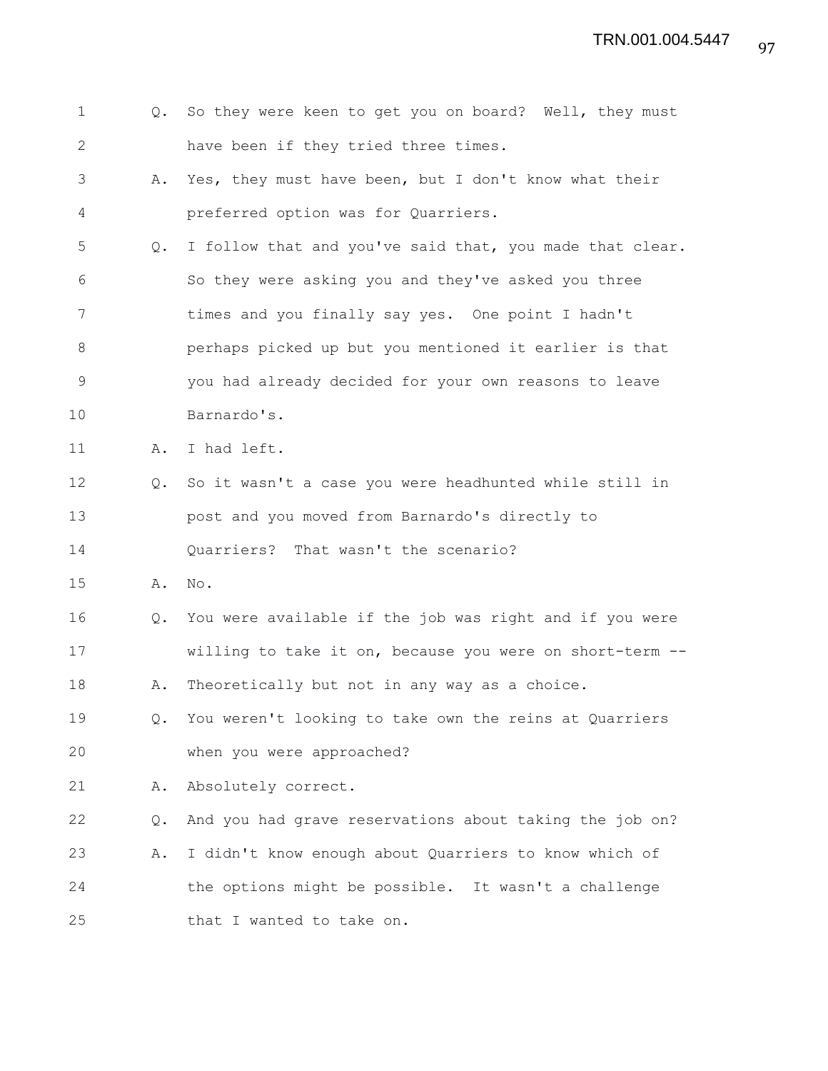Q. So they were keen to get you on board? Well, they must have been if they tried three times.

A. Yes, they must have been, but I don't know what their preferred option was for Quarriers.

Q. I follow that and you've said that, you made that clear. So they were asking you and they've asked you three times and you finally say yes. One point I hadn't perhaps picked up but you mentioned it earlier is that you had already decided for your own reasons to leave Barnardo's.

A. I had left.

Q. So it wasn't a case you were headhunted while still in post and you moved from Barnardo's directly to Quarriers? That wasn't the scenario?

A. No.

Q. You were available if the job was right and if you were willing to take it on, because you were on short-term --

A. Theoretically but not in any way as a choice.

Q. You weren't looking to take own the reins at Quarriers when you were approached?

A. Absolutely correct.

Q. And you had grave reservations about taking the job on?

A. I didn't know enough about Quarriers to know which of the options might be possible. It wasn't a challenge that I wanted to take on.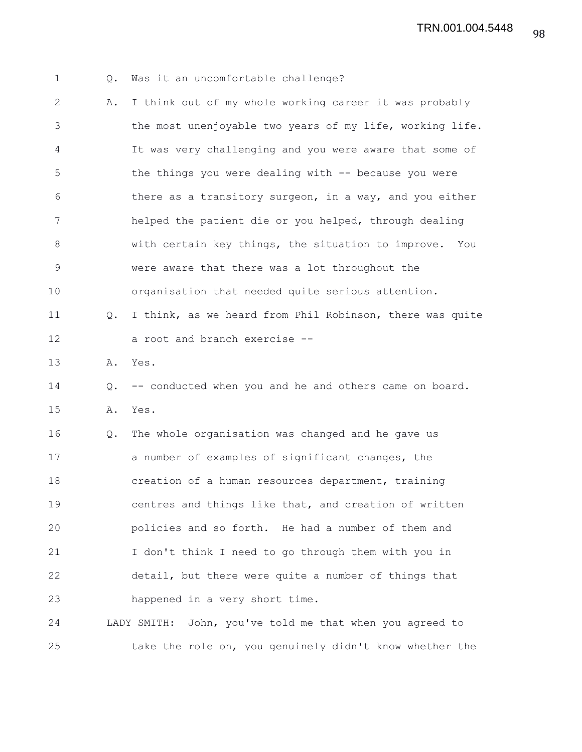Q. Was it an uncomfortable challenge?

A. I think out of my whole working career it was probably the most unenjoyable two years of my life, working life. It was very challenging and you were aware that some of the things you were dealing with -- because you were there as a transitory surgeon, in a way, and you either helped the patient die or you helped, through dealing with certain key things, the situation to improve. You were aware that there was a lot throughout the organisation that needed quite serious attention.

Q. I think, as we heard from Phil Robinson, there was quite a root and branch exercise --

A. Yes.

Q. -- conducted when you and he and others came on board.

A. Yes.

Q. The whole organisation was changed and he gave us a number of examples of significant changes, the creation of a human resources department, training centres and things like that, and creation of written policies and so forth. He had a number of them and I don't think I need to go through them with you in detail, but there were quite a number of things that happened in a very short time.

LADY SMITH: John, you've told me that when you agreed to take the role on, you genuinely didn't know whether the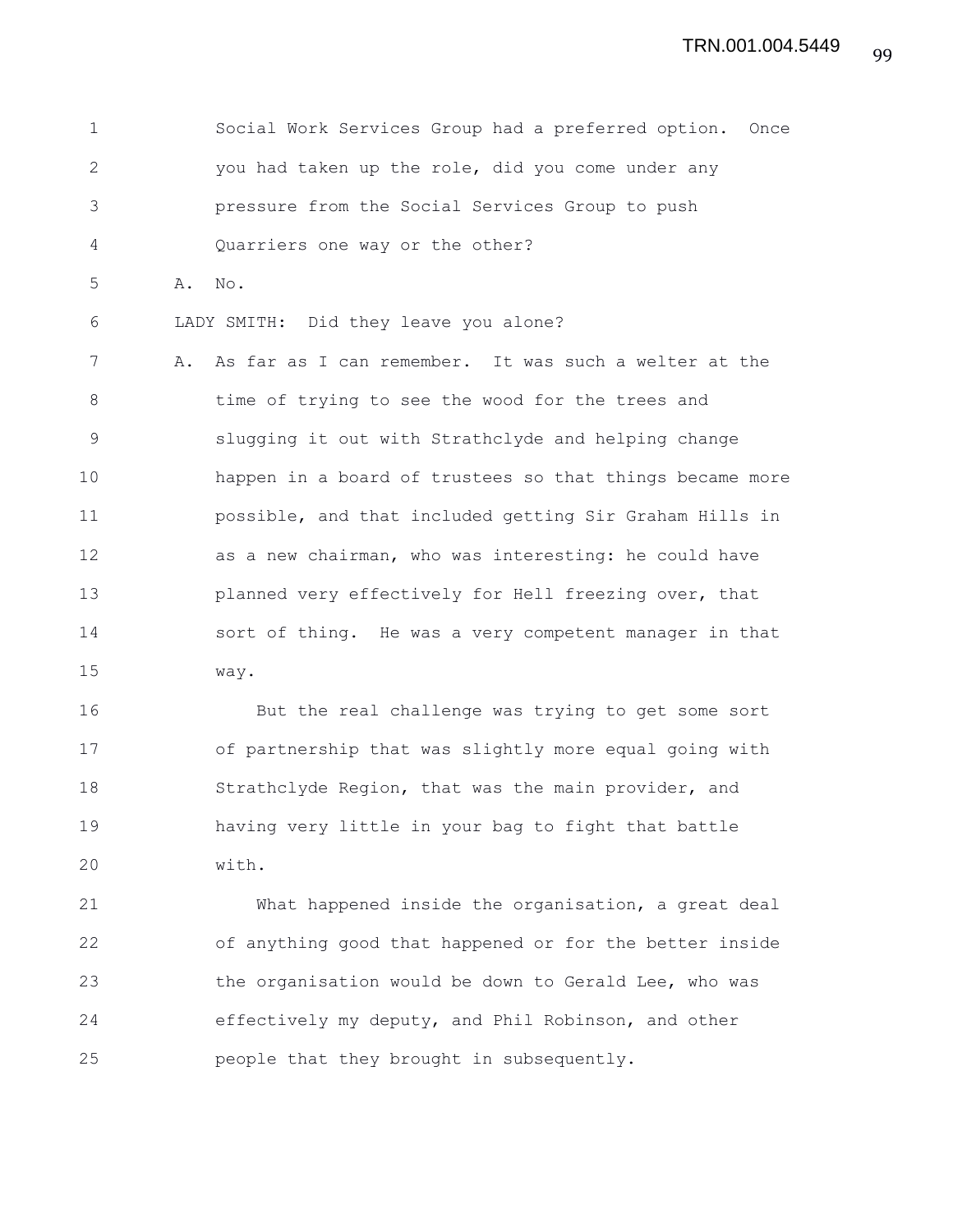Social Work Services Group had a preferred option. Once you had taken up the role, did you come under any pressure from the Social Services Group to push Quarriers one way or the other?

A. No.

LADY SMITH: Did they leave you alone?

A. As far as I can remember. It was such a welter at the time of trying to see the wood for the trees and slugging it out with Strathclyde and helping change happen in a board of trustees so that things became more possible, and that included getting Sir Graham Hills in as a new chairman, who was interesting: he could have planned very effectively for Hell freezing over, that sort of thing. He was a very competent manager in that way.

But the real challenge was trying to get some sort of partnership that was slightly more equal going with Strathclyde Region, that was the main provider, and having very little in your bag to fight that battle with.

What happened inside the organisation, a great deal of anything good that happened or for the better inside the organisation would be down to Gerald Lee, who was effectively my deputy, and Phil Robinson, and other people that they brought in subsequently.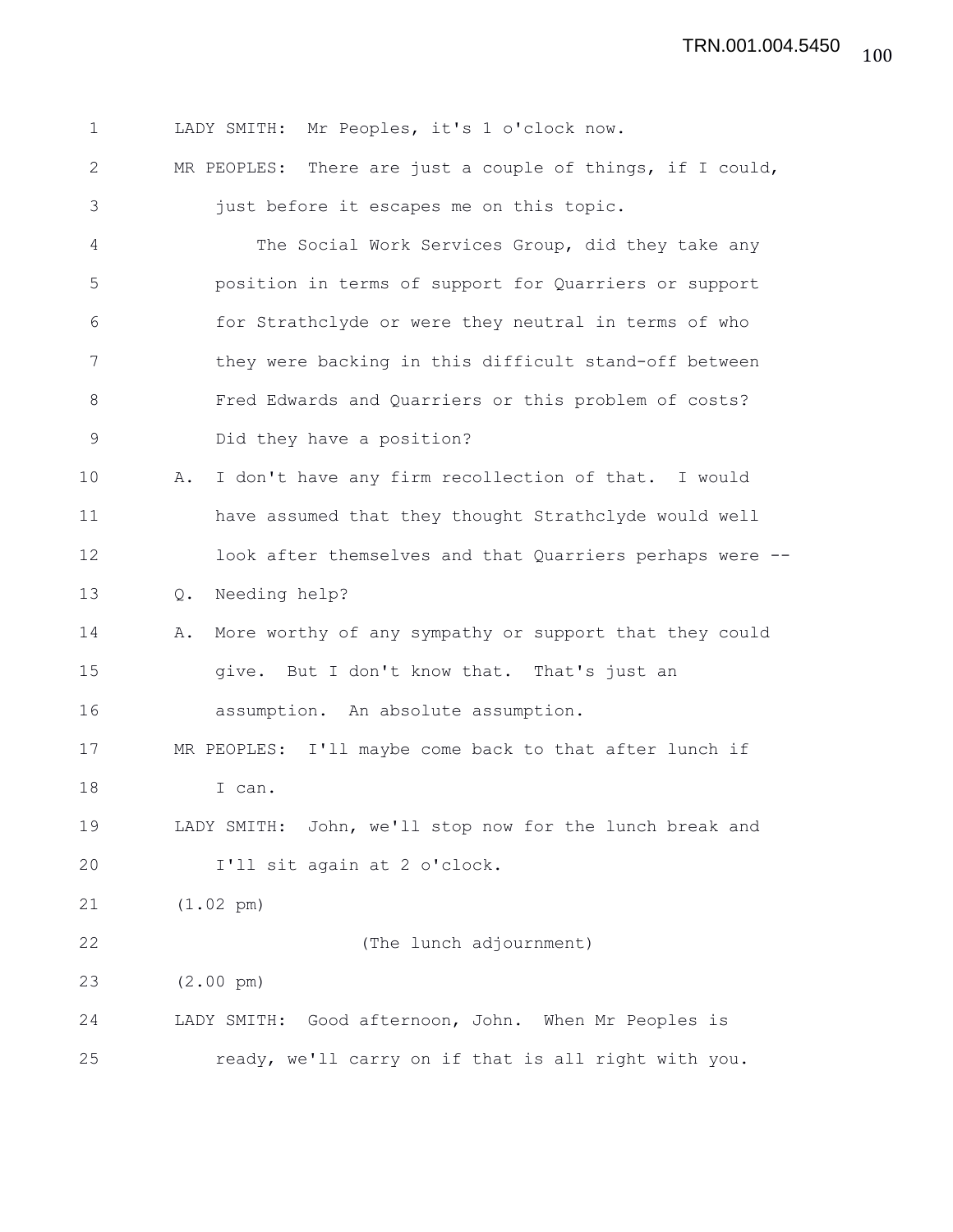LADY SMITH: Mr Peoples, it's 1 o'clock now.

MR PEOPLES: There are just a couple of things, if I could, just before it escapes me on this topic.

The Social Work Services Group, did they take any position in terms of support for Quarriers or support for Strathclyde or were they neutral in terms of who they were backing in this difficult stand-off between Fred Edwards and Quarriers or this problem of costs? Did they have a position?

A. I don't have any firm recollection of that. I would have assumed that they thought Strathclyde would well look after themselves and that Quarriers perhaps were --

Q. Needing help?

A. More worthy of any sympathy or support that they could give. But I don't know that. That's just an assumption. An absolute assumption.

MR PEOPLES: I'll maybe come back to that after lunch if I can.

LADY SMITH: John, we'll stop now for the lunch break and I'll sit again at 2 o'clock.

(1.02 pm)

(The lunch adjournment)

(2.00 pm)

LADY SMITH: Good afternoon, John. When Mr Peoples is ready, we'll carry on if that is all right with you.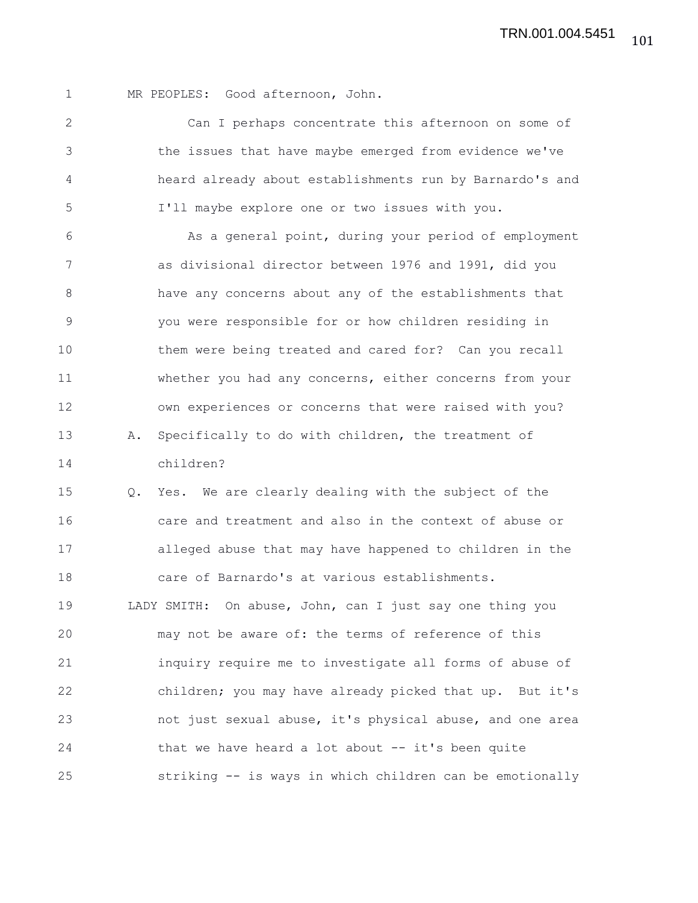MR PEOPLES: Good afternoon, John.

Can I perhaps concentrate this afternoon on some of the issues that have maybe emerged from evidence we've heard already about establishments run by Barnardo's and I'll maybe explore one or two issues with you.

As a general point, during your period of employment as divisional director between 1976 and 1991, did you have any concerns about any of the establishments that you were responsible for or how children residing in them were being treated and cared for? Can you recall whether you had any concerns, either concerns from your own experiences or concerns that were raised with you?

A. Specifically to do with children, the treatment of children?

Q. Yes. We are clearly dealing with the subject of the care and treatment and also in the context of abuse or alleged abuse that may have happened to children in the care of Barnardo's at various establishments.

LADY SMITH: On abuse, John, can I just say one thing you may not be aware of: the terms of reference of this inquiry require me to investigate all forms of abuse of children; you may have already picked that up. But it's not just sexual abuse, it's physical abuse, and one area that we have heard a lot about -- it's been quite striking -- is ways in which children can be emotionally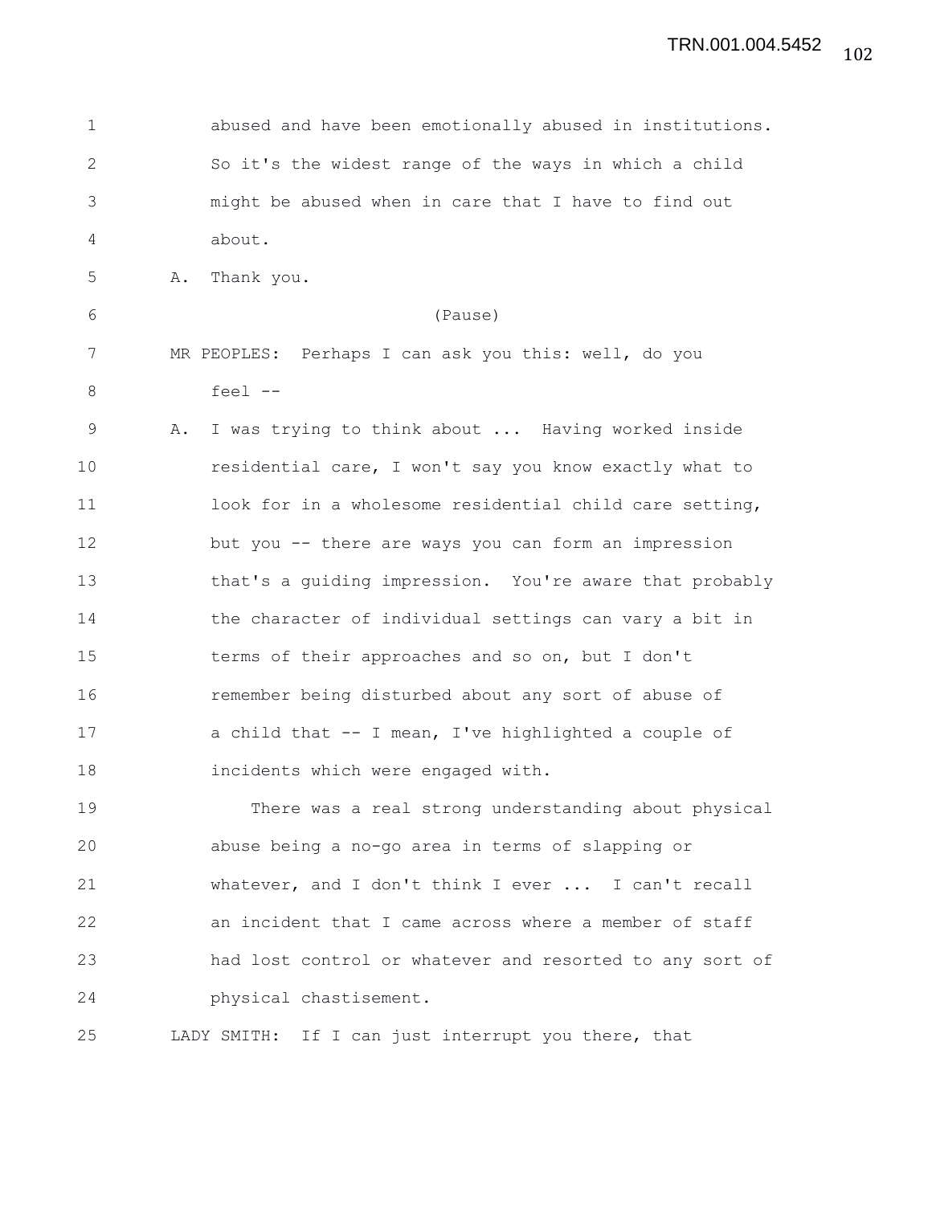abused and have been emotionally abused in institutions. So it's the widest range of the ways in which a child might be abused when in care that I have to find out about.

A. Thank you.

(Pause)

MR PEOPLES: Perhaps I can ask you this: well, do you feel --

A. I was trying to think about ... Having worked inside residential care, I won't say you know exactly what to look for in a wholesome residential child care setting, but you -- there are ways you can form an impression that's a guiding impression. You're aware that probably the character of individual settings can vary a bit in terms of their approaches and so on, but I don't remember being disturbed about any sort of abuse of a child that -- I mean, I've highlighted a couple of incidents which were engaged with.

There was a real strong understanding about physical abuse being a no-go area in terms of slapping or whatever, and I don't think I ever ... I can't recall an incident that I came across where a member of staff had lost control or whatever and resorted to any sort of physical chastisement.

LADY SMITH: If I can just interrupt you there, that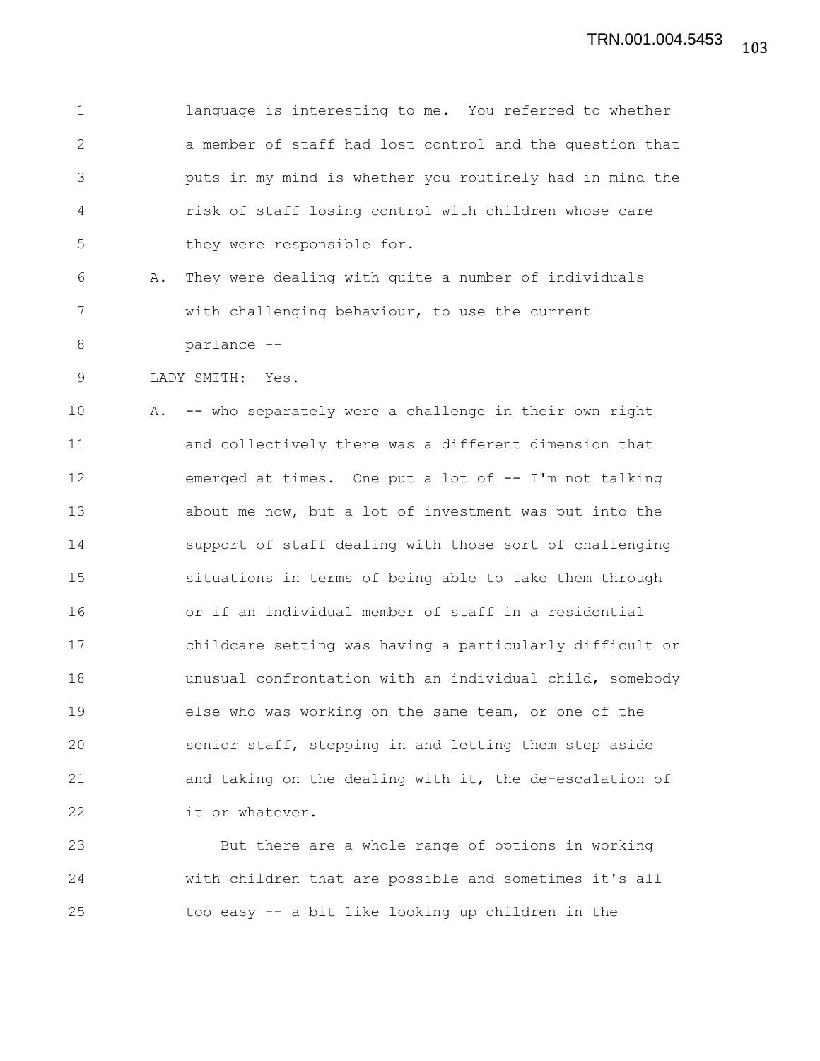language is interesting to me. You referred to whether a member of staff had lost control and the question that puts in my mind is whether you routinely had in mind the risk of staff losing control with children whose care they were responsible for.

A. They were dealing with quite a number of individuals with challenging behaviour, to use the current parlance --

LADY SMITH: Yes.

A. -- who separately were a challenge in their own right and collectively there was a different dimension that emerged at times. One put a lot of -- I'm not talking about me now, but a lot of investment was put into the support of staff dealing with those sort of challenging situations in terms of being able to take them through or if an individual member of staff in a residential childcare setting was having a particularly difficult or unusual confrontation with an individual child, somebody else who was working on the same team, or one of the senior staff, stepping in and letting them step aside and taking on the dealing with it, the de-escalation of it or whatever.

But there are a whole range of options in working with children that are possible and sometimes it's all too easy -- a bit like looking up children in the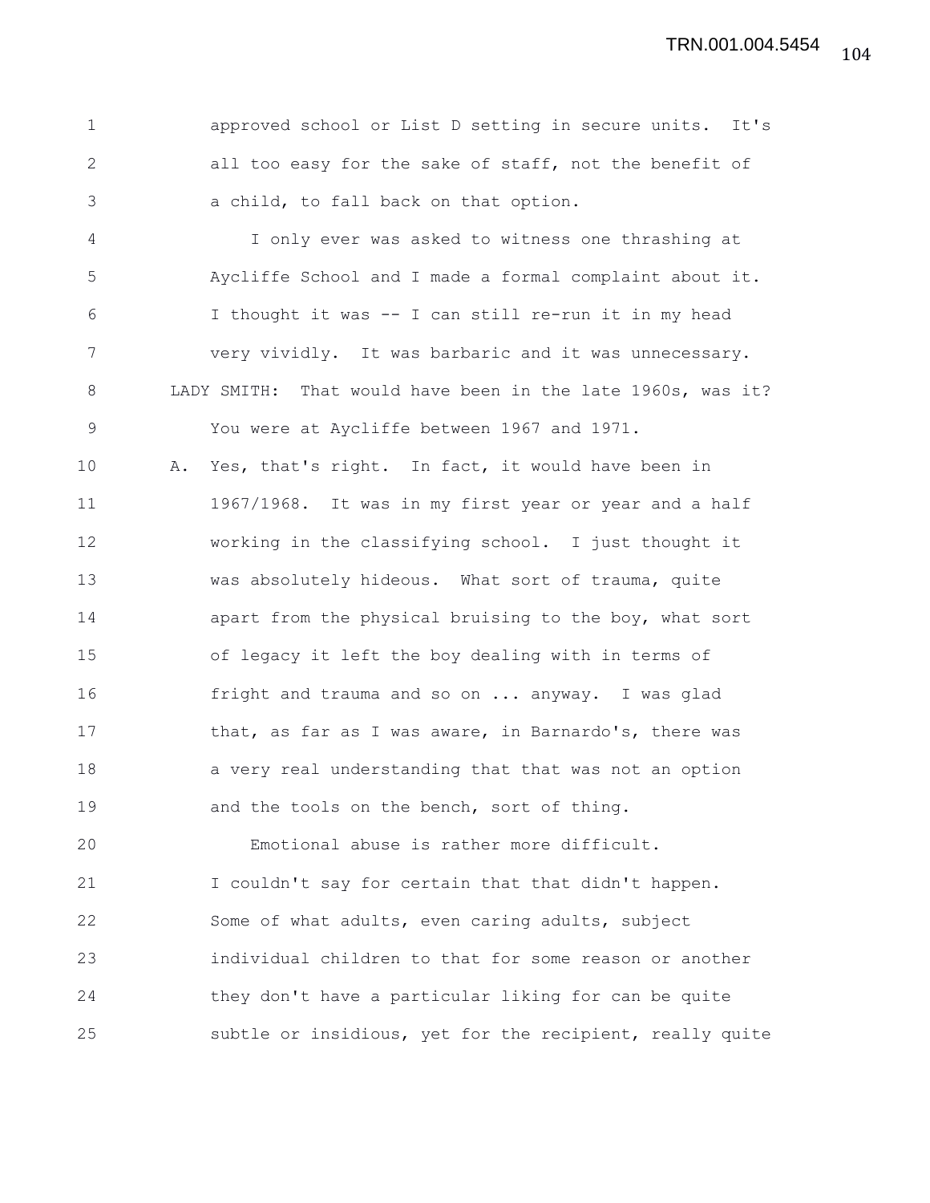approved school or List D setting in secure units. It's all too easy for the sake of staff, not the benefit of a child, to fall back on that option.

I only ever was asked to witness one thrashing at Aycliffe School and I made a formal complaint about it. I thought it was -- I can still re-run it in my head very vividly. It was barbaric and it was unnecessary.

LADY SMITH: That would have been in the late 1960s, was it? You were at Aycliffe between 1967 and 1971.

A. Yes, that's right. In fact, it would have been in 1967/1968. It was in my first year or year and a half working in the classifying school. I just thought it was absolutely hideous. What sort of trauma, quite apart from the physical bruising to the boy, what sort of legacy it left the boy dealing with in terms of fright and trauma and so on ... anyway. I was glad that, as far as I was aware, in Barnardo's, there was a very real understanding that that was not an option and the tools on the bench, sort of thing.

Emotional abuse is rather more difficult. I couldn't say for certain that that didn't happen. Some of what adults, even caring adults, subject individual children to that for some reason or another they don't have a particular liking for can be quite subtle or insidious, yet for the recipient, really quite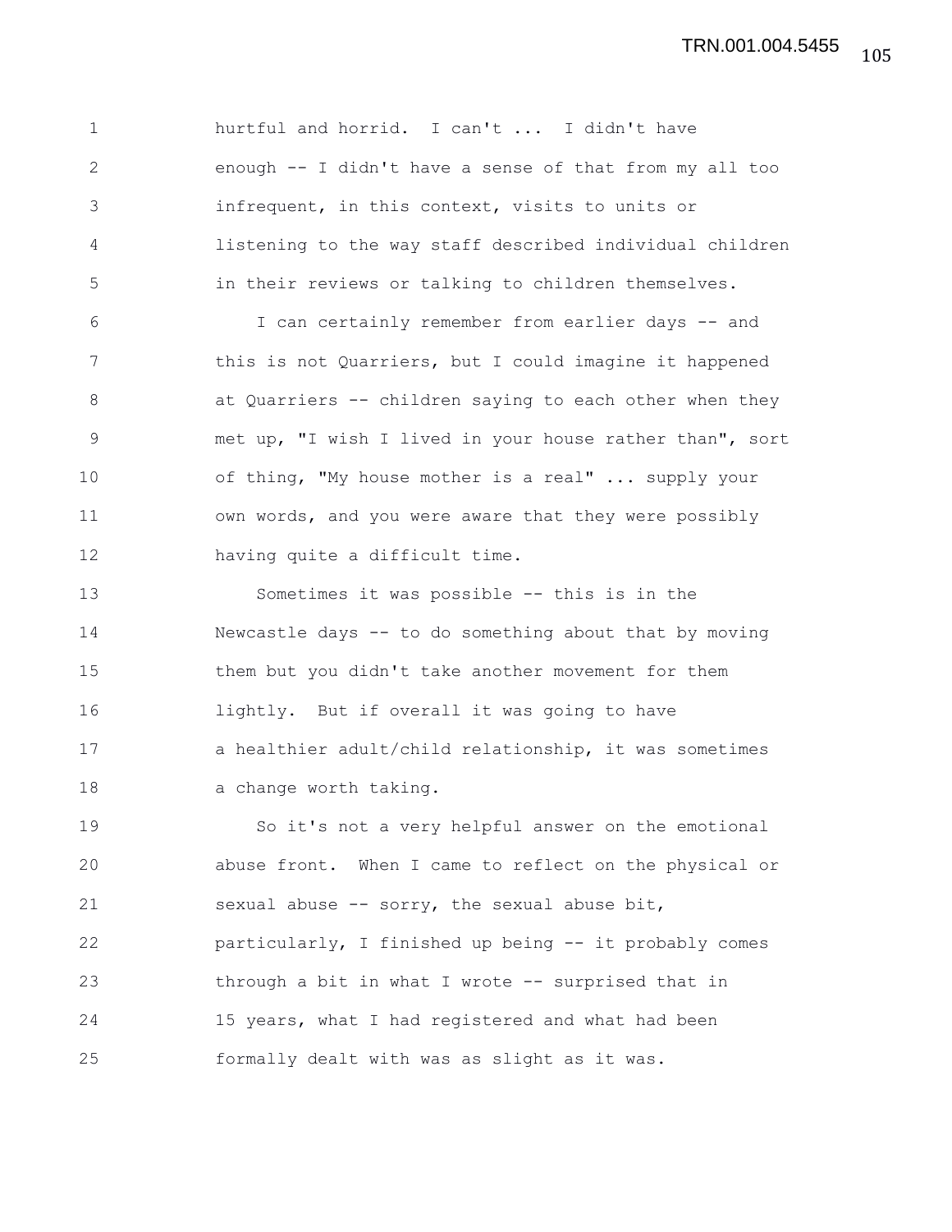hurtful and horrid. I can't ... I didn't have enough -- I didn't have a sense of that from my all too infrequent, in this context, visits to units or listening to the way staff described individual children in their reviews or talking to children themselves.

I can certainly remember from earlier days -- and this is not Quarriers, but I could imagine it happened at Quarriers -- children saying to each other when they met up, "I wish I lived in your house rather than", sort of thing, "My house mother is a real" ... supply your own words, and you were aware that they were possibly having quite a difficult time.

Sometimes it was possible -- this is in the Newcastle days -- to do something about that by moving them but you didn't take another movement for them lightly. But if overall it was going to have a healthier adult/child relationship, it was sometimes a change worth taking.

So it's not a very helpful answer on the emotional abuse front. When I came to reflect on the physical or sexual abuse -- sorry, the sexual abuse bit, particularly, I finished up being -- it probably comes through a bit in what I wrote -- surprised that in 15 years, what I had registered and what had been formally dealt with was as slight as it was.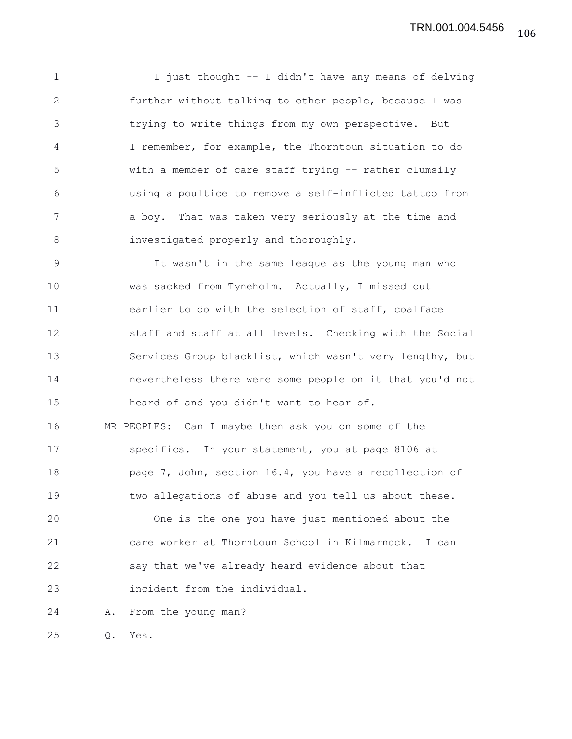I just thought -- I didn't have any means of delving further without talking to other people, because I was trying to write things from my own perspective. But I remember, for example, the Thorntoun situation to do with a member of care staff trying -- rather clumsily using a poultice to remove a self-inflicted tattoo from a boy. That was taken very seriously at the time and investigated properly and thoroughly.

It wasn't in the same league as the young man who was sacked from Tyneholm. Actually, I missed out earlier to do with the selection of staff, coalface staff and staff at all levels. Checking with the Social Services Group blacklist, which wasn't very lengthy, but nevertheless there were some people on it that you'd not heard of and you didn't want to hear of.

MR PEOPLES: Can I maybe then ask you on some of the specifics. In your statement, you at page 8106 at page 7, John, section 16.4, you have a recollection of two allegations of abuse and you tell us about these.

One is the one you have just mentioned about the care worker at Thorntoun School in Kilmarnock. I can say that we've already heard evidence about that incident from the individual.

A. From the young man?

Q. Yes.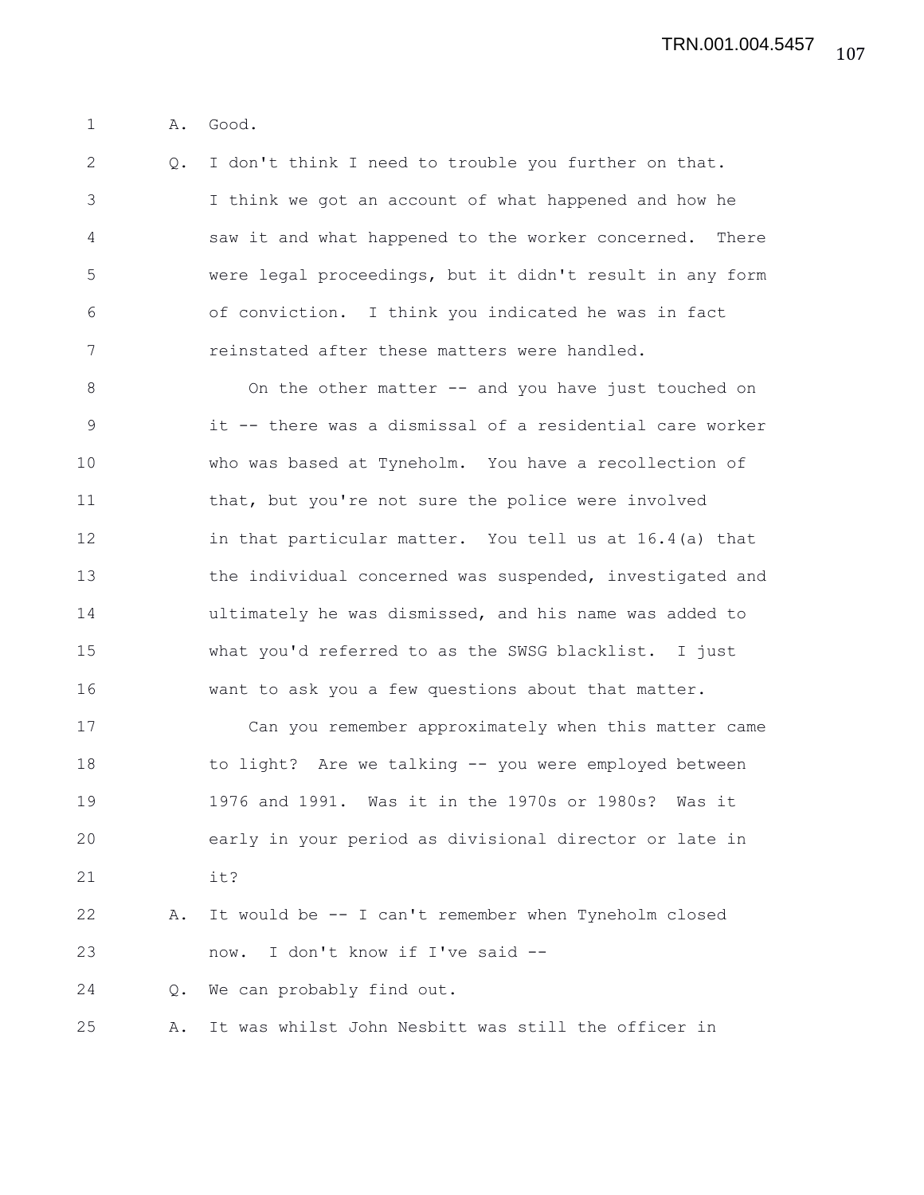A. Good.

Q. I don't think I need to trouble you further on that. I think we got an account of what happened and how he saw it and what happened to the worker concerned. There were legal proceedings, but it didn't result in any form of conviction. I think you indicated he was in fact reinstated after these matters were handled.

On the other matter -- and you have just touched on it -- there was a dismissal of a residential care worker who was based at Tyneholm. You have a recollection of that, but you're not sure the police were involved in that particular matter. You tell us at 16.4(a) that the individual concerned was suspended, investigated and ultimately he was dismissed, and his name was added to what you'd referred to as the SWSG blacklist. I just want to ask you a few questions about that matter.

Can you remember approximately when this matter came to light? Are we talking -- you were employed between 1976 and 1991. Was it in the 1970s or 1980s? Was it early in your period as divisional director or late in it?

A. It would be -- I can't remember when Tyneholm closed now. I don't know if I've said --

Q. We can probably find out.

A. It was whilst John Nesbitt was still the officer in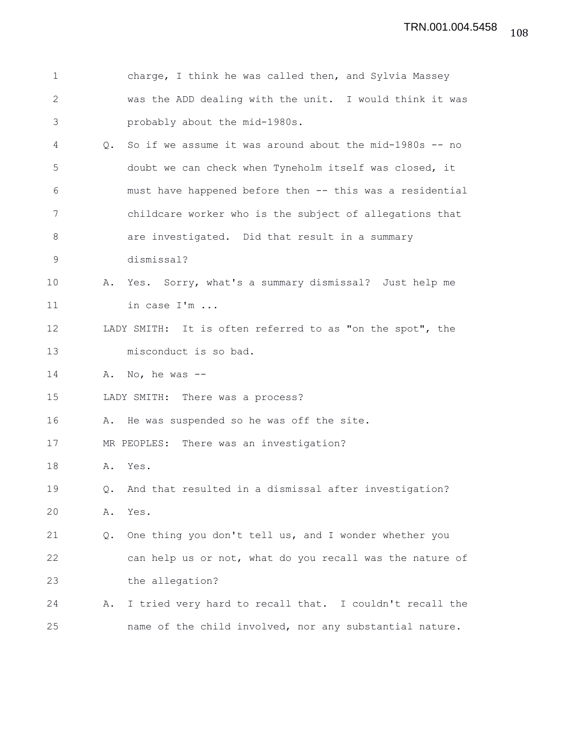charge, I think he was called then, and Sylvia Massey was the ADD dealing with the unit. I would think it was probably about the mid-1980s.

Q. So if we assume it was around about the mid-1980s -- no doubt we can check when Tyneholm itself was closed, it must have happened before then -- this was a residential childcare worker who is the subject of allegations that are investigated. Did that result in a summary dismissal?

A. Yes. Sorry, what's a summary dismissal? Just help me in case I'm ...

LADY SMITH: It is often referred to as "on the spot", the misconduct is so bad.

A. No, he was --

LADY SMITH: There was a process?

A. He was suspended so he was off the site.

MR PEOPLES: There was an investigation?

A. Yes.

Q. And that resulted in a dismissal after investigation?

A. Yes.

Q. One thing you don't tell us, and I wonder whether you can help us or not, what do you recall was the nature of the allegation?

A. I tried very hard to recall that. I couldn't recall the name of the child involved, nor any substantial nature.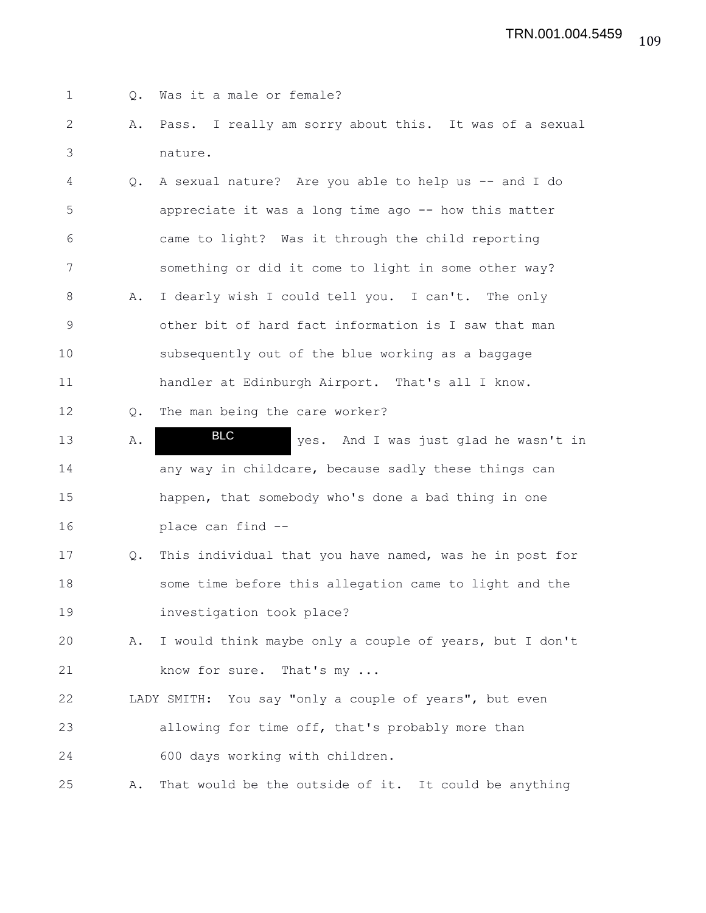1 Q. Was it a male or female?

2 A. Pass. I really am sorry about this. It was of a sexual

3 nature.

4 Q. A sexual nature? Are you able to help us -- and I do

5 appreciate it was a long time ago -- how this matter

6 came to light? Was it through the child reporting

7 something or did it come to light in some other way?

8 A. I dearly wish I could tell you. I can't. The only

9 other bit of hard fact information is I saw that man

10 subsequently out of the blue working as a baggage

11 handler at Edinburgh Airport. That's all I know.

12 Q. The man being the care worker?

13 A. BLC yes. And I was just glad he wasn't in

14 any way in childcare, because sadly these things can

15 happen, that somebody who's done a bad thing in one

16 place can find --

17 Q. This individual that you have named, was he in post for

18 some time before this allegation came to light and the

19 investigation took place?

20 A. I would think maybe only a couple of years, but I don't

21 know for sure. That's my ...

22 LADY SMITH: You say "only a couple of years", but even

23 allowing for time off, that's probably more than

24 600 days working with children.

25 A. That would be the outside of it. It could be anything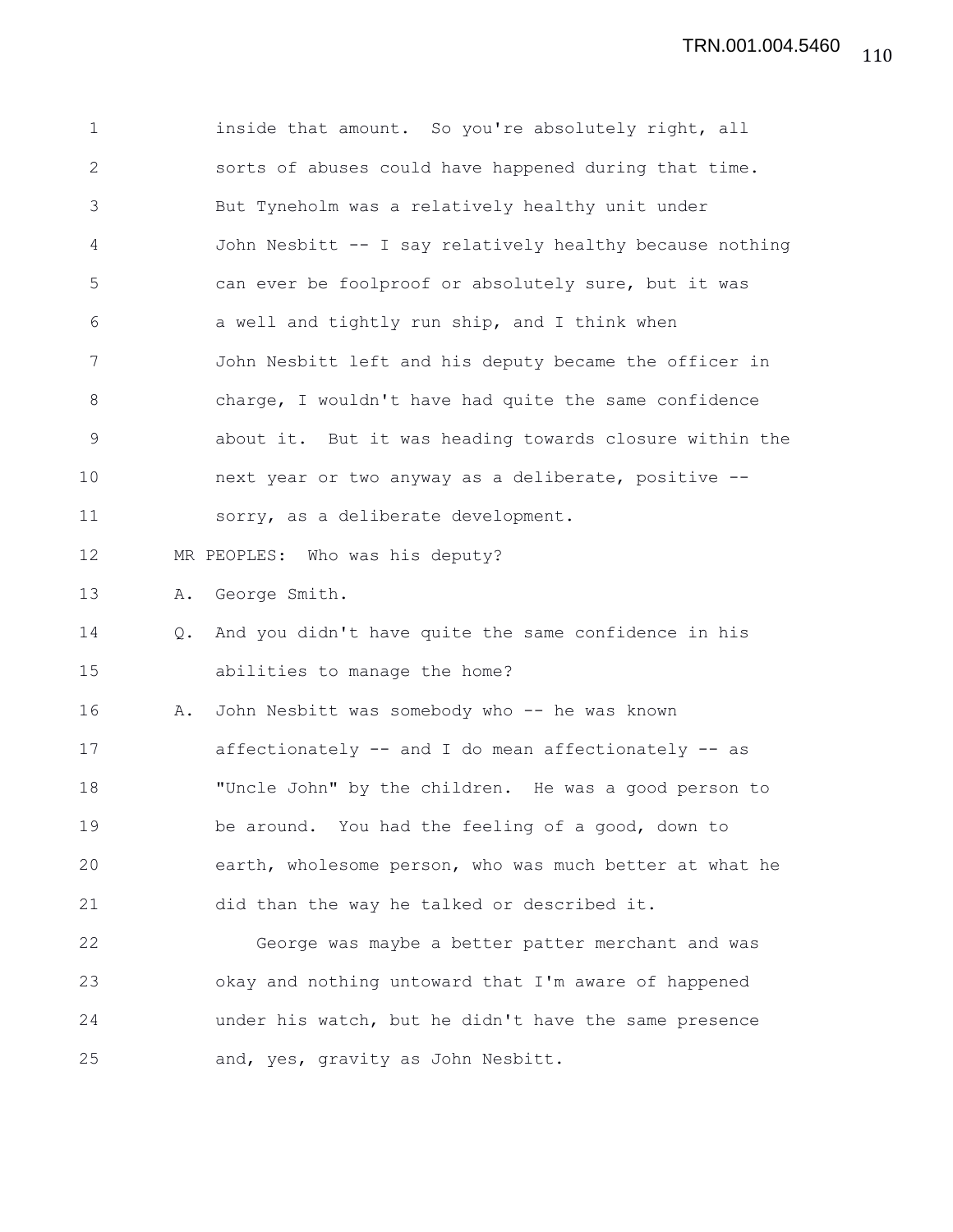inside that amount. So you're absolutely right, all sorts of abuses could have happened during that time. But Tyneholm was a relatively healthy unit under John Nesbitt -- I say relatively healthy because nothing can ever be foolproof or absolutely sure, but it was a well and tightly run ship, and I think when John Nesbitt left and his deputy became the officer in charge, I wouldn't have had quite the same confidence about it. But it was heading towards closure within the next year or two anyway as a deliberate, positive -- sorry, as a deliberate development.

MR PEOPLES: Who was his deputy?

A. George Smith.

Q. And you didn't have quite the same confidence in his abilities to manage the home?

A. John Nesbitt was somebody who -- he was known affectionately -- and I do mean affectionately -- as "Uncle John" by the children. He was a good person to be around. You had the feeling of a good, down to earth, wholesome person, who was much better at what he did than the way he talked or described it.

George was maybe a better patter merchant and was okay and nothing untoward that I'm aware of happened under his watch, but he didn't have the same presence and, yes, gravity as John Nesbitt.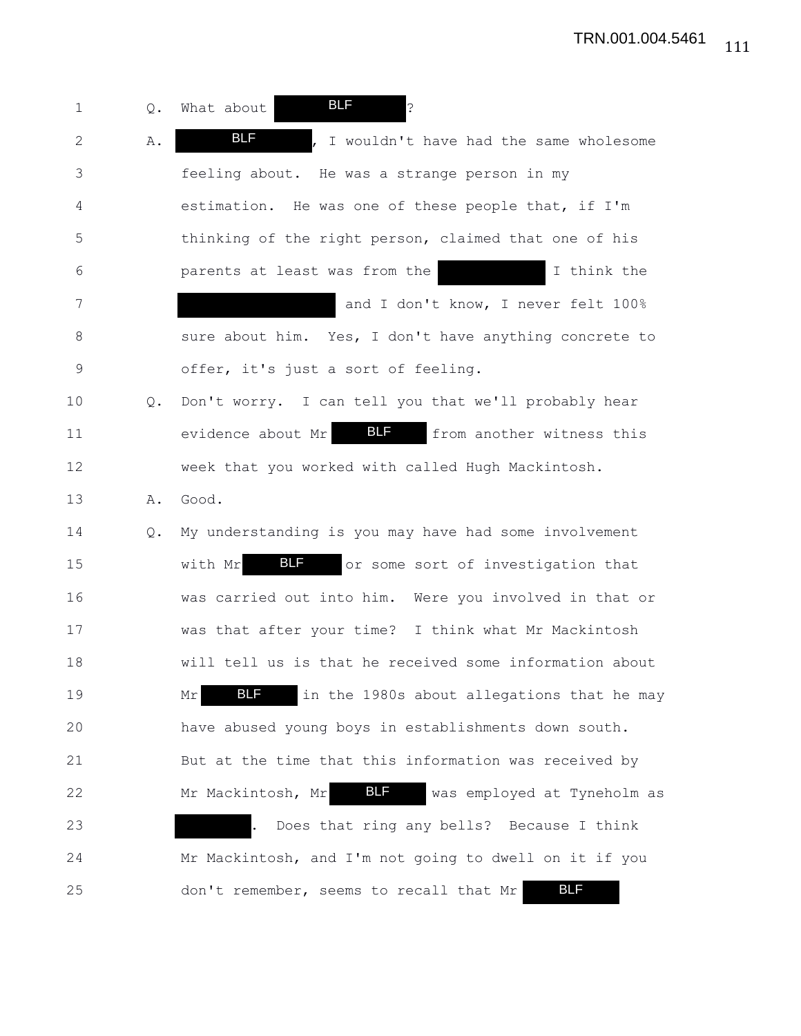1 Q. What about [BLF]?

2 A. [BLF], I wouldn't have had the same wholesome
3 feeling about. He was a strange person in my
4 estimation. He was one of these people that, if I'm
5 thinking of the right person, claimed that one of his
6 parents at least was from the [REDACTED] I think the
7 [REDACTED] and I don't know, I never felt 100%
8 sure about him. Yes, I don't have anything concrete to
9 offer, it's just a sort of feeling.

10 Q. Don't worry. I can tell you that we'll probably hear
11 evidence about Mr [BLF] from another witness this
12 week that you worked with called Hugh Mackintosh.

13 A. Good.

14 Q. My understanding is you may have had some involvement
15 with Mr [BLF] or some sort of investigation that
16 was carried out into him. Were you involved in that or
17 was that after your time? I think what Mr Mackintosh
18 will tell us is that he received some information about
19 Mr [BLF] in the 1980s about allegations that he may
20 have abused young boys in establishments down south.
21 But at the time that this information was received by
22 Mr Mackintosh, Mr [BLF] was employed at Tyneholm as
23 [REDACTED]. Does that ring any bells? Because I think
24 Mr Mackintosh, and I'm not going to dwell on it if you
25 don't remember, seems to recall that Mr [BLF]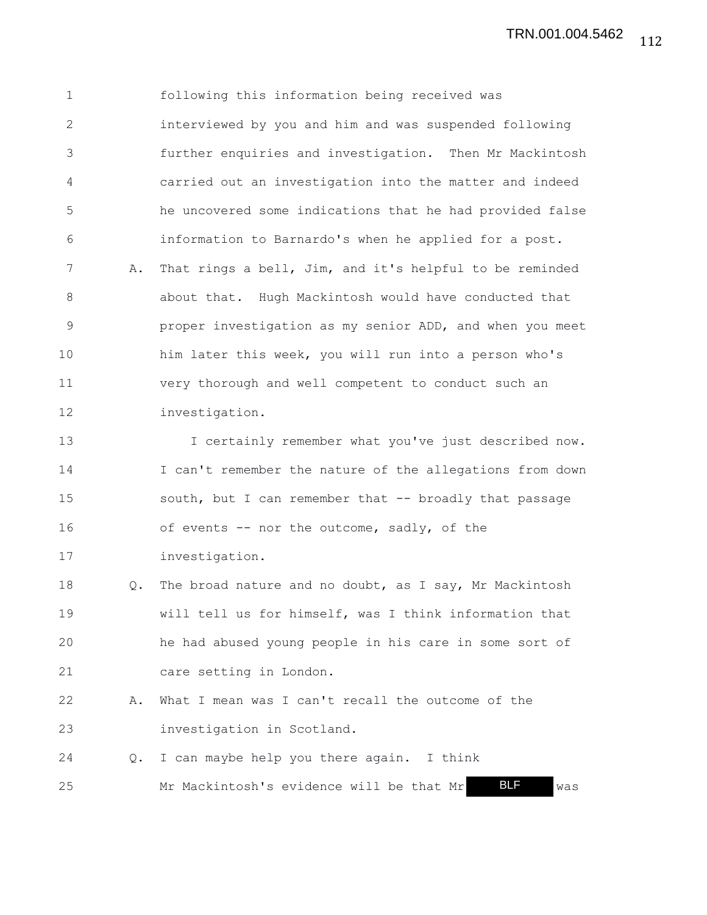1 following this information being received was
2 interviewed by you and him and was suspended following
3 further enquiries and investigation. Then Mr Mackintosh
4 carried out an investigation into the matter and indeed
5 he uncovered some indications that he had provided false
6 information to Barnardo's when he applied for a post.

7 A. That rings a bell, Jim, and it's helpful to be reminded
8 about that. Hugh Mackintosh would have conducted that
9 proper investigation as my senior ADD, and when you meet
10 him later this week, you will run into a person who's
11 very thorough and well competent to conduct such an
12 investigation.

13 I certainly remember what you've just described now.
14 I can't remember the nature of the allegations from down
15 south, but I can remember that -- broadly that passage
16 of events -- nor the outcome, sadly, of the
17 investigation.

18 Q. The broad nature and no doubt, as I say, Mr Mackintosh
19 will tell us for himself, was I think information that
20 he had abused young people in his care in some sort of
21 care setting in London.

22 A. What I mean was I can't recall the outcome of the
23 investigation in Scotland.

24 Q. I can maybe help you there again. I think
25 Mr Mackintosh's evidence will be that Mr BLF was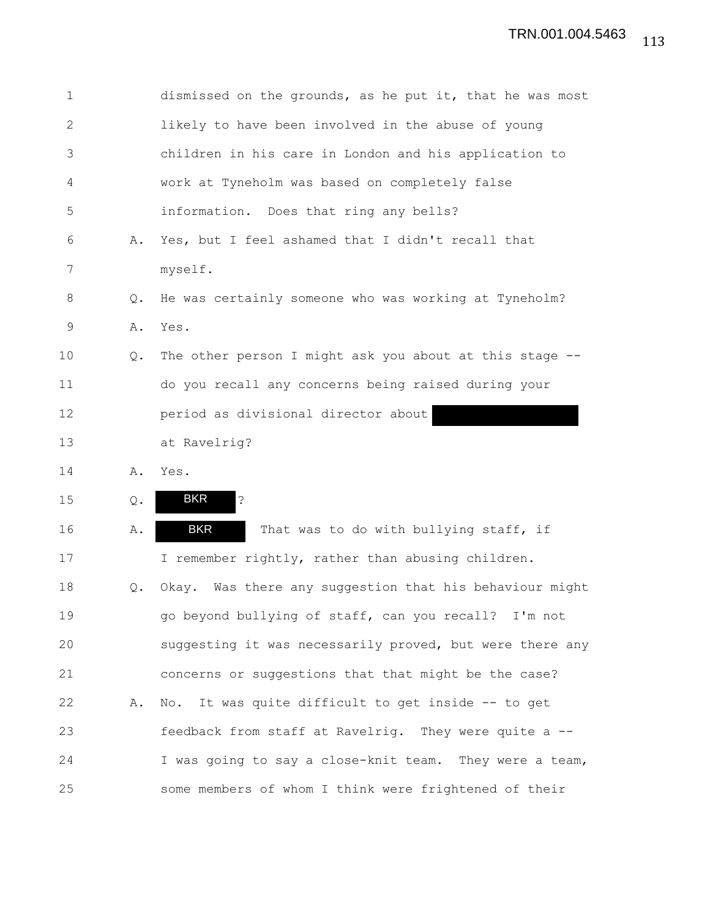1 dismissed on the grounds, as he put it, that he was most
2 likely to have been involved in the abuse of young
3 children in his care in London and his application to
4 work at Tyneholm was based on completely false
5 information. Does that ring any bells?

6 A. Yes, but I feel ashamed that I didn't recall that
7 myself.

8 Q. He was certainly someone who was working at Tyneholm?

9 A. Yes.

10 Q. The other person I might ask you about at this stage --
11 do you recall any concerns being raised during your
12 period as divisional director about [REDACTED]
13 at Ravelrig?

14 A. Yes.

15 Q. BKR ?

16 A. BKR That was to do with bullying staff, if
17 I remember rightly, rather than abusing children.

18 Q. Okay. Was there any suggestion that his behaviour might
19 go beyond bullying of staff, can you recall? I'm not
20 suggesting it was necessarily proved, but were there any
21 concerns or suggestions that that might be the case?

22 A. No. It was quite difficult to get inside -- to get
23 feedback from staff at Ravelrig. They were quite a --
24 I was going to say a close-knit team. They were a team,
25 some members of whom I think were frightened of their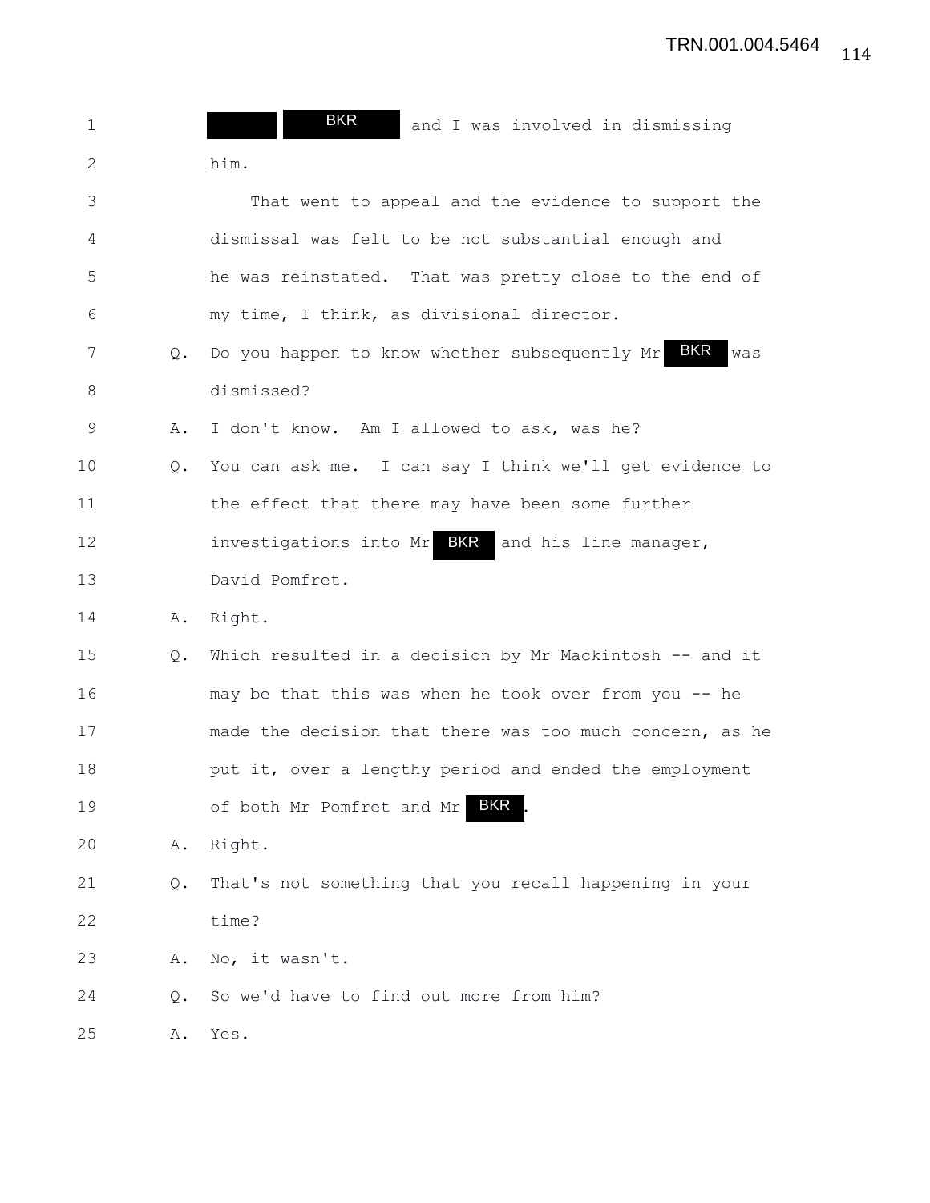[REDACTED] BKR and I was involved in dismissing him.

That went to appeal and the evidence to support the dismissal was felt to be not substantial enough and he was reinstated. That was pretty close to the end of my time, I think, as divisional director.

Q. Do you happen to know whether subsequently Mr BKR was dismissed?

A. I don't know. Am I allowed to ask, was he?

Q. You can ask me. I can say I think we'll get evidence to the effect that there may have been some further investigations into Mr BKR and his line manager, David Pomfret.

A. Right.

Q. Which resulted in a decision by Mr Mackintosh -- and it may be that this was when he took over from you -- he made the decision that there was too much concern, as he put it, over a lengthy period and ended the employment of both Mr Pomfret and Mr BKR.

A. Right.

Q. That's not something that you recall happening in your time?

A. No, it wasn't.

Q. So we'd have to find out more from him?

A. Yes.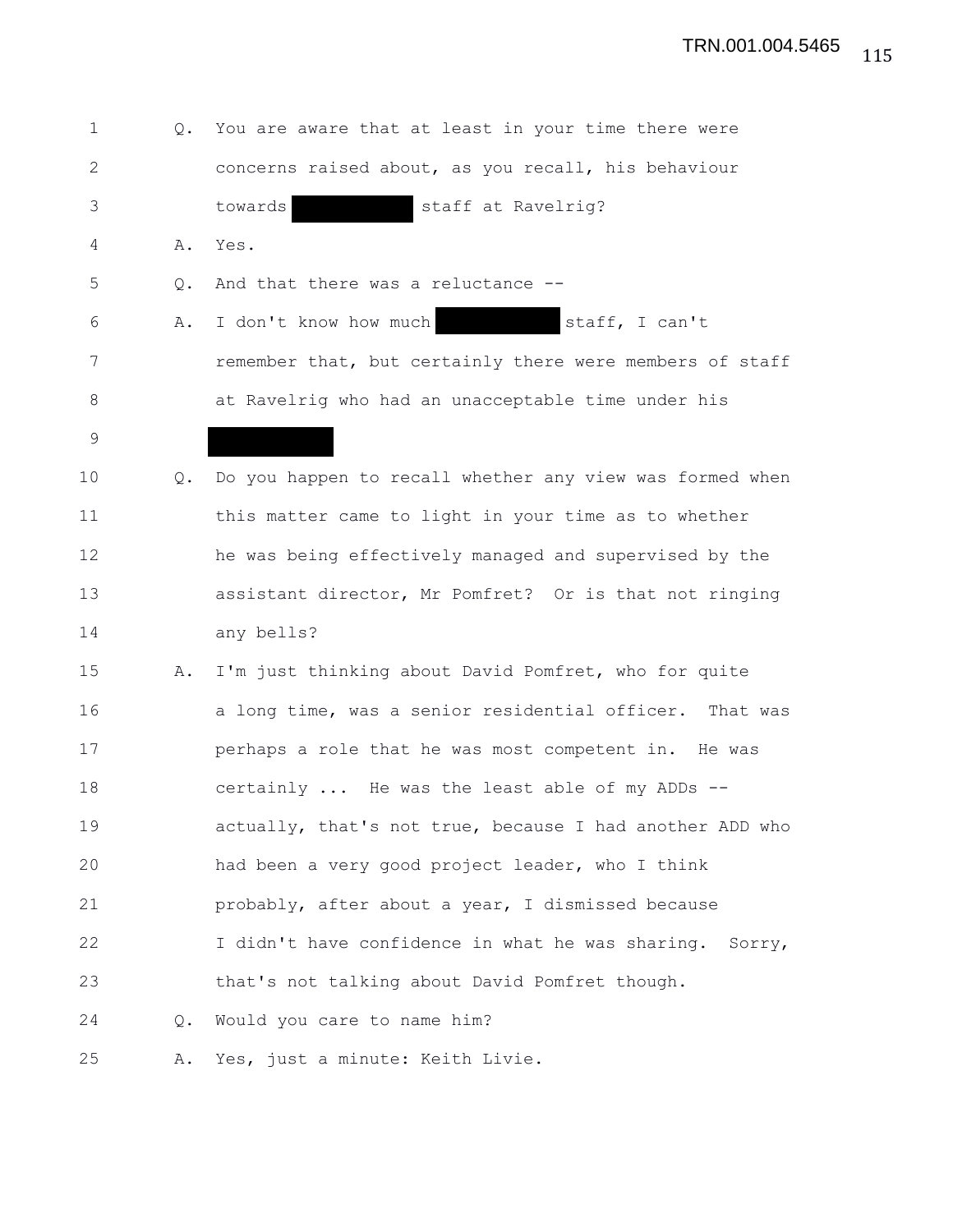1 Q. You are aware that at least in your time there were
2 concerns raised about, as you recall, his behaviour
3 towards ██████████ staff at Ravelrig?
4 A. Yes.
5 Q. And that there was a reluctance --
6 A. I don't know how much ██████████ staff, I can't
7 remember that, but certainly there were members of staff
8 at Ravelrig who had an unacceptable time under his
9 ██████████
10 Q. Do you happen to recall whether any view was formed when
11 this matter came to light in your time as to whether
12 he was being effectively managed and supervised by the
13 assistant director, Mr Pomfret? Or is that not ringing
14 any bells?
15 A. I'm just thinking about David Pomfret, who for quite
16 a long time, was a senior residential officer. That was
17 perhaps a role that he was most competent in. He was
18 certainly ... He was the least able of my ADDs --
19 actually, that's not true, because I had another ADD who
20 had been a very good project leader, who I think
21 probably, after about a year, I dismissed because
22 I didn't have confidence in what he was sharing. Sorry,
23 that's not talking about David Pomfret though.
24 Q. Would you care to name him?
25 A. Yes, just a minute: Keith Livie.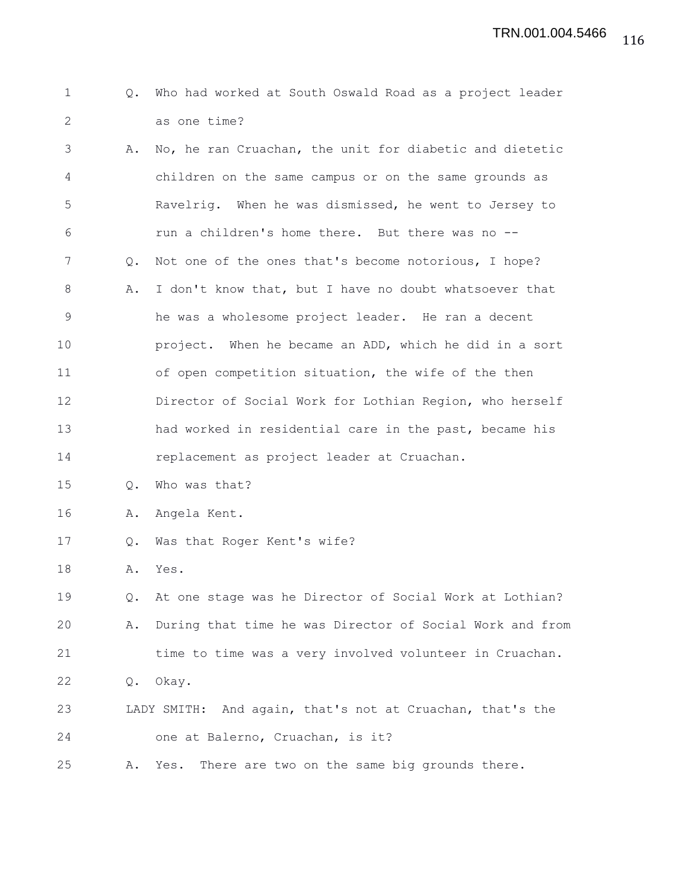Q. Who had worked at South Oswald Road as a project leader as one time?

A. No, he ran Cruachan, the unit for diabetic and dietetic children on the same campus or on the same grounds as Ravelrig. When he was dismissed, he went to Jersey to run a children's home there. But there was no --

Q. Not one of the ones that's become notorious, I hope?

A. I don't know that, but I have no doubt whatsoever that he was a wholesome project leader. He ran a decent project. When he became an ADD, which he did in a sort of open competition situation, the wife of the then Director of Social Work for Lothian Region, who herself had worked in residential care in the past, became his replacement as project leader at Cruachan.

Q. Who was that?

A. Angela Kent.

Q. Was that Roger Kent's wife?

A. Yes.

Q. At one stage was he Director of Social Work at Lothian?

A. During that time he was Director of Social Work and from time to time was a very involved volunteer in Cruachan.

Q. Okay.

LADY SMITH: And again, that's not at Cruachan, that's the one at Balerno, Cruachan, is it?

A. Yes. There are two on the same big grounds there.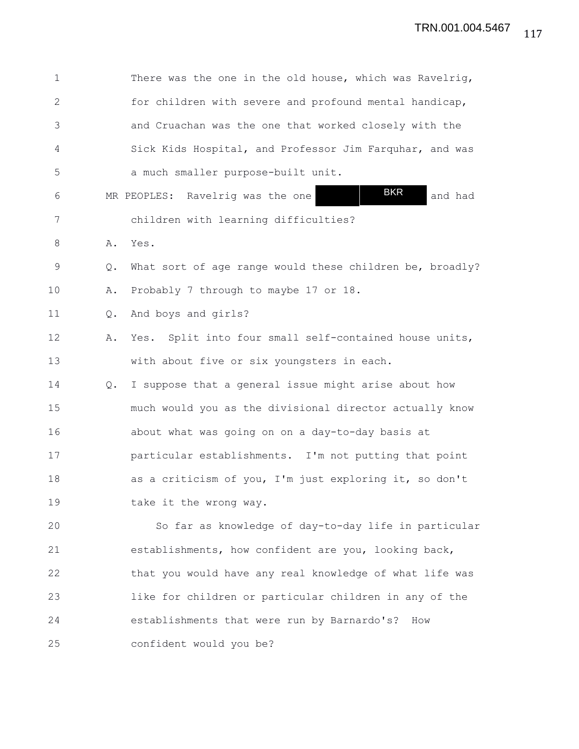1 There was the one in the old house, which was Ravelrig,
2 for children with severe and profound mental handicap,
3 and Cruachan was the one that worked closely with the
4 Sick Kids Hospital, and Professor Jim Farquhar, and was
5 a much smaller purpose-built unit.

6 MR PEOPLES: Ravelrig was the one BKR and had
7 children with learning difficulties?

8 A. Yes.

9 Q. What sort of age range would these children be, broadly?

10 A. Probably 7 through to maybe 17 or 18.

11 Q. And boys and girls?

12 A. Yes. Split into four small self-contained house units,
13 with about five or six youngsters in each.

14 Q. I suppose that a general issue might arise about how
15 much would you as the divisional director actually know
16 about what was going on on a day-to-day basis at
17 particular establishments. I'm not putting that point
18 as a criticism of you, I'm just exploring it, so don't
19 take it the wrong way.

20 So far as knowledge of day-to-day life in particular
21 establishments, how confident are you, looking back,
22 that you would have any real knowledge of what life was
23 like for children or particular children in any of the
24 establishments that were run by Barnardo's? How
25 confident would you be?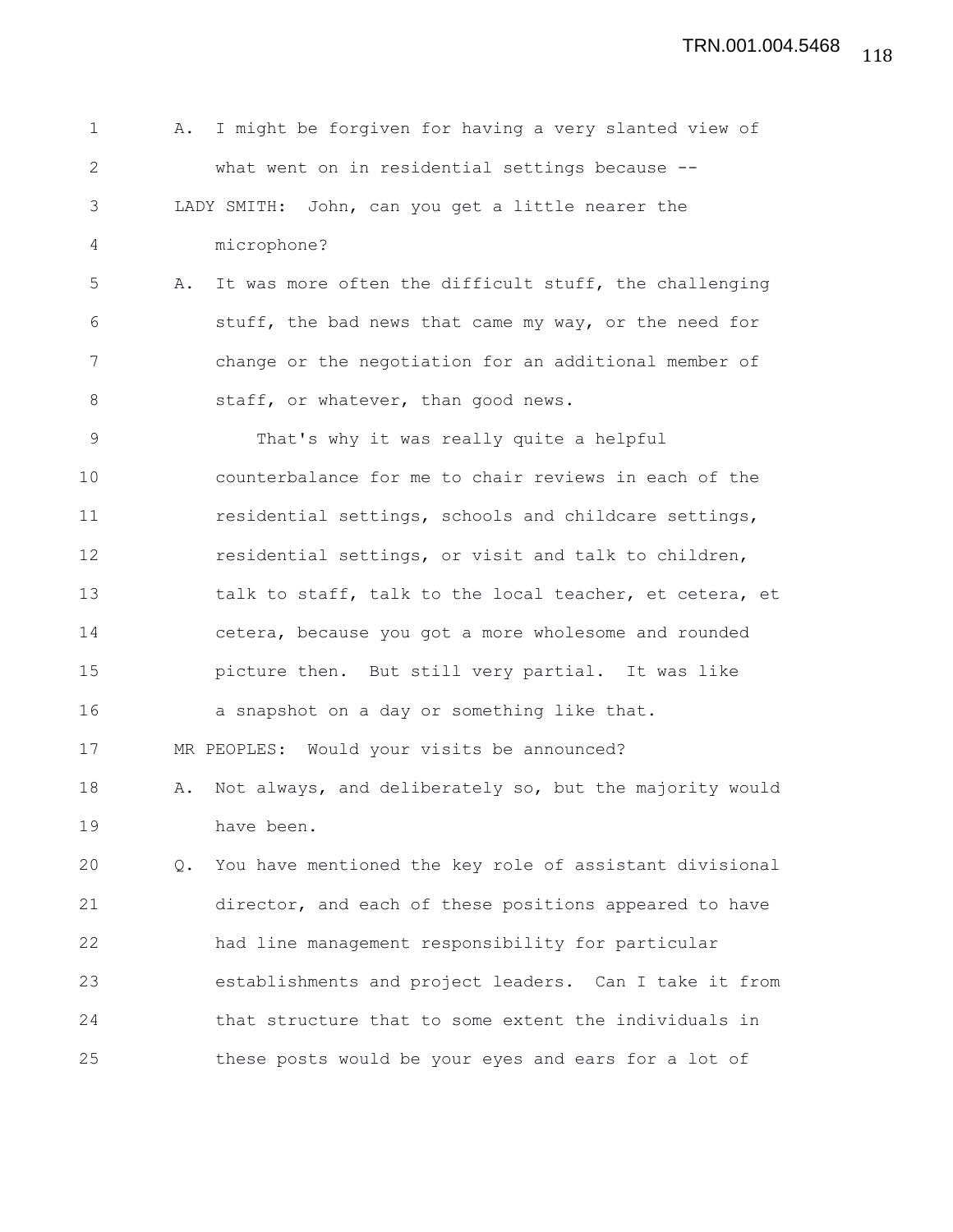A. I might be forgiven for having a very slanted view of what went on in residential settings because --

LADY SMITH: John, can you get a little nearer the microphone?

A. It was more often the difficult stuff, the challenging stuff, the bad news that came my way, or the need for change or the negotiation for an additional member of staff, or whatever, than good news.

That's why it was really quite a helpful counterbalance for me to chair reviews in each of the residential settings, schools and childcare settings, residential settings, or visit and talk to children, talk to staff, talk to the local teacher, et cetera, et cetera, because you got a more wholesome and rounded picture then. But still very partial. It was like a snapshot on a day or something like that.

MR PEOPLES: Would your visits be announced?

A. Not always, and deliberately so, but the majority would have been.

Q. You have mentioned the key role of assistant divisional director, and each of these positions appeared to have had line management responsibility for particular establishments and project leaders. Can I take it from that structure that to some extent the individuals in these posts would be your eyes and ears for a lot of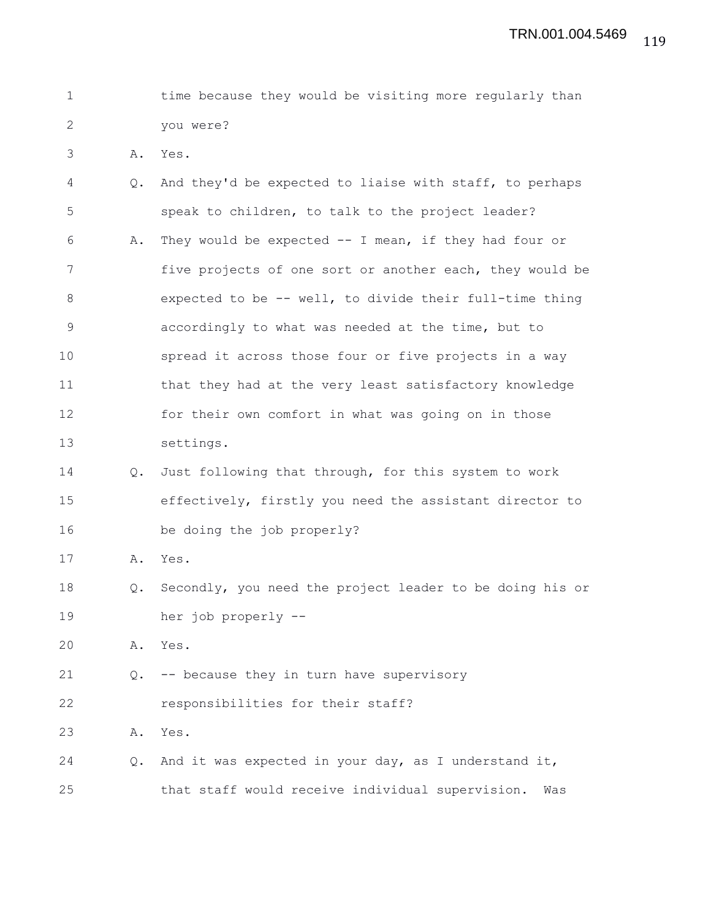time because they would be visiting more regularly than you were?

A. Yes.

Q. And they'd be expected to liaise with staff, to perhaps speak to children, to talk to the project leader?

A. They would be expected -- I mean, if they had four or five projects of one sort or another each, they would be expected to be -- well, to divide their full-time thing accordingly to what was needed at the time, but to spread it across those four or five projects in a way that they had at the very least satisfactory knowledge for their own comfort in what was going on in those settings.

Q. Just following that through, for this system to work effectively, firstly you need the assistant director to be doing the job properly?

A. Yes.

Q. Secondly, you need the project leader to be doing his or her job properly --

A. Yes.

Q. -- because they in turn have supervisory responsibilities for their staff?

A. Yes.

Q. And it was expected in your day, as I understand it, that staff would receive individual supervision. Was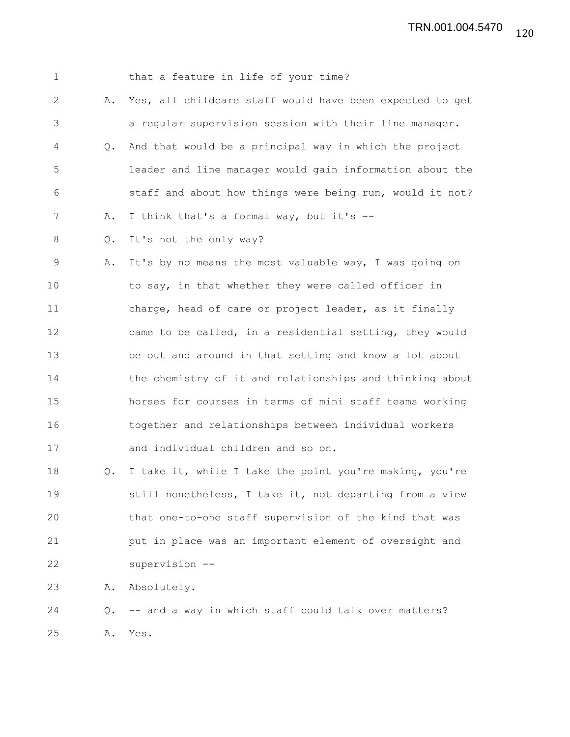1 that a feature in life of your time?

2 A. Yes, all childcare staff would have been expected to get

3 a regular supervision session with their line manager.

4 Q. And that would be a principal way in which the project

5 leader and line manager would gain information about the

6 staff and about how things were being run, would it not?

7 A. I think that's a formal way, but it's --

8 Q. It's not the only way?

9 A. It's by no means the most valuable way, I was going on

10 to say, in that whether they were called officer in

11 charge, head of care or project leader, as it finally

12 came to be called, in a residential setting, they would

13 be out and around in that setting and know a lot about

14 the chemistry of it and relationships and thinking about

15 horses for courses in terms of mini staff teams working

16 together and relationships between individual workers

17 and individual children and so on.

18 Q. I take it, while I take the point you're making, you're

19 still nonetheless, I take it, not departing from a view

20 that one-to-one staff supervision of the kind that was

21 put in place was an important element of oversight and

22 supervision --

23 A. Absolutely.

24 Q. -- and a way in which staff could talk over matters?

25 A. Yes.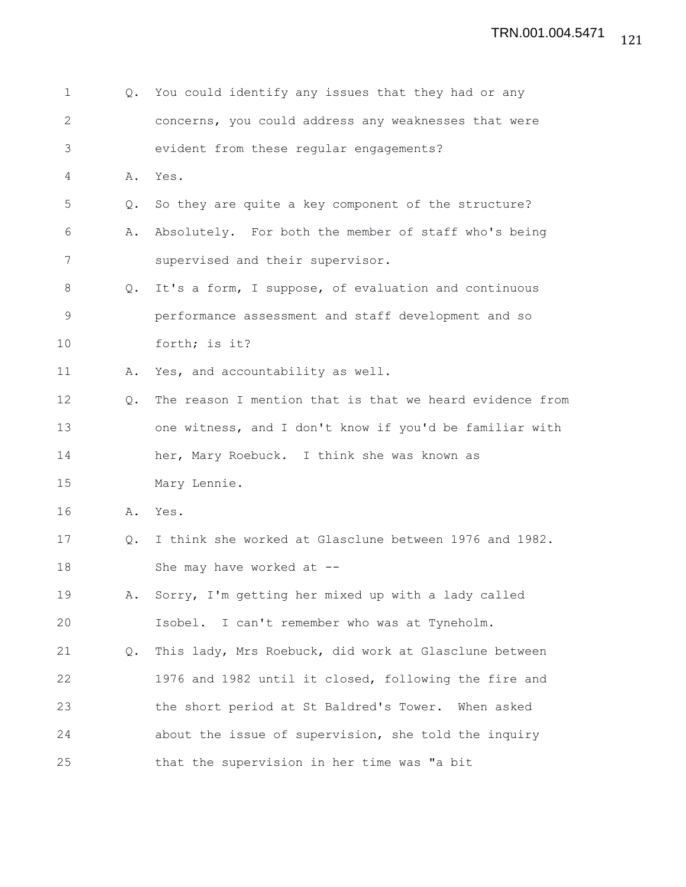Q. You could identify any issues that they had or any concerns, you could address any weaknesses that were evident from these regular engagements?

A. Yes.

Q. So they are quite a key component of the structure?

A. Absolutely. For both the member of staff who's being supervised and their supervisor.

Q. It's a form, I suppose, of evaluation and continuous performance assessment and staff development and so forth; is it?

A. Yes, and accountability as well.

Q. The reason I mention that is that we heard evidence from one witness, and I don't know if you'd be familiar with her, Mary Roebuck. I think she was known as Mary Lennie.

A. Yes.

Q. I think she worked at Glasclune between 1976 and 1982. She may have worked at --

A. Sorry, I'm getting her mixed up with a lady called Isobel. I can't remember who was at Tyneholm.

Q. This lady, Mrs Roebuck, did work at Glasclune between 1976 and 1982 until it closed, following the fire and the short period at St Baldred's Tower. When asked about the issue of supervision, she told the inquiry that the supervision in her time was "a bit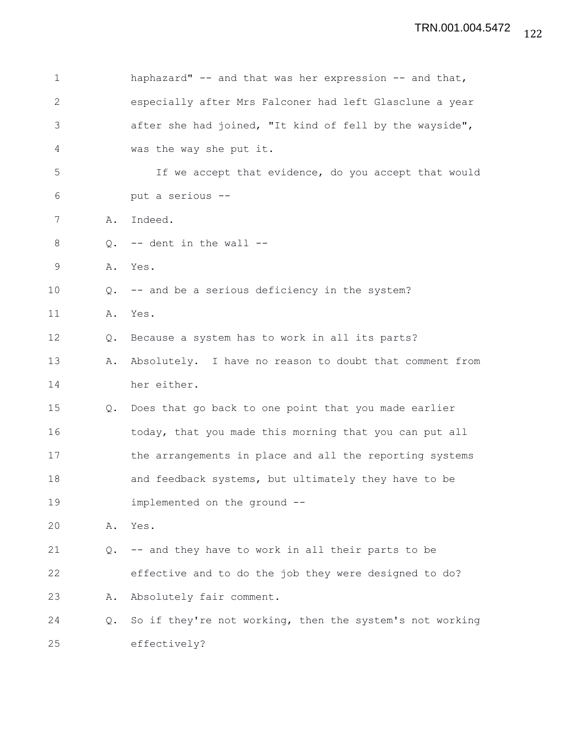haphazard" -- and that was her expression -- and that, especially after Mrs Falconer had left Glasclune a year after she had joined, "It kind of fell by the wayside", was the way she put it.

If we accept that evidence, do you accept that would put a serious --

A. Indeed.

Q. -- dent in the wall --

A. Yes.

Q. -- and be a serious deficiency in the system?

A. Yes.

Q. Because a system has to work in all its parts?

A. Absolutely. I have no reason to doubt that comment from her either.

Q. Does that go back to one point that you made earlier today, that you made this morning that you can put all the arrangements in place and all the reporting systems and feedback systems, but ultimately they have to be implemented on the ground --

A. Yes.

Q. -- and they have to work in all their parts to be effective and to do the job they were designed to do?

A. Absolutely fair comment.

Q. So if they're not working, then the system's not working effectively?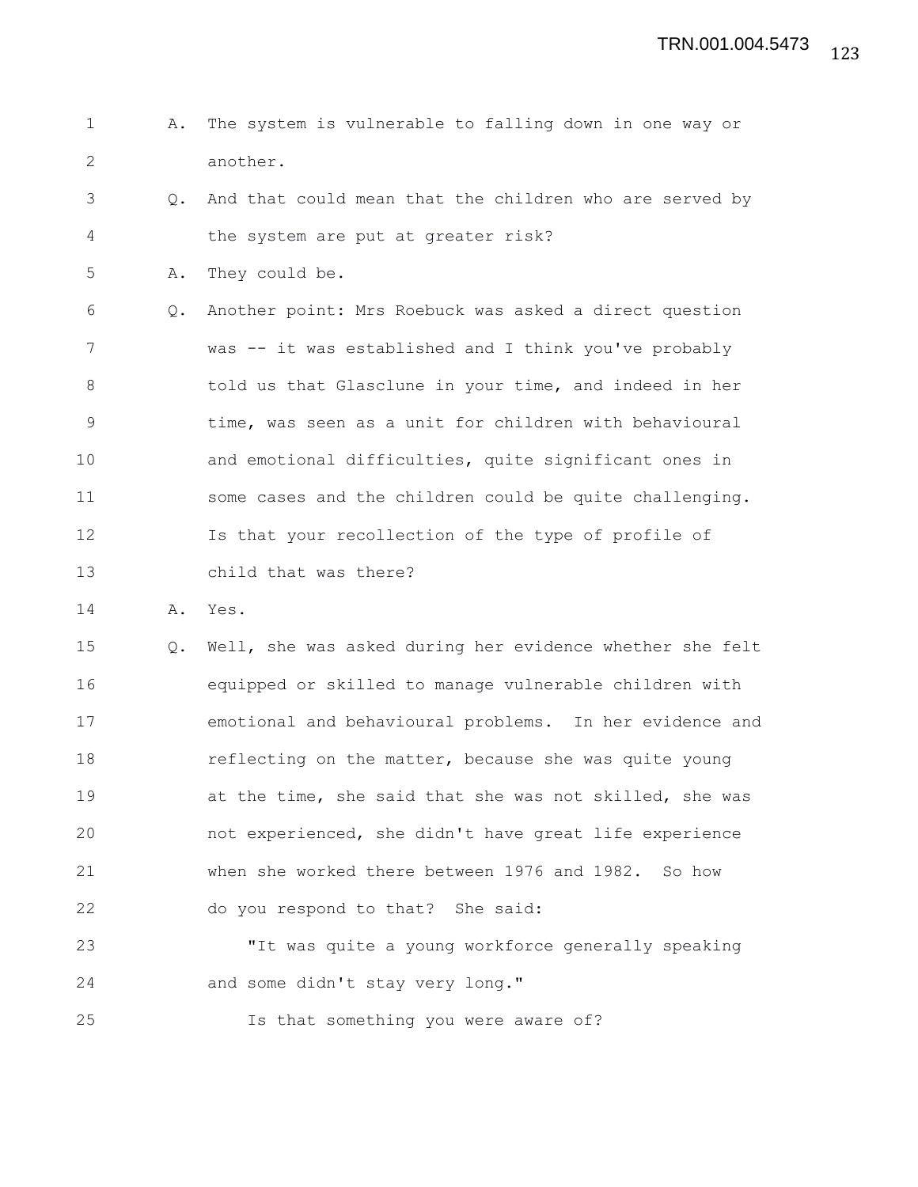A. The system is vulnerable to falling down in one way or another.

Q. And that could mean that the children who are served by the system are put at greater risk?

A. They could be.

Q. Another point: Mrs Roebuck was asked a direct question was -- it was established and I think you've probably told us that Glasclune in your time, and indeed in her time, was seen as a unit for children with behavioural and emotional difficulties, quite significant ones in some cases and the children could be quite challenging. Is that your recollection of the type of profile of child that was there?

A. Yes.

Q. Well, she was asked during her evidence whether she felt equipped or skilled to manage vulnerable children with emotional and behavioural problems. In her evidence and reflecting on the matter, because she was quite young at the time, she said that she was not skilled, she was not experienced, she didn't have great life experience when she worked there between 1976 and 1982. So how do you respond to that? She said:

"It was quite a young workforce generally speaking and some didn't stay very long."

Is that something you were aware of?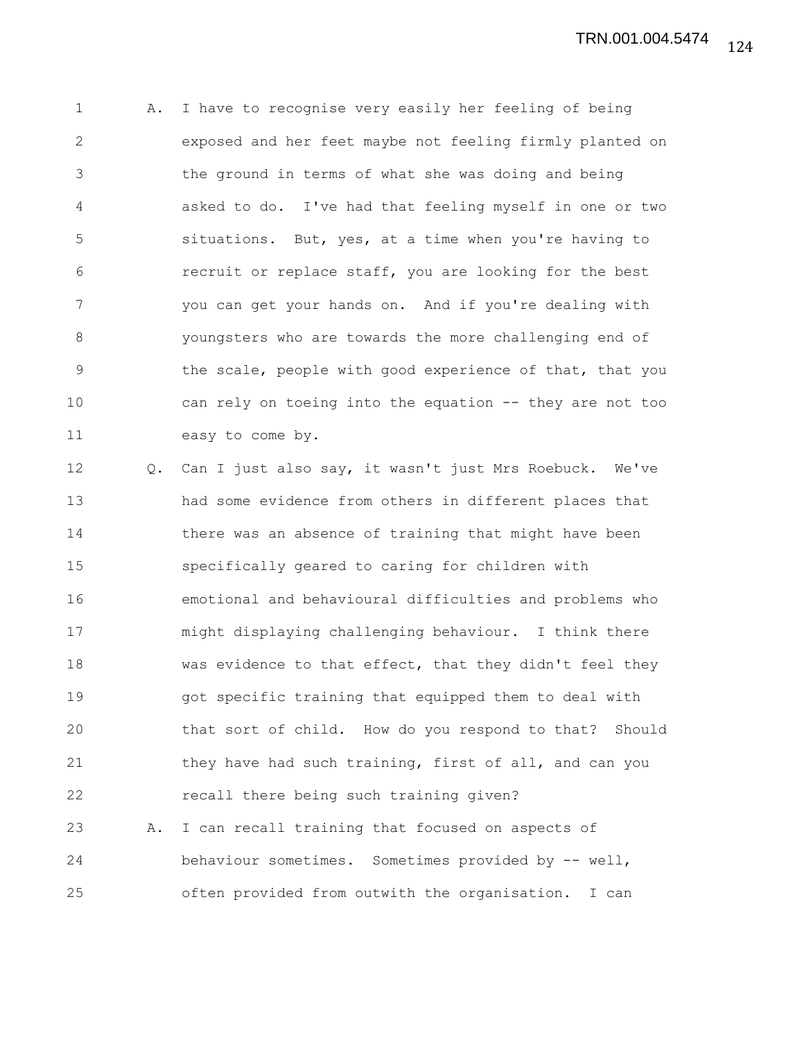A. I have to recognise very easily her feeling of being exposed and her feet maybe not feeling firmly planted on the ground in terms of what she was doing and being asked to do. I've had that feeling myself in one or two situations. But, yes, at a time when you're having to recruit or replace staff, you are looking for the best you can get your hands on. And if you're dealing with youngsters who are towards the more challenging end of the scale, people with good experience of that, that you can rely on toeing into the equation -- they are not too easy to come by.

Q. Can I just also say, it wasn't just Mrs Roebuck. We've had some evidence from others in different places that there was an absence of training that might have been specifically geared to caring for children with emotional and behavioural difficulties and problems who might displaying challenging behaviour. I think there was evidence to that effect, that they didn't feel they got specific training that equipped them to deal with that sort of child. How do you respond to that? Should they have had such training, first of all, and can you recall there being such training given?

A. I can recall training that focused on aspects of behaviour sometimes. Sometimes provided by -- well, often provided from outwith the organisation. I can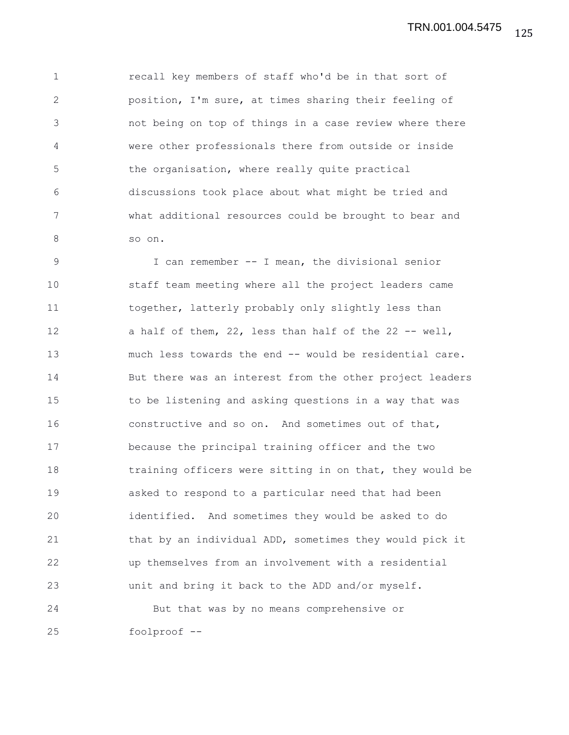recall key members of staff who'd be in that sort of position, I'm sure, at times sharing their feeling of not being on top of things in a case review where there were other professionals there from outside or inside the organisation, where really quite practical discussions took place about what might be tried and what additional resources could be brought to bear and so on.

I can remember -- I mean, the divisional senior staff team meeting where all the project leaders came together, latterly probably only slightly less than a half of them, 22, less than half of the 22 -- well, much less towards the end -- would be residential care. But there was an interest from the other project leaders to be listening and asking questions in a way that was constructive and so on. And sometimes out of that, because the principal training officer and the two training officers were sitting in on that, they would be asked to respond to a particular need that had been identified. And sometimes they would be asked to do that by an individual ADD, sometimes they would pick it up themselves from an involvement with a residential unit and bring it back to the ADD and/or myself.

But that was by no means comprehensive or foolproof --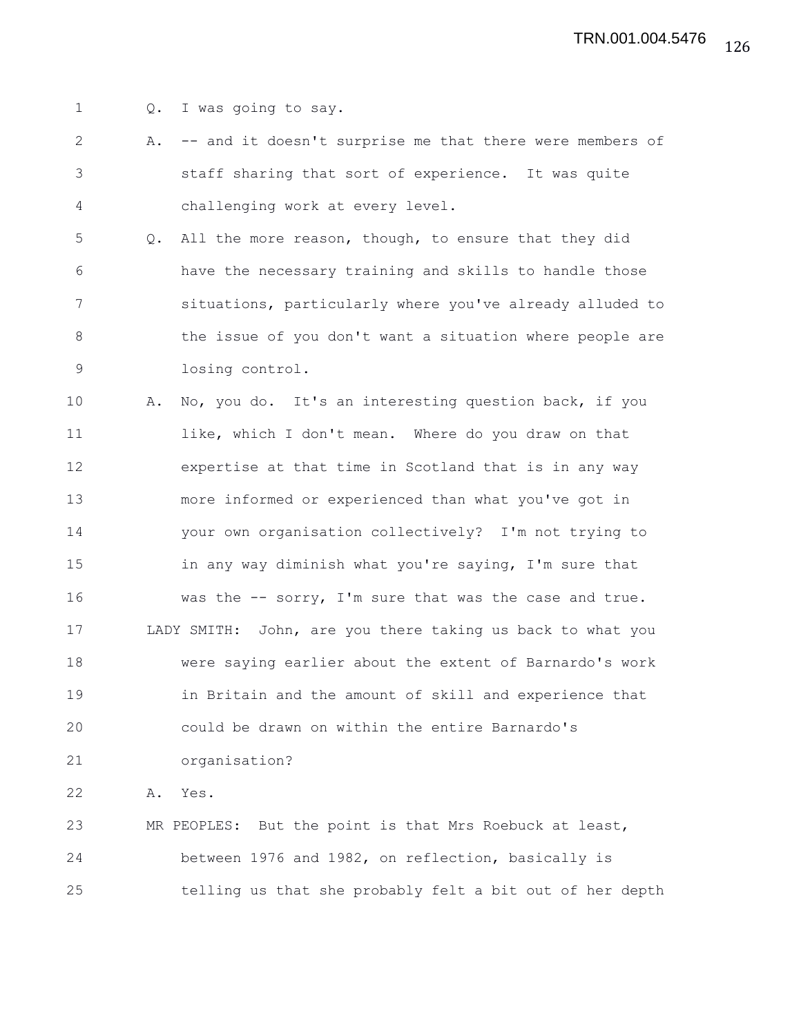Q. I was going to say.

A. -- and it doesn't surprise me that there were members of staff sharing that sort of experience. It was quite challenging work at every level.

Q. All the more reason, though, to ensure that they did have the necessary training and skills to handle those situations, particularly where you've already alluded to the issue of you don't want a situation where people are losing control.

A. No, you do. It's an interesting question back, if you like, which I don't mean. Where do you draw on that expertise at that time in Scotland that is in any way more informed or experienced than what you've got in your own organisation collectively? I'm not trying to in any way diminish what you're saying, I'm sure that was the -- sorry, I'm sure that was the case and true.

LADY SMITH: John, are you there taking us back to what you were saying earlier about the extent of Barnardo's work in Britain and the amount of skill and experience that could be drawn on within the entire Barnardo's organisation?

A. Yes.

MR PEOPLES: But the point is that Mrs Roebuck at least, between 1976 and 1982, on reflection, basically is telling us that she probably felt a bit out of her depth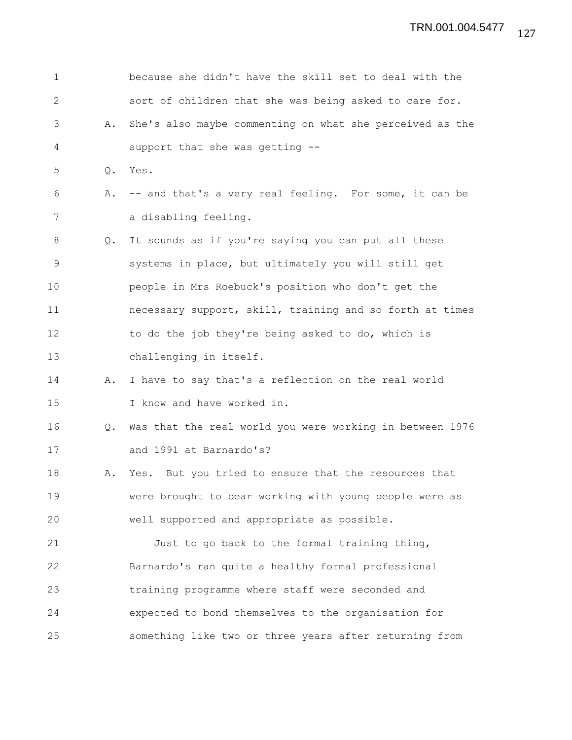because she didn't have the skill set to deal with the sort of children that she was being asked to care for.

A. She's also maybe commenting on what she perceived as the support that she was getting --

Q. Yes.

A. -- and that's a very real feeling. For some, it can be a disabling feeling.

Q. It sounds as if you're saying you can put all these systems in place, but ultimately you will still get people in Mrs Roebuck's position who don't get the necessary support, skill, training and so forth at times to do the job they're being asked to do, which is challenging in itself.

A. I have to say that's a reflection on the real world I know and have worked in.

Q. Was that the real world you were working in between 1976 and 1991 at Barnardo's?

A. Yes. But you tried to ensure that the resources that were brought to bear working with young people were as well supported and appropriate as possible.

Just to go back to the formal training thing, Barnardo's ran quite a healthy formal professional training programme where staff were seconded and expected to bond themselves to the organisation for something like two or three years after returning from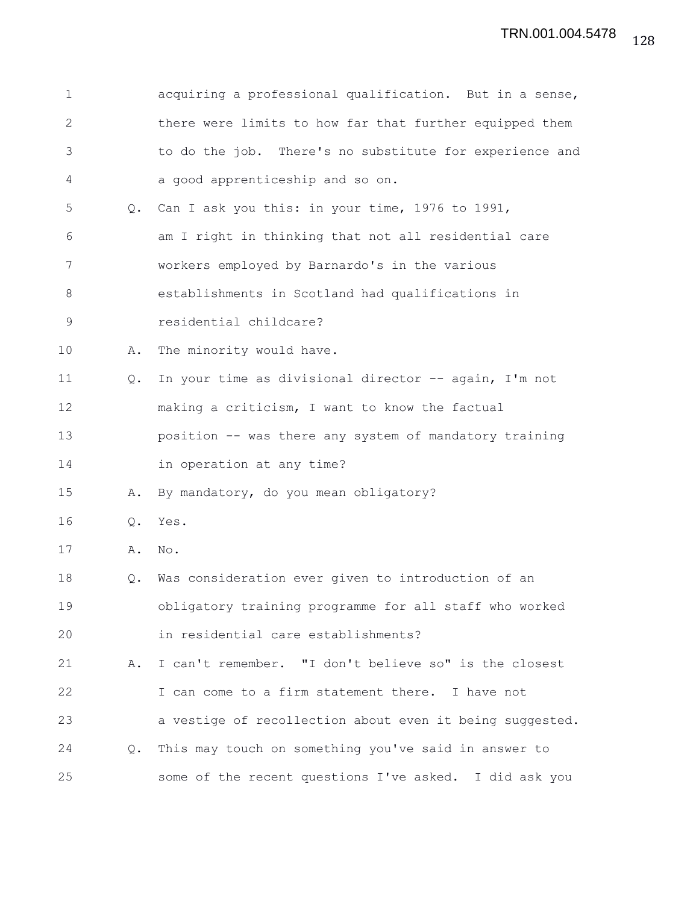acquiring a professional qualification. But in a sense, there were limits to how far that further equipped them to do the job. There's no substitute for experience and a good apprenticeship and so on.

Q. Can I ask you this: in your time, 1976 to 1991, am I right in thinking that not all residential care workers employed by Barnardo's in the various establishments in Scotland had qualifications in residential childcare?

A. The minority would have.

Q. In your time as divisional director -- again, I'm not making a criticism, I want to know the factual position -- was there any system of mandatory training in operation at any time?

A. By mandatory, do you mean obligatory?

Q. Yes.

A. No.

Q. Was consideration ever given to introduction of an obligatory training programme for all staff who worked in residential care establishments?

A. I can't remember. "I don't believe so" is the closest I can come to a firm statement there. I have not a vestige of recollection about even it being suggested.

Q. This may touch on something you've said in answer to some of the recent questions I've asked. I did ask you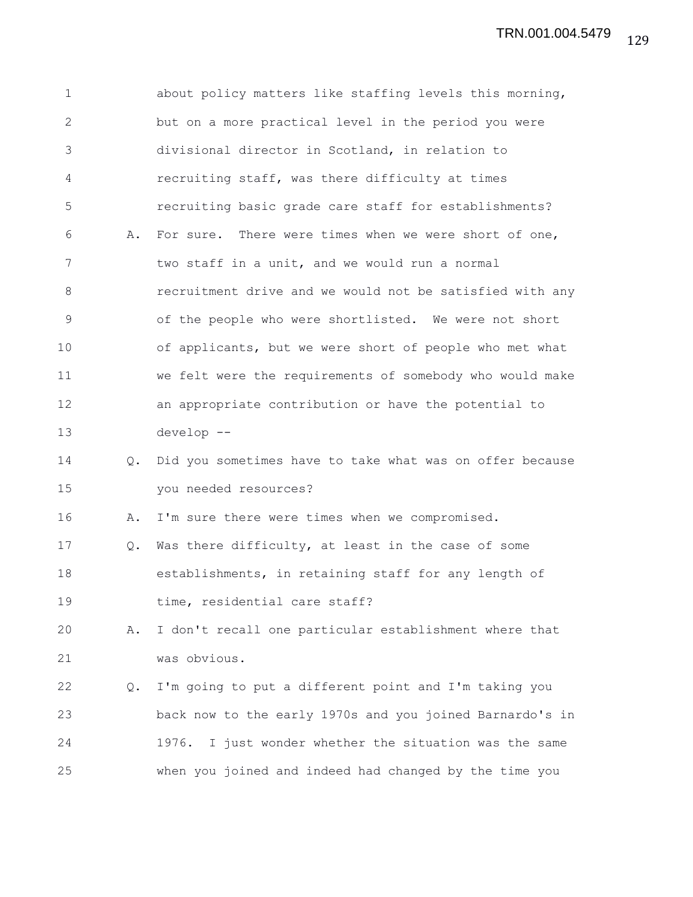about policy matters like staffing levels this morning, but on a more practical level in the period you were divisional director in Scotland, in relation to recruiting staff, was there difficulty at times recruiting basic grade care staff for establishments?

A. For sure. There were times when we were short of one, two staff in a unit, and we would run a normal recruitment drive and we would not be satisfied with any of the people who were shortlisted. We were not short of applicants, but we were short of people who met what we felt were the requirements of somebody who would make an appropriate contribution or have the potential to develop --

Q. Did you sometimes have to take what was on offer because you needed resources?

A. I'm sure there were times when we compromised.

Q. Was there difficulty, at least in the case of some establishments, in retaining staff for any length of time, residential care staff?

A. I don't recall one particular establishment where that was obvious.

Q. I'm going to put a different point and I'm taking you back now to the early 1970s and you joined Barnardo's in 1976. I just wonder whether the situation was the same when you joined and indeed had changed by the time you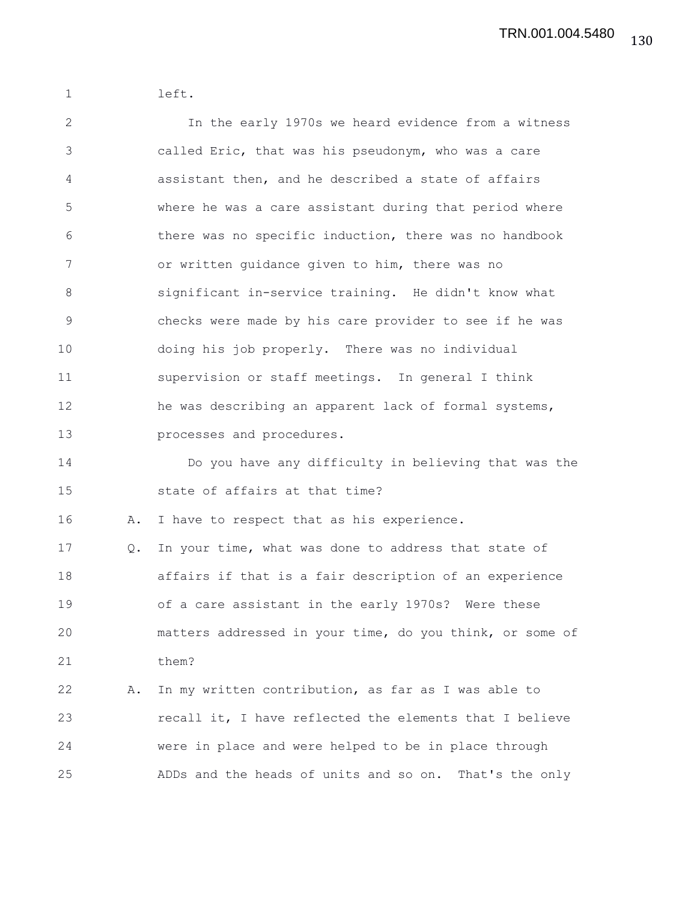left.

In the early 1970s we heard evidence from a witness called Eric, that was his pseudonym, who was a care assistant then, and he described a state of affairs where he was a care assistant during that period where there was no specific induction, there was no handbook or written guidance given to him, there was no significant in-service training. He didn't know what checks were made by his care provider to see if he was doing his job properly. There was no individual supervision or staff meetings. In general I think he was describing an apparent lack of formal systems, processes and procedures.

Do you have any difficulty in believing that was the state of affairs at that time?

A. I have to respect that as his experience.

Q. In your time, what was done to address that state of affairs if that is a fair description of an experience of a care assistant in the early 1970s? Were these matters addressed in your time, do you think, or some of them?

A. In my written contribution, as far as I was able to recall it, I have reflected the elements that I believe were in place and were helped to be in place through ADDs and the heads of units and so on. That's the only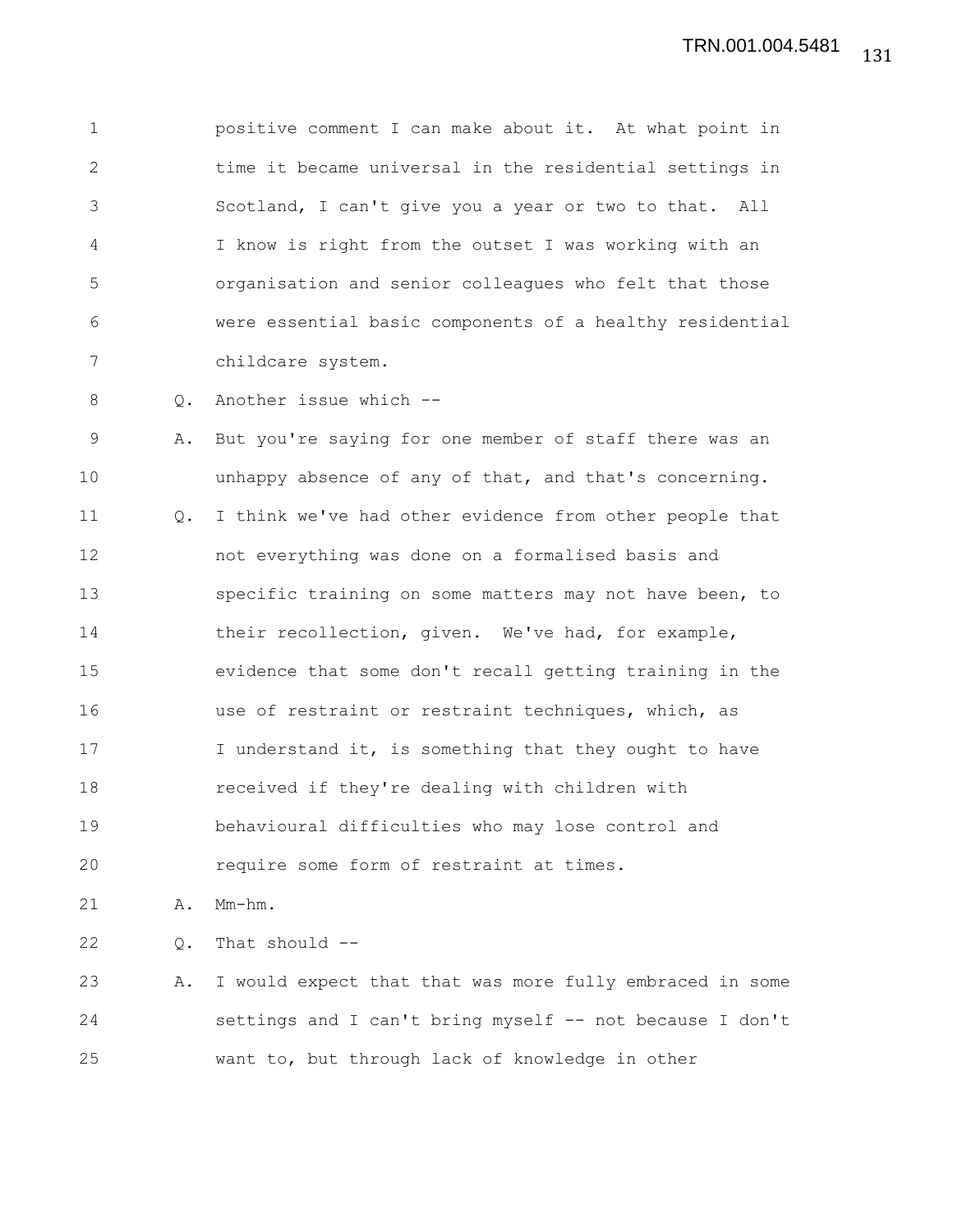1 positive comment I can make about it. At what point in
2 time it became universal in the residential settings in
3 Scotland, I can't give you a year or two to that. All
4 I know is right from the outset I was working with an
5 organisation and senior colleagues who felt that those
6 were essential basic components of a healthy residential
7 childcare system.

8 Q. Another issue which --

9 A. But you're saying for one member of staff there was an
10 unhappy absence of any of that, and that's concerning.

11 Q. I think we've had other evidence from other people that
12 not everything was done on a formalised basis and
13 specific training on some matters may not have been, to
14 their recollection, given. We've had, for example,
15 evidence that some don't recall getting training in the
16 use of restraint or restraint techniques, which, as
17 I understand it, is something that they ought to have
18 received if they're dealing with children with
19 behavioural difficulties who may lose control and
20 require some form of restraint at times.

21 A. Mm-hm.

22 Q. That should --

23 A. I would expect that that was more fully embraced in some
24 settings and I can't bring myself -- not because I don't
25 want to, but through lack of knowledge in other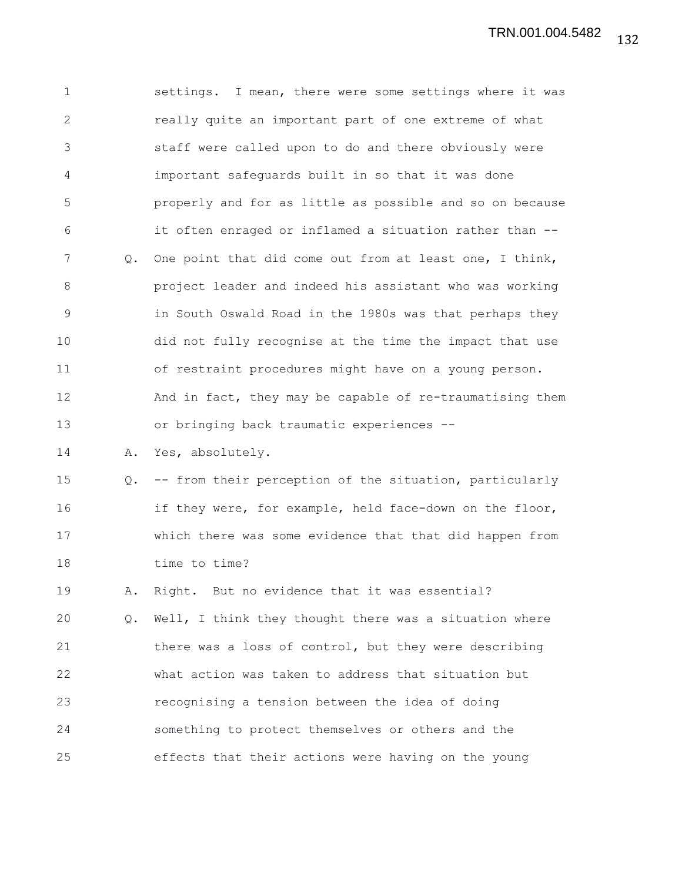settings. I mean, there were some settings where it was really quite an important part of one extreme of what staff were called upon to do and there obviously were important safeguards built in so that it was done properly and for as little as possible and so on because it often enraged or inflamed a situation rather than --

Q. One point that did come out from at least one, I think, project leader and indeed his assistant who was working in South Oswald Road in the 1980s was that perhaps they did not fully recognise at the time the impact that use of restraint procedures might have on a young person. And in fact, they may be capable of re-traumatising them or bringing back traumatic experiences --

A. Yes, absolutely.

Q. -- from their perception of the situation, particularly if they were, for example, held face-down on the floor, which there was some evidence that that did happen from time to time?

A. Right. But no evidence that it was essential?

Q. Well, I think they thought there was a situation where there was a loss of control, but they were describing what action was taken to address that situation but recognising a tension between the idea of doing something to protect themselves or others and the effects that their actions were having on the young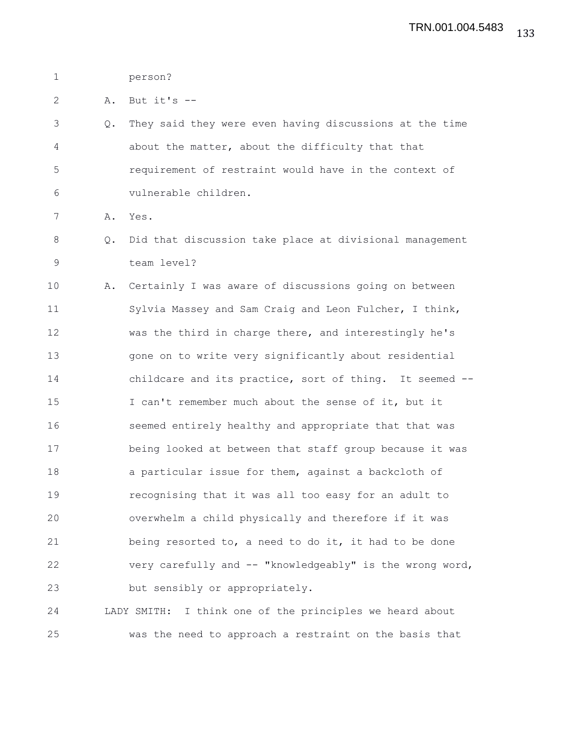person?

A. But it's --

Q. They said they were even having discussions at the time about the matter, about the difficulty that that requirement of restraint would have in the context of vulnerable children.

A. Yes.

Q. Did that discussion take place at divisional management team level?

A. Certainly I was aware of discussions going on between Sylvia Massey and Sam Craig and Leon Fulcher, I think, was the third in charge there, and interestingly he's gone on to write very significantly about residential childcare and its practice, sort of thing. It seemed -- I can't remember much about the sense of it, but it seemed entirely healthy and appropriate that that was being looked at between that staff group because it was a particular issue for them, against a backcloth of recognising that it was all too easy for an adult to overwhelm a child physically and therefore if it was being resorted to, a need to do it, it had to be done very carefully and -- "knowledgeably" is the wrong word, but sensibly or appropriately.

LADY SMITH: I think one of the principles we heard about was the need to approach a restraint on the basis that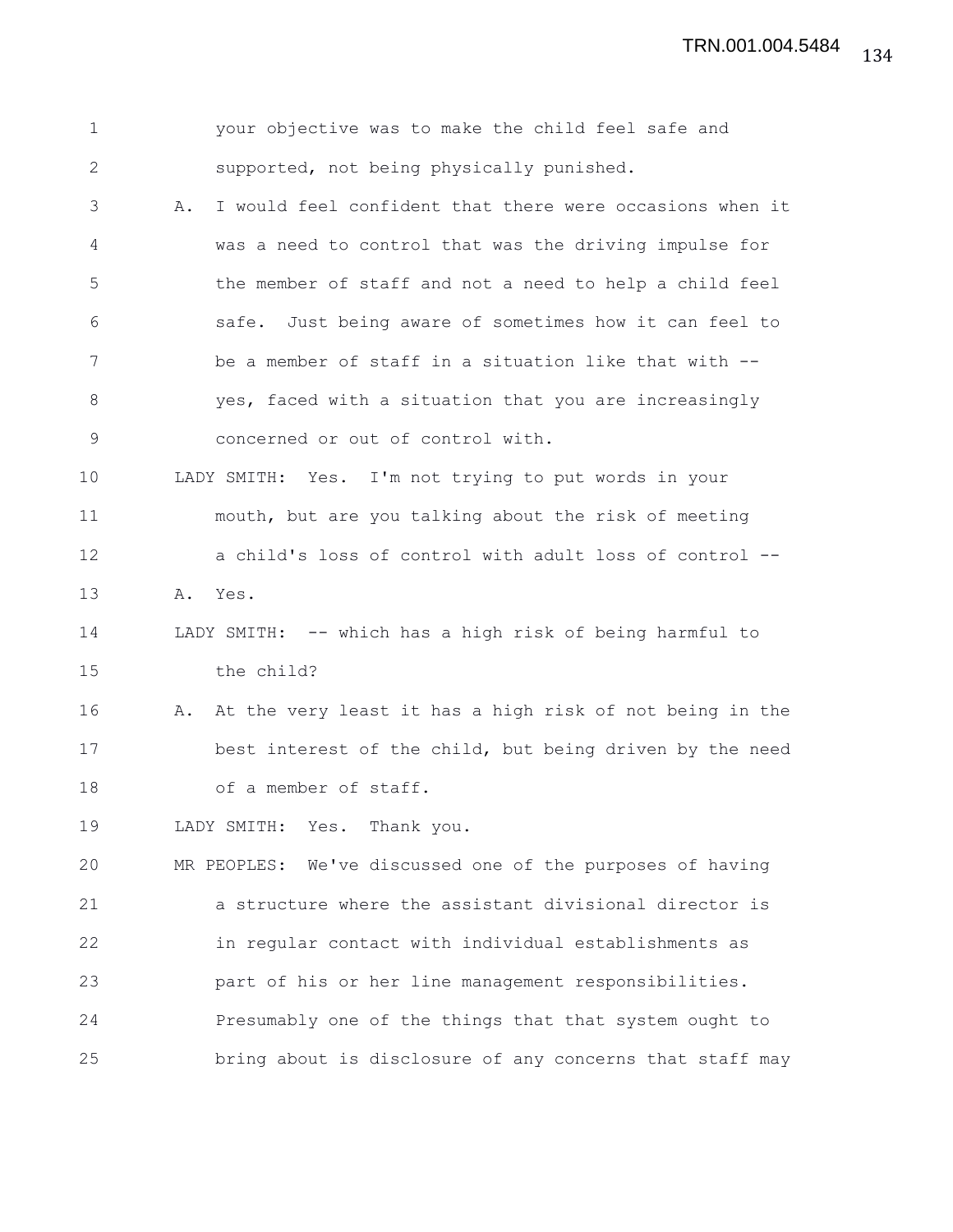your objective was to make the child feel safe and supported, not being physically punished.

A. I would feel confident that there were occasions when it was a need to control that was the driving impulse for the member of staff and not a need to help a child feel safe. Just being aware of sometimes how it can feel to be a member of staff in a situation like that with -- yes, faced with a situation that you are increasingly concerned or out of control with.

LADY SMITH: Yes. I'm not trying to put words in your mouth, but are you talking about the risk of meeting a child's loss of control with adult loss of control --

A. Yes.

LADY SMITH: -- which has a high risk of being harmful to the child?

A. At the very least it has a high risk of not being in the best interest of the child, but being driven by the need of a member of staff.

LADY SMITH: Yes. Thank you.

MR PEOPLES: We've discussed one of the purposes of having a structure where the assistant divisional director is in regular contact with individual establishments as part of his or her line management responsibilities. Presumably one of the things that that system ought to bring about is disclosure of any concerns that staff may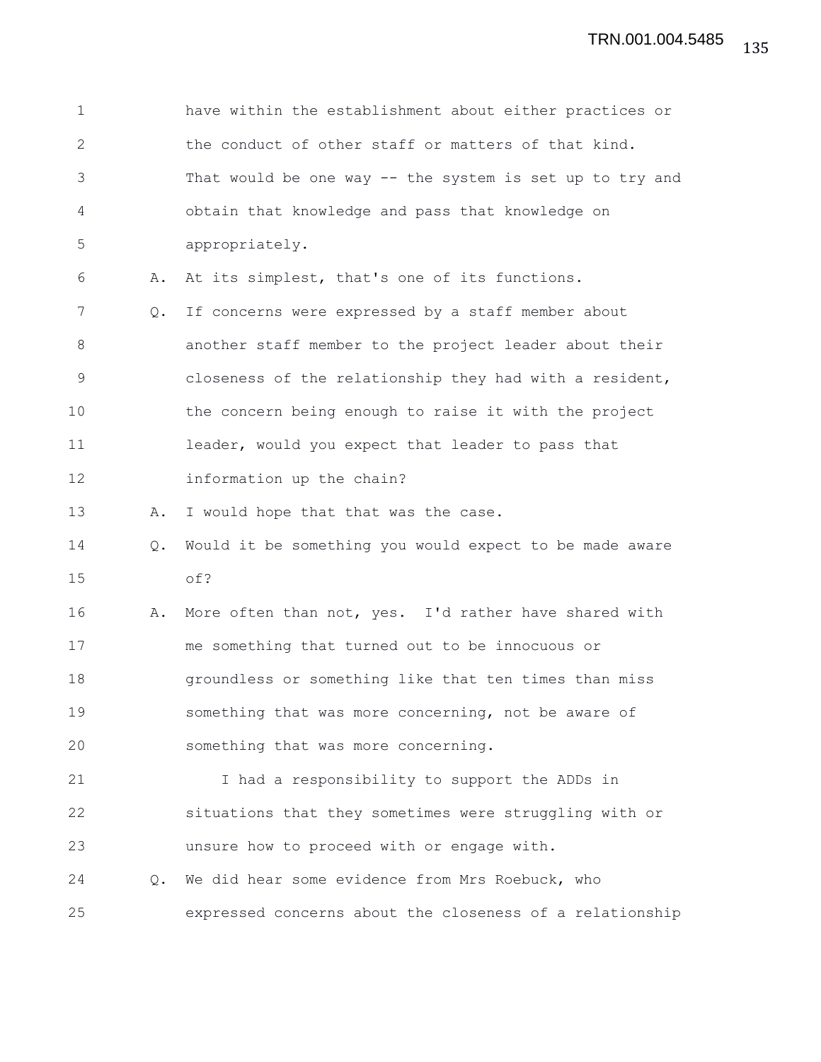have within the establishment about either practices or the conduct of other staff or matters of that kind. That would be one way -- the system is set up to try and obtain that knowledge and pass that knowledge on appropriately.

A. At its simplest, that's one of its functions.

Q. If concerns were expressed by a staff member about another staff member to the project leader about their closeness of the relationship they had with a resident, the concern being enough to raise it with the project leader, would you expect that leader to pass that information up the chain?

A. I would hope that that was the case.

Q. Would it be something you would expect to be made aware of?

A. More often than not, yes. I'd rather have shared with me something that turned out to be innocuous or groundless or something like that ten times than miss something that was more concerning, not be aware of something that was more concerning.

I had a responsibility to support the ADDs in situations that they sometimes were struggling with or unsure how to proceed with or engage with.

Q. We did hear some evidence from Mrs Roebuck, who expressed concerns about the closeness of a relationship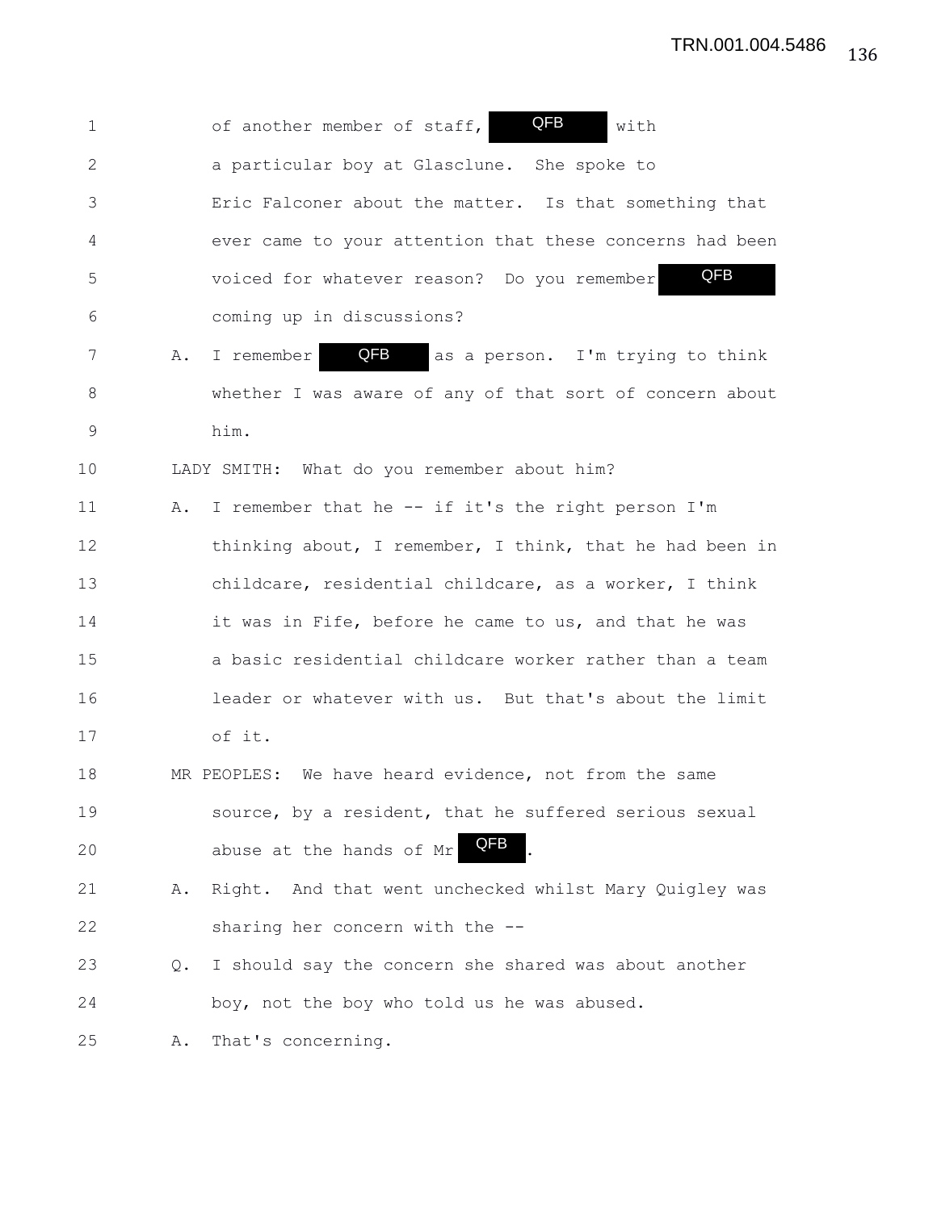1 of another member of staff, QFB with
2 a particular boy at Glasclune. She spoke to
3 Eric Falconer about the matter. Is that something that
4 ever came to your attention that these concerns had been
5 voiced for whatever reason? Do you remember QFB
6 coming up in discussions?

7 A. I remember QFB as a person. I'm trying to think
8 whether I was aware of any of that sort of concern about
9 him.

10 LADY SMITH: What do you remember about him?

11 A. I remember that he -- if it's the right person I'm
12 thinking about, I remember, I think, that he had been in
13 childcare, residential childcare, as a worker, I think
14 it was in Fife, before he came to us, and that he was
15 a basic residential childcare worker rather than a team
16 leader or whatever with us. But that's about the limit
17 of it.

18 MR PEOPLES: We have heard evidence, not from the same
19 source, by a resident, that he suffered serious sexual
20 abuse at the hands of Mr QFB.

21 A. Right. And that went unchecked whilst Mary Quigley was
22 sharing her concern with the --

23 Q. I should say the concern she shared was about another
24 boy, not the boy who told us he was abused.

25 A. That's concerning.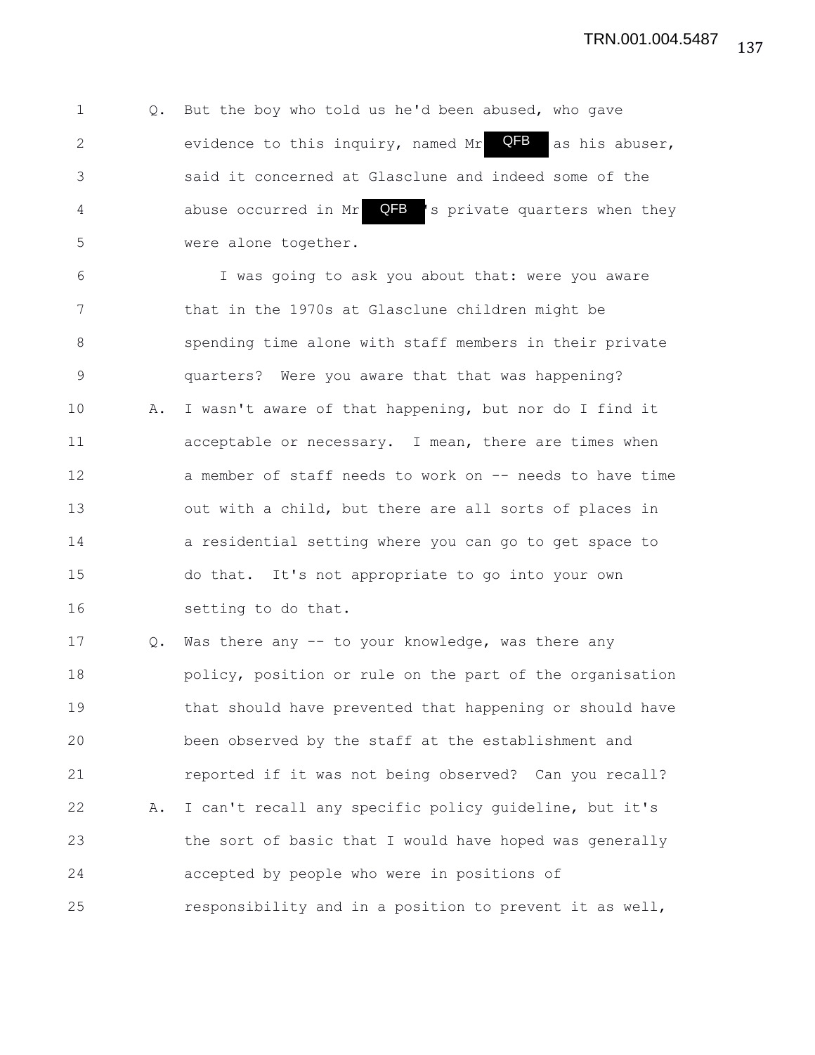1 Q. But the boy who told us he'd been abused, who gave
2 evidence to this inquiry, named Mr QFB as his abuser,
3 said it concerned at Glasclune and indeed some of the
4 abuse occurred in Mr QFB 's private quarters when they
5 were alone together.
6 I was going to ask you about that: were you aware
7 that in the 1970s at Glasclune children might be
8 spending time alone with staff members in their private
9 quarters? Were you aware that that was happening?
10 A. I wasn't aware of that happening, but nor do I find it
11 acceptable or necessary. I mean, there are times when
12 a member of staff needs to work on -- needs to have time
13 out with a child, but there are all sorts of places in
14 a residential setting where you can go to get space to
15 do that. It's not appropriate to go into your own
16 setting to do that.
17 Q. Was there any -- to your knowledge, was there any
18 policy, position or rule on the part of the organisation
19 that should have prevented that happening or should have
20 been observed by the staff at the establishment and
21 reported if it was not being observed? Can you recall?
22 A. I can't recall any specific policy guideline, but it's
23 the sort of basic that I would have hoped was generally
24 accepted by people who were in positions of
25 responsibility and in a position to prevent it as well,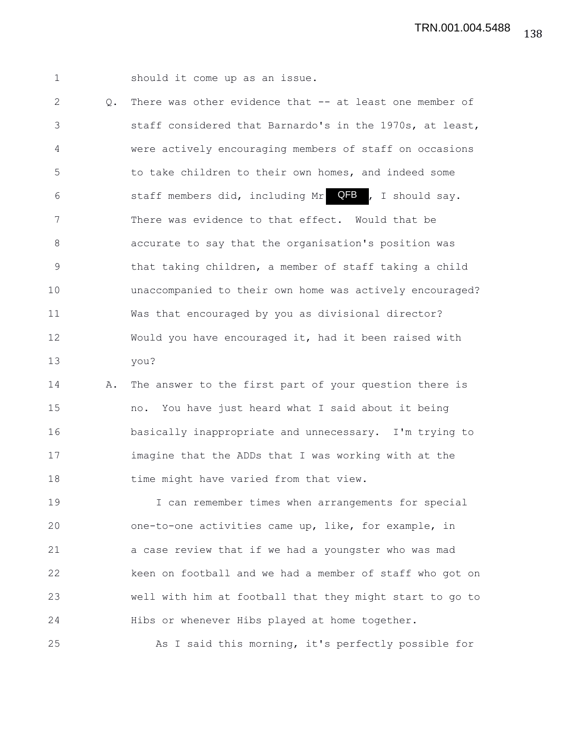1 should it come up as an issue.

2 Q. There was other evidence that -- at least one member of
3 staff considered that Barnardo's in the 1970s, at least,
4 were actively encouraging members of staff on occasions
5 to take children to their own homes, and indeed some
6 staff members did, including Mr QFB, I should say.
7 There was evidence to that effect. Would that be
8 accurate to say that the organisation's position was
9 that taking children, a member of staff taking a child
10 unaccompanied to their own home was actively encouraged?
11 Was that encouraged by you as divisional director?
12 Would you have encouraged it, had it been raised with
13 you?

14 A. The answer to the first part of your question there is
15 no. You have just heard what I said about it being
16 basically inappropriate and unnecessary. I'm trying to
17 imagine that the ADDs that I was working with at the
18 time might have varied from that view.

19 I can remember times when arrangements for special
20 one-to-one activities came up, like, for example, in
21 a case review that if we had a youngster who was mad
22 keen on football and we had a member of staff who got on
23 well with him at football that they might start to go to
24 Hibs or whenever Hibs played at home together.

25 As I said this morning, it's perfectly possible for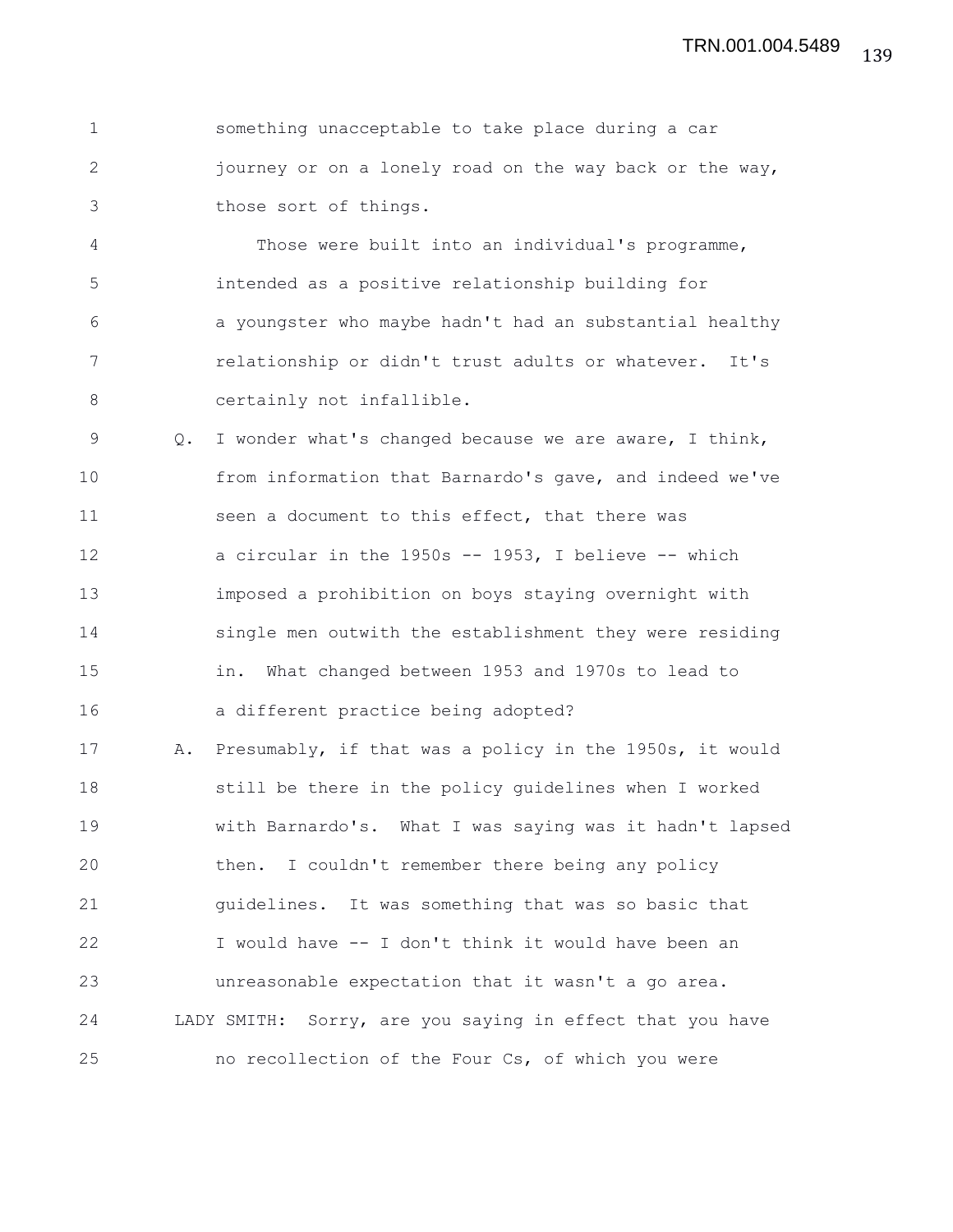something unacceptable to take place during a car journey or on a lonely road on the way back or the way, those sort of things.

Those were built into an individual's programme, intended as a positive relationship building for a youngster who maybe hadn't had an substantial healthy relationship or didn't trust adults or whatever. It's certainly not infallible.

Q. I wonder what's changed because we are aware, I think, from information that Barnardo's gave, and indeed we've seen a document to this effect, that there was a circular in the 1950s -- 1953, I believe -- which imposed a prohibition on boys staying overnight with single men outwith the establishment they were residing in. What changed between 1953 and 1970s to lead to a different practice being adopted?

A. Presumably, if that was a policy in the 1950s, it would still be there in the policy guidelines when I worked with Barnardo's. What I was saying was it hadn't lapsed then. I couldn't remember there being any policy guidelines. It was something that was so basic that I would have -- I don't think it would have been an unreasonable expectation that it wasn't a go area.

LADY SMITH: Sorry, are you saying in effect that you have no recollection of the Four Cs, of which you were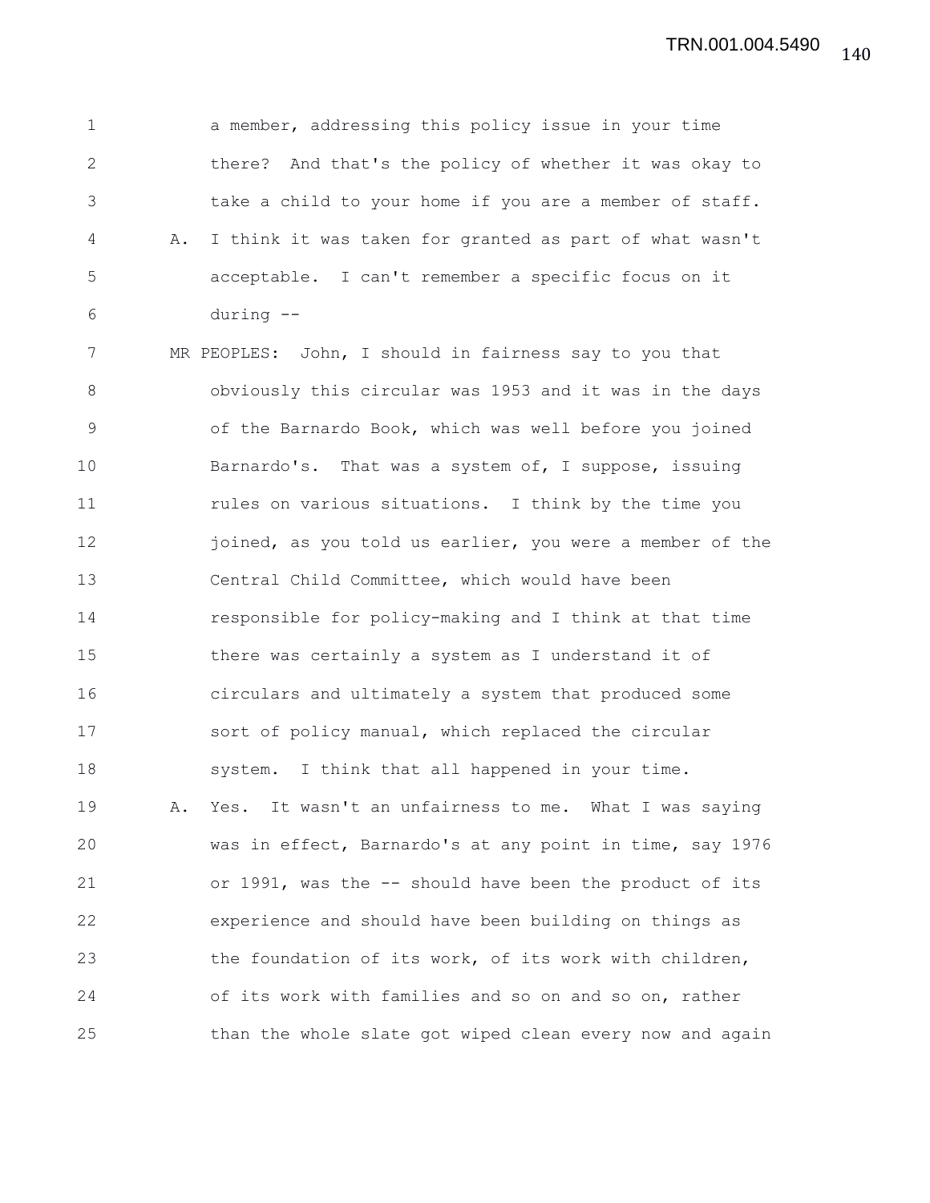a member, addressing this policy issue in your time there? And that's the policy of whether it was okay to take a child to your home if you are a member of staff.

A. I think it was taken for granted as part of what wasn't acceptable. I can't remember a specific focus on it during --

MR PEOPLES: John, I should in fairness say to you that obviously this circular was 1953 and it was in the days of the Barnardo Book, which was well before you joined Barnardo's. That was a system of, I suppose, issuing rules on various situations. I think by the time you joined, as you told us earlier, you were a member of the Central Child Committee, which would have been responsible for policy-making and I think at that time there was certainly a system as I understand it of circulars and ultimately a system that produced some sort of policy manual, which replaced the circular system. I think that all happened in your time.

A. Yes. It wasn't an unfairness to me. What I was saying was in effect, Barnardo's at any point in time, say 1976 or 1991, was the -- should have been the product of its experience and should have been building on things as the foundation of its work, of its work with children, of its work with families and so on and so on, rather than the whole slate got wiped clean every now and again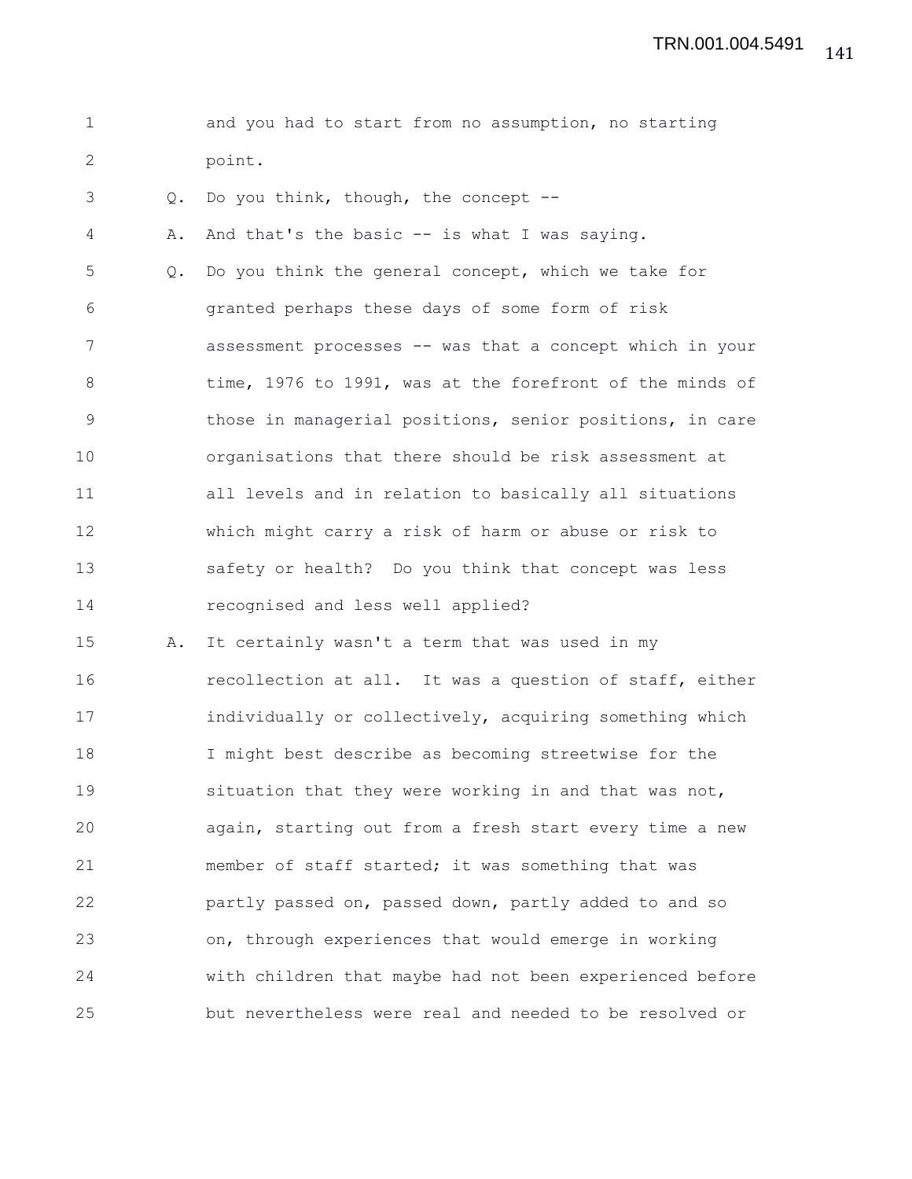and you had to start from no assumption, no starting point.

Q. Do you think, though, the concept --

A. And that's the basic -- is what I was saying.

Q. Do you think the general concept, which we take for granted perhaps these days of some form of risk assessment processes -- was that a concept which in your time, 1976 to 1991, was at the forefront of the minds of those in managerial positions, senior positions, in care organisations that there should be risk assessment at all levels and in relation to basically all situations which might carry a risk of harm or abuse or risk to safety or health? Do you think that concept was less recognised and less well applied?

A. It certainly wasn't a term that was used in my recollection at all. It was a question of staff, either individually or collectively, acquiring something which I might best describe as becoming streetwise for the situation that they were working in and that was not, again, starting out from a fresh start every time a new member of staff started; it was something that was partly passed on, passed down, partly added to and so on, through experiences that would emerge in working with children that maybe had not been experienced before but nevertheless were real and needed to be resolved or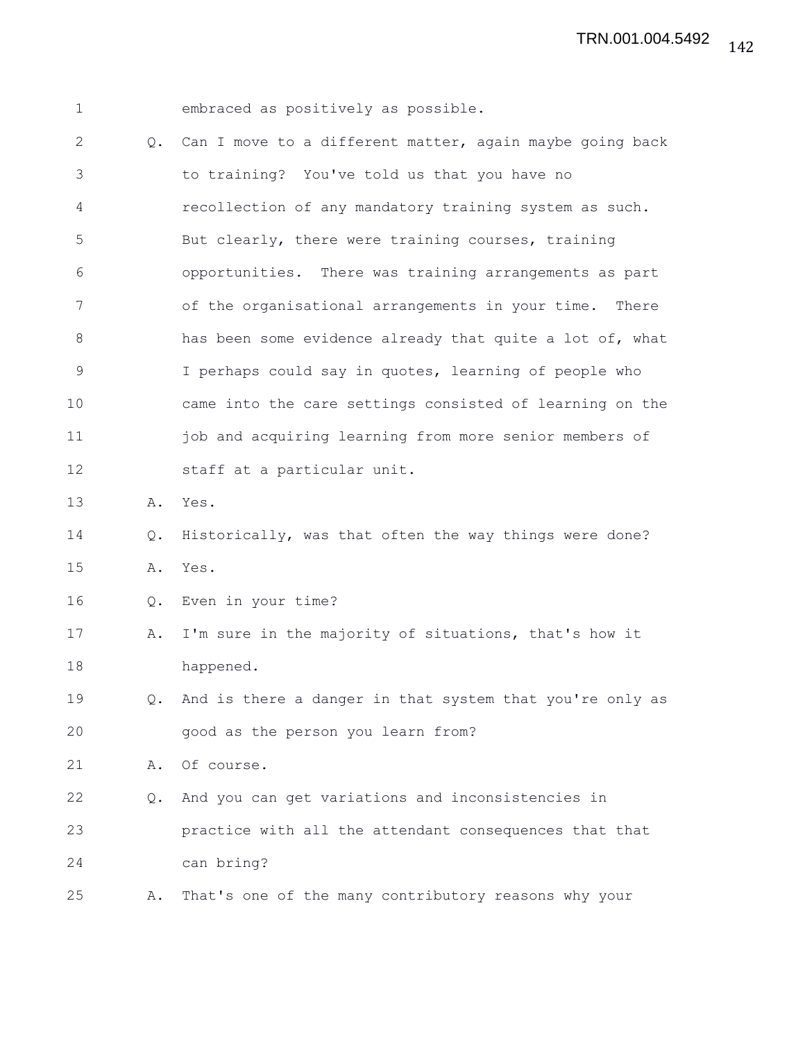embraced as positively as possible.

Q. Can I move to a different matter, again maybe going back to training? You've told us that you have no recollection of any mandatory training system as such. But clearly, there were training courses, training opportunities. There was training arrangements as part of the organisational arrangements in your time. There has been some evidence already that quite a lot of, what I perhaps could say in quotes, learning of people who came into the care settings consisted of learning on the job and acquiring learning from more senior members of staff at a particular unit.

A. Yes.

Q. Historically, was that often the way things were done?

A. Yes.

Q. Even in your time?

A. I'm sure in the majority of situations, that's how it happened.

Q. And is there a danger in that system that you're only as good as the person you learn from?

A. Of course.

Q. And you can get variations and inconsistencies in practice with all the attendant consequences that that can bring?

A. That's one of the many contributory reasons why your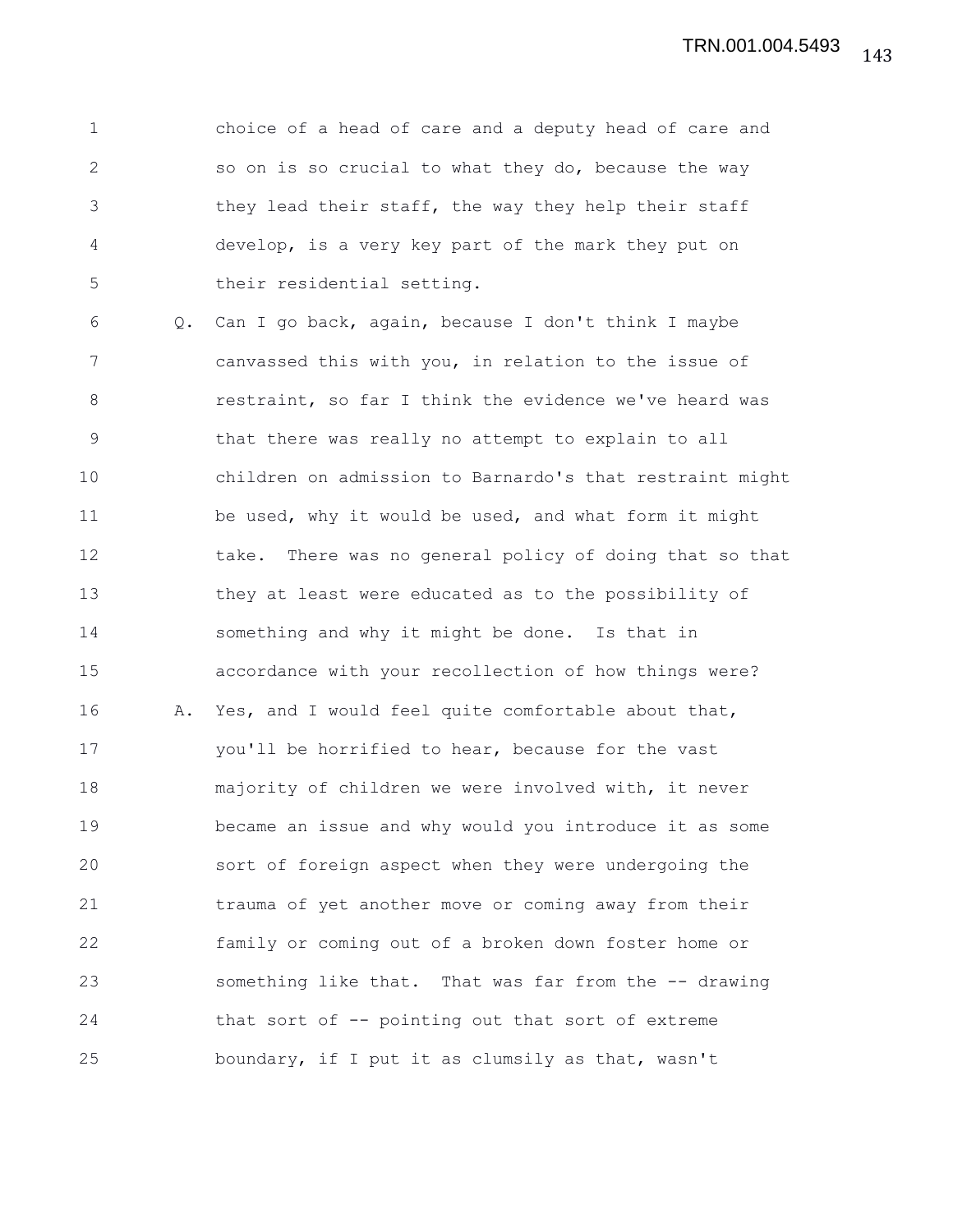choice of a head of care and a deputy head of care and so on is so crucial to what they do, because the way they lead their staff, the way they help their staff develop, is a very key part of the mark they put on their residential setting.

Q. Can I go back, again, because I don't think I maybe canvassed this with you, in relation to the issue of restraint, so far I think the evidence we've heard was that there was really no attempt to explain to all children on admission to Barnardo's that restraint might be used, why it would be used, and what form it might take. There was no general policy of doing that so that they at least were educated as to the possibility of something and why it might be done. Is that in accordance with your recollection of how things were?

A. Yes, and I would feel quite comfortable about that, you'll be horrified to hear, because for the vast majority of children we were involved with, it never became an issue and why would you introduce it as some sort of foreign aspect when they were undergoing the trauma of yet another move or coming away from their family or coming out of a broken down foster home or something like that. That was far from the -- drawing that sort of -- pointing out that sort of extreme boundary, if I put it as clumsily as that, wasn't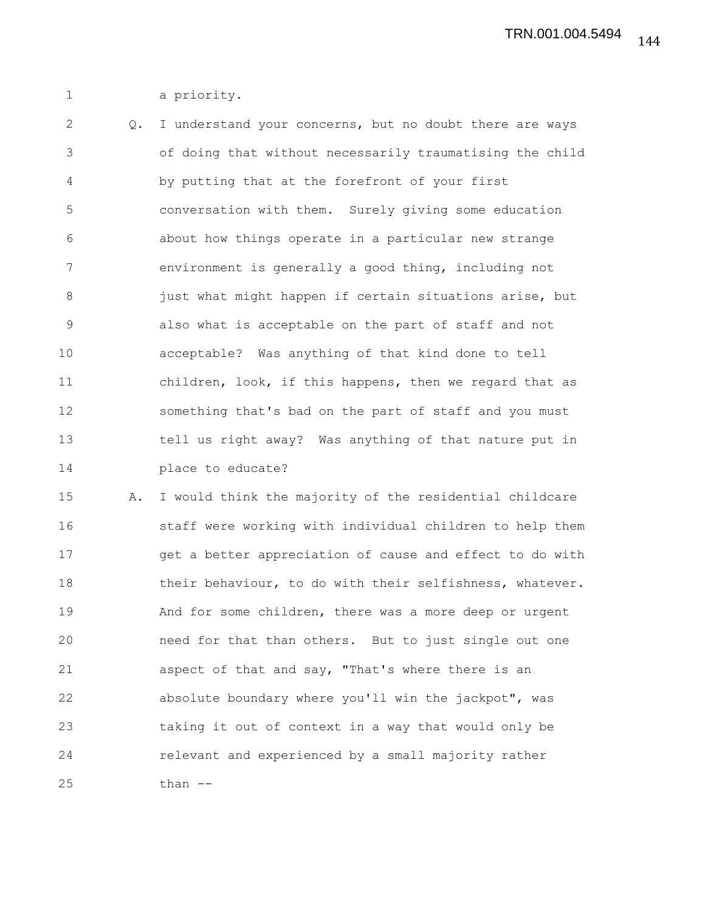a priority.

Q. I understand your concerns, but no doubt there are ways of doing that without necessarily traumatising the child by putting that at the forefront of your first conversation with them. Surely giving some education about how things operate in a particular new strange environment is generally a good thing, including not just what might happen if certain situations arise, but also what is acceptable on the part of staff and not acceptable? Was anything of that kind done to tell children, look, if this happens, then we regard that as something that's bad on the part of staff and you must tell us right away? Was anything of that nature put in place to educate?

A. I would think the majority of the residential childcare staff were working with individual children to help them get a better appreciation of cause and effect to do with their behaviour, to do with their selfishness, whatever. And for some children, there was a more deep or urgent need for that than others. But to just single out one aspect of that and say, "That's where there is an absolute boundary where you'll win the jackpot", was taking it out of context in a way that would only be relevant and experienced by a small majority rather than --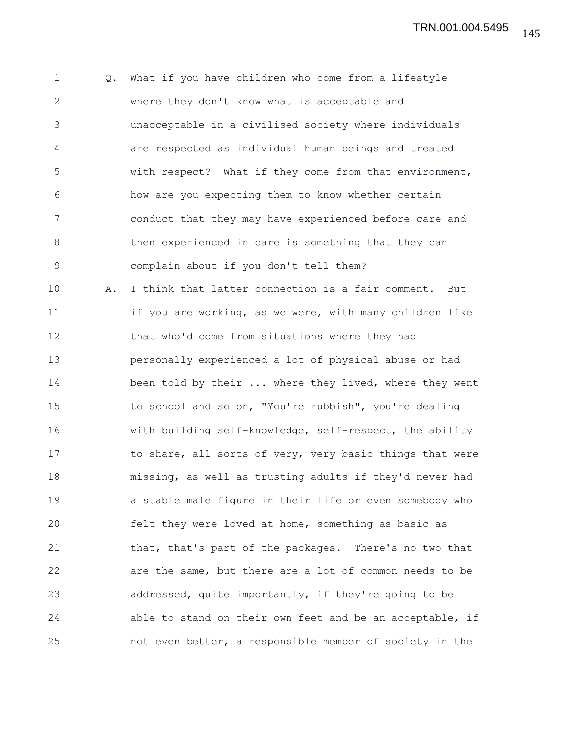Q. What if you have children who come from a lifestyle where they don't know what is acceptable and unacceptable in a civilised society where individuals are respected as individual human beings and treated with respect? What if they come from that environment, how are you expecting them to know whether certain conduct that they may have experienced before care and then experienced in care is something that they can complain about if you don't tell them?

A. I think that latter connection is a fair comment. But if you are working, as we were, with many children like that who'd come from situations where they had personally experienced a lot of physical abuse or had been told by their ... where they lived, where they went to school and so on, "You're rubbish", you're dealing with building self-knowledge, self-respect, the ability to share, all sorts of very, very basic things that were missing, as well as trusting adults if they'd never had a stable male figure in their life or even somebody who felt they were loved at home, something as basic as that, that's part of the packages. There's no two that are the same, but there are a lot of common needs to be addressed, quite importantly, if they're going to be able to stand on their own feet and be an acceptable, if not even better, a responsible member of society in the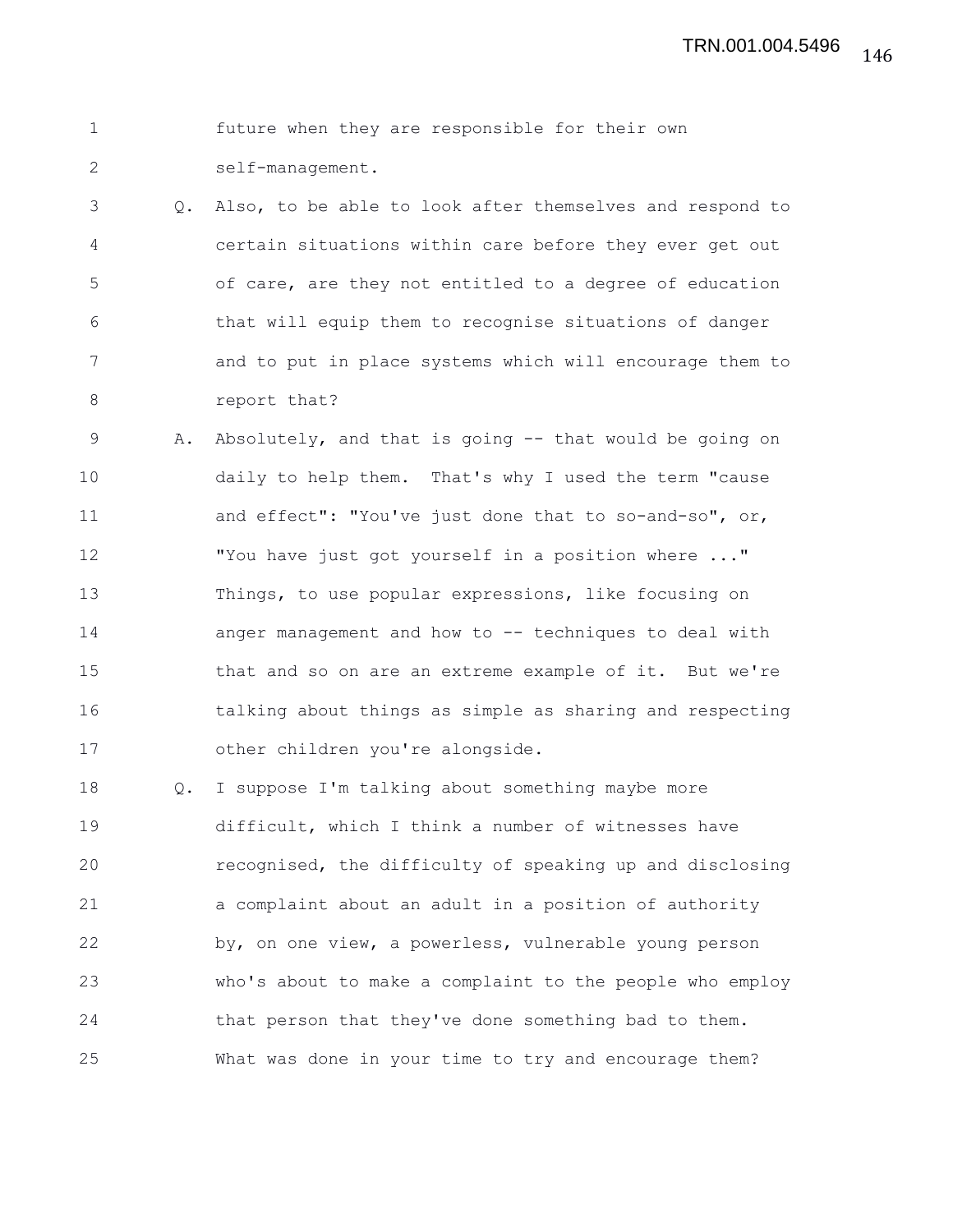future when they are responsible for their own self-management.

Q. Also, to be able to look after themselves and respond to certain situations within care before they ever get out of care, are they not entitled to a degree of education that will equip them to recognise situations of danger and to put in place systems which will encourage them to report that?

A. Absolutely, and that is going -- that would be going on daily to help them. That's why I used the term "cause and effect": "You've just done that to so-and-so", or, "You have just got yourself in a position where ..." Things, to use popular expressions, like focusing on anger management and how to -- techniques to deal with that and so on are an extreme example of it. But we're talking about things as simple as sharing and respecting other children you're alongside.

Q. I suppose I'm talking about something maybe more difficult, which I think a number of witnesses have recognised, the difficulty of speaking up and disclosing a complaint about an adult in a position of authority by, on one view, a powerless, vulnerable young person who's about to make a complaint to the people who employ that person that they've done something bad to them. What was done in your time to try and encourage them?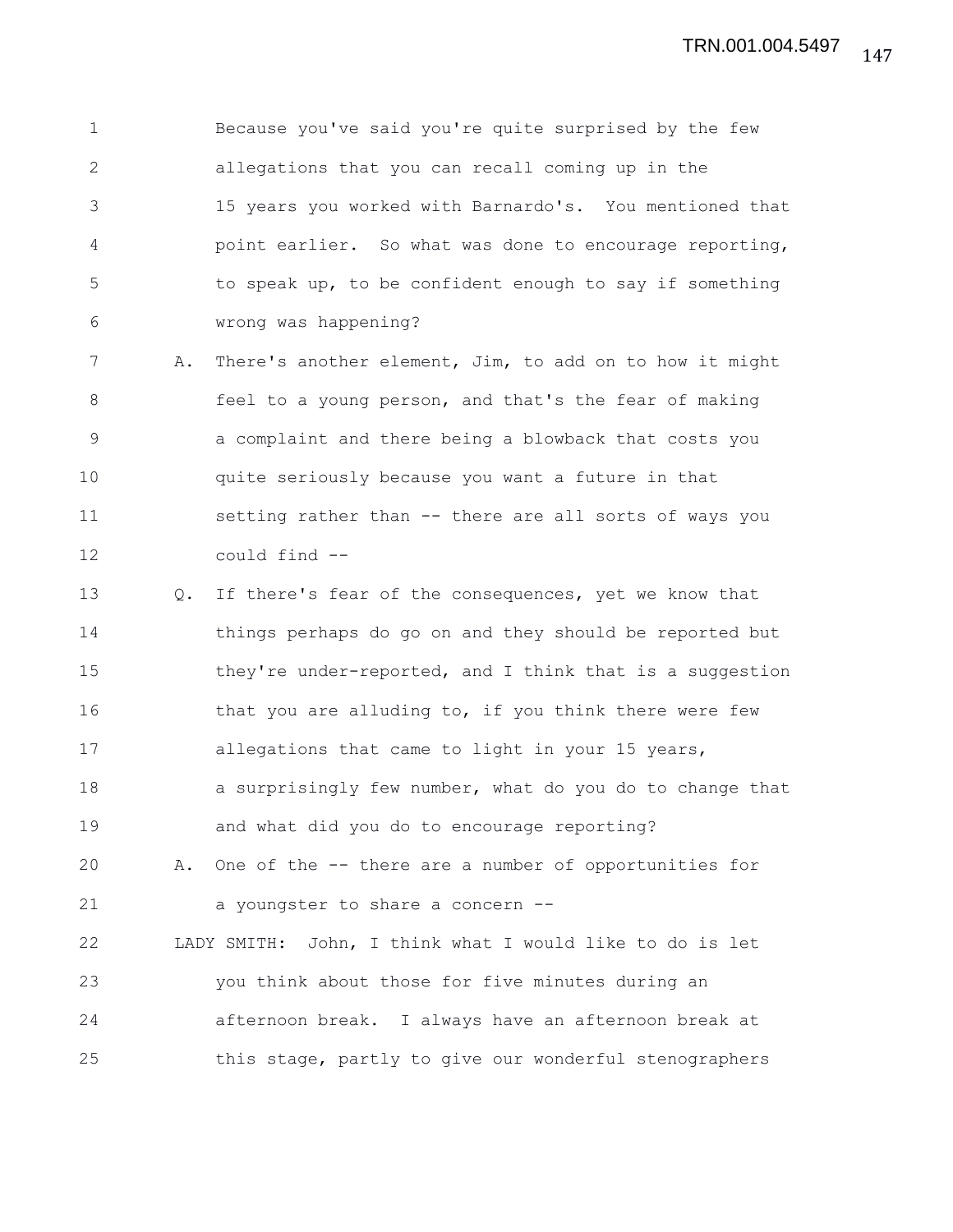Because you've said you're quite surprised by the few allegations that you can recall coming up in the 15 years you worked with Barnardo's. You mentioned that point earlier. So what was done to encourage reporting, to speak up, to be confident enough to say if something wrong was happening?

A. There's another element, Jim, to add on to how it might feel to a young person, and that's the fear of making a complaint and there being a blowback that costs you quite seriously because you want a future in that setting rather than -- there are all sorts of ways you could find --

Q. If there's fear of the consequences, yet we know that things perhaps do go on and they should be reported but they're under-reported, and I think that is a suggestion that you are alluding to, if you think there were few allegations that came to light in your 15 years, a surprisingly few number, what do you do to change that and what did you do to encourage reporting?

A. One of the -- there are a number of opportunities for a youngster to share a concern --

LADY SMITH: John, I think what I would like to do is let you think about those for five minutes during an afternoon break. I always have an afternoon break at this stage, partly to give our wonderful stenographers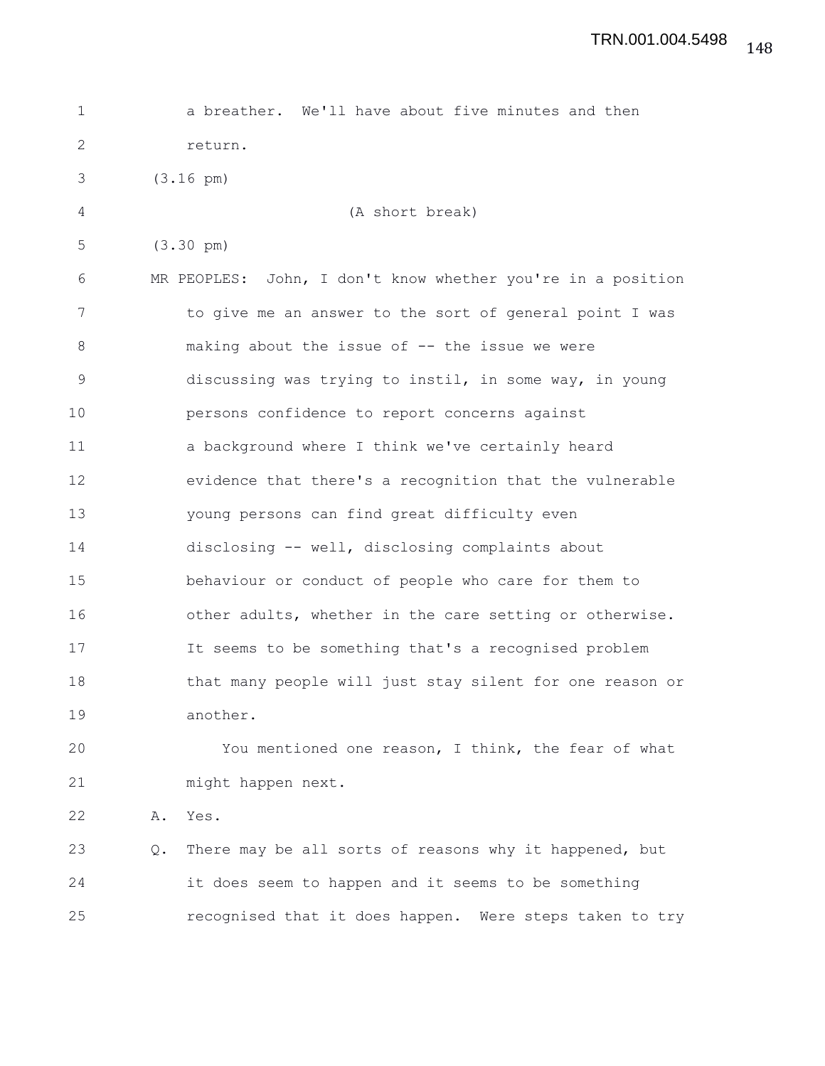a breather. We'll have about five minutes and then return.

(3.16 pm)

(A short break)

(3.30 pm)

MR PEOPLES: John, I don't know whether you're in a position to give me an answer to the sort of general point I was making about the issue of -- the issue we were discussing was trying to instil, in some way, in young persons confidence to report concerns against a background where I think we've certainly heard evidence that there's a recognition that the vulnerable young persons can find great difficulty even disclosing -- well, disclosing complaints about behaviour or conduct of people who care for them to other adults, whether in the care setting or otherwise. It seems to be something that's a recognised problem that many people will just stay silent for one reason or another.

You mentioned one reason, I think, the fear of what might happen next.

A. Yes.

Q. There may be all sorts of reasons why it happened, but it does seem to happen and it seems to be something recognised that it does happen. Were steps taken to try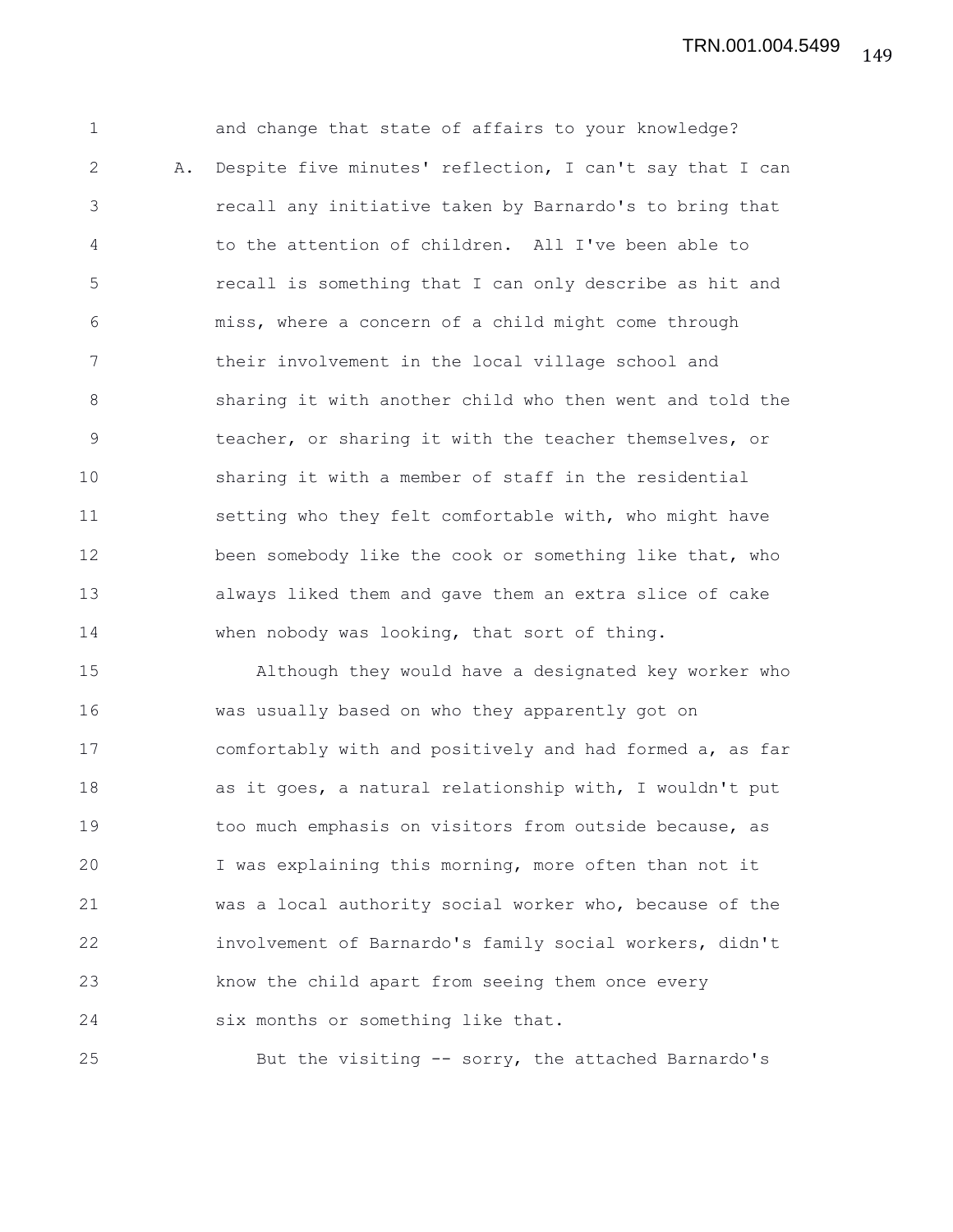and change that state of affairs to your knowledge?

A. Despite five minutes' reflection, I can't say that I can recall any initiative taken by Barnardo's to bring that to the attention of children. All I've been able to recall is something that I can only describe as hit and miss, where a concern of a child might come through their involvement in the local village school and sharing it with another child who then went and told the teacher, or sharing it with the teacher themselves, or sharing it with a member of staff in the residential setting who they felt comfortable with, who might have been somebody like the cook or something like that, who always liked them and gave them an extra slice of cake when nobody was looking, that sort of thing.

Although they would have a designated key worker who was usually based on who they apparently got on comfortably with and positively and had formed a, as far as it goes, a natural relationship with, I wouldn't put too much emphasis on visitors from outside because, as I was explaining this morning, more often than not it was a local authority social worker who, because of the involvement of Barnardo's family social workers, didn't know the child apart from seeing them once every six months or something like that.

But the visiting -- sorry, the attached Barnardo's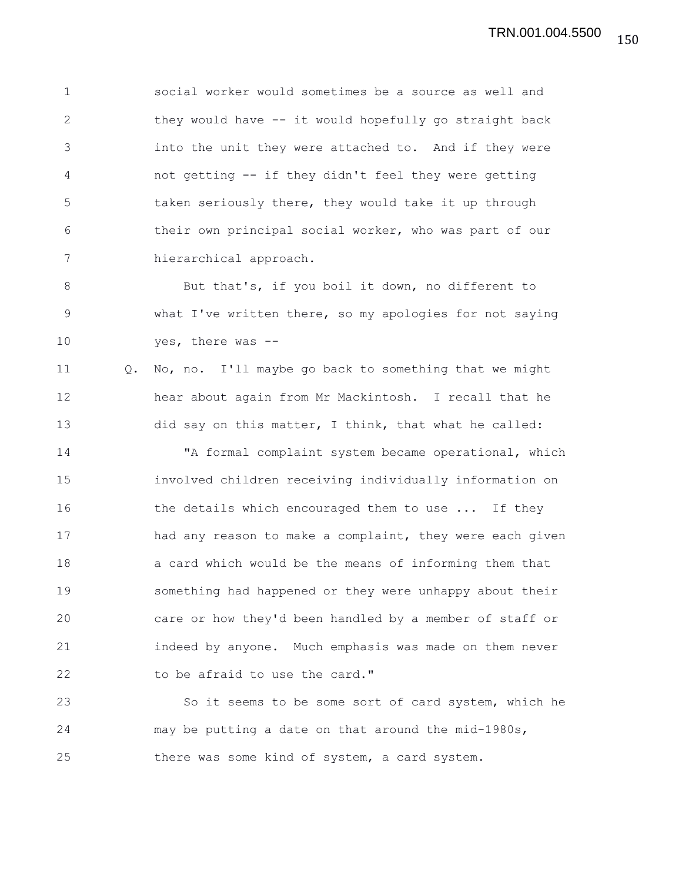social worker would sometimes be a source as well and they would have -- it would hopefully go straight back into the unit they were attached to. And if they were not getting -- if they didn't feel they were getting taken seriously there, they would take it up through their own principal social worker, who was part of our hierarchical approach.

But that's, if you boil it down, no different to what I've written there, so my apologies for not saying yes, there was --

Q. No, no. I'll maybe go back to something that we might hear about again from Mr Mackintosh. I recall that he did say on this matter, I think, that what he called:

"A formal complaint system became operational, which involved children receiving individually information on the details which encouraged them to use ... If they had any reason to make a complaint, they were each given a card which would be the means of informing them that something had happened or they were unhappy about their care or how they'd been handled by a member of staff or indeed by anyone. Much emphasis was made on them never to be afraid to use the card."

So it seems to be some sort of card system, which he may be putting a date on that around the mid-1980s, there was some kind of system, a card system.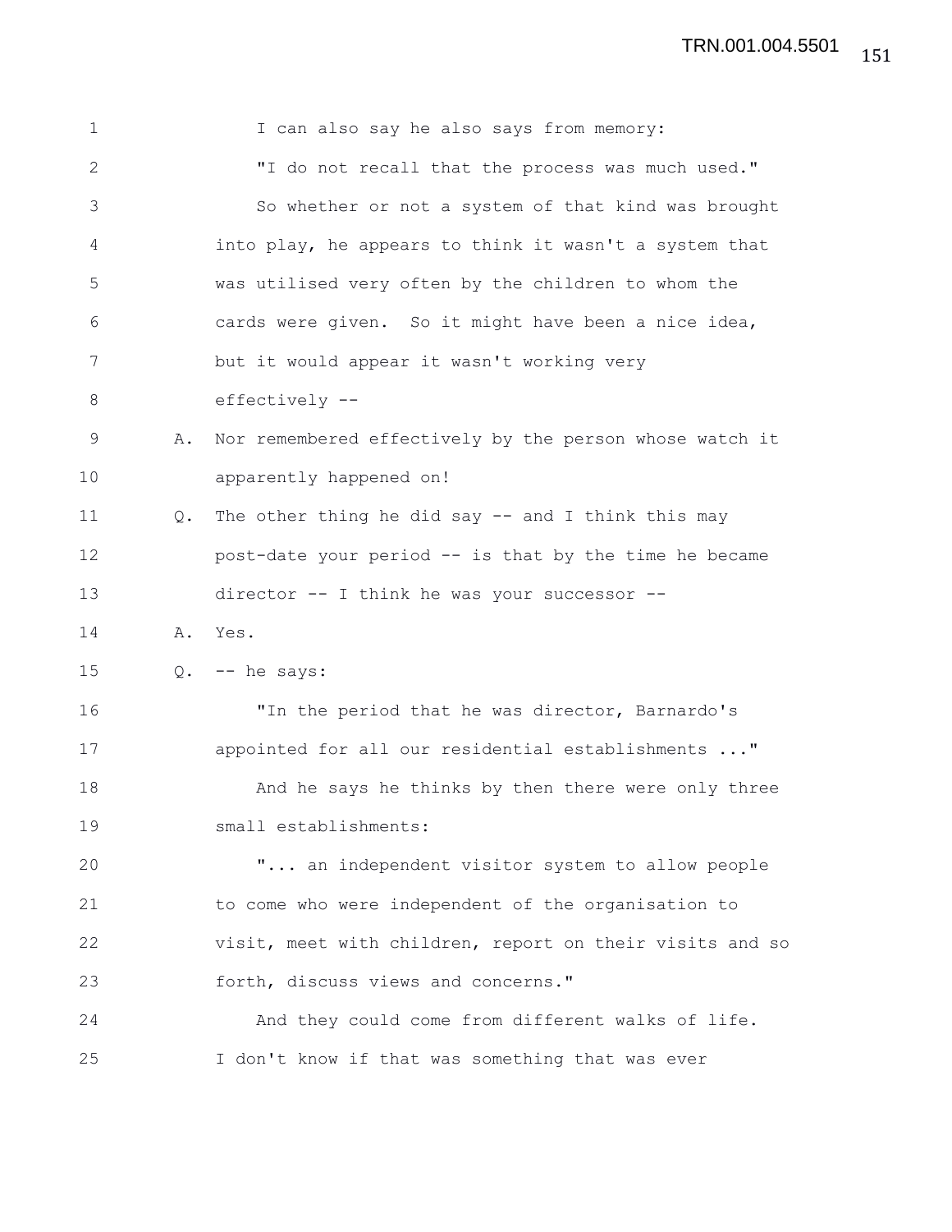I can also say he also says from memory:

"I do not recall that the process was much used."

So whether or not a system of that kind was brought into play, he appears to think it wasn't a system that was utilised very often by the children to whom the cards were given. So it might have been a nice idea, but it would appear it wasn't working very effectively --

A. Nor remembered effectively by the person whose watch it apparently happened on!

Q. The other thing he did say -- and I think this may post-date your period -- is that by the time he became director -- I think he was your successor --

A. Yes.

Q. -- he says:

"In the period that he was director, Barnardo's appointed for all our residential establishments ..."

And he says he thinks by then there were only three small establishments:

"... an independent visitor system to allow people to come who were independent of the organisation to visit, meet with children, report on their visits and so forth, discuss views and concerns."

And they could come from different walks of life. I don't know if that was something that was ever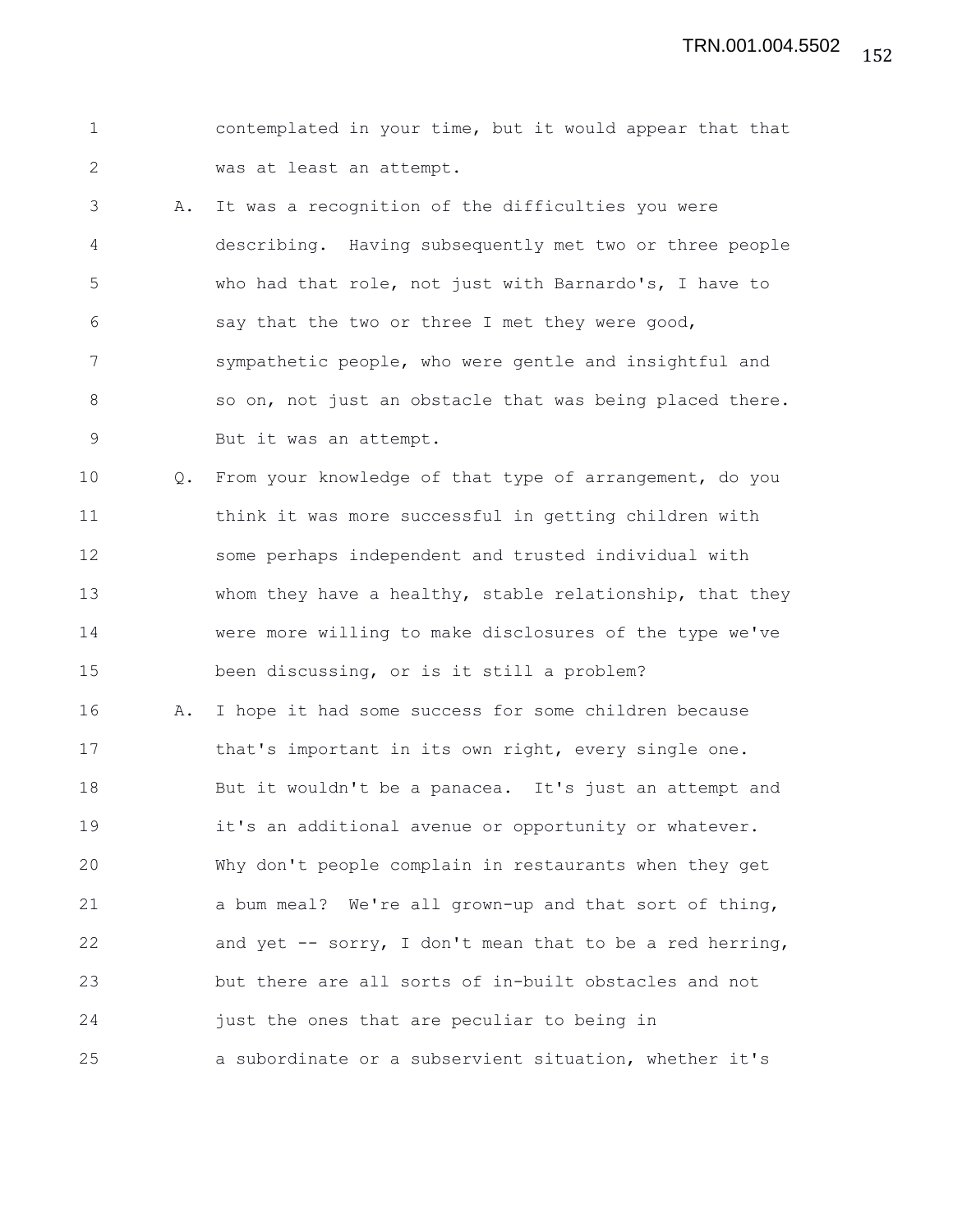contemplated in your time, but it would appear that that was at least an attempt.

A. It was a recognition of the difficulties you were describing. Having subsequently met two or three people who had that role, not just with Barnardo's, I have to say that the two or three I met they were good, sympathetic people, who were gentle and insightful and so on, not just an obstacle that was being placed there. But it was an attempt.

Q. From your knowledge of that type of arrangement, do you think it was more successful in getting children with some perhaps independent and trusted individual with whom they have a healthy, stable relationship, that they were more willing to make disclosures of the type we've been discussing, or is it still a problem?

A. I hope it had some success for some children because that's important in its own right, every single one. But it wouldn't be a panacea. It's just an attempt and it's an additional avenue or opportunity or whatever. Why don't people complain in restaurants when they get a bum meal? We're all grown-up and that sort of thing, and yet -- sorry, I don't mean that to be a red herring, but there are all sorts of in-built obstacles and not just the ones that are peculiar to being in a subordinate or a subservient situation, whether it's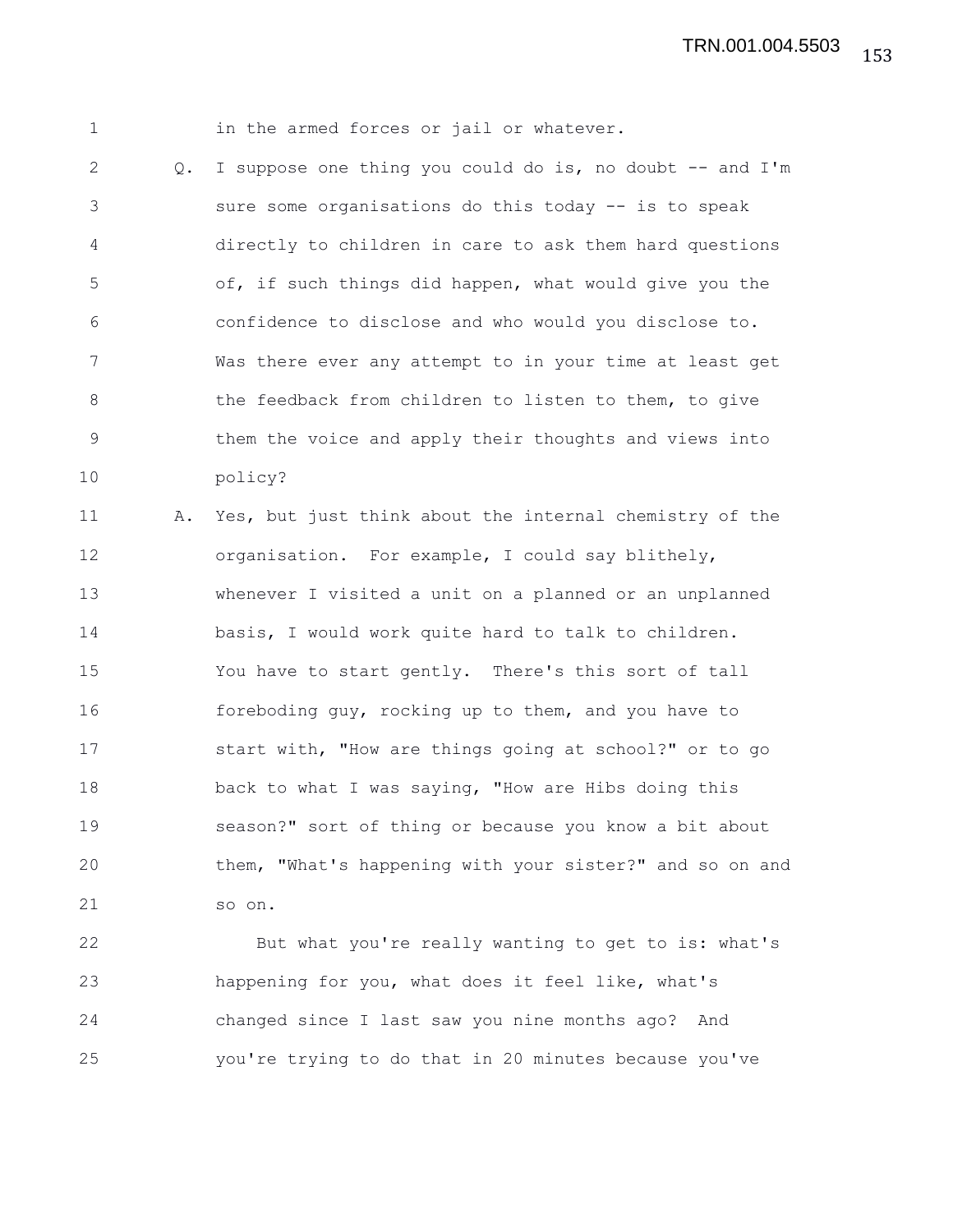in the armed forces or jail or whatever.

Q. I suppose one thing you could do is, no doubt -- and I'm sure some organisations do this today -- is to speak directly to children in care to ask them hard questions of, if such things did happen, what would give you the confidence to disclose and who would you disclose to. Was there ever any attempt to in your time at least get the feedback from children to listen to them, to give them the voice and apply their thoughts and views into policy?

A. Yes, but just think about the internal chemistry of the organisation. For example, I could say blithely, whenever I visited a unit on a planned or an unplanned basis, I would work quite hard to talk to children. You have to start gently. There's this sort of tall foreboding guy, rocking up to them, and you have to start with, "How are things going at school?" or to go back to what I was saying, "How are Hibs doing this season?" sort of thing or because you know a bit about them, "What's happening with your sister?" and so on and so on.

But what you're really wanting to get to is: what's happening for you, what does it feel like, what's changed since I last saw you nine months ago? And you're trying to do that in 20 minutes because you've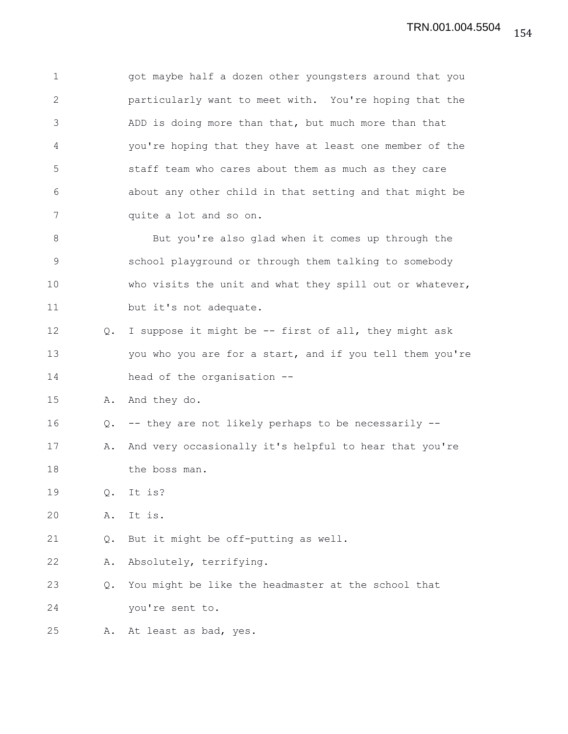got maybe half a dozen other youngsters around that you particularly want to meet with. You're hoping that the ADD is doing more than that, but much more than that you're hoping that they have at least one member of the staff team who cares about them as much as they care about any other child in that setting and that might be quite a lot and so on.

But you're also glad when it comes up through the school playground or through them talking to somebody who visits the unit and what they spill out or whatever, but it's not adequate.

Q. I suppose it might be -- first of all, they might ask you who you are for a start, and if you tell them you're head of the organisation --

A. And they do.

Q. -- they are not likely perhaps to be necessarily --

A. And very occasionally it's helpful to hear that you're the boss man.

Q. It is?

A. It is.

Q. But it might be off-putting as well.

A. Absolutely, terrifying.

Q. You might be like the headmaster at the school that you're sent to.

A. At least as bad, yes.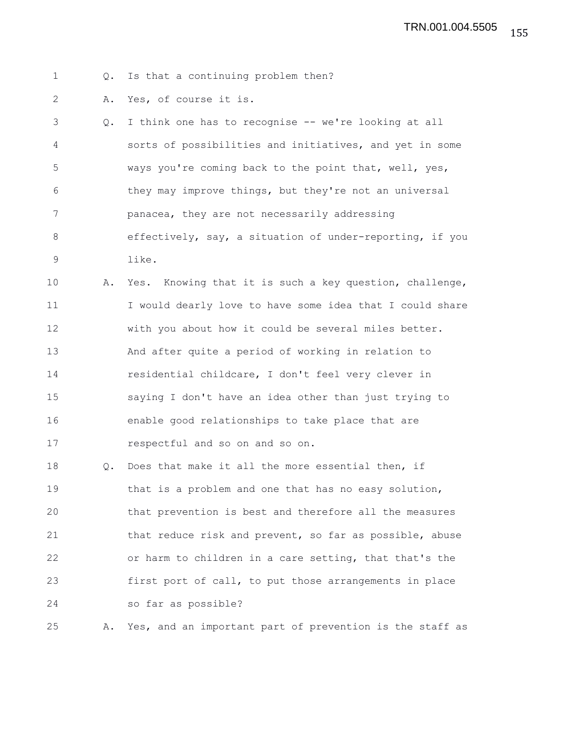Q. Is that a continuing problem then?

A. Yes, of course it is.

Q. I think one has to recognise -- we're looking at all sorts of possibilities and initiatives, and yet in some ways you're coming back to the point that, well, yes, they may improve things, but they're not an universal panacea, they are not necessarily addressing effectively, say, a situation of under-reporting, if you like.

A. Yes. Knowing that it is such a key question, challenge, I would dearly love to have some idea that I could share with you about how it could be several miles better. And after quite a period of working in relation to residential childcare, I don't feel very clever in saying I don't have an idea other than just trying to enable good relationships to take place that are respectful and so on and so on.

Q. Does that make it all the more essential then, if that is a problem and one that has no easy solution, that prevention is best and therefore all the measures that reduce risk and prevent, so far as possible, abuse or harm to children in a care setting, that that's the first port of call, to put those arrangements in place so far as possible?

A. Yes, and an important part of prevention is the staff as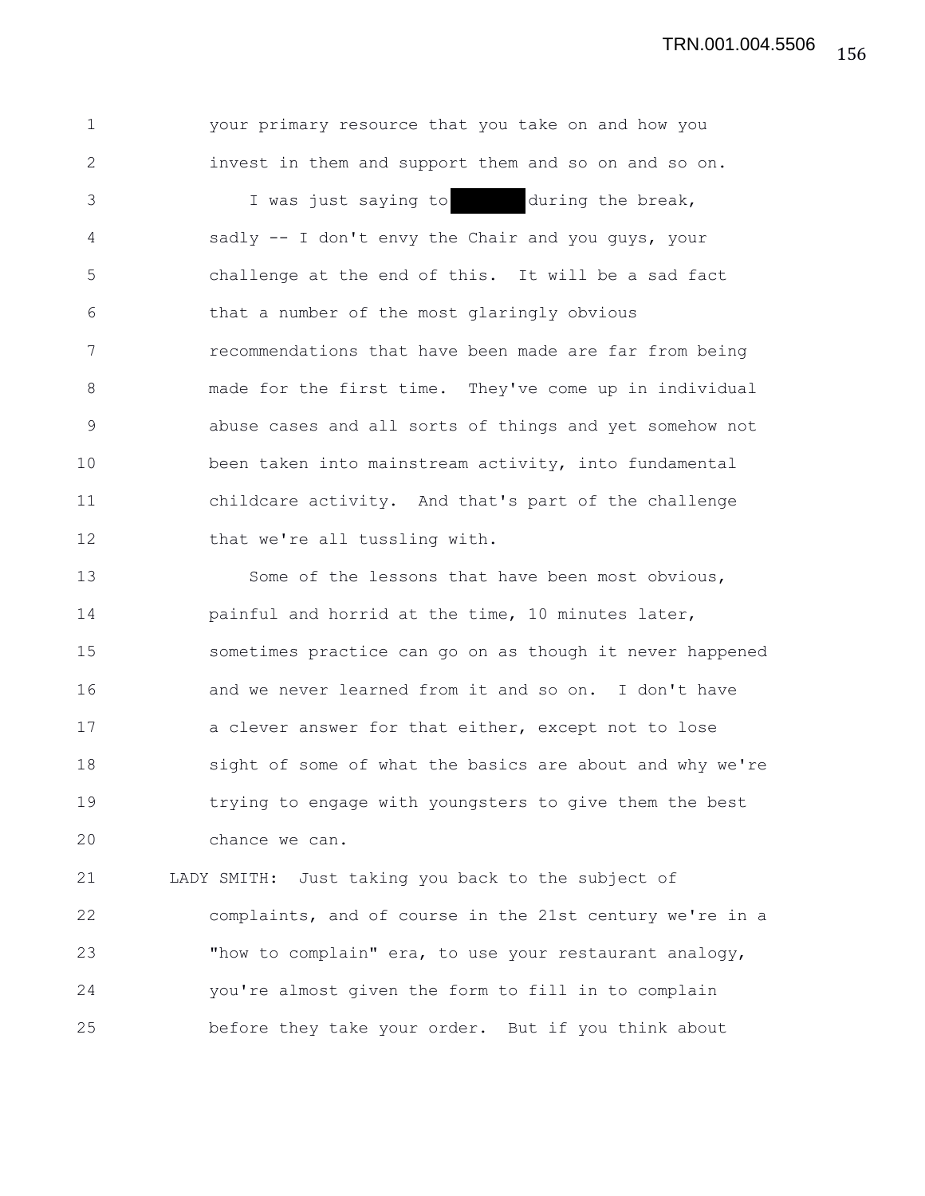your primary resource that you take on and how you invest in them and support them and so on and so on.

I was just saying to [REDACTED] during the break, sadly -- I don't envy the Chair and you guys, your challenge at the end of this. It will be a sad fact that a number of the most glaringly obvious recommendations that have been made are far from being made for the first time. They've come up in individual abuse cases and all sorts of things and yet somehow not been taken into mainstream activity, into fundamental childcare activity. And that's part of the challenge that we're all tussling with.

Some of the lessons that have been most obvious, painful and horrid at the time, 10 minutes later, sometimes practice can go on as though it never happened and we never learned from it and so on. I don't have a clever answer for that either, except not to lose sight of some of what the basics are about and why we're trying to engage with youngsters to give them the best chance we can.

LADY SMITH: Just taking you back to the subject of complaints, and of course in the 21st century we're in a "how to complain" era, to use your restaurant analogy, you're almost given the form to fill in to complain before they take your order. But if you think about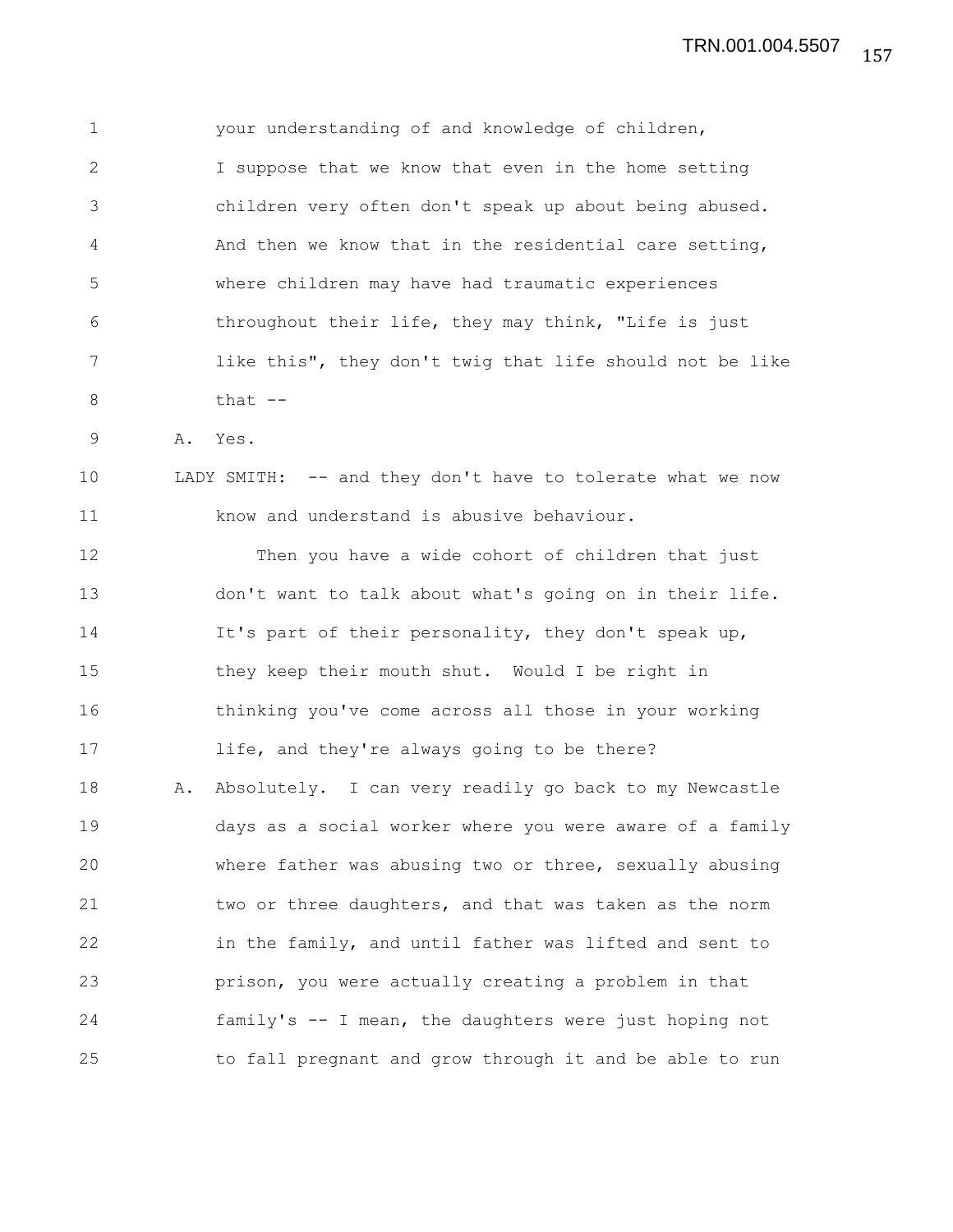1 your understanding of and knowledge of children,
2 I suppose that we know that even in the home setting
3 children very often don't speak up about being abused.
4 And then we know that in the residential care setting,
5 where children may have had traumatic experiences
6 throughout their life, they may think, "Life is just
7 like this", they don't twig that life should not be like
8 that --

9 A. Yes.

10 LADY SMITH: -- and they don't have to tolerate what we now
11 know and understand is abusive behaviour.

12 Then you have a wide cohort of children that just
13 don't want to talk about what's going on in their life.
14 It's part of their personality, they don't speak up,
15 they keep their mouth shut. Would I be right in
16 thinking you've come across all those in your working
17 life, and they're always going to be there?

18 A. Absolutely. I can very readily go back to my Newcastle
19 days as a social worker where you were aware of a family
20 where father was abusing two or three, sexually abusing
21 two or three daughters, and that was taken as the norm
22 in the family, and until father was lifted and sent to
23 prison, you were actually creating a problem in that
24 family's -- I mean, the daughters were just hoping not
25 to fall pregnant and grow through it and be able to run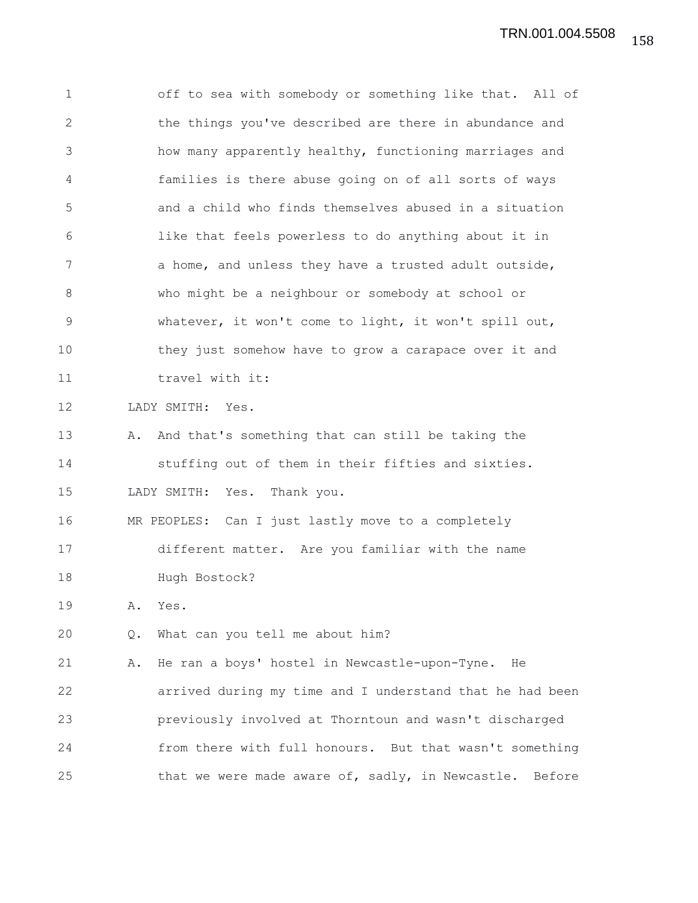off to sea with somebody or something like that. All of the things you've described are there in abundance and how many apparently healthy, functioning marriages and families is there abuse going on of all sorts of ways and a child who finds themselves abused in a situation like that feels powerless to do anything about it in a home, and unless they have a trusted adult outside, who might be a neighbour or somebody at school or whatever, it won't come to light, it won't spill out, they just somehow have to grow a carapace over it and travel with it:

LADY SMITH: Yes.

A. And that's something that can still be taking the stuffing out of them in their fifties and sixties.

LADY SMITH: Yes. Thank you.

MR PEOPLES: Can I just lastly move to a completely different matter. Are you familiar with the name Hugh Bostock?

A. Yes.

Q. What can you tell me about him?

A. He ran a boys' hostel in Newcastle-upon-Tyne. He arrived during my time and I understand that he had been previously involved at Thorntoun and wasn't discharged from there with full honours. But that wasn't something that we were made aware of, sadly, in Newcastle. Before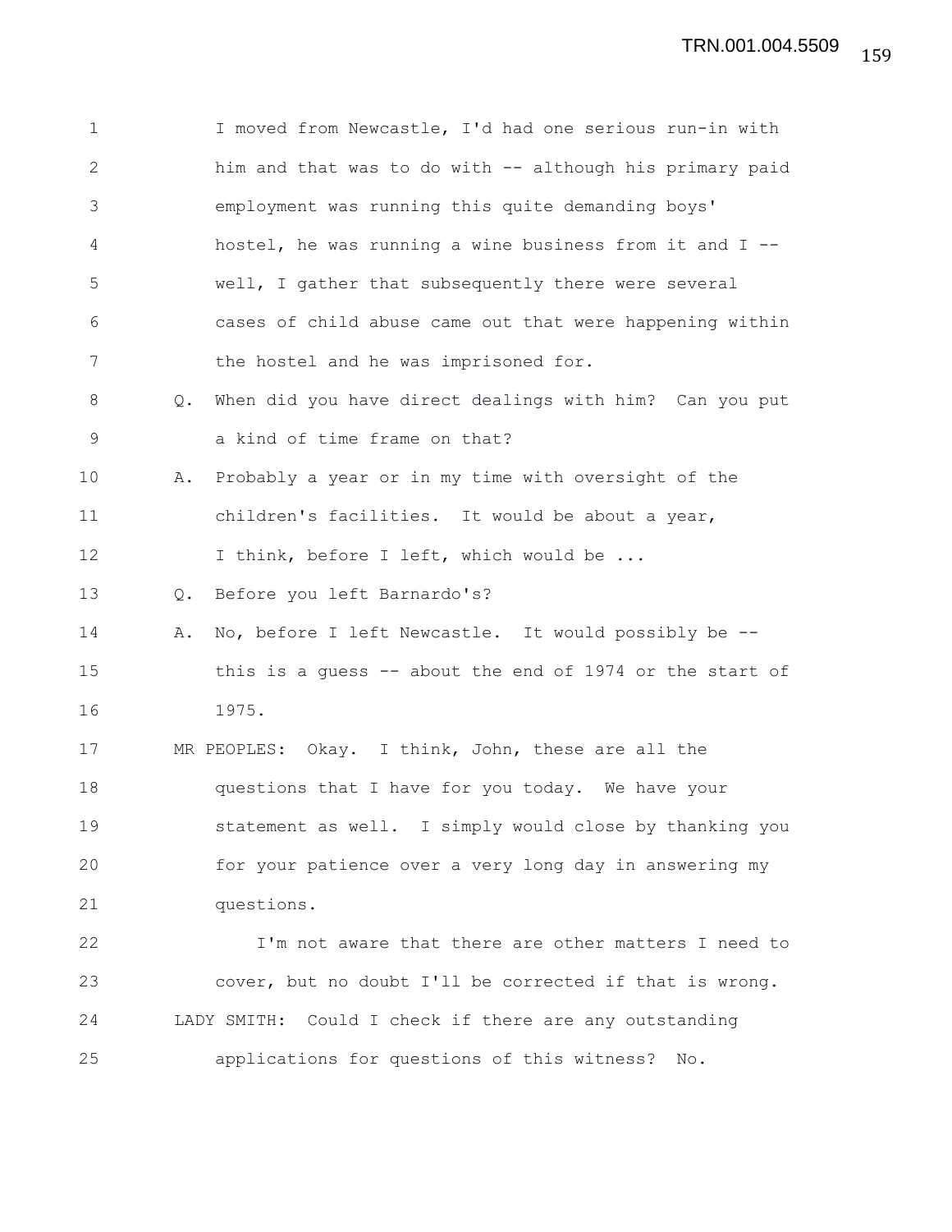I moved from Newcastle, I'd had one serious run-in with him and that was to do with -- although his primary paid employment was running this quite demanding boys' hostel, he was running a wine business from it and I -- well, I gather that subsequently there were several cases of child abuse came out that were happening within the hostel and he was imprisoned for.

Q. When did you have direct dealings with him? Can you put a kind of time frame on that?

A. Probably a year or in my time with oversight of the children's facilities. It would be about a year, I think, before I left, which would be ...

Q. Before you left Barnardo's?

A. No, before I left Newcastle. It would possibly be -- this is a guess -- about the end of 1974 or the start of 1975.

MR PEOPLES: Okay. I think, John, these are all the questions that I have for you today. We have your statement as well. I simply would close by thanking you for your patience over a very long day in answering my questions.

I'm not aware that there are other matters I need to cover, but no doubt I'll be corrected if that is wrong.

LADY SMITH: Could I check if there are any outstanding applications for questions of this witness? No.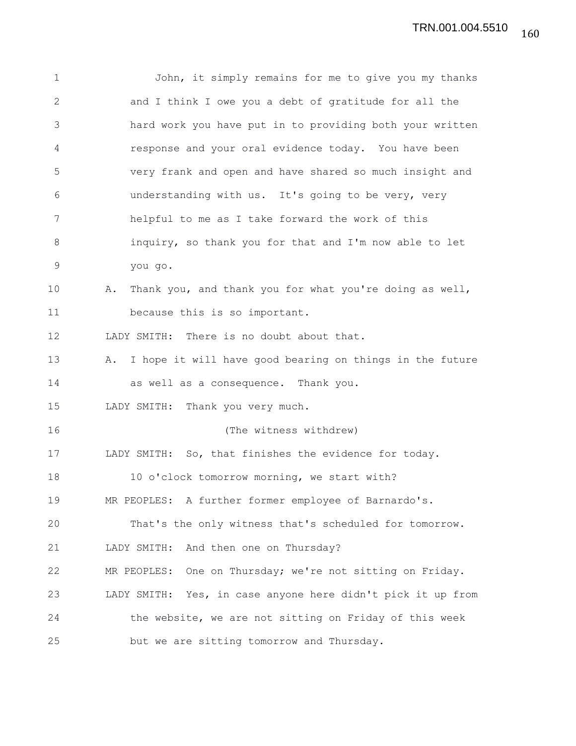John, it simply remains for me to give you my thanks and I think I owe you a debt of gratitude for all the hard work you have put in to providing both your written response and your oral evidence today. You have been very frank and open and have shared so much insight and understanding with us. It's going to be very, very helpful to me as I take forward the work of this inquiry, so thank you for that and I'm now able to let you go.

A. Thank you, and thank you for what you're doing as well, because this is so important.

LADY SMITH: There is no doubt about that.

A. I hope it will have good bearing on things in the future as well as a consequence. Thank you.

LADY SMITH: Thank you very much.

(The witness withdrew)

LADY SMITH: So, that finishes the evidence for today. 10 o'clock tomorrow morning, we start with?

MR PEOPLES: A further former employee of Barnardo's. That's the only witness that's scheduled for tomorrow.

LADY SMITH: And then one on Thursday?

MR PEOPLES: One on Thursday; we're not sitting on Friday.

LADY SMITH: Yes, in case anyone here didn't pick it up from the website, we are not sitting on Friday of this week but we are sitting tomorrow and Thursday.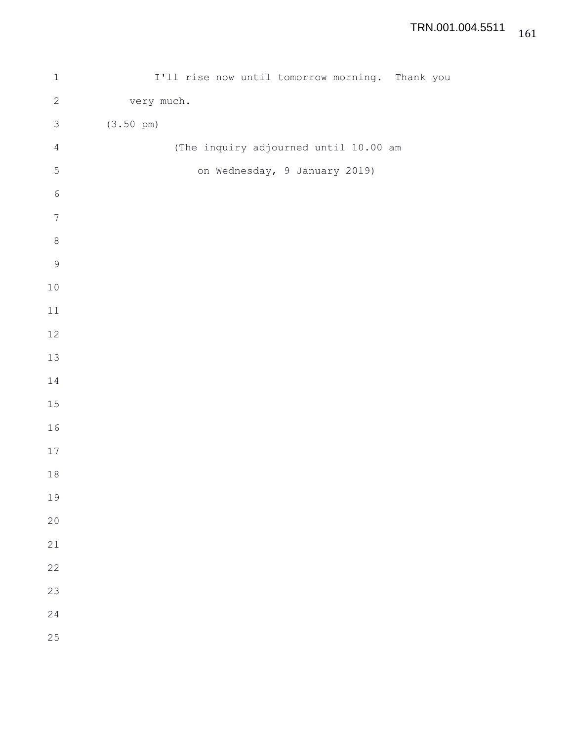I'll rise now until tomorrow morning. Thank you very much.

(3.50 pm)

(The inquiry adjourned until 10.00 am on Wednesday, 9 January 2019)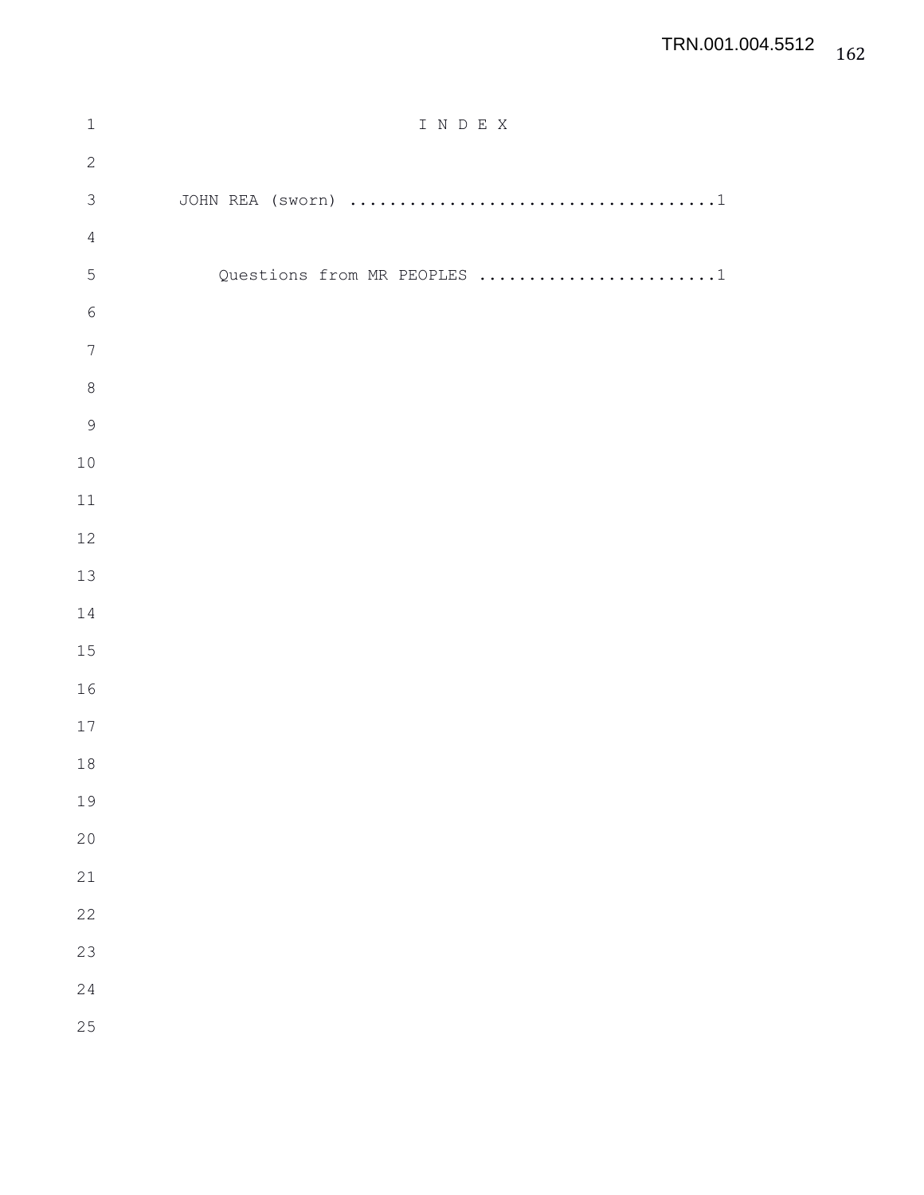# I N D E X

JOHN REA (sworn) ....................................1

Questions from MR PEOPLES ........................1